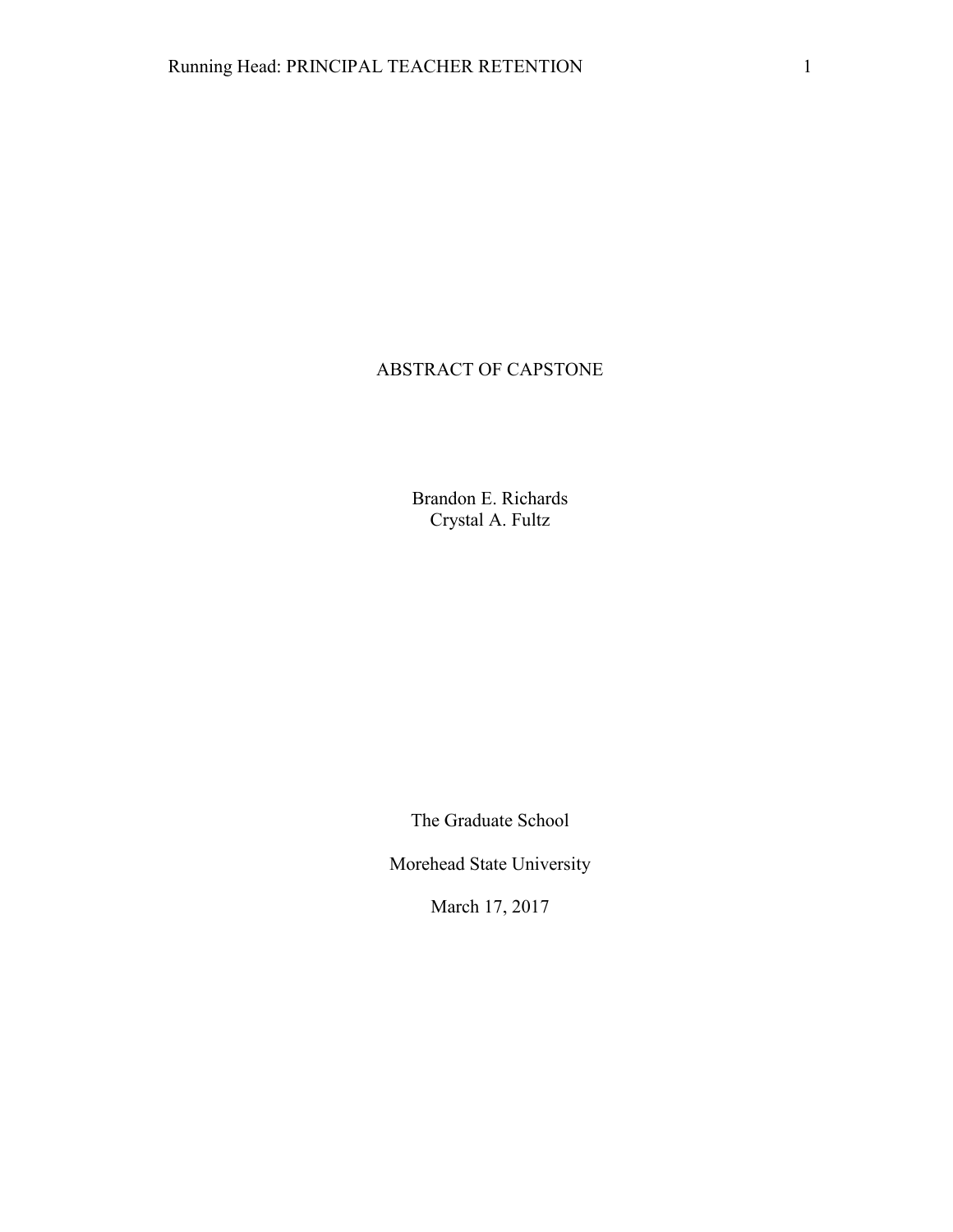# ABSTRACT OF CAPSTONE

Brandon E. Richards
Crystal A. Fultz

The Graduate School

Morehead State University

March 17, 2017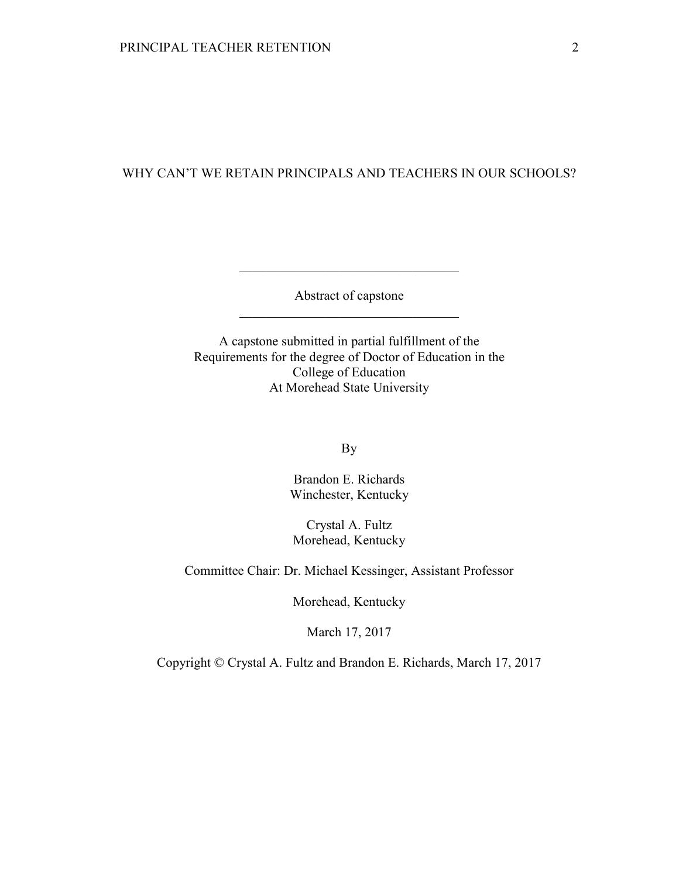# WHY CAN'T WE RETAIN PRINCIPALS AND TEACHERS IN OUR SCHOOLS?

---

Abstract of capstone

---

A capstone submitted in partial fulfillment of the
Requirements for the degree of Doctor of Education in the
College of Education
At Morehead State University

By

Brandon E. Richards
Winchester, Kentucky

Crystal A. Fultz
Morehead, Kentucky

Committee Chair: Dr. Michael Kessinger, Assistant Professor

Morehead, Kentucky

March 17, 2017

Copyright © Crystal A. Fultz and Brandon E. Richards, March 17, 2017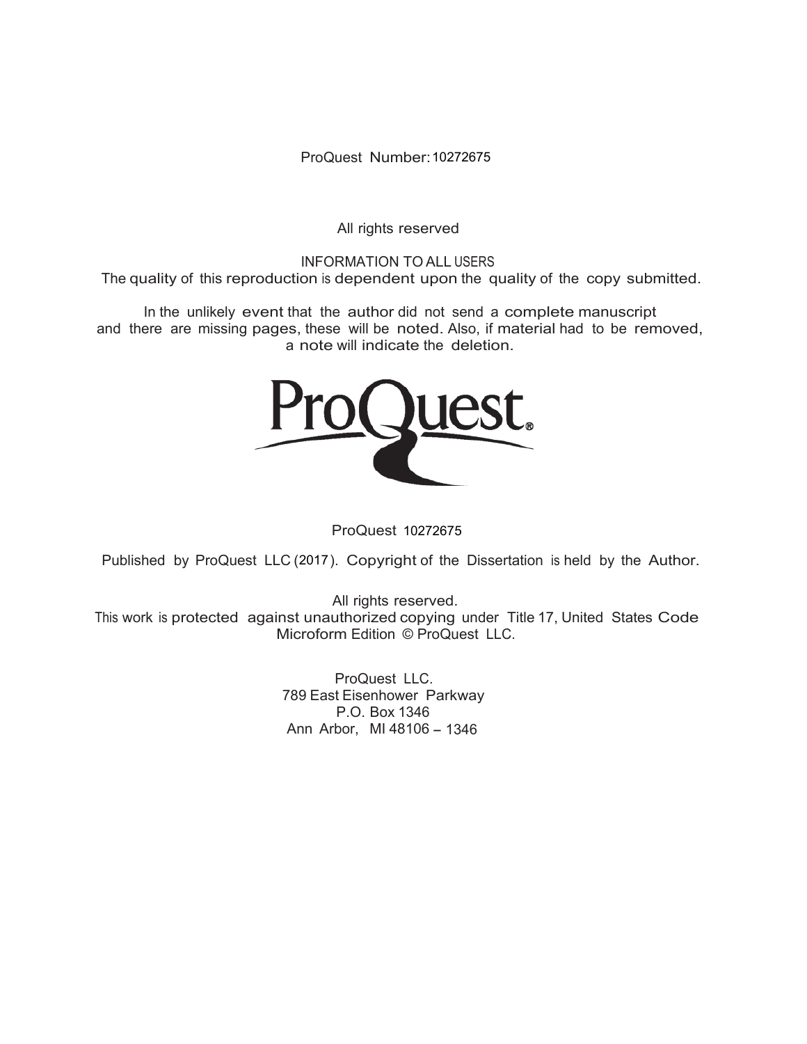ProQuest Number: 10272675

All rights reserved

INFORMATION TO ALL USERS
The quality of this reproduction is dependent upon the quality of the copy submitted.

In the unlikely event that the author did not send a complete manuscript
and there are missing pages, these will be noted. Also, if material had to be removed,
a note will indicate the deletion.

ProQuest 10272675

Published by ProQuest LLC (2017). Copyright of the Dissertation is held by the Author.

All rights reserved.
This work is protected against unauthorized copying under Title 17, United States Code
Microform Edition © ProQuest LLC.

ProQuest LLC.
789 East Eisenhower Parkway
P.O. Box 1346
Ann Arbor, MI 48106 – 1346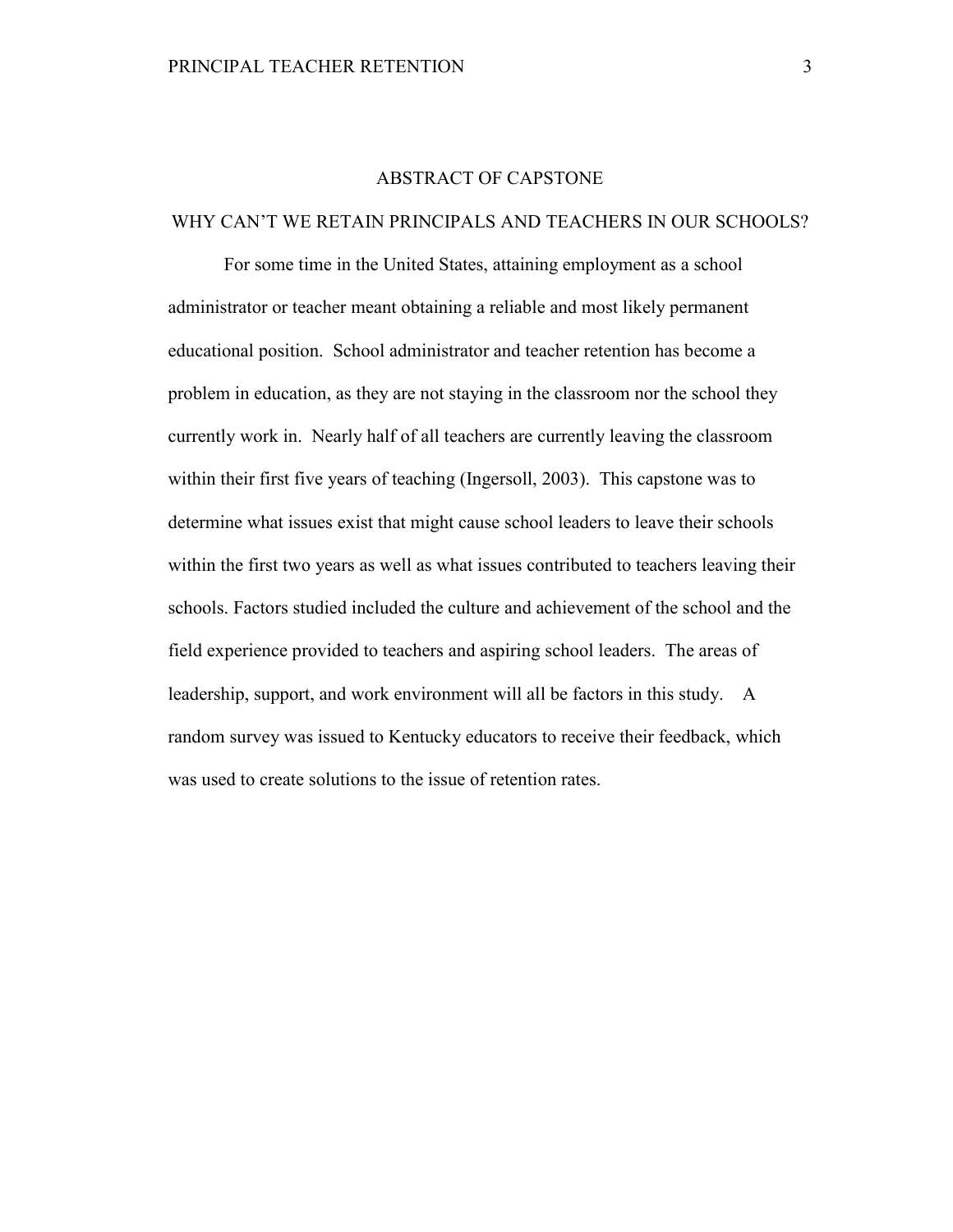# ABSTRACT OF CAPSTONE

## WHY CAN'T WE RETAIN PRINCIPALS AND TEACHERS IN OUR SCHOOLS?

For some time in the United States, attaining employment as a school administrator or teacher meant obtaining a reliable and most likely permanent educational position. School administrator and teacher retention has become a problem in education, as they are not staying in the classroom nor the school they currently work in. Nearly half of all teachers are currently leaving the classroom within their first five years of teaching (Ingersoll, 2003). This capstone was to determine what issues exist that might cause school leaders to leave their schools within the first two years as well as what issues contributed to teachers leaving their schools. Factors studied included the culture and achievement of the school and the field experience provided to teachers and aspiring school leaders. The areas of leadership, support, and work environment will all be factors in this study. A random survey was issued to Kentucky educators to receive their feedback, which was used to create solutions to the issue of retention rates.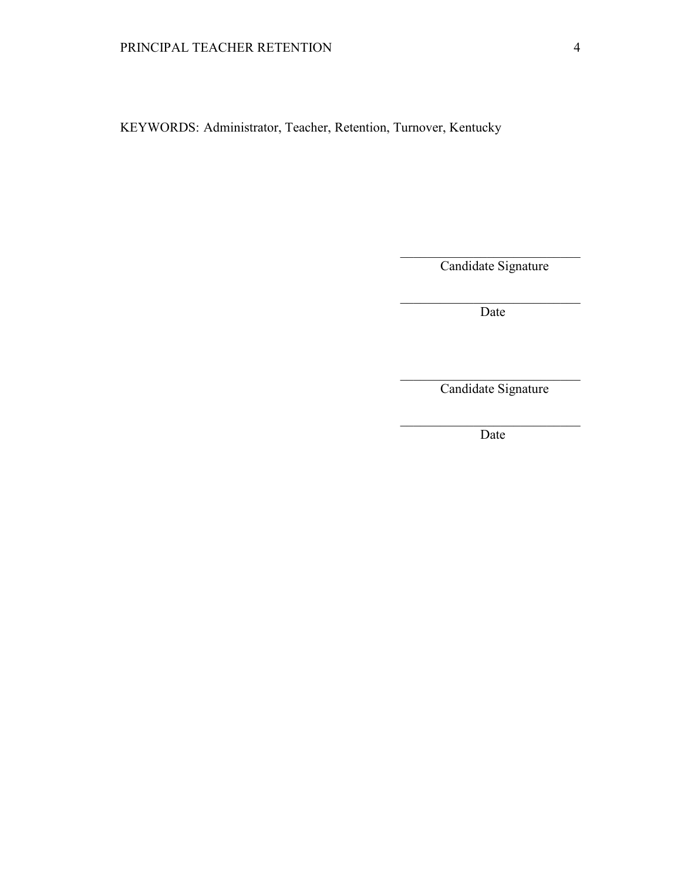KEYWORDS: Administrator, Teacher, Retention, Turnover, Kentucky

______________________________
Candidate Signature

______________________________
Date

______________________________
Candidate Signature

______________________________
Date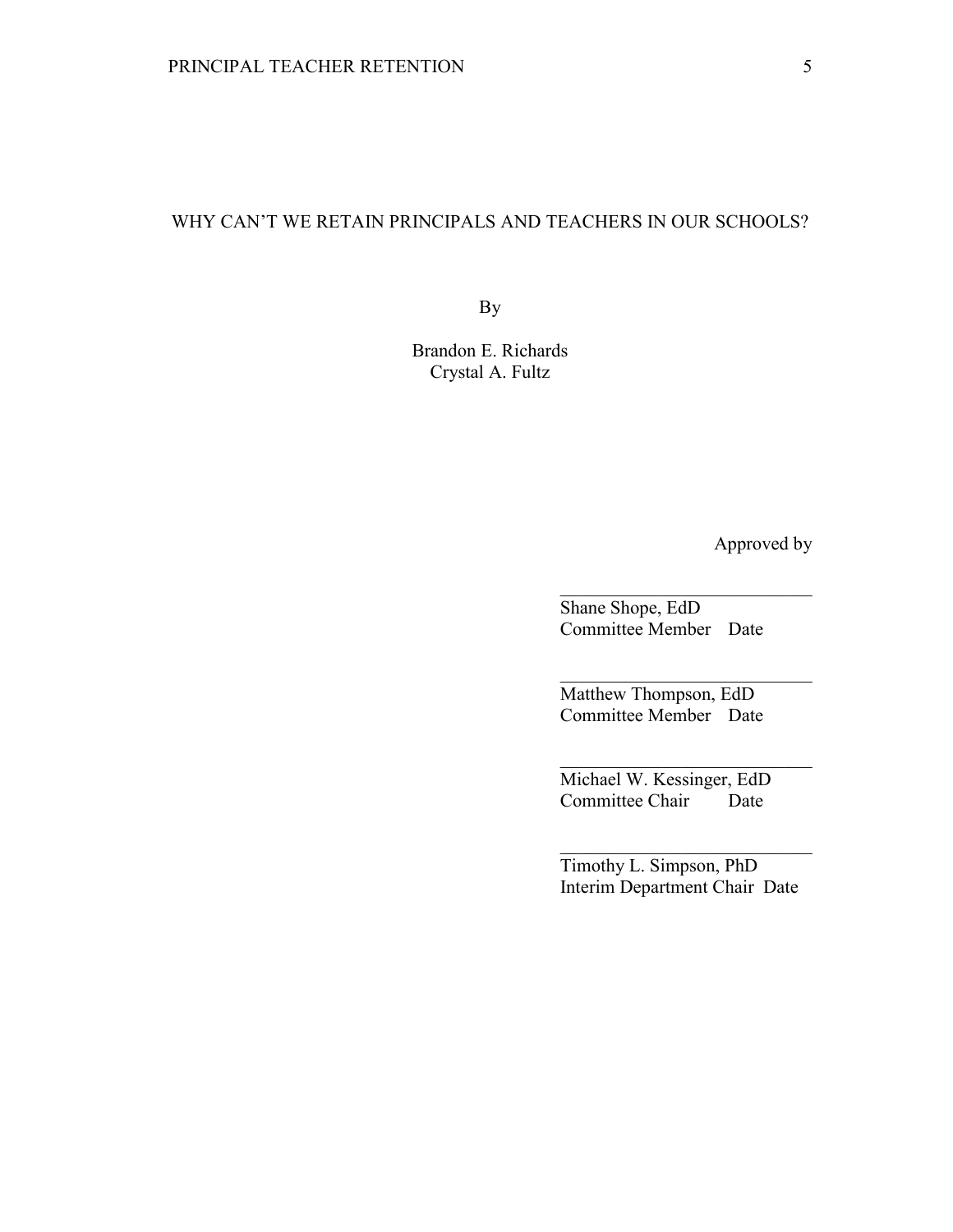WHY CAN'T WE RETAIN PRINCIPALS AND TEACHERS IN OUR SCHOOLS?

By

Brandon E. Richards
Crystal A. Fultz

Approved by

\_\_\_\_\_\_\_\_\_\_\_\_\_\_\_\_\_\_\_\_\_\_\_\_\_\_\_\_
Shane Shope, EdD
Committee Member    Date

\_\_\_\_\_\_\_\_\_\_\_\_\_\_\_\_\_\_\_\_\_\_\_\_\_\_\_\_
Matthew Thompson, EdD
Committee Member    Date

\_\_\_\_\_\_\_\_\_\_\_\_\_\_\_\_\_\_\_\_\_\_\_\_\_\_\_\_
Michael W. Kessinger, EdD
Committee Chair    Date

\_\_\_\_\_\_\_\_\_\_\_\_\_\_\_\_\_\_\_\_\_\_\_\_\_\_\_\_
Timothy L. Simpson, PhD
Interim Department Chair    Date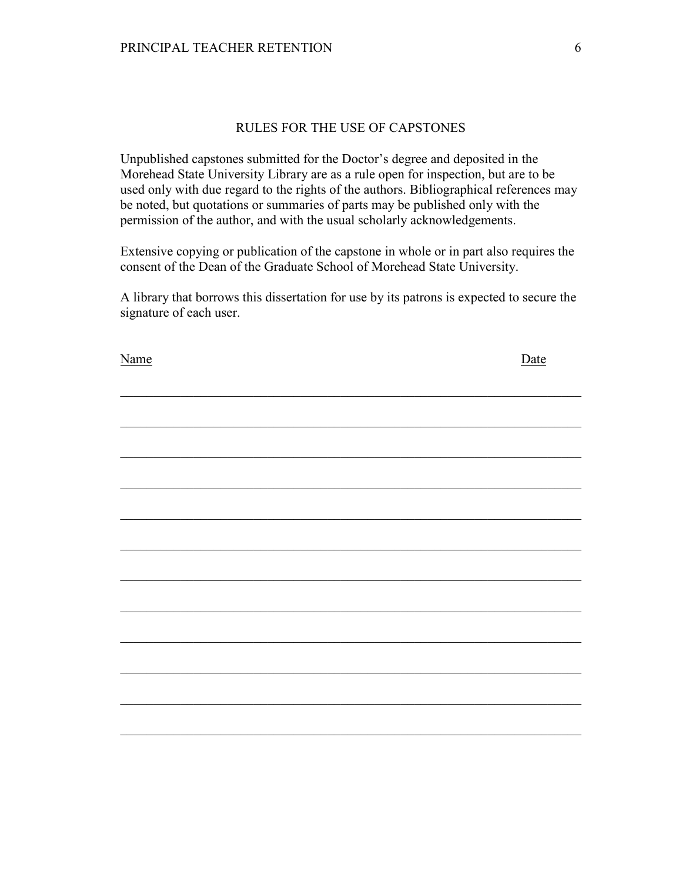# RULES FOR THE USE OF CAPSTONES

Unpublished capstones submitted for the Doctor's degree and deposited in the Morehead State University Library are as a rule open for inspection, but are to be used only with due regard to the rights of the authors. Bibliographical references may be noted, but quotations or summaries of parts may be published only with the permission of the author, and with the usual scholarly acknowledgements.

Extensive copying or publication of the capstone in whole or in part also requires the consent of the Dean of the Graduate School of Morehead State University.

A library that borrows this dissertation for use by its patrons is expected to secure the signature of each user.

| Name | Date |
| --- | --- |
| | |
| | |
| | |
| | |
| | |
| | |
| | |
| | |
| | |
| | |
| | |
| | |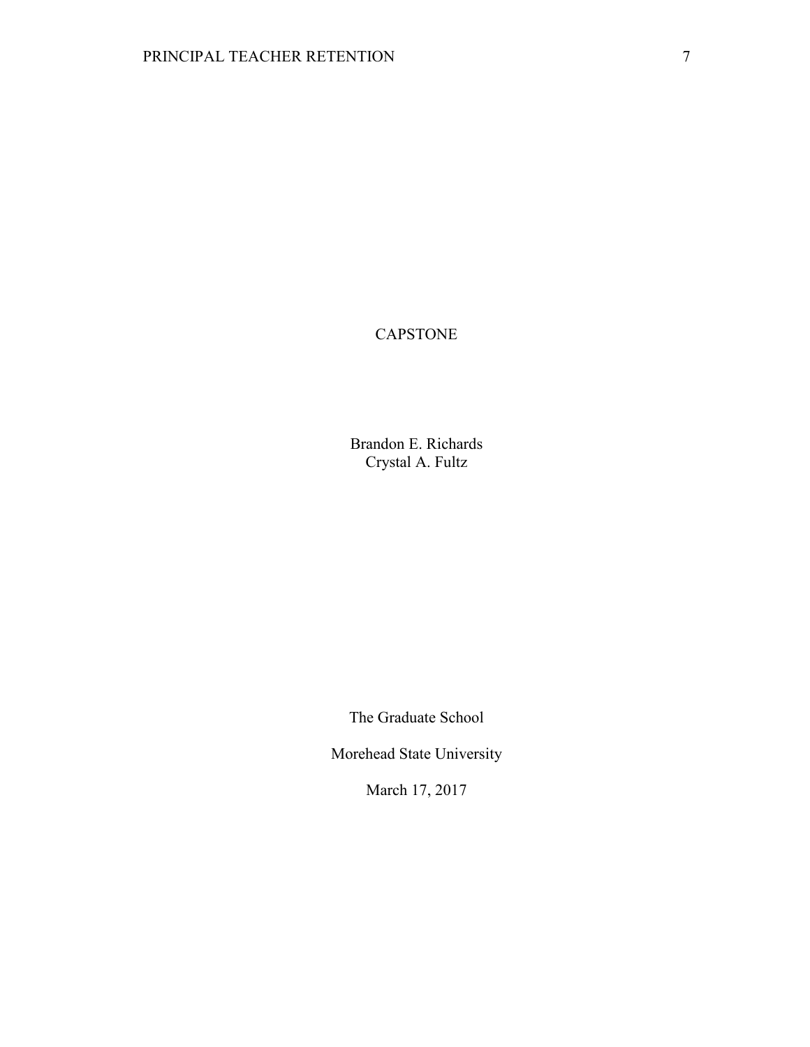CAPSTONE

Brandon E. Richards
Crystal A. Fultz

The Graduate School

Morehead State University

March 17, 2017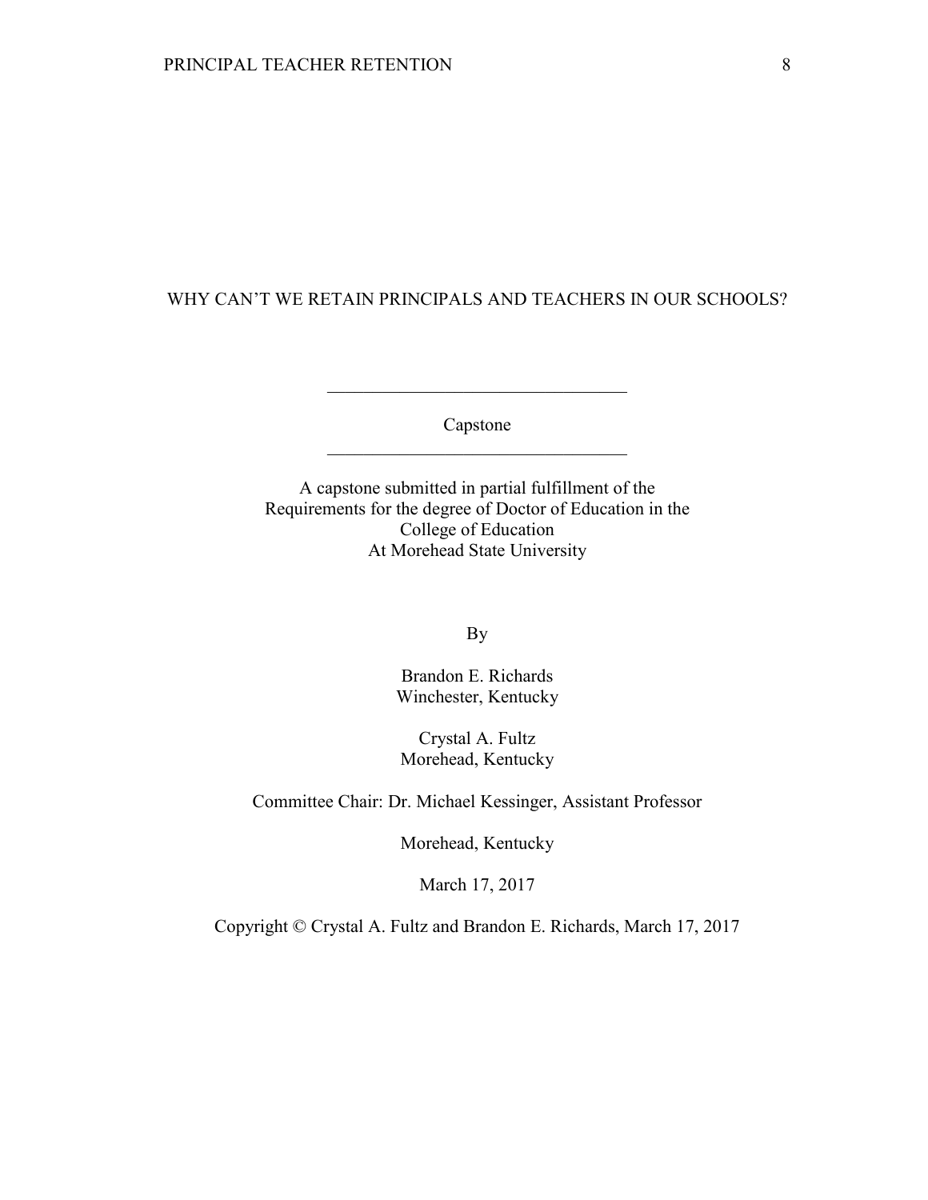# WHY CAN'T WE RETAIN PRINCIPALS AND TEACHERS IN OUR SCHOOLS?

---

Capstone

---

A capstone submitted in partial fulfillment of the
Requirements for the degree of Doctor of Education in the
College of Education
At Morehead State University

By

Brandon E. Richards
Winchester, Kentucky

Crystal A. Fultz
Morehead, Kentucky

Committee Chair: Dr. Michael Kessinger, Assistant Professor

Morehead, Kentucky

March 17, 2017

Copyright © Crystal A. Fultz and Brandon E. Richards, March 17, 2017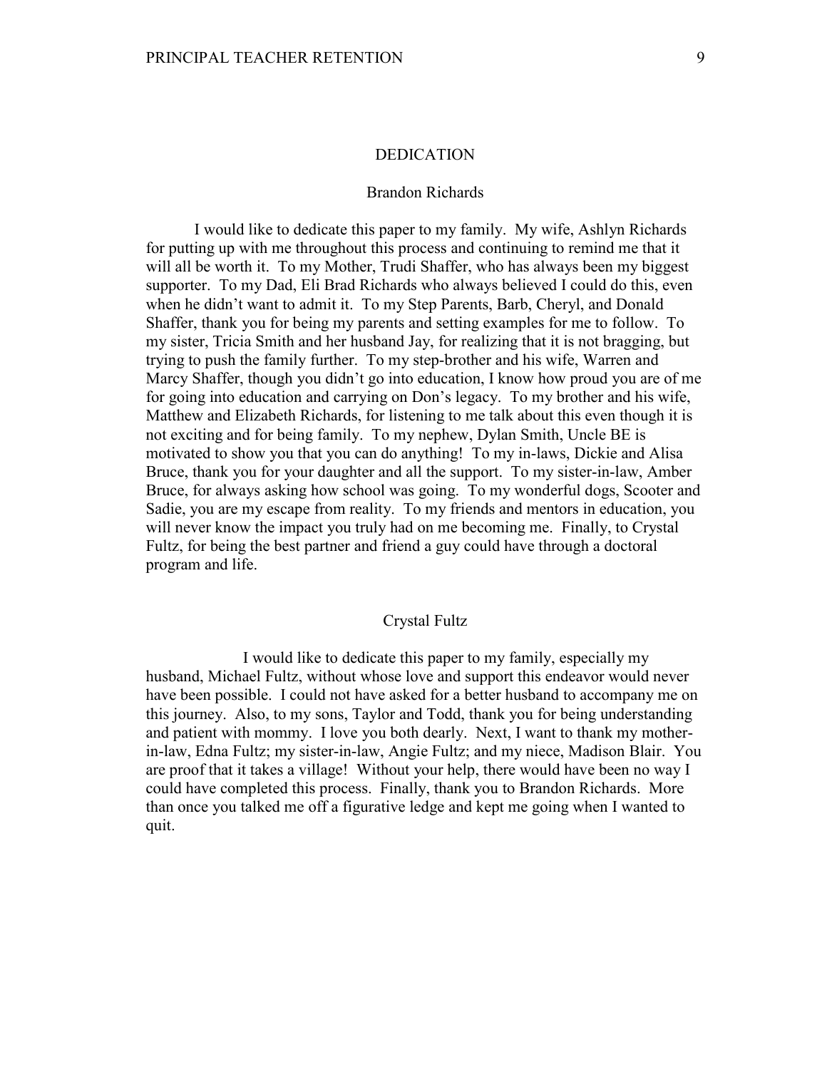# DEDICATION

## Brandon Richards

I would like to dedicate this paper to my family. My wife, Ashlyn Richards for putting up with me throughout this process and continuing to remind me that it will all be worth it. To my Mother, Trudi Shaffer, who has always been my biggest supporter. To my Dad, Eli Brad Richards who always believed I could do this, even when he didn't want to admit it. To my Step Parents, Barb, Cheryl, and Donald Shaffer, thank you for being my parents and setting examples for me to follow. To my sister, Tricia Smith and her husband Jay, for realizing that it is not bragging, but trying to push the family further. To my step-brother and his wife, Warren and Marcy Shaffer, though you didn't go into education, I know how proud you are of me for going into education and carrying on Don's legacy. To my brother and his wife, Matthew and Elizabeth Richards, for listening to me talk about this even though it is not exciting and for being family. To my nephew, Dylan Smith, Uncle BE is motivated to show you that you can do anything! To my in-laws, Dickie and Alisa Bruce, thank you for your daughter and all the support. To my sister-in-law, Amber Bruce, for always asking how school was going. To my wonderful dogs, Scooter and Sadie, you are my escape from reality. To my friends and mentors in education, you will never know the impact you truly had on me becoming me. Finally, to Crystal Fultz, for being the best partner and friend a guy could have through a doctoral program and life.

## Crystal Fultz

I would like to dedicate this paper to my family, especially my husband, Michael Fultz, without whose love and support this endeavor would never have been possible. I could not have asked for a better husband to accompany me on this journey. Also, to my sons, Taylor and Todd, thank you for being understanding and patient with mommy. I love you both dearly. Next, I want to thank my mother-in-law, Edna Fultz; my sister-in-law, Angie Fultz; and my niece, Madison Blair. You are proof that it takes a village! Without your help, there would have been no way I could have completed this process. Finally, thank you to Brandon Richards. More than once you talked me off a figurative ledge and kept me going when I wanted to quit.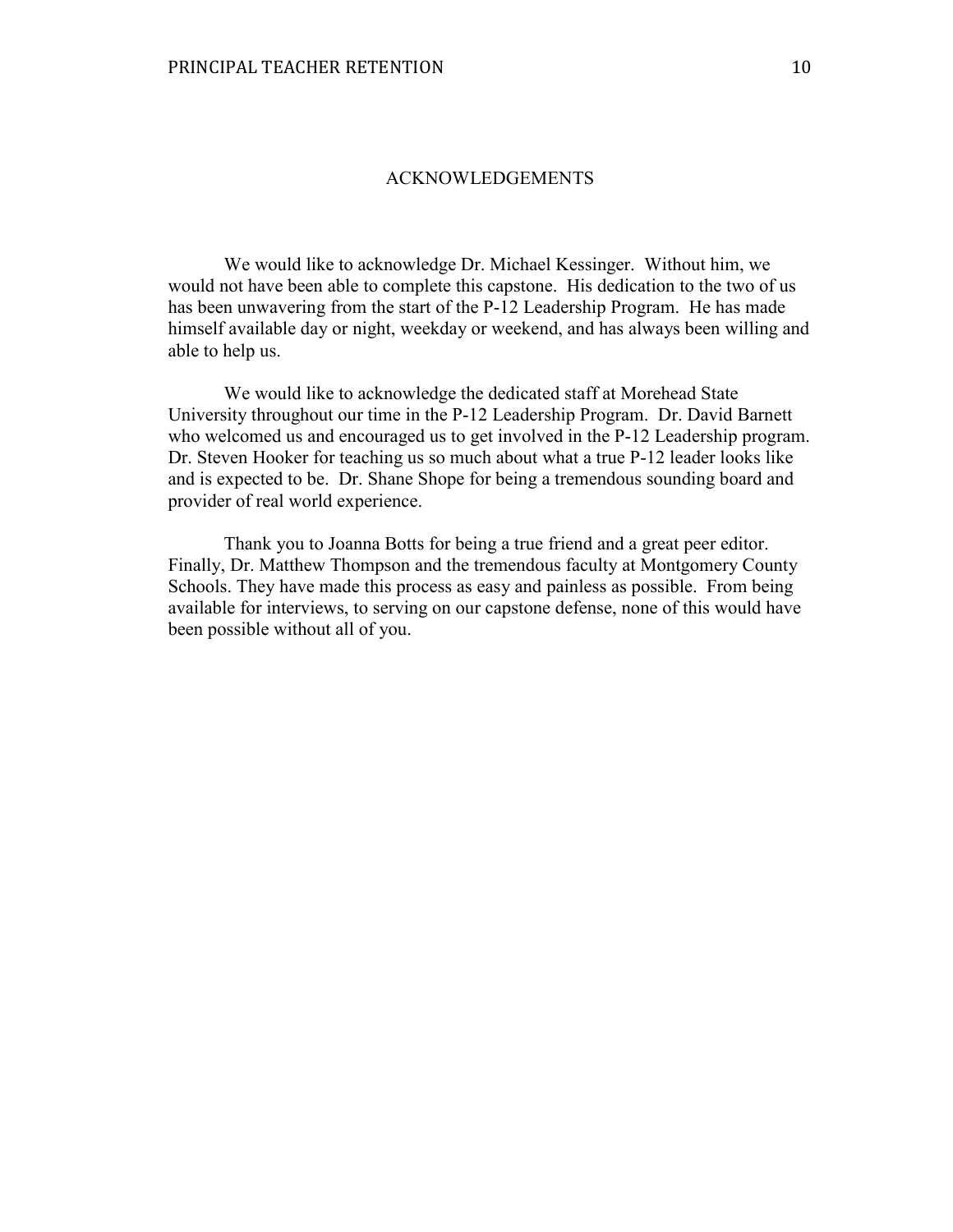# ACKNOWLEDGEMENTS

We would like to acknowledge Dr. Michael Kessinger. Without him, we would not have been able to complete this capstone. His dedication to the two of us has been unwavering from the start of the P-12 Leadership Program. He has made himself available day or night, weekday or weekend, and has always been willing and able to help us.

We would like to acknowledge the dedicated staff at Morehead State University throughout our time in the P-12 Leadership Program. Dr. David Barnett who welcomed us and encouraged us to get involved in the P-12 Leadership program. Dr. Steven Hooker for teaching us so much about what a true P-12 leader looks like and is expected to be. Dr. Shane Shope for being a tremendous sounding board and provider of real world experience.

Thank you to Joanna Botts for being a true friend and a great peer editor. Finally, Dr. Matthew Thompson and the tremendous faculty at Montgomery County Schools. They have made this process as easy and painless as possible. From being available for interviews, to serving on our capstone defense, none of this would have been possible without all of you.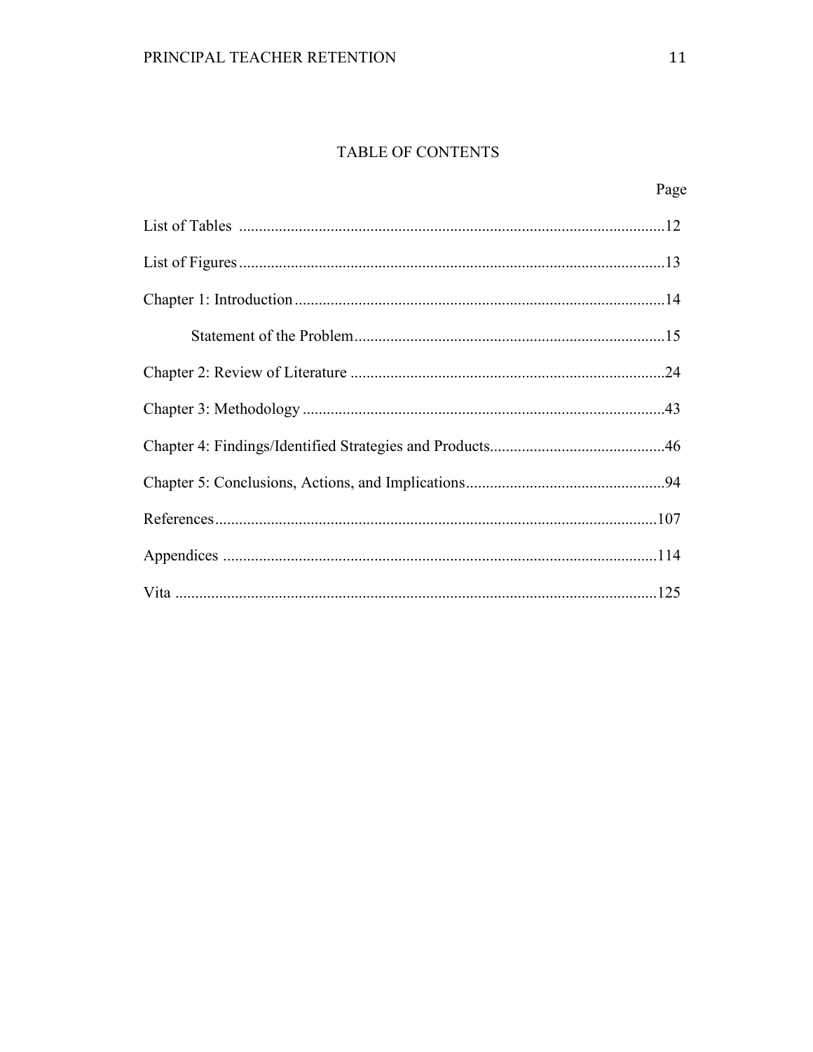## TABLE OF CONTENTS

Page

List of Tables ..........................................................................................................12

List of Figures ..........................................................................................................13

Chapter 1: Introduction ............................................................................................14

    Statement of the Problem.............................................................................15

Chapter 2: Review of Literature ..............................................................................24

Chapter 3: Methodology ..........................................................................................43

Chapter 4: Findings/Identified Strategies and Products............................................46

Chapter 5: Conclusions, Actions, and Implications.................................................94

References..............................................................................................................107

Appendices ............................................................................................................114

Vita ........................................................................................................................125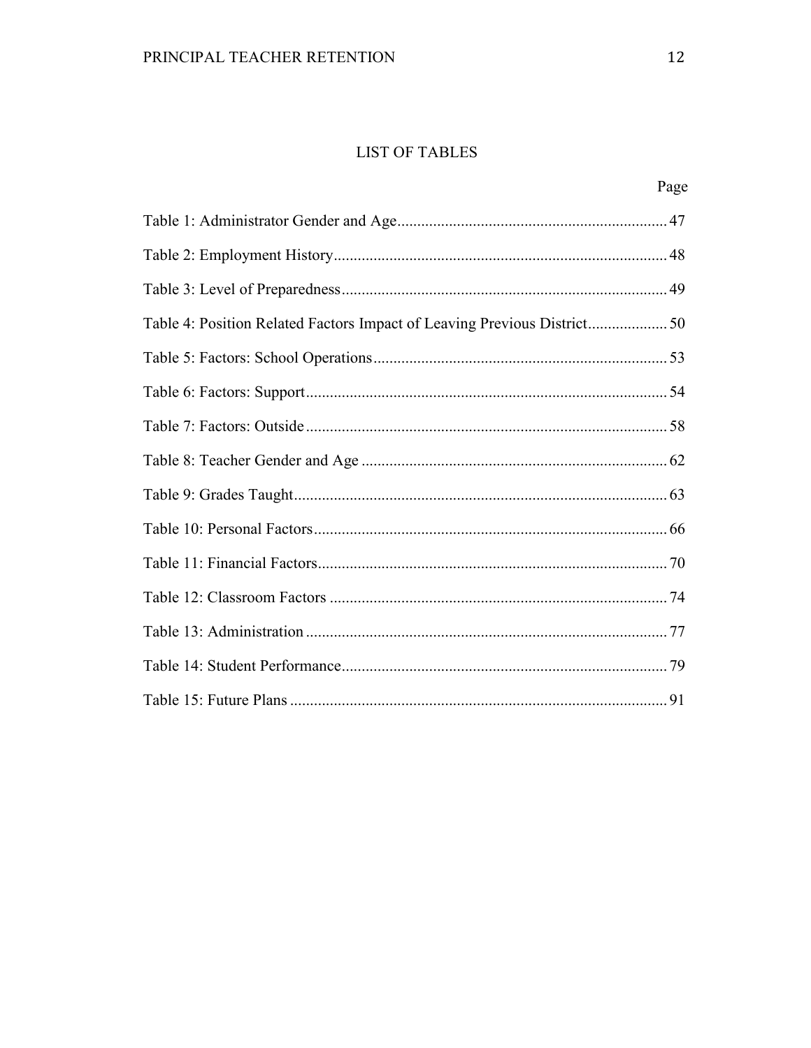# LIST OF TABLES

| | Page |
|---|---|
| Table 1: Administrator Gender and Age | 47 |
| Table 2: Employment History | 48 |
| Table 3: Level of Preparedness | 49 |
| Table 4: Position Related Factors Impact of Leaving Previous District | 50 |
| Table 5: Factors: School Operations | 53 |
| Table 6: Factors: Support | 54 |
| Table 7: Factors: Outside | 58 |
| Table 8: Teacher Gender and Age | 62 |
| Table 9: Grades Taught | 63 |
| Table 10: Personal Factors | 66 |
| Table 11: Financial Factors | 70 |
| Table 12: Classroom Factors | 74 |
| Table 13: Administration | 77 |
| Table 14: Student Performance | 79 |
| Table 15: Future Plans | 91 |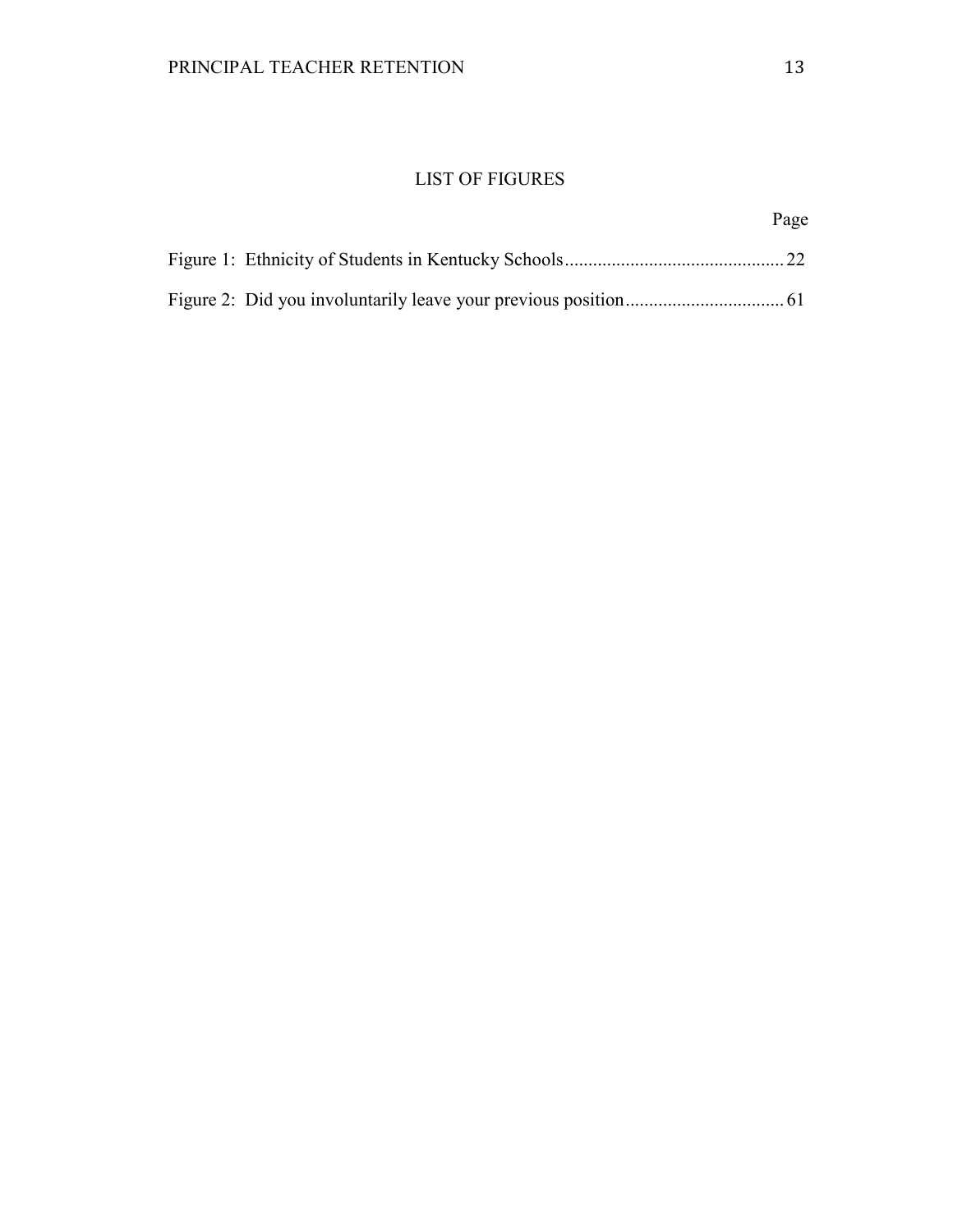# LIST OF FIGURES

| | Page |
|---|---|
| Figure 1: Ethnicity of Students in Kentucky Schools | 22 |
| Figure 2: Did you involuntarily leave your previous position | 61 |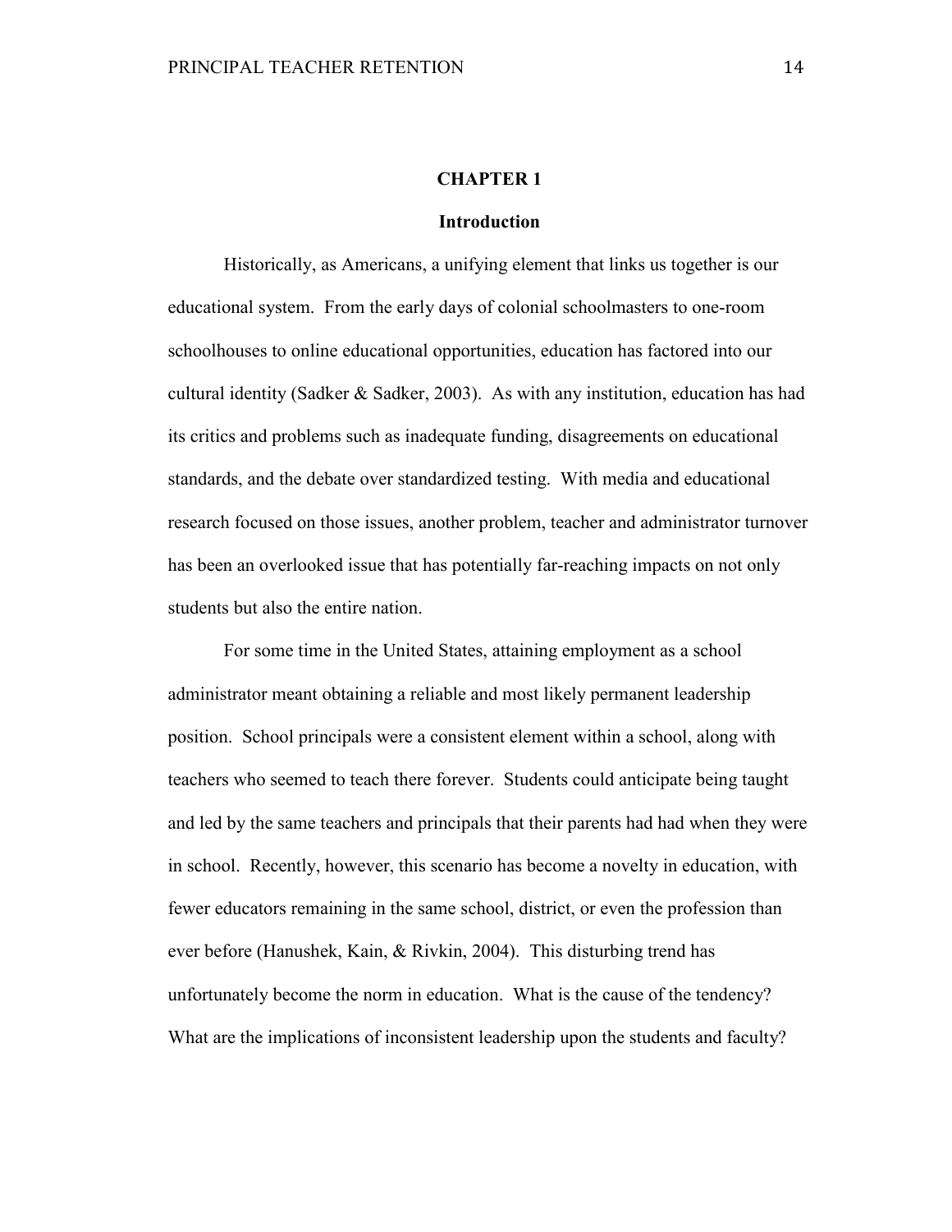# CHAPTER 1

## Introduction

Historically, as Americans, a unifying element that links us together is our educational system. From the early days of colonial schoolmasters to one-room schoolhouses to online educational opportunities, education has factored into our cultural identity (Sadker & Sadker, 2003). As with any institution, education has had its critics and problems such as inadequate funding, disagreements on educational standards, and the debate over standardized testing. With media and educational research focused on those issues, another problem, teacher and administrator turnover has been an overlooked issue that has potentially far-reaching impacts on not only students but also the entire nation.

For some time in the United States, attaining employment as a school administrator meant obtaining a reliable and most likely permanent leadership position. School principals were a consistent element within a school, along with teachers who seemed to teach there forever. Students could anticipate being taught and led by the same teachers and principals that their parents had had when they were in school. Recently, however, this scenario has become a novelty in education, with fewer educators remaining in the same school, district, or even the profession than ever before (Hanushek, Kain, & Rivkin, 2004). This disturbing trend has unfortunately become the norm in education. What is the cause of the tendency? What are the implications of inconsistent leadership upon the students and faculty?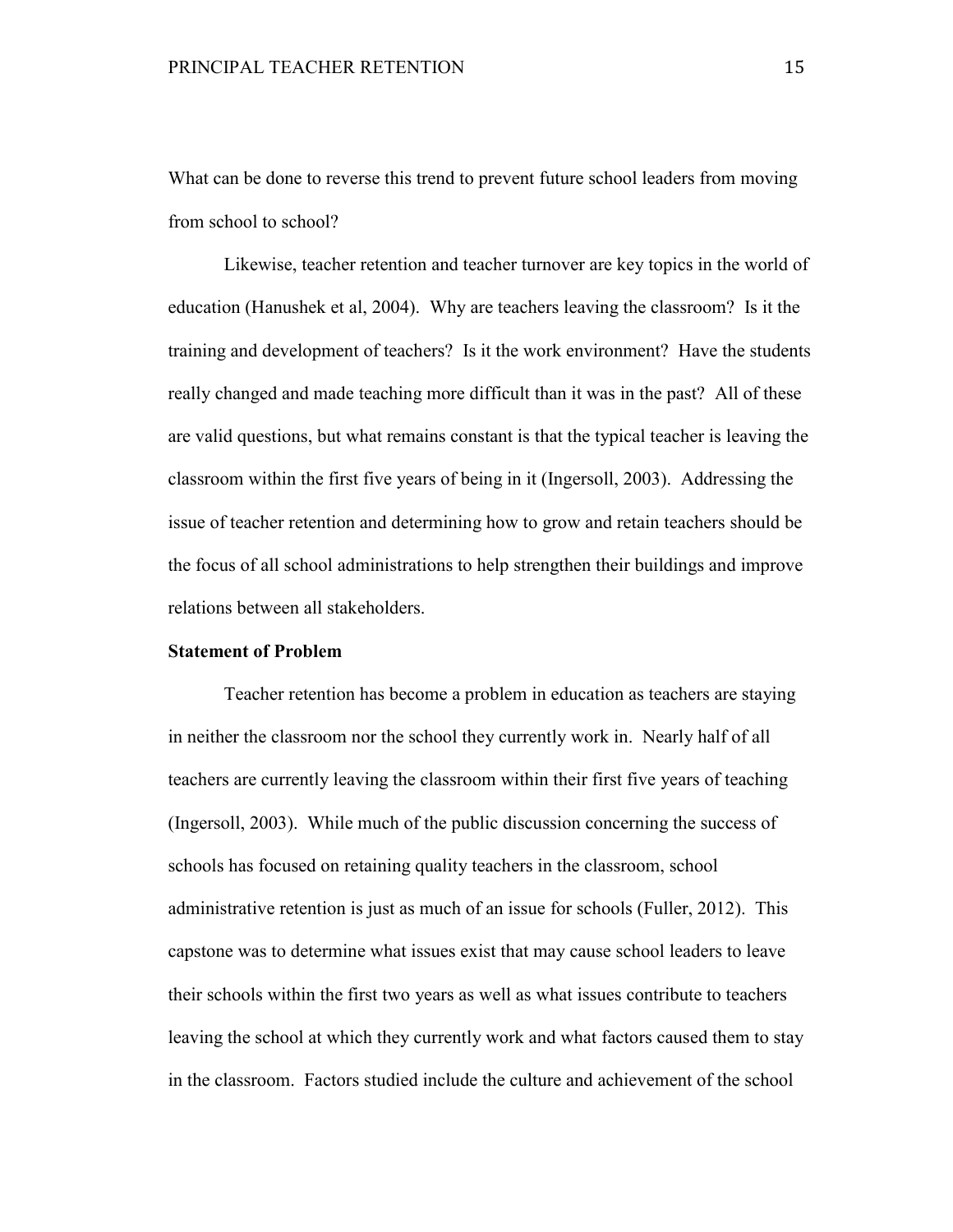What can be done to reverse this trend to prevent future school leaders from moving from school to school?

Likewise, teacher retention and teacher turnover are key topics in the world of education (Hanushek et al, 2004). Why are teachers leaving the classroom? Is it the training and development of teachers? Is it the work environment? Have the students really changed and made teaching more difficult than it was in the past? All of these are valid questions, but what remains constant is that the typical teacher is leaving the classroom within the first five years of being in it (Ingersoll, 2003). Addressing the issue of teacher retention and determining how to grow and retain teachers should be the focus of all school administrations to help strengthen their buildings and improve relations between all stakeholders.

**Statement of Problem**

Teacher retention has become a problem in education as teachers are staying in neither the classroom nor the school they currently work in. Nearly half of all teachers are currently leaving the classroom within their first five years of teaching (Ingersoll, 2003). While much of the public discussion concerning the success of schools has focused on retaining quality teachers in the classroom, school administrative retention is just as much of an issue for schools (Fuller, 2012). This capstone was to determine what issues exist that may cause school leaders to leave their schools within the first two years as well as what issues contribute to teachers leaving the school at which they currently work and what factors caused them to stay in the classroom. Factors studied include the culture and achievement of the school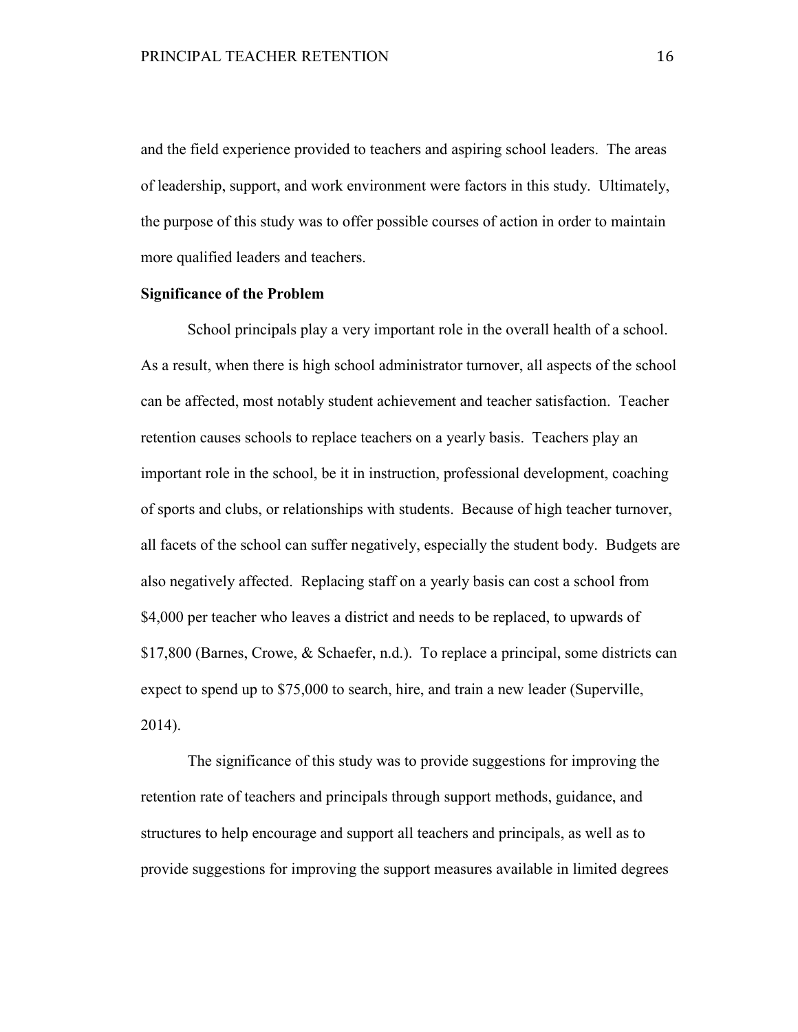and the field experience provided to teachers and aspiring school leaders. The areas of leadership, support, and work environment were factors in this study. Ultimately, the purpose of this study was to offer possible courses of action in order to maintain more qualified leaders and teachers.

**Significance of the Problem**

School principals play a very important role in the overall health of a school. As a result, when there is high school administrator turnover, all aspects of the school can be affected, most notably student achievement and teacher satisfaction. Teacher retention causes schools to replace teachers on a yearly basis. Teachers play an important role in the school, be it in instruction, professional development, coaching of sports and clubs, or relationships with students. Because of high teacher turnover, all facets of the school can suffer negatively, especially the student body. Budgets are also negatively affected. Replacing staff on a yearly basis can cost a school from $4,000 per teacher who leaves a district and needs to be replaced, to upwards of $17,800 (Barnes, Crowe, & Schaefer, n.d.). To replace a principal, some districts can expect to spend up to $75,000 to search, hire, and train a new leader (Superville, 2014).

The significance of this study was to provide suggestions for improving the retention rate of teachers and principals through support methods, guidance, and structures to help encourage and support all teachers and principals, as well as to provide suggestions for improving the support measures available in limited degrees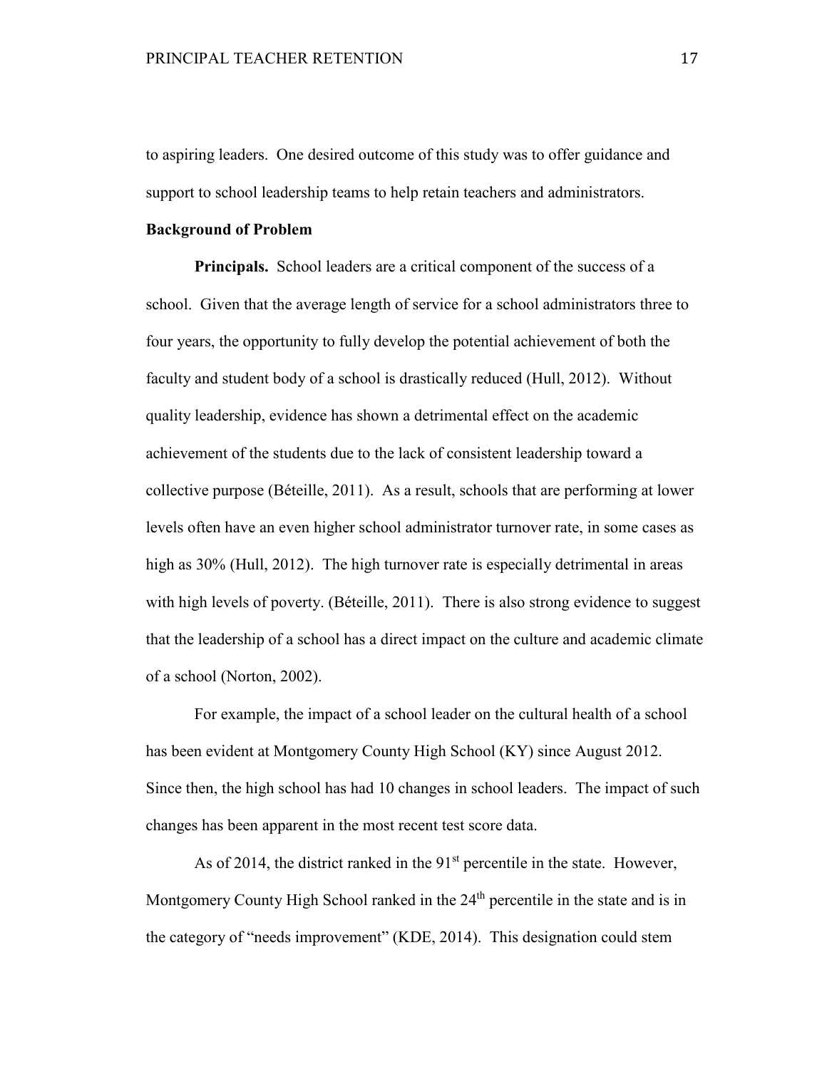to aspiring leaders. One desired outcome of this study was to offer guidance and support to school leadership teams to help retain teachers and administrators.

**Background of Problem**

**Principals.** School leaders are a critical component of the success of a school. Given that the average length of service for a school administrators three to four years, the opportunity to fully develop the potential achievement of both the faculty and student body of a school is drastically reduced (Hull, 2012). Without quality leadership, evidence has shown a detrimental effect on the academic achievement of the students due to the lack of consistent leadership toward a collective purpose (Béteille, 2011). As a result, schools that are performing at lower levels often have an even higher school administrator turnover rate, in some cases as high as 30% (Hull, 2012). The high turnover rate is especially detrimental in areas with high levels of poverty. (Béteille, 2011). There is also strong evidence to suggest that the leadership of a school has a direct impact on the culture and academic climate of a school (Norton, 2002).

For example, the impact of a school leader on the cultural health of a school has been evident at Montgomery County High School (KY) since August 2012. Since then, the high school has had 10 changes in school leaders. The impact of such changes has been apparent in the most recent test score data.

As of 2014, the district ranked in the 91st percentile in the state. However, Montgomery County High School ranked in the 24th percentile in the state and is in the category of "needs improvement" (KDE, 2014). This designation could stem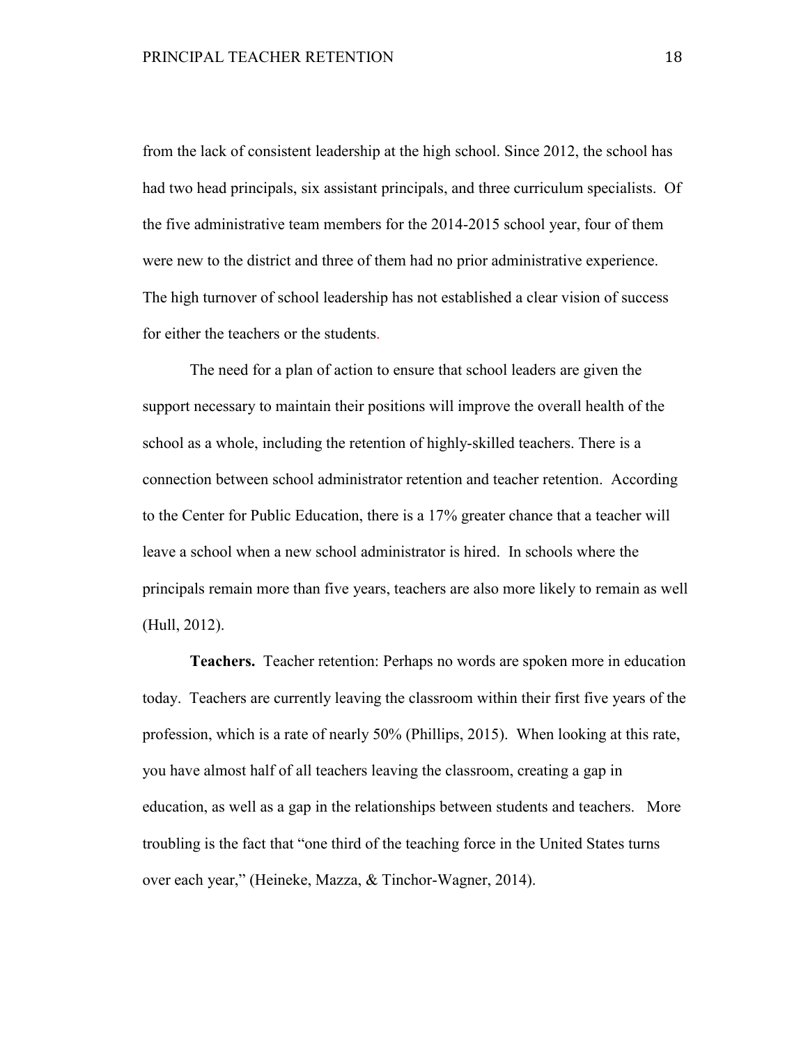from the lack of consistent leadership at the high school. Since 2012, the school has had two head principals, six assistant principals, and three curriculum specialists. Of the five administrative team members for the 2014-2015 school year, four of them were new to the district and three of them had no prior administrative experience. The high turnover of school leadership has not established a clear vision of success for either the teachers or the students.

The need for a plan of action to ensure that school leaders are given the support necessary to maintain their positions will improve the overall health of the school as a whole, including the retention of highly-skilled teachers. There is a connection between school administrator retention and teacher retention. According to the Center for Public Education, there is a 17% greater chance that a teacher will leave a school when a new school administrator is hired. In schools where the principals remain more than five years, teachers are also more likely to remain as well (Hull, 2012).

**Teachers.** Teacher retention: Perhaps no words are spoken more in education today. Teachers are currently leaving the classroom within their first five years of the profession, which is a rate of nearly 50% (Phillips, 2015). When looking at this rate, you have almost half of all teachers leaving the classroom, creating a gap in education, as well as a gap in the relationships between students and teachers. More troubling is the fact that "one third of the teaching force in the United States turns over each year," (Heineke, Mazza, & Tinchor-Wagner, 2014).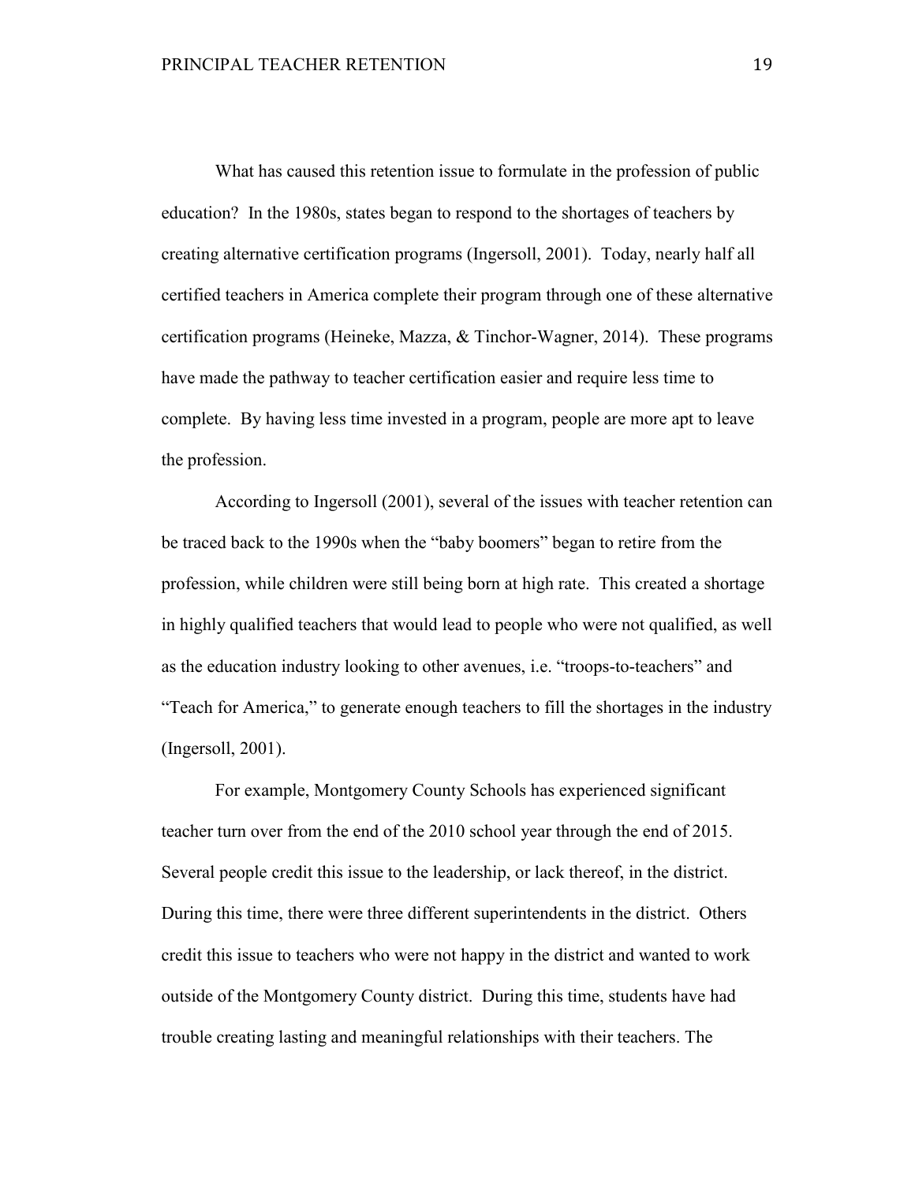What has caused this retention issue to formulate in the profession of public education? In the 1980s, states began to respond to the shortages of teachers by creating alternative certification programs (Ingersoll, 2001). Today, nearly half all certified teachers in America complete their program through one of these alternative certification programs (Heineke, Mazza, & Tinchor-Wagner, 2014). These programs have made the pathway to teacher certification easier and require less time to complete. By having less time invested in a program, people are more apt to leave the profession.

According to Ingersoll (2001), several of the issues with teacher retention can be traced back to the 1990s when the "baby boomers" began to retire from the profession, while children were still being born at high rate. This created a shortage in highly qualified teachers that would lead to people who were not qualified, as well as the education industry looking to other avenues, i.e. "troops-to-teachers" and "Teach for America," to generate enough teachers to fill the shortages in the industry (Ingersoll, 2001).

For example, Montgomery County Schools has experienced significant teacher turn over from the end of the 2010 school year through the end of 2015. Several people credit this issue to the leadership, or lack thereof, in the district. During this time, there were three different superintendents in the district. Others credit this issue to teachers who were not happy in the district and wanted to work outside of the Montgomery County district. During this time, students have had trouble creating lasting and meaningful relationships with their teachers. The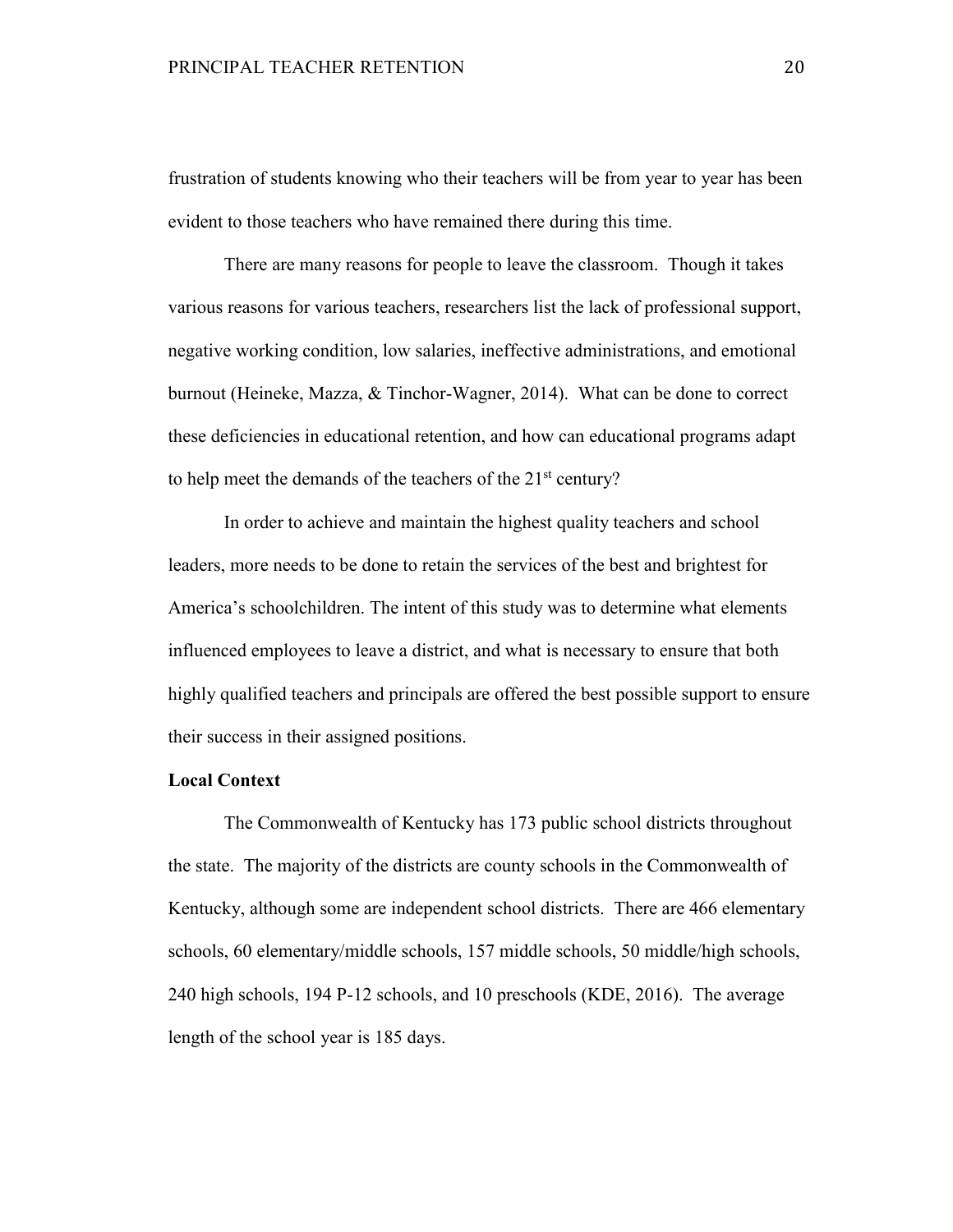frustration of students knowing who their teachers will be from year to year has been evident to those teachers who have remained there during this time.

There are many reasons for people to leave the classroom. Though it takes various reasons for various teachers, researchers list the lack of professional support, negative working condition, low salaries, ineffective administrations, and emotional burnout (Heineke, Mazza, & Tinchor-Wagner, 2014). What can be done to correct these deficiencies in educational retention, and how can educational programs adapt to help meet the demands of the teachers of the 21st century?

In order to achieve and maintain the highest quality teachers and school leaders, more needs to be done to retain the services of the best and brightest for America's schoolchildren. The intent of this study was to determine what elements influenced employees to leave a district, and what is necessary to ensure that both highly qualified teachers and principals are offered the best possible support to ensure their success in their assigned positions.

**Local Context**

The Commonwealth of Kentucky has 173 public school districts throughout the state. The majority of the districts are county schools in the Commonwealth of Kentucky, although some are independent school districts. There are 466 elementary schools, 60 elementary/middle schools, 157 middle schools, 50 middle/high schools, 240 high schools, 194 P-12 schools, and 10 preschools (KDE, 2016). The average length of the school year is 185 days.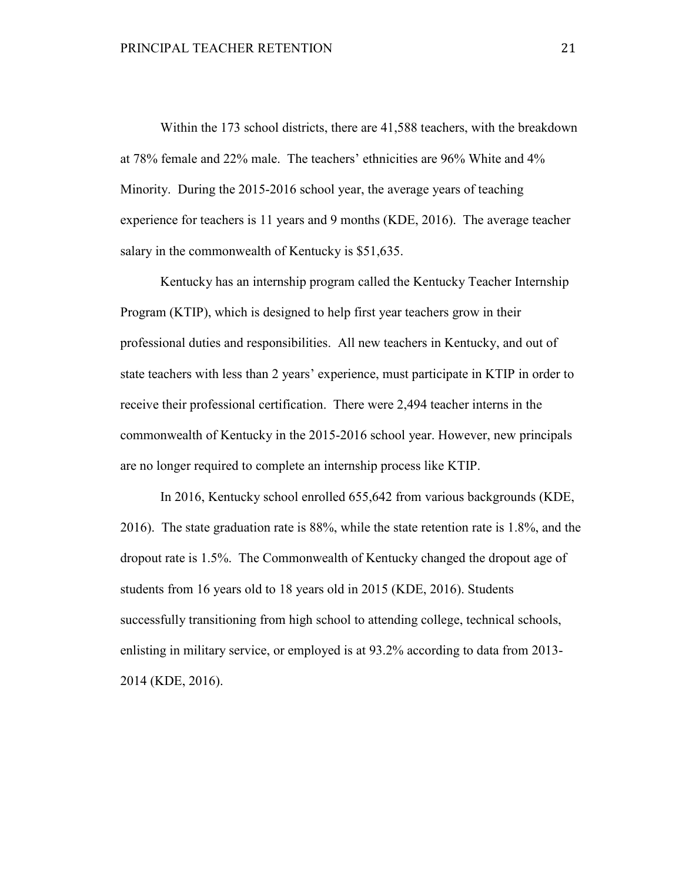Within the 173 school districts, there are 41,588 teachers, with the breakdown at 78% female and 22% male. The teachers' ethnicities are 96% White and 4% Minority. During the 2015-2016 school year, the average years of teaching experience for teachers is 11 years and 9 months (KDE, 2016). The average teacher salary in the commonwealth of Kentucky is $51,635.

Kentucky has an internship program called the Kentucky Teacher Internship Program (KTIP), which is designed to help first year teachers grow in their professional duties and responsibilities. All new teachers in Kentucky, and out of state teachers with less than 2 years' experience, must participate in KTIP in order to receive their professional certification. There were 2,494 teacher interns in the commonwealth of Kentucky in the 2015-2016 school year. However, new principals are no longer required to complete an internship process like KTIP.

In 2016, Kentucky school enrolled 655,642 from various backgrounds (KDE, 2016). The state graduation rate is 88%, while the state retention rate is 1.8%, and the dropout rate is 1.5%. The Commonwealth of Kentucky changed the dropout age of students from 16 years old to 18 years old in 2015 (KDE, 2016). Students successfully transitioning from high school to attending college, technical schools, enlisting in military service, or employed is at 93.2% according to data from 2013-2014 (KDE, 2016).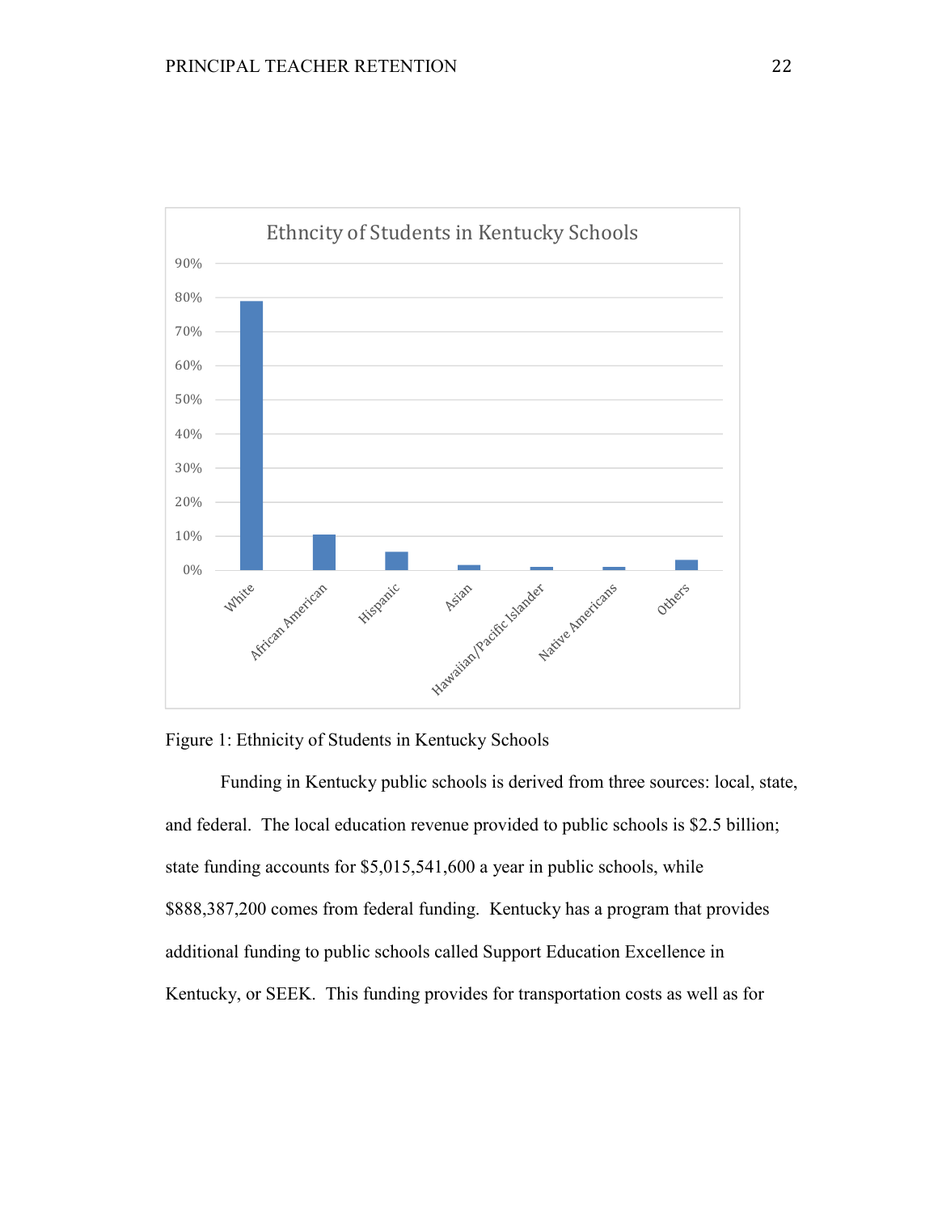Figure 1: Ethnicity of Students in Kentucky Schools

Funding in Kentucky public schools is derived from three sources: local, state, and federal. The local education revenue provided to public schools is $2.5 billion; state funding accounts for $5,015,541,600 a year in public schools, while $888,387,200 comes from federal funding. Kentucky has a program that provides additional funding to public schools called Support Education Excellence in Kentucky, or SEEK. This funding provides for transportation costs as well as for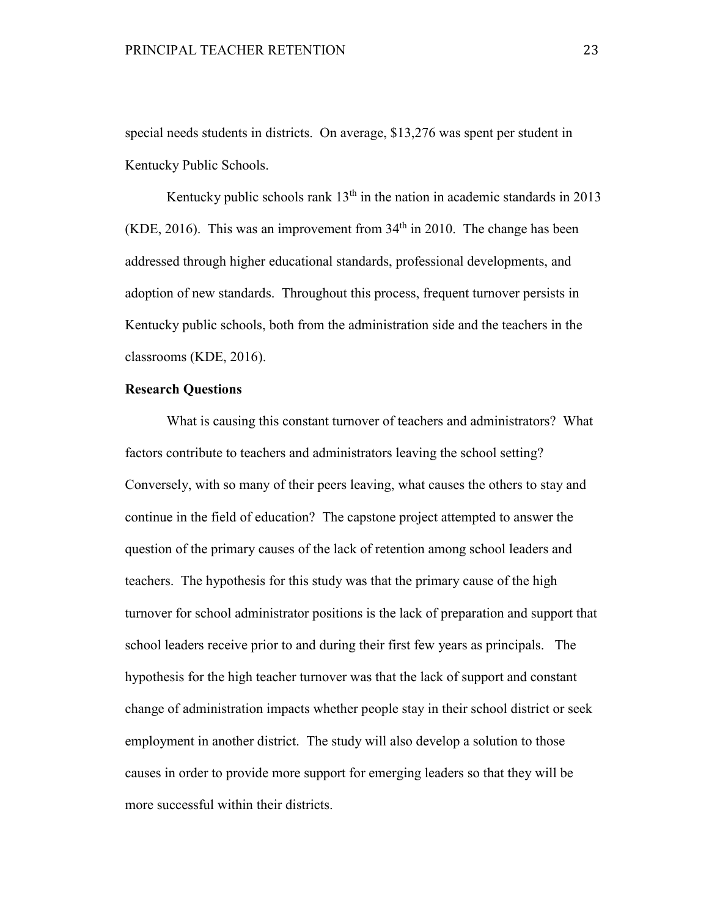special needs students in districts. On average, $13,276 was spent per student in Kentucky Public Schools.

Kentucky public schools rank 13th in the nation in academic standards in 2013 (KDE, 2016). This was an improvement from 34th in 2010. The change has been addressed through higher educational standards, professional developments, and adoption of new standards. Throughout this process, frequent turnover persists in Kentucky public schools, both from the administration side and the teachers in the classrooms (KDE, 2016).

**Research Questions**

What is causing this constant turnover of teachers and administrators? What factors contribute to teachers and administrators leaving the school setting? Conversely, with so many of their peers leaving, what causes the others to stay and continue in the field of education? The capstone project attempted to answer the question of the primary causes of the lack of retention among school leaders and teachers. The hypothesis for this study was that the primary cause of the high turnover for school administrator positions is the lack of preparation and support that school leaders receive prior to and during their first few years as principals. The hypothesis for the high teacher turnover was that the lack of support and constant change of administration impacts whether people stay in their school district or seek employment in another district. The study will also develop a solution to those causes in order to provide more support for emerging leaders so that they will be more successful within their districts.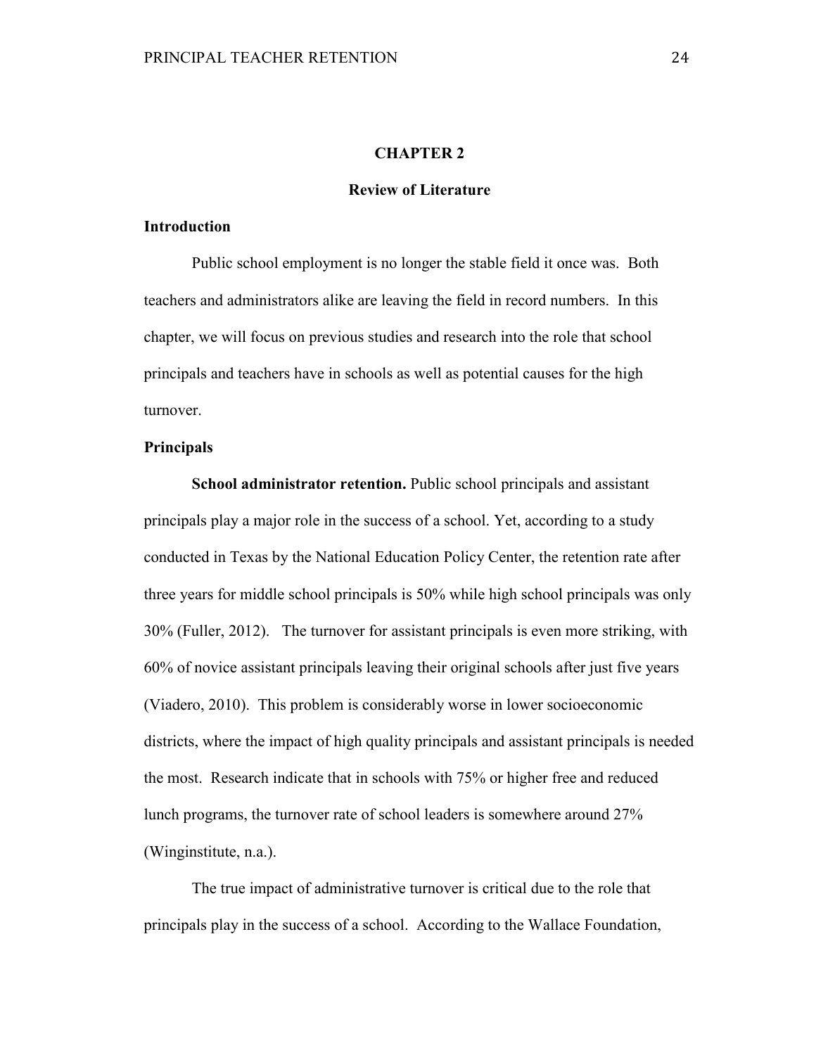# CHAPTER 2

## Review of Literature

### Introduction

Public school employment is no longer the stable field it once was. Both teachers and administrators alike are leaving the field in record numbers. In this chapter, we will focus on previous studies and research into the role that school principals and teachers have in schools as well as potential causes for the high turnover.

### Principals

**School administrator retention.** Public school principals and assistant principals play a major role in the success of a school. Yet, according to a study conducted in Texas by the National Education Policy Center, the retention rate after three years for middle school principals is 50% while high school principals was only 30% (Fuller, 2012). The turnover for assistant principals is even more striking, with 60% of novice assistant principals leaving their original schools after just five years (Viadero, 2010). This problem is considerably worse in lower socioeconomic districts, where the impact of high quality principals and assistant principals is needed the most. Research indicate that in schools with 75% or higher free and reduced lunch programs, the turnover rate of school leaders is somewhere around 27% (Winginstitute, n.a.).

The true impact of administrative turnover is critical due to the role that principals play in the success of a school. According to the Wallace Foundation,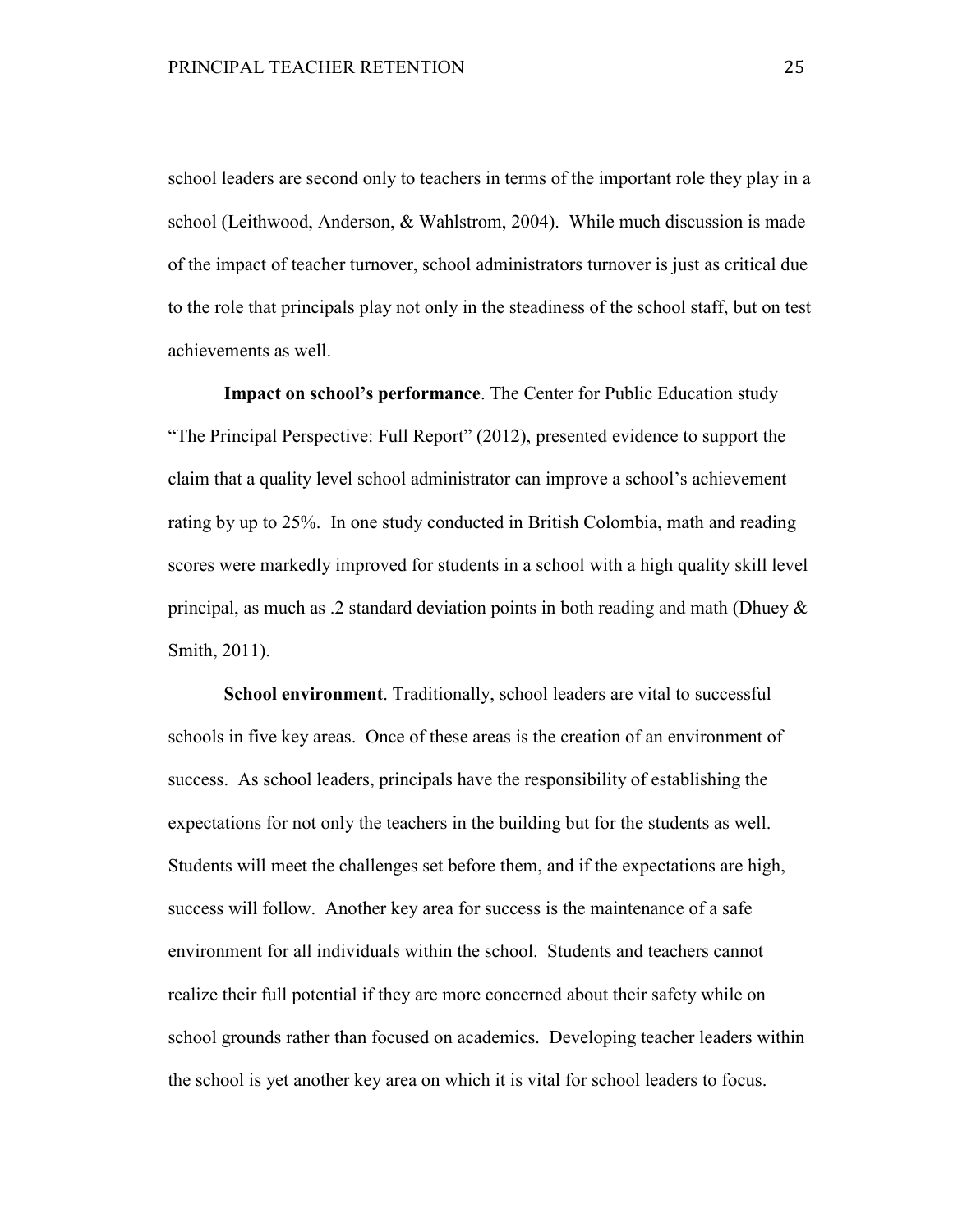school leaders are second only to teachers in terms of the important role they play in a school (Leithwood, Anderson, & Wahlstrom, 2004). While much discussion is made of the impact of teacher turnover, school administrators turnover is just as critical due to the role that principals play not only in the steadiness of the school staff, but on test achievements as well.

**Impact on school's performance**. The Center for Public Education study "The Principal Perspective: Full Report" (2012), presented evidence to support the claim that a quality level school administrator can improve a school's achievement rating by up to 25%. In one study conducted in British Colombia, math and reading scores were markedly improved for students in a school with a high quality skill level principal, as much as .2 standard deviation points in both reading and math (Dhuey & Smith, 2011).

**School environment**. Traditionally, school leaders are vital to successful schools in five key areas. Once of these areas is the creation of an environment of success. As school leaders, principals have the responsibility of establishing the expectations for not only the teachers in the building but for the students as well. Students will meet the challenges set before them, and if the expectations are high, success will follow. Another key area for success is the maintenance of a safe environment for all individuals within the school. Students and teachers cannot realize their full potential if they are more concerned about their safety while on school grounds rather than focused on academics. Developing teacher leaders within the school is yet another key area on which it is vital for school leaders to focus.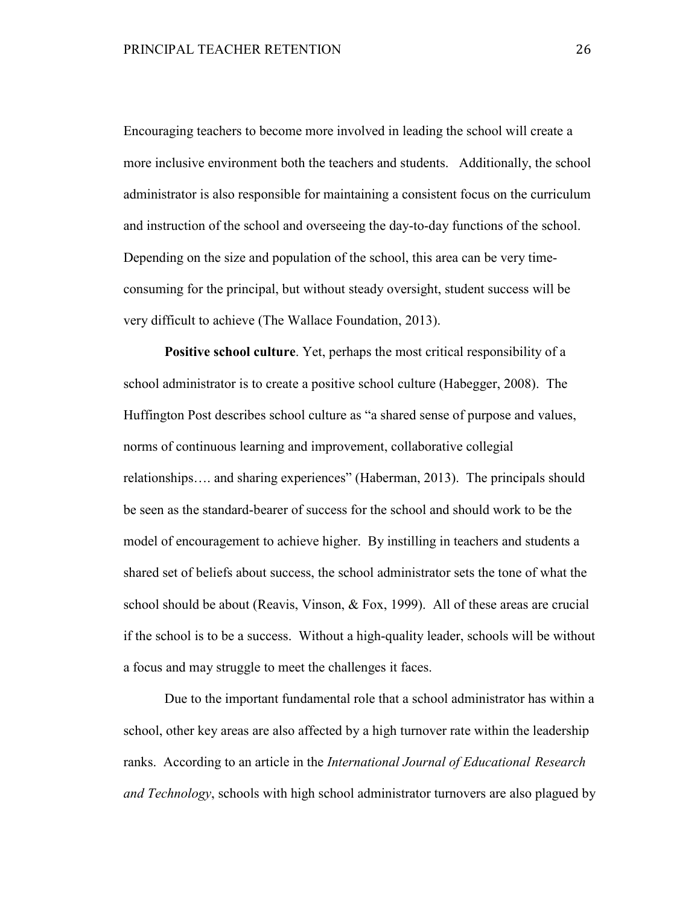Encouraging teachers to become more involved in leading the school will create a more inclusive environment both the teachers and students. Additionally, the school administrator is also responsible for maintaining a consistent focus on the curriculum and instruction of the school and overseeing the day-to-day functions of the school. Depending on the size and population of the school, this area can be very time-consuming for the principal, but without steady oversight, student success will be very difficult to achieve (The Wallace Foundation, 2013).

**Positive school culture**. Yet, perhaps the most critical responsibility of a school administrator is to create a positive school culture (Habegger, 2008). The Huffington Post describes school culture as "a shared sense of purpose and values, norms of continuous learning and improvement, collaborative collegial relationships…. and sharing experiences" (Haberman, 2013). The principals should be seen as the standard-bearer of success for the school and should work to be the model of encouragement to achieve higher. By instilling in teachers and students a shared set of beliefs about success, the school administrator sets the tone of what the school should be about (Reavis, Vinson, & Fox, 1999). All of these areas are crucial if the school is to be a success. Without a high-quality leader, schools will be without a focus and may struggle to meet the challenges it faces.

Due to the important fundamental role that a school administrator has within a school, other key areas are also affected by a high turnover rate within the leadership ranks. According to an article in the *International Journal of Educational Research and Technology*, schools with high school administrator turnovers are also plagued by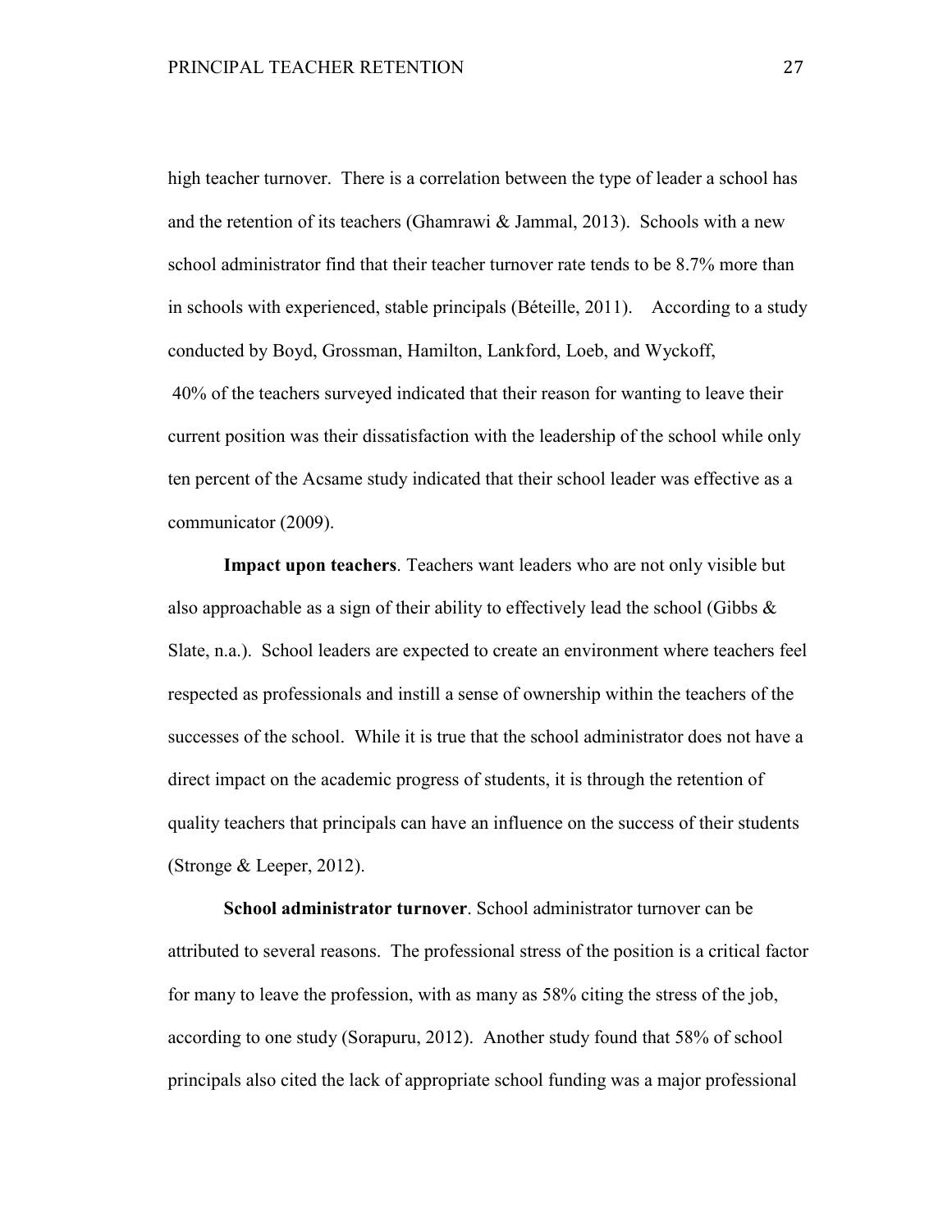high teacher turnover. There is a correlation between the type of leader a school has and the retention of its teachers (Ghamrawi & Jammal, 2013). Schools with a new school administrator find that their teacher turnover rate tends to be 8.7% more than in schools with experienced, stable principals (Béteille, 2011). According to a study conducted by Boyd, Grossman, Hamilton, Lankford, Loeb, and Wyckoff, 40% of the teachers surveyed indicated that their reason for wanting to leave their current position was their dissatisfaction with the leadership of the school while only ten percent of the Acsame study indicated that their school leader was effective as a communicator (2009).

**Impact upon teachers**. Teachers want leaders who are not only visible but also approachable as a sign of their ability to effectively lead the school (Gibbs & Slate, n.a.). School leaders are expected to create an environment where teachers feel respected as professionals and instill a sense of ownership within the teachers of the successes of the school. While it is true that the school administrator does not have a direct impact on the academic progress of students, it is through the retention of quality teachers that principals can have an influence on the success of their students (Stronge & Leeper, 2012).

**School administrator turnover**. School administrator turnover can be attributed to several reasons. The professional stress of the position is a critical factor for many to leave the profession, with as many as 58% citing the stress of the job, according to one study (Sorapuru, 2012). Another study found that 58% of school principals also cited the lack of appropriate school funding was a major professional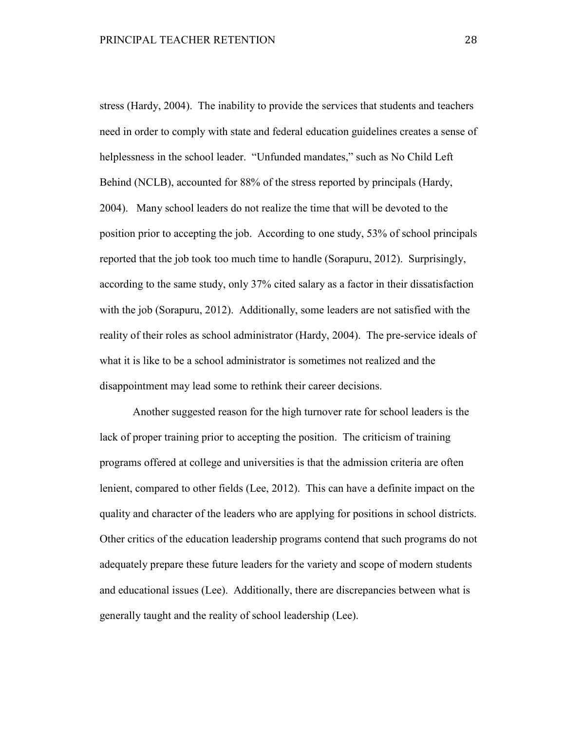stress (Hardy, 2004). The inability to provide the services that students and teachers need in order to comply with state and federal education guidelines creates a sense of helplessness in the school leader. "Unfunded mandates," such as No Child Left Behind (NCLB), accounted for 88% of the stress reported by principals (Hardy, 2004). Many school leaders do not realize the time that will be devoted to the position prior to accepting the job. According to one study, 53% of school principals reported that the job took too much time to handle (Sorapuru, 2012). Surprisingly, according to the same study, only 37% cited salary as a factor in their dissatisfaction with the job (Sorapuru, 2012). Additionally, some leaders are not satisfied with the reality of their roles as school administrator (Hardy, 2004). The pre-service ideals of what it is like to be a school administrator is sometimes not realized and the disappointment may lead some to rethink their career decisions.

Another suggested reason for the high turnover rate for school leaders is the lack of proper training prior to accepting the position. The criticism of training programs offered at college and universities is that the admission criteria are often lenient, compared to other fields (Lee, 2012). This can have a definite impact on the quality and character of the leaders who are applying for positions in school districts. Other critics of the education leadership programs contend that such programs do not adequately prepare these future leaders for the variety and scope of modern students and educational issues (Lee). Additionally, there are discrepancies between what is generally taught and the reality of school leadership (Lee).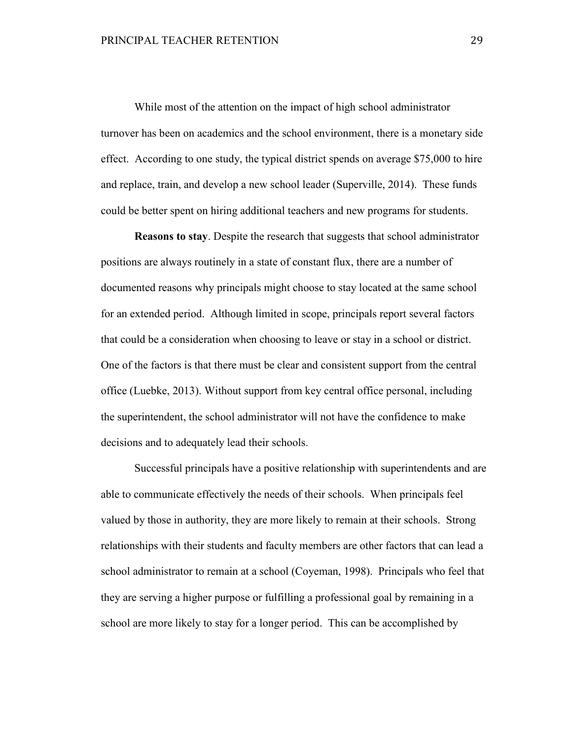While most of the attention on the impact of high school administrator turnover has been on academics and the school environment, there is a monetary side effect. According to one study, the typical district spends on average $75,000 to hire and replace, train, and develop a new school leader (Superville, 2014). These funds could be better spent on hiring additional teachers and new programs for students.

**Reasons to stay**. Despite the research that suggests that school administrator positions are always routinely in a state of constant flux, there are a number of documented reasons why principals might choose to stay located at the same school for an extended period. Although limited in scope, principals report several factors that could be a consideration when choosing to leave or stay in a school or district. One of the factors is that there must be clear and consistent support from the central office (Luebke, 2013). Without support from key central office personal, including the superintendent, the school administrator will not have the confidence to make decisions and to adequately lead their schools.

Successful principals have a positive relationship with superintendents and are able to communicate effectively the needs of their schools. When principals feel valued by those in authority, they are more likely to remain at their schools. Strong relationships with their students and faculty members are other factors that can lead a school administrator to remain at a school (Coyeman, 1998). Principals who feel that they are serving a higher purpose or fulfilling a professional goal by remaining in a school are more likely to stay for a longer period. This can be accomplished by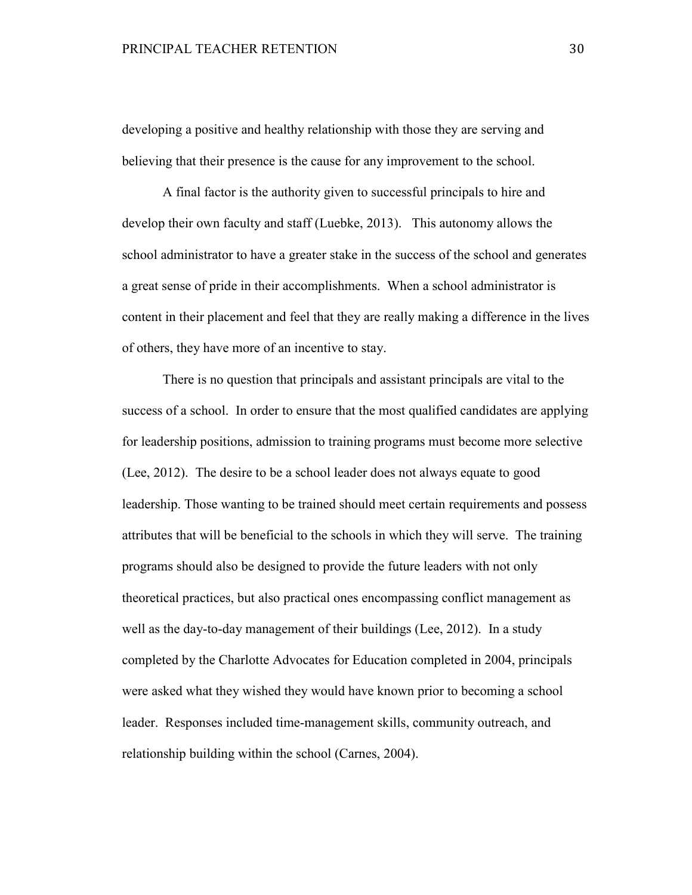developing a positive and healthy relationship with those they are serving and believing that their presence is the cause for any improvement to the school.

A final factor is the authority given to successful principals to hire and develop their own faculty and staff (Luebke, 2013). This autonomy allows the school administrator to have a greater stake in the success of the school and generates a great sense of pride in their accomplishments. When a school administrator is content in their placement and feel that they are really making a difference in the lives of others, they have more of an incentive to stay.

There is no question that principals and assistant principals are vital to the success of a school. In order to ensure that the most qualified candidates are applying for leadership positions, admission to training programs must become more selective (Lee, 2012). The desire to be a school leader does not always equate to good leadership. Those wanting to be trained should meet certain requirements and possess attributes that will be beneficial to the schools in which they will serve. The training programs should also be designed to provide the future leaders with not only theoretical practices, but also practical ones encompassing conflict management as well as the day-to-day management of their buildings (Lee, 2012). In a study completed by the Charlotte Advocates for Education completed in 2004, principals were asked what they wished they would have known prior to becoming a school leader. Responses included time-management skills, community outreach, and relationship building within the school (Carnes, 2004).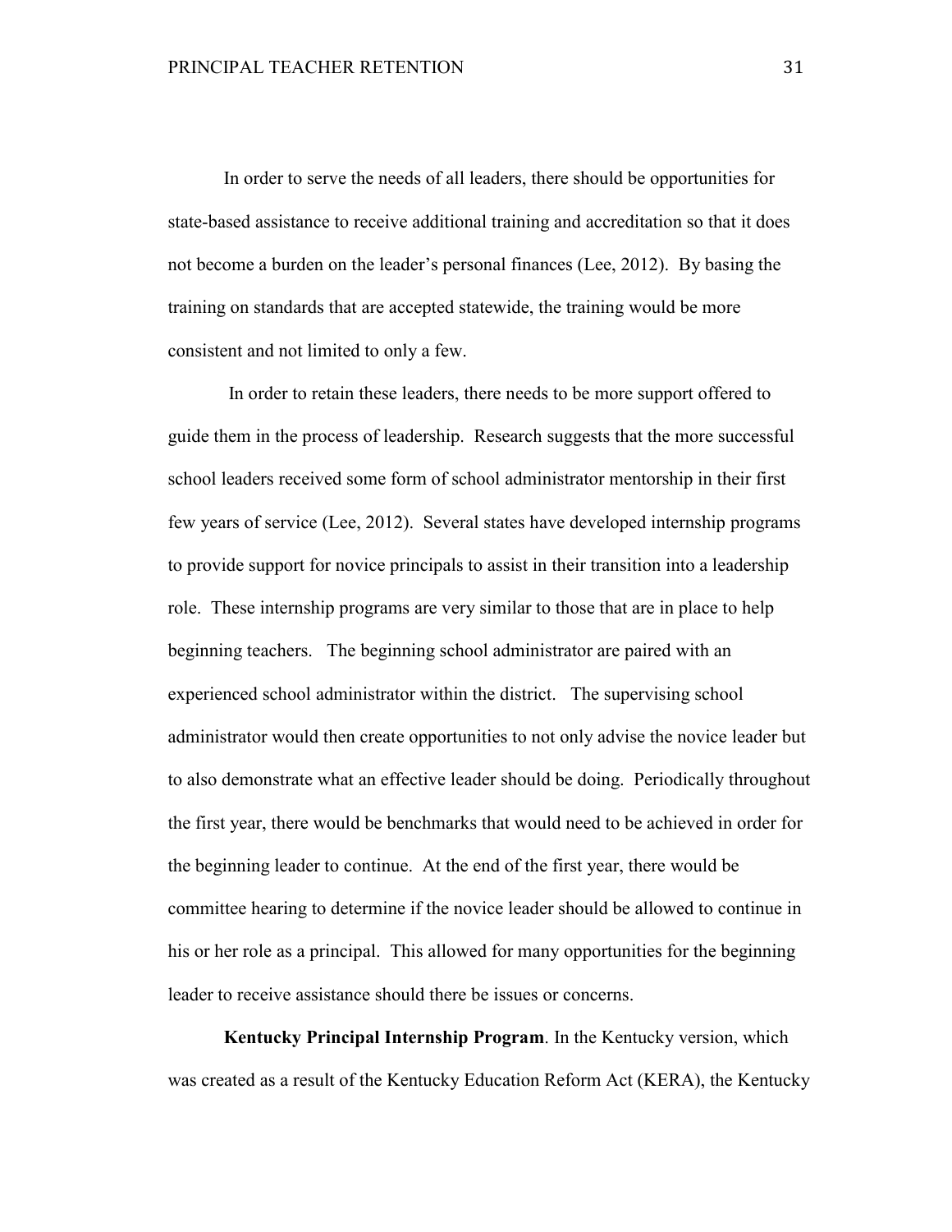In order to serve the needs of all leaders, there should be opportunities for state-based assistance to receive additional training and accreditation so that it does not become a burden on the leader's personal finances (Lee, 2012). By basing the training on standards that are accepted statewide, the training would be more consistent and not limited to only a few.

In order to retain these leaders, there needs to be more support offered to guide them in the process of leadership. Research suggests that the more successful school leaders received some form of school administrator mentorship in their first few years of service (Lee, 2012). Several states have developed internship programs to provide support for novice principals to assist in their transition into a leadership role. These internship programs are very similar to those that are in place to help beginning teachers. The beginning school administrator are paired with an experienced school administrator within the district. The supervising school administrator would then create opportunities to not only advise the novice leader but to also demonstrate what an effective leader should be doing. Periodically throughout the first year, there would be benchmarks that would need to be achieved in order for the beginning leader to continue. At the end of the first year, there would be committee hearing to determine if the novice leader should be allowed to continue in his or her role as a principal. This allowed for many opportunities for the beginning leader to receive assistance should there be issues or concerns.

**Kentucky Principal Internship Program**. In the Kentucky version, which was created as a result of the Kentucky Education Reform Act (KERA), the Kentucky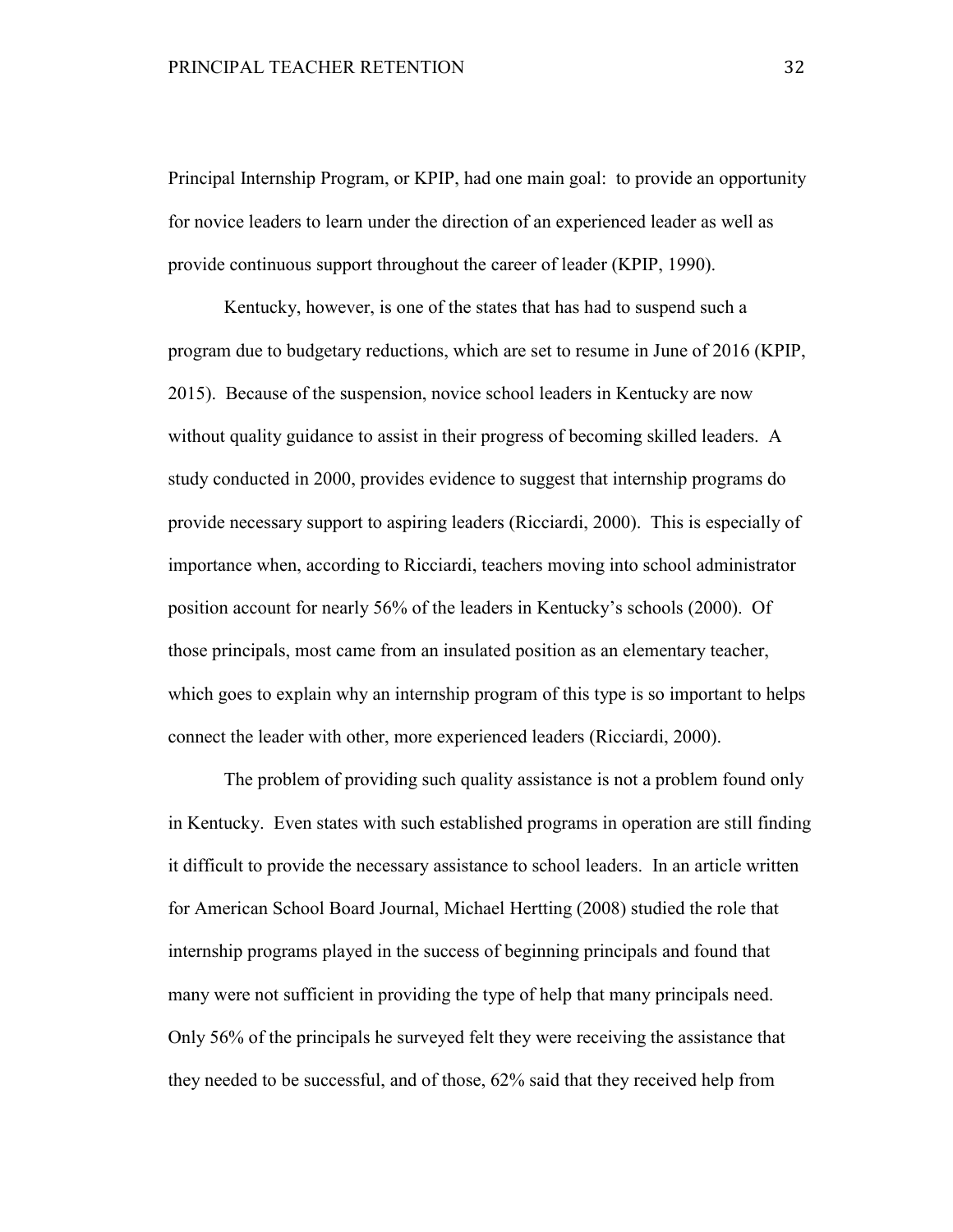Principal Internship Program, or KPIP, had one main goal: to provide an opportunity for novice leaders to learn under the direction of an experienced leader as well as provide continuous support throughout the career of leader (KPIP, 1990).

Kentucky, however, is one of the states that has had to suspend such a program due to budgetary reductions, which are set to resume in June of 2016 (KPIP, 2015). Because of the suspension, novice school leaders in Kentucky are now without quality guidance to assist in their progress of becoming skilled leaders. A study conducted in 2000, provides evidence to suggest that internship programs do provide necessary support to aspiring leaders (Ricciardi, 2000). This is especially of importance when, according to Ricciardi, teachers moving into school administrator position account for nearly 56% of the leaders in Kentucky's schools (2000). Of those principals, most came from an insulated position as an elementary teacher, which goes to explain why an internship program of this type is so important to helps connect the leader with other, more experienced leaders (Ricciardi, 2000).

The problem of providing such quality assistance is not a problem found only in Kentucky. Even states with such established programs in operation are still finding it difficult to provide the necessary assistance to school leaders. In an article written for American School Board Journal, Michael Hertting (2008) studied the role that internship programs played in the success of beginning principals and found that many were not sufficient in providing the type of help that many principals need. Only 56% of the principals he surveyed felt they were receiving the assistance that they needed to be successful, and of those, 62% said that they received help from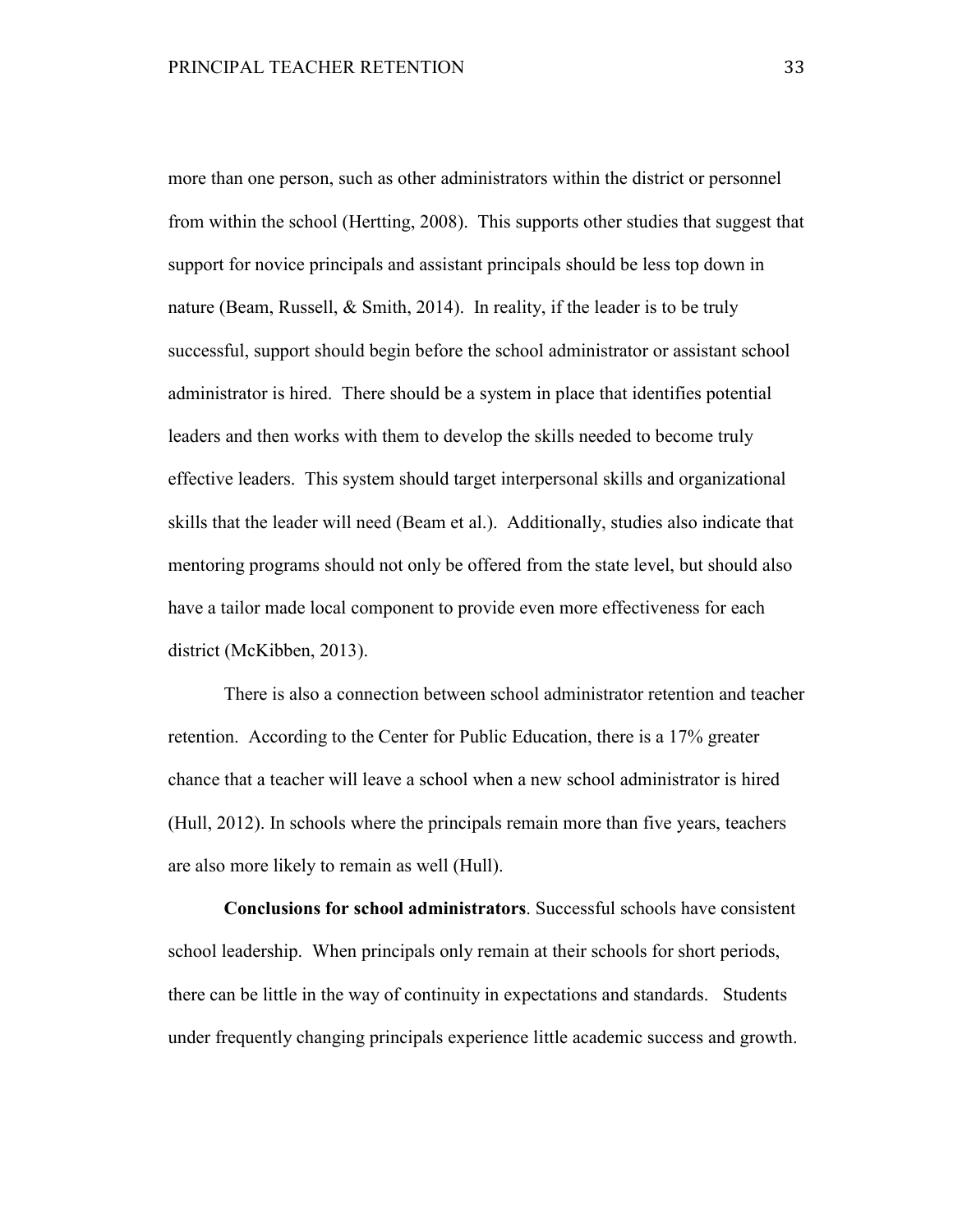more than one person, such as other administrators within the district or personnel from within the school (Hertting, 2008). This supports other studies that suggest that support for novice principals and assistant principals should be less top down in nature (Beam, Russell, & Smith, 2014). In reality, if the leader is to be truly successful, support should begin before the school administrator or assistant school administrator is hired. There should be a system in place that identifies potential leaders and then works with them to develop the skills needed to become truly effective leaders. This system should target interpersonal skills and organizational skills that the leader will need (Beam et al.). Additionally, studies also indicate that mentoring programs should not only be offered from the state level, but should also have a tailor made local component to provide even more effectiveness for each district (McKibben, 2013).

There is also a connection between school administrator retention and teacher retention. According to the Center for Public Education, there is a 17% greater chance that a teacher will leave a school when a new school administrator is hired (Hull, 2012). In schools where the principals remain more than five years, teachers are also more likely to remain as well (Hull).

**Conclusions for school administrators**. Successful schools have consistent school leadership. When principals only remain at their schools for short periods, there can be little in the way of continuity in expectations and standards. Students under frequently changing principals experience little academic success and growth.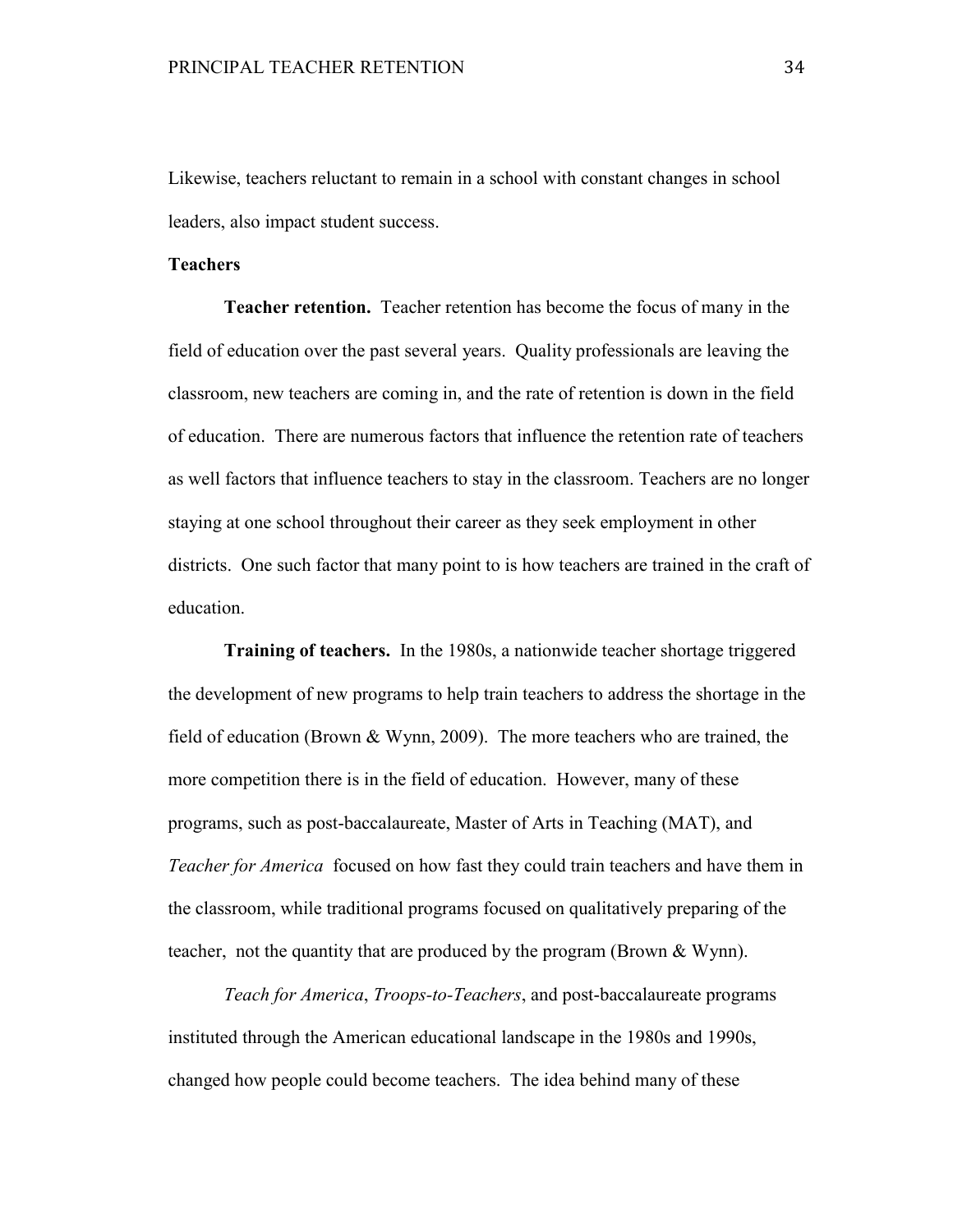Likewise, teachers reluctant to remain in a school with constant changes in school leaders, also impact student success.

## Teachers

**Teacher retention.** Teacher retention has become the focus of many in the field of education over the past several years. Quality professionals are leaving the classroom, new teachers are coming in, and the rate of retention is down in the field of education. There are numerous factors that influence the retention rate of teachers as well factors that influence teachers to stay in the classroom. Teachers are no longer staying at one school throughout their career as they seek employment in other districts. One such factor that many point to is how teachers are trained in the craft of education.

**Training of teachers.** In the 1980s, a nationwide teacher shortage triggered the development of new programs to help train teachers to address the shortage in the field of education (Brown & Wynn, 2009). The more teachers who are trained, the more competition there is in the field of education. However, many of these programs, such as post-baccalaureate, Master of Arts in Teaching (MAT), and *Teacher for America* focused on how fast they could train teachers and have them in the classroom, while traditional programs focused on qualitatively preparing of the teacher, not the quantity that are produced by the program (Brown & Wynn).

*Teach for America*, *Troops-to-Teachers*, and post-baccalaureate programs instituted through the American educational landscape in the 1980s and 1990s, changed how people could become teachers. The idea behind many of these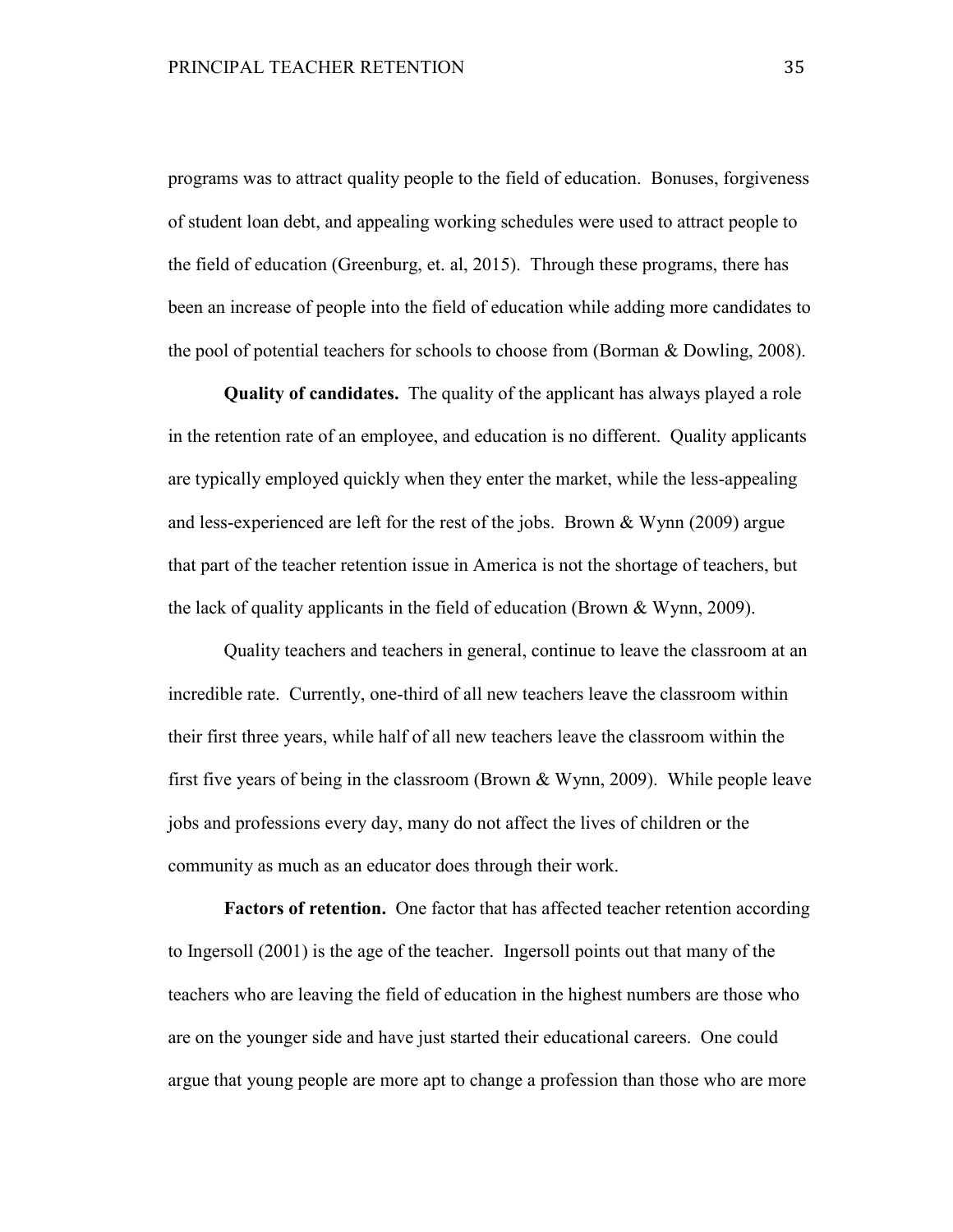programs was to attract quality people to the field of education. Bonuses, forgiveness of student loan debt, and appealing working schedules were used to attract people to the field of education (Greenburg, et. al, 2015). Through these programs, there has been an increase of people into the field of education while adding more candidates to the pool of potential teachers for schools to choose from (Borman & Dowling, 2008).

**Quality of candidates.** The quality of the applicant has always played a role in the retention rate of an employee, and education is no different. Quality applicants are typically employed quickly when they enter the market, while the less-appealing and less-experienced are left for the rest of the jobs. Brown & Wynn (2009) argue that part of the teacher retention issue in America is not the shortage of teachers, but the lack of quality applicants in the field of education (Brown & Wynn, 2009).

Quality teachers and teachers in general, continue to leave the classroom at an incredible rate. Currently, one-third of all new teachers leave the classroom within their first three years, while half of all new teachers leave the classroom within the first five years of being in the classroom (Brown & Wynn, 2009). While people leave jobs and professions every day, many do not affect the lives of children or the community as much as an educator does through their work.

**Factors of retention.** One factor that has affected teacher retention according to Ingersoll (2001) is the age of the teacher. Ingersoll points out that many of the teachers who are leaving the field of education in the highest numbers are those who are on the younger side and have just started their educational careers. One could argue that young people are more apt to change a profession than those who are more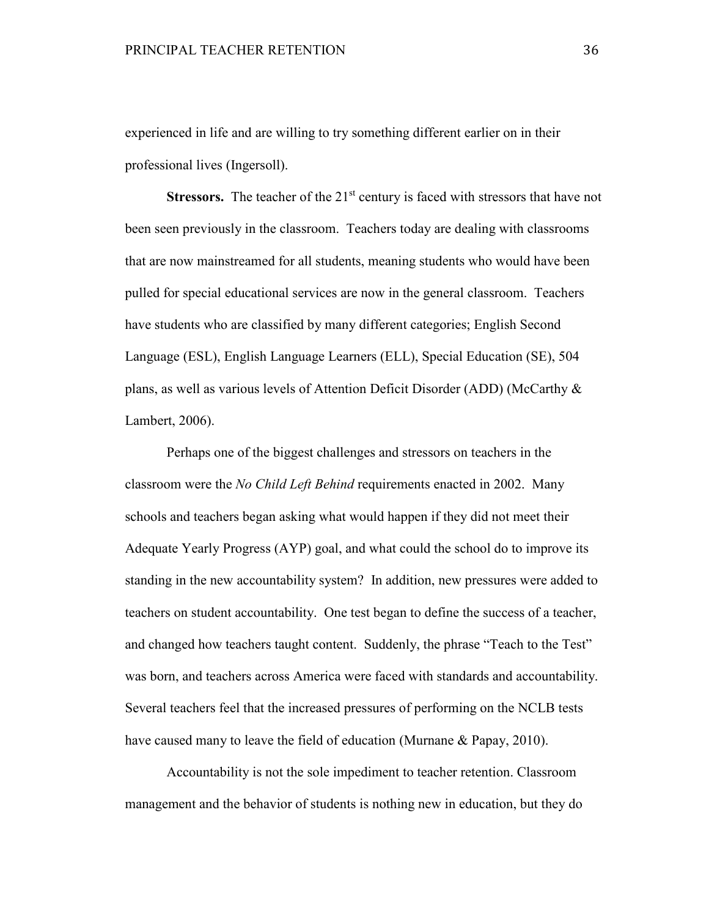experienced in life and are willing to try something different earlier on in their professional lives (Ingersoll).

**Stressors.** The teacher of the 21st century is faced with stressors that have not been seen previously in the classroom. Teachers today are dealing with classrooms that are now mainstreamed for all students, meaning students who would have been pulled for special educational services are now in the general classroom. Teachers have students who are classified by many different categories; English Second Language (ESL), English Language Learners (ELL), Special Education (SE), 504 plans, as well as various levels of Attention Deficit Disorder (ADD) (McCarthy & Lambert, 2006).

Perhaps one of the biggest challenges and stressors on teachers in the classroom were the *No Child Left Behind* requirements enacted in 2002. Many schools and teachers began asking what would happen if they did not meet their Adequate Yearly Progress (AYP) goal, and what could the school do to improve its standing in the new accountability system? In addition, new pressures were added to teachers on student accountability. One test began to define the success of a teacher, and changed how teachers taught content. Suddenly, the phrase "Teach to the Test" was born, and teachers across America were faced with standards and accountability. Several teachers feel that the increased pressures of performing on the NCLB tests have caused many to leave the field of education (Murnane & Papay, 2010).

Accountability is not the sole impediment to teacher retention. Classroom management and the behavior of students is nothing new in education, but they do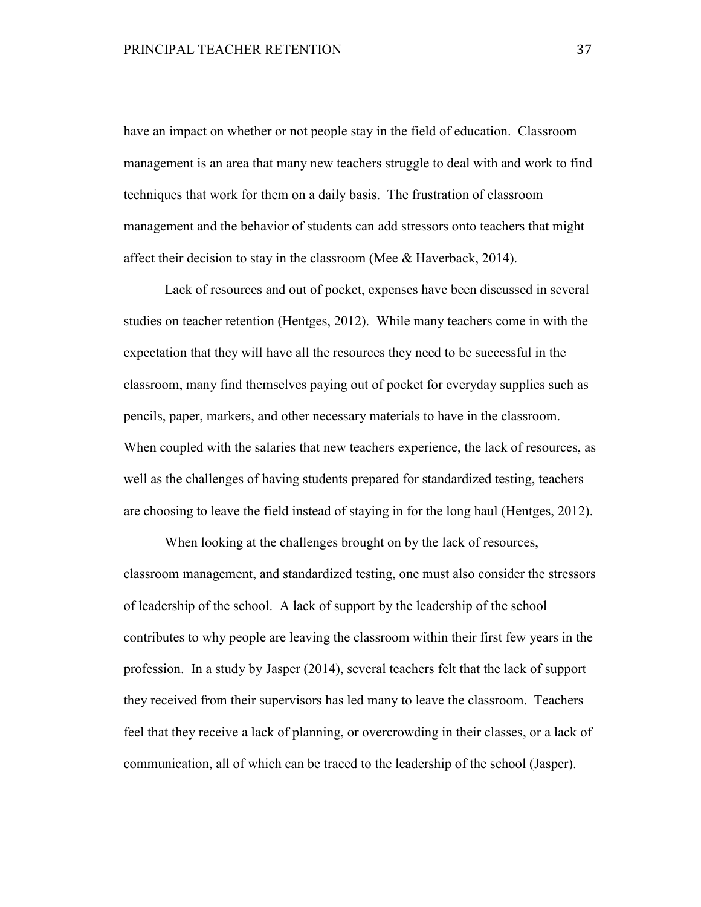have an impact on whether or not people stay in the field of education. Classroom management is an area that many new teachers struggle to deal with and work to find techniques that work for them on a daily basis. The frustration of classroom management and the behavior of students can add stressors onto teachers that might affect their decision to stay in the classroom (Mee & Haverback, 2014).

Lack of resources and out of pocket, expenses have been discussed in several studies on teacher retention (Hentges, 2012). While many teachers come in with the expectation that they will have all the resources they need to be successful in the classroom, many find themselves paying out of pocket for everyday supplies such as pencils, paper, markers, and other necessary materials to have in the classroom. When coupled with the salaries that new teachers experience, the lack of resources, as well as the challenges of having students prepared for standardized testing, teachers are choosing to leave the field instead of staying in for the long haul (Hentges, 2012).

When looking at the challenges brought on by the lack of resources, classroom management, and standardized testing, one must also consider the stressors of leadership of the school. A lack of support by the leadership of the school contributes to why people are leaving the classroom within their first few years in the profession. In a study by Jasper (2014), several teachers felt that the lack of support they received from their supervisors has led many to leave the classroom. Teachers feel that they receive a lack of planning, or overcrowding in their classes, or a lack of communication, all of which can be traced to the leadership of the school (Jasper).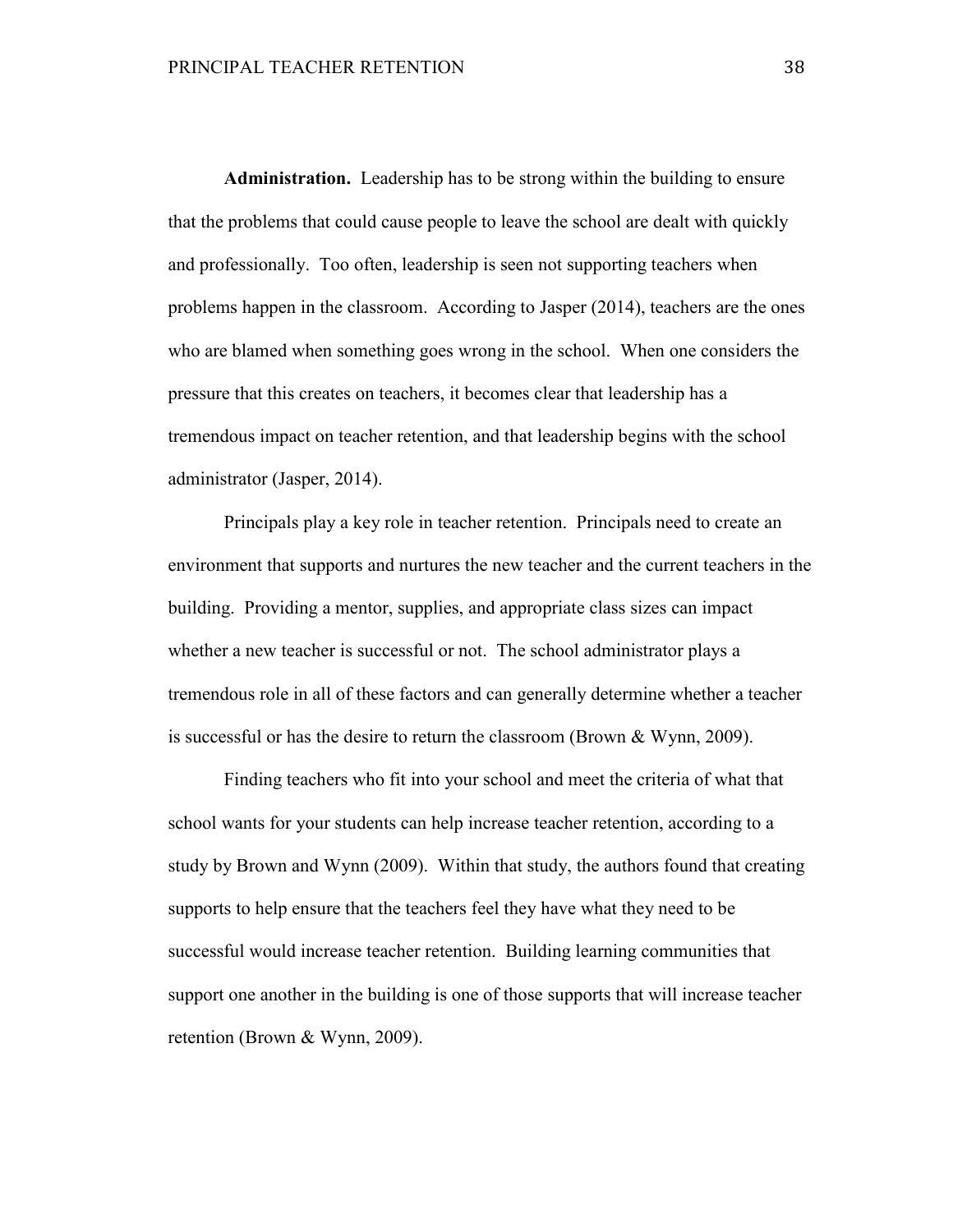**Administration.** Leadership has to be strong within the building to ensure that the problems that could cause people to leave the school are dealt with quickly and professionally. Too often, leadership is seen not supporting teachers when problems happen in the classroom. According to Jasper (2014), teachers are the ones who are blamed when something goes wrong in the school. When one considers the pressure that this creates on teachers, it becomes clear that leadership has a tremendous impact on teacher retention, and that leadership begins with the school administrator (Jasper, 2014).

Principals play a key role in teacher retention. Principals need to create an environment that supports and nurtures the new teacher and the current teachers in the building. Providing a mentor, supplies, and appropriate class sizes can impact whether a new teacher is successful or not. The school administrator plays a tremendous role in all of these factors and can generally determine whether a teacher is successful or has the desire to return the classroom (Brown & Wynn, 2009).

Finding teachers who fit into your school and meet the criteria of what that school wants for your students can help increase teacher retention, according to a study by Brown and Wynn (2009). Within that study, the authors found that creating supports to help ensure that the teachers feel they have what they need to be successful would increase teacher retention. Building learning communities that support one another in the building is one of those supports that will increase teacher retention (Brown & Wynn, 2009).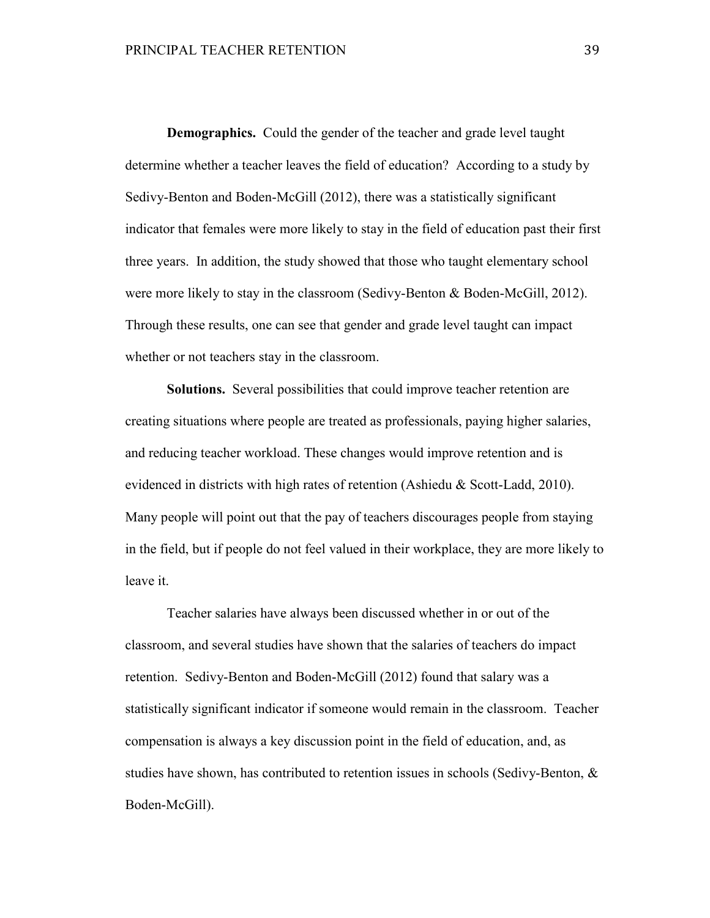**Demographics.** Could the gender of the teacher and grade level taught determine whether a teacher leaves the field of education? According to a study by Sedivy-Benton and Boden-McGill (2012), there was a statistically significant indicator that females were more likely to stay in the field of education past their first three years. In addition, the study showed that those who taught elementary school were more likely to stay in the classroom (Sedivy-Benton & Boden-McGill, 2012). Through these results, one can see that gender and grade level taught can impact whether or not teachers stay in the classroom.

**Solutions.** Several possibilities that could improve teacher retention are creating situations where people are treated as professionals, paying higher salaries, and reducing teacher workload. These changes would improve retention and is evidenced in districts with high rates of retention (Ashiedu & Scott-Ladd, 2010). Many people will point out that the pay of teachers discourages people from staying in the field, but if people do not feel valued in their workplace, they are more likely to leave it.

Teacher salaries have always been discussed whether in or out of the classroom, and several studies have shown that the salaries of teachers do impact retention. Sedivy-Benton and Boden-McGill (2012) found that salary was a statistically significant indicator if someone would remain in the classroom. Teacher compensation is always a key discussion point in the field of education, and, as studies have shown, has contributed to retention issues in schools (Sedivy-Benton, & Boden-McGill).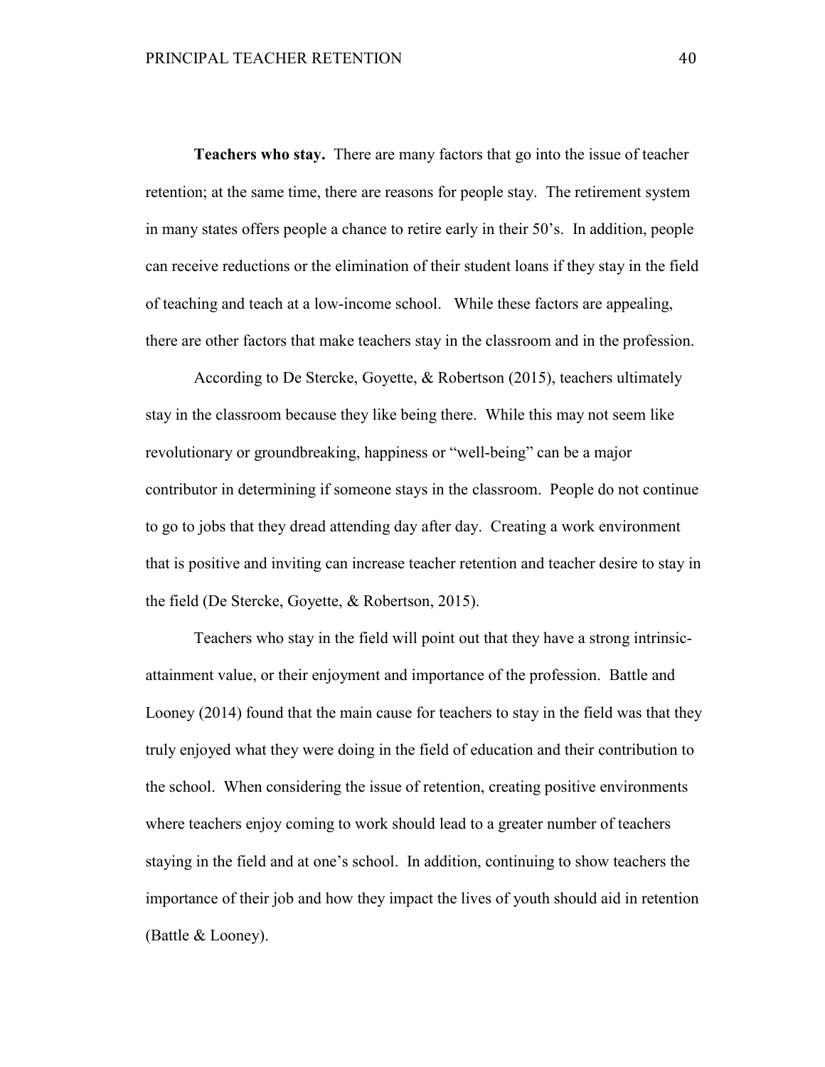**Teachers who stay.** There are many factors that go into the issue of teacher retention; at the same time, there are reasons for people stay. The retirement system in many states offers people a chance to retire early in their 50's. In addition, people can receive reductions or the elimination of their student loans if they stay in the field of teaching and teach at a low-income school. While these factors are appealing, there are other factors that make teachers stay in the classroom and in the profession.

According to De Stercke, Goyette, & Robertson (2015), teachers ultimately stay in the classroom because they like being there. While this may not seem like revolutionary or groundbreaking, happiness or "well-being" can be a major contributor in determining if someone stays in the classroom. People do not continue to go to jobs that they dread attending day after day. Creating a work environment that is positive and inviting can increase teacher retention and teacher desire to stay in the field (De Stercke, Goyette, & Robertson, 2015).

Teachers who stay in the field will point out that they have a strong intrinsic-attainment value, or their enjoyment and importance of the profession. Battle and Looney (2014) found that the main cause for teachers to stay in the field was that they truly enjoyed what they were doing in the field of education and their contribution to the school. When considering the issue of retention, creating positive environments where teachers enjoy coming to work should lead to a greater number of teachers staying in the field and at one's school. In addition, continuing to show teachers the importance of their job and how they impact the lives of youth should aid in retention (Battle & Looney).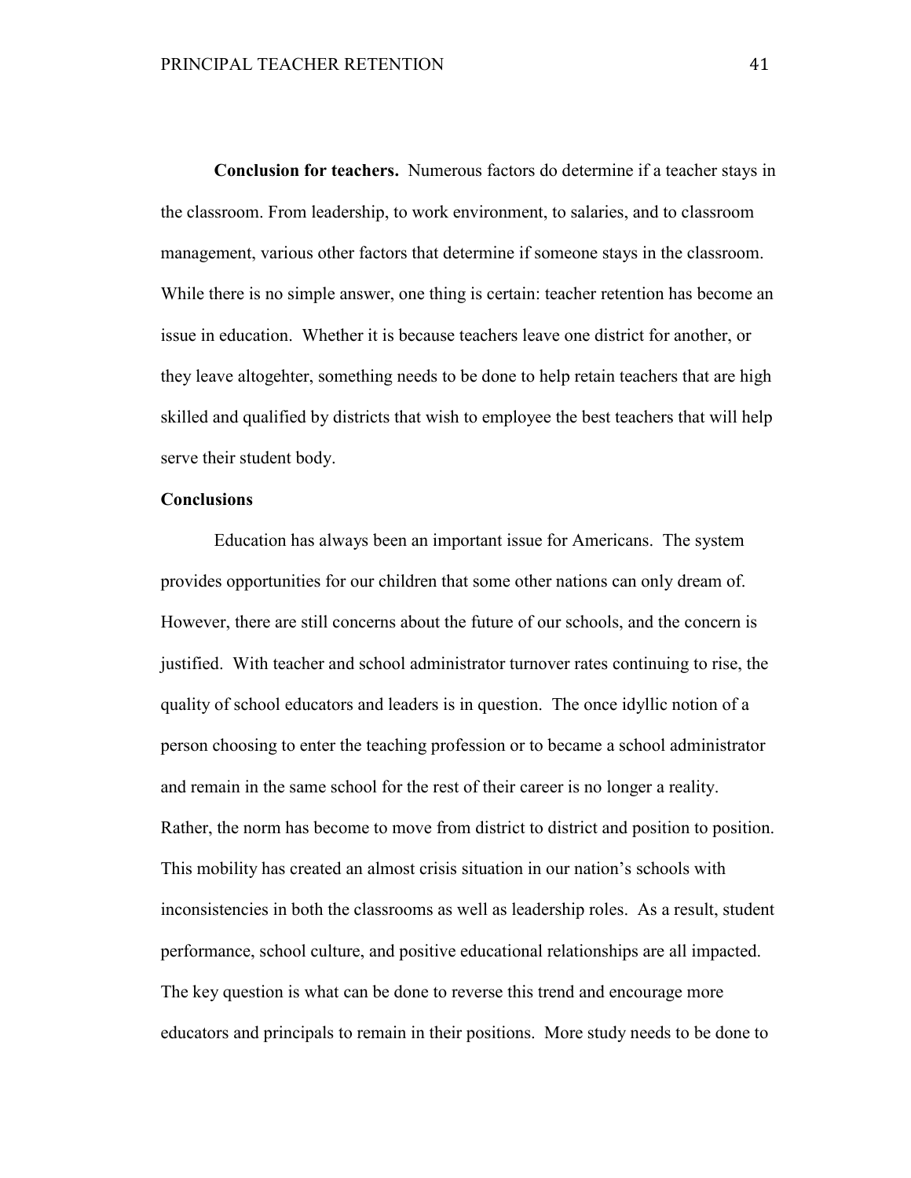**Conclusion for teachers.** Numerous factors do determine if a teacher stays in the classroom. From leadership, to work environment, to salaries, and to classroom management, various other factors that determine if someone stays in the classroom. While there is no simple answer, one thing is certain: teacher retention has become an issue in education. Whether it is because teachers leave one district for another, or they leave altogehter, something needs to be done to help retain teachers that are high skilled and qualified by districts that wish to employee the best teachers that will help serve their student body.

## Conclusions

Education has always been an important issue for Americans. The system provides opportunities for our children that some other nations can only dream of. However, there are still concerns about the future of our schools, and the concern is justified. With teacher and school administrator turnover rates continuing to rise, the quality of school educators and leaders is in question. The once idyllic notion of a person choosing to enter the teaching profession or to became a school administrator and remain in the same school for the rest of their career is no longer a reality. Rather, the norm has become to move from district to district and position to position. This mobility has created an almost crisis situation in our nation's schools with inconsistencies in both the classrooms as well as leadership roles. As a result, student performance, school culture, and positive educational relationships are all impacted. The key question is what can be done to reverse this trend and encourage more educators and principals to remain in their positions. More study needs to be done to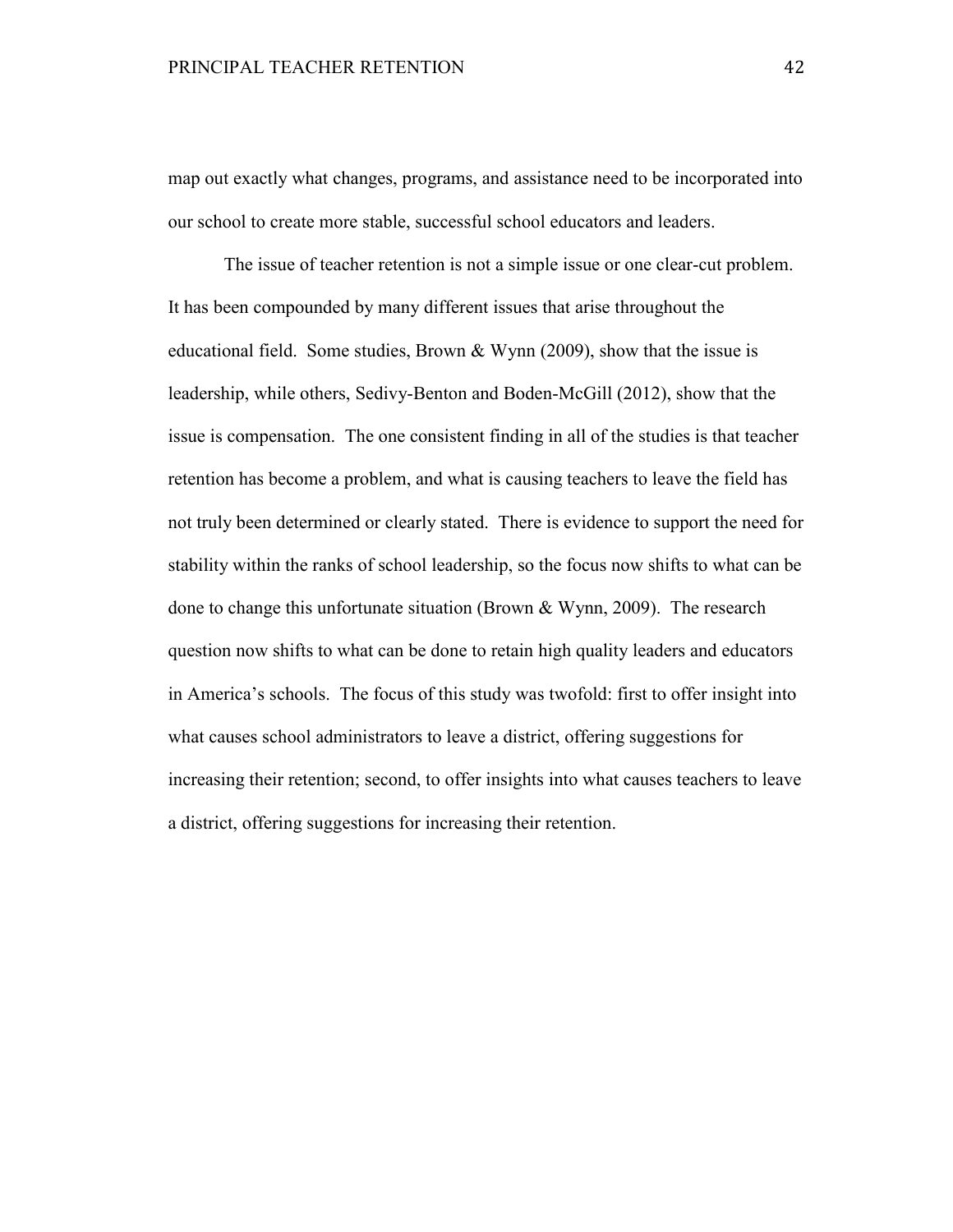map out exactly what changes, programs, and assistance need to be incorporated into our school to create more stable, successful school educators and leaders.

The issue of teacher retention is not a simple issue or one clear-cut problem. It has been compounded by many different issues that arise throughout the educational field. Some studies, Brown & Wynn (2009), show that the issue is leadership, while others, Sedivy-Benton and Boden-McGill (2012), show that the issue is compensation. The one consistent finding in all of the studies is that teacher retention has become a problem, and what is causing teachers to leave the field has not truly been determined or clearly stated. There is evidence to support the need for stability within the ranks of school leadership, so the focus now shifts to what can be done to change this unfortunate situation (Brown & Wynn, 2009). The research question now shifts to what can be done to retain high quality leaders and educators in America's schools. The focus of this study was twofold: first to offer insight into what causes school administrators to leave a district, offering suggestions for increasing their retention; second, to offer insights into what causes teachers to leave a district, offering suggestions for increasing their retention.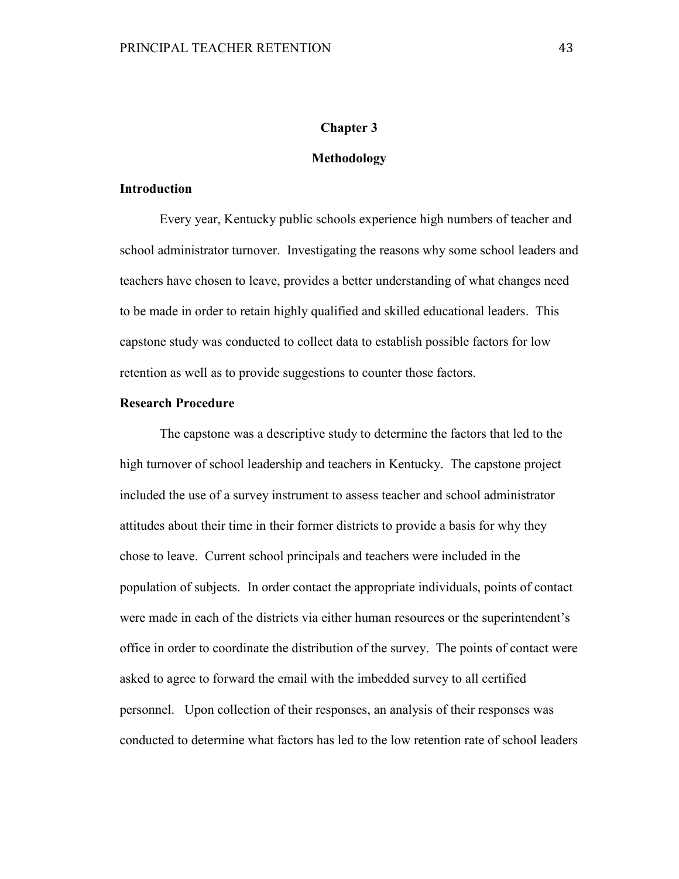# Chapter 3

# Methodology

## Introduction

Every year, Kentucky public schools experience high numbers of teacher and school administrator turnover. Investigating the reasons why some school leaders and teachers have chosen to leave, provides a better understanding of what changes need to be made in order to retain highly qualified and skilled educational leaders. This capstone study was conducted to collect data to establish possible factors for low retention as well as to provide suggestions to counter those factors.

## Research Procedure

The capstone was a descriptive study to determine the factors that led to the high turnover of school leadership and teachers in Kentucky. The capstone project included the use of a survey instrument to assess teacher and school administrator attitudes about their time in their former districts to provide a basis for why they chose to leave. Current school principals and teachers were included in the population of subjects. In order contact the appropriate individuals, points of contact were made in each of the districts via either human resources or the superintendent's office in order to coordinate the distribution of the survey. The points of contact were asked to agree to forward the email with the imbedded survey to all certified personnel. Upon collection of their responses, an analysis of their responses was conducted to determine what factors has led to the low retention rate of school leaders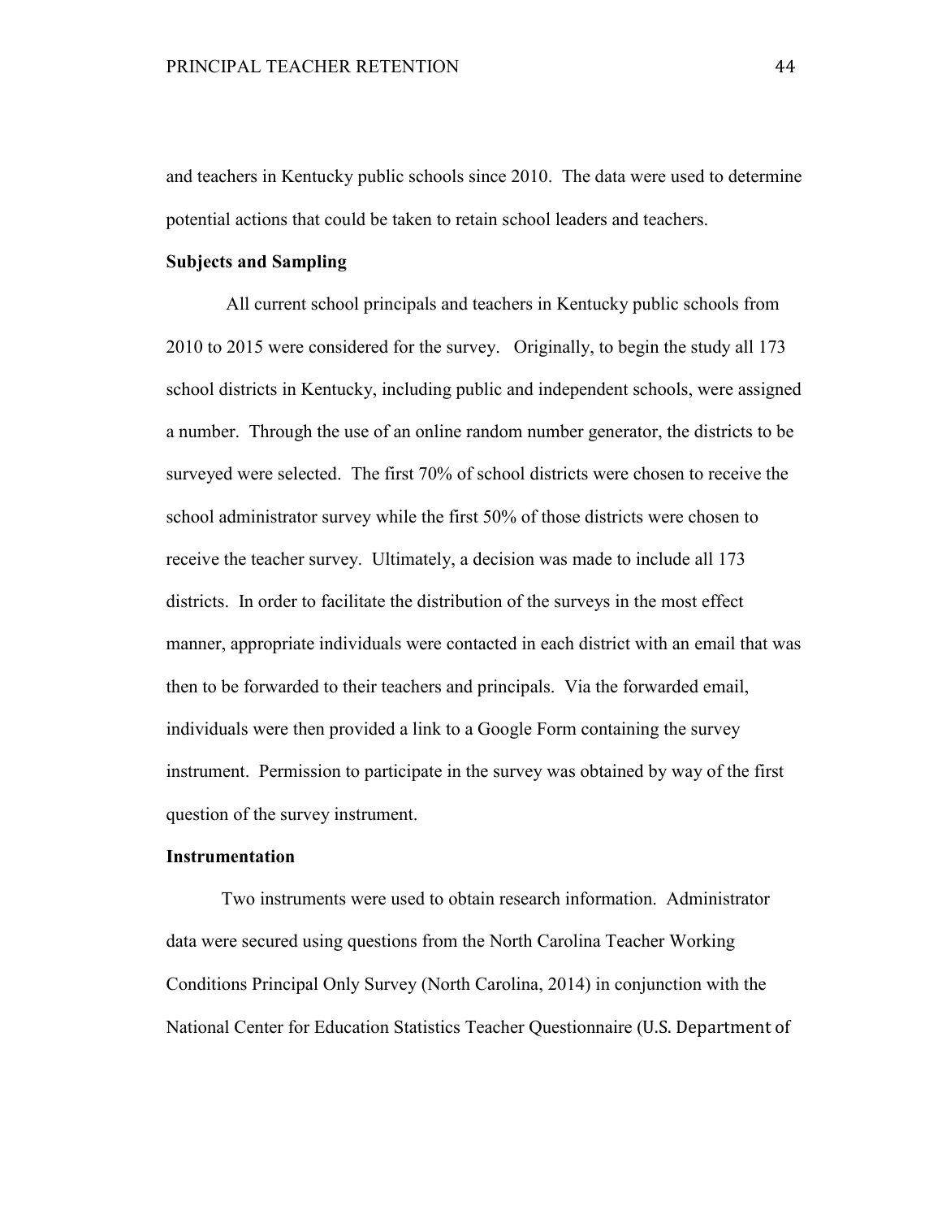and teachers in Kentucky public schools since 2010. The data were used to determine potential actions that could be taken to retain school leaders and teachers.

### Subjects and Sampling

All current school principals and teachers in Kentucky public schools from 2010 to 2015 were considered for the survey. Originally, to begin the study all 173 school districts in Kentucky, including public and independent schools, were assigned a number. Through the use of an online random number generator, the districts to be surveyed were selected. The first 70% of school districts were chosen to receive the school administrator survey while the first 50% of those districts were chosen to receive the teacher survey. Ultimately, a decision was made to include all 173 districts. In order to facilitate the distribution of the surveys in the most effect manner, appropriate individuals were contacted in each district with an email that was then to be forwarded to their teachers and principals. Via the forwarded email, individuals were then provided a link to a Google Form containing the survey instrument. Permission to participate in the survey was obtained by way of the first question of the survey instrument.

### Instrumentation

Two instruments were used to obtain research information. Administrator data were secured using questions from the North Carolina Teacher Working Conditions Principal Only Survey (North Carolina, 2014) in conjunction with the National Center for Education Statistics Teacher Questionnaire (U.S. Department of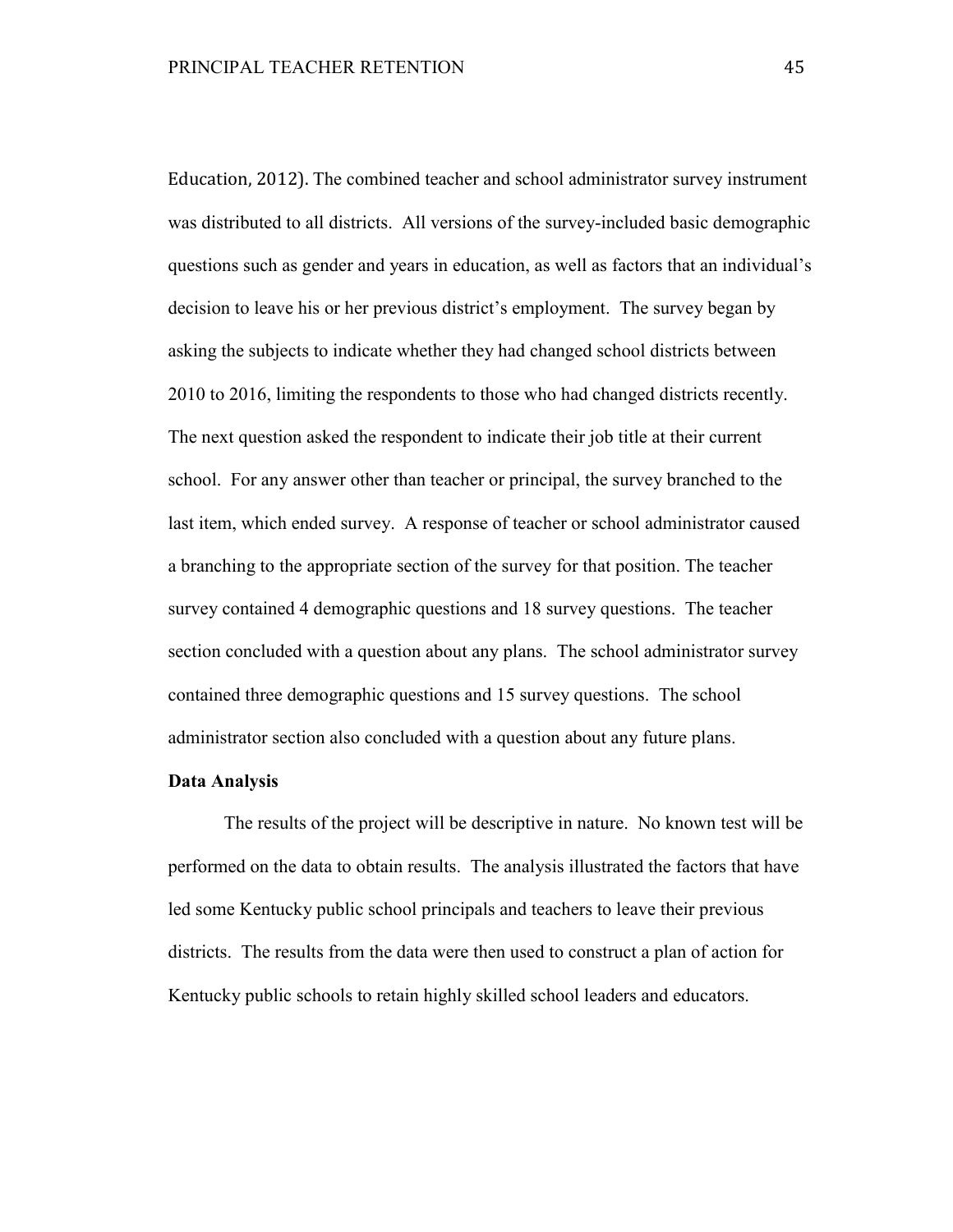Education, 2012). The combined teacher and school administrator survey instrument was distributed to all districts. All versions of the survey-included basic demographic questions such as gender and years in education, as well as factors that an individual's decision to leave his or her previous district's employment. The survey began by asking the subjects to indicate whether they had changed school districts between 2010 to 2016, limiting the respondents to those who had changed districts recently. The next question asked the respondent to indicate their job title at their current school. For any answer other than teacher or principal, the survey branched to the last item, which ended survey. A response of teacher or school administrator caused a branching to the appropriate section of the survey for that position. The teacher survey contained 4 demographic questions and 18 survey questions. The teacher section concluded with a question about any plans. The school administrator survey contained three demographic questions and 15 survey questions. The school administrator section also concluded with a question about any future plans.

**Data Analysis**

The results of the project will be descriptive in nature. No known test will be performed on the data to obtain results. The analysis illustrated the factors that have led some Kentucky public school principals and teachers to leave their previous districts. The results from the data were then used to construct a plan of action for Kentucky public schools to retain highly skilled school leaders and educators.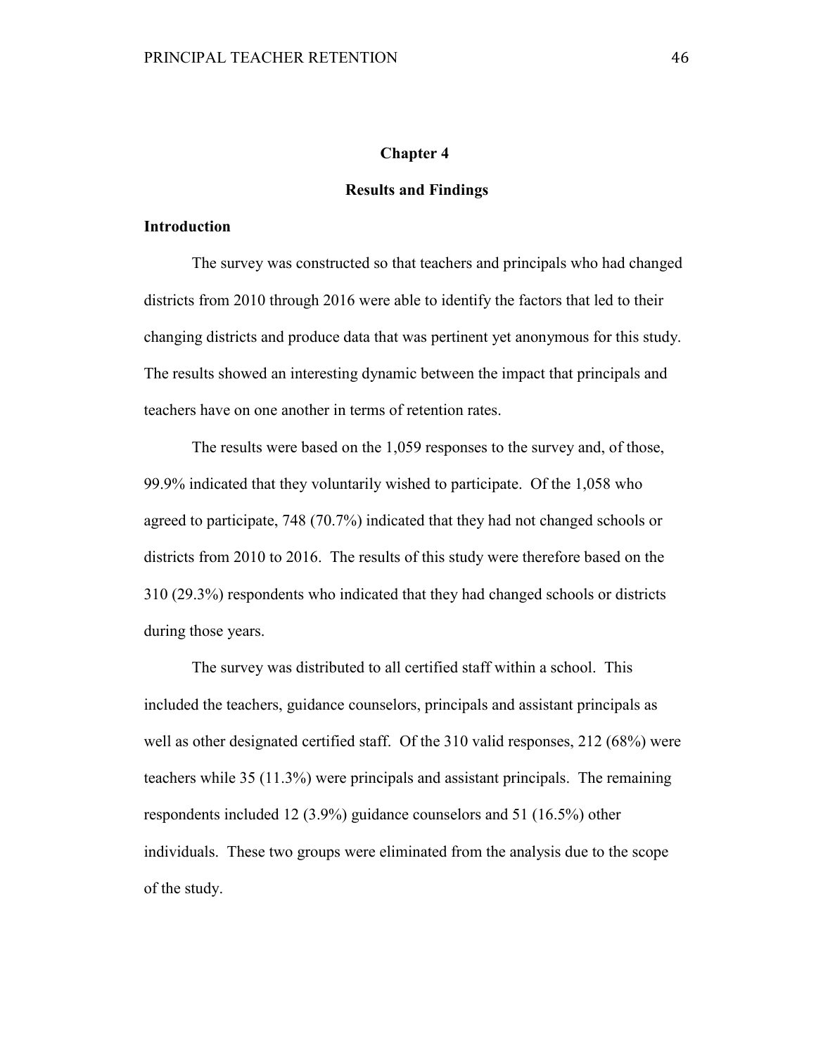# Chapter 4

# Results and Findings

## Introduction

The survey was constructed so that teachers and principals who had changed districts from 2010 through 2016 were able to identify the factors that led to their changing districts and produce data that was pertinent yet anonymous for this study. The results showed an interesting dynamic between the impact that principals and teachers have on one another in terms of retention rates.

The results were based on the 1,059 responses to the survey and, of those, 99.9% indicated that they voluntarily wished to participate. Of the 1,058 who agreed to participate, 748 (70.7%) indicated that they had not changed schools or districts from 2010 to 2016. The results of this study were therefore based on the 310 (29.3%) respondents who indicated that they had changed schools or districts during those years.

The survey was distributed to all certified staff within a school. This included the teachers, guidance counselors, principals and assistant principals as well as other designated certified staff. Of the 310 valid responses, 212 (68%) were teachers while 35 (11.3%) were principals and assistant principals. The remaining respondents included 12 (3.9%) guidance counselors and 51 (16.5%) other individuals. These two groups were eliminated from the analysis due to the scope of the study.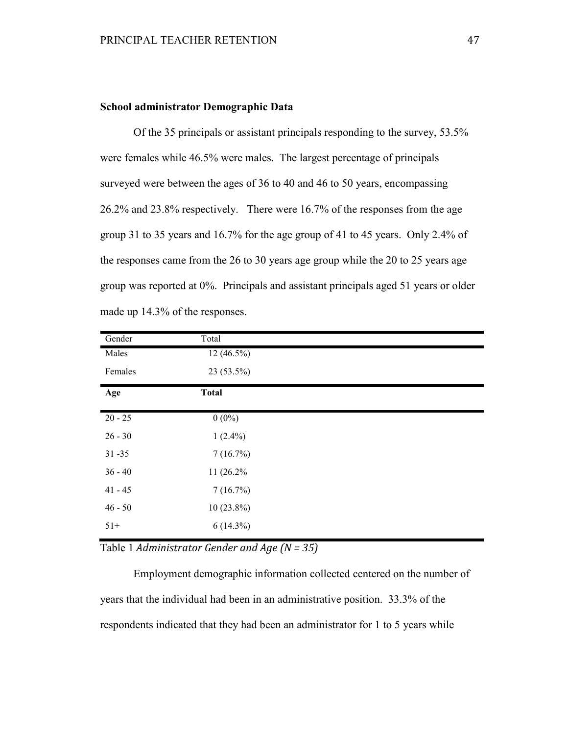**School administrator Demographic Data**

Of the 35 principals or assistant principals responding to the survey, 53.5% were females while 46.5% were males. The largest percentage of principals surveyed were between the ages of 36 to 40 and 46 to 50 years, encompassing 26.2% and 23.8% respectively. There were 16.7% of the responses from the age group 31 to 35 years and 16.7% for the age group of 41 to 45 years. Only 2.4% of the responses came from the 26 to 30 years age group while the 20 to 25 years age group was reported at 0%. Principals and assistant principals aged 51 years or older made up 14.3% of the responses.

| Gender | Total |
|---|---|
| Males | 12 (46.5%) |
| Females | 23 (53.5%) |
| **Age** | **Total** |
| 20 - 25 | 0 (0%) |
| 26 - 30 | 1 (2.4%) |
| 31 -35 | 7 (16.7%) |
| 36 - 40 | 11 (26.2% |
| 41 - 45 | 7 (16.7%) |
| 46 - 50 | 10 (23.8%) |
| 51+ | 6 (14.3%) |

Table 1 *Administrator Gender and Age (N = 35)*

Employment demographic information collected centered on the number of years that the individual had been in an administrative position. 33.3% of the respondents indicated that they had been an administrator for 1 to 5 years while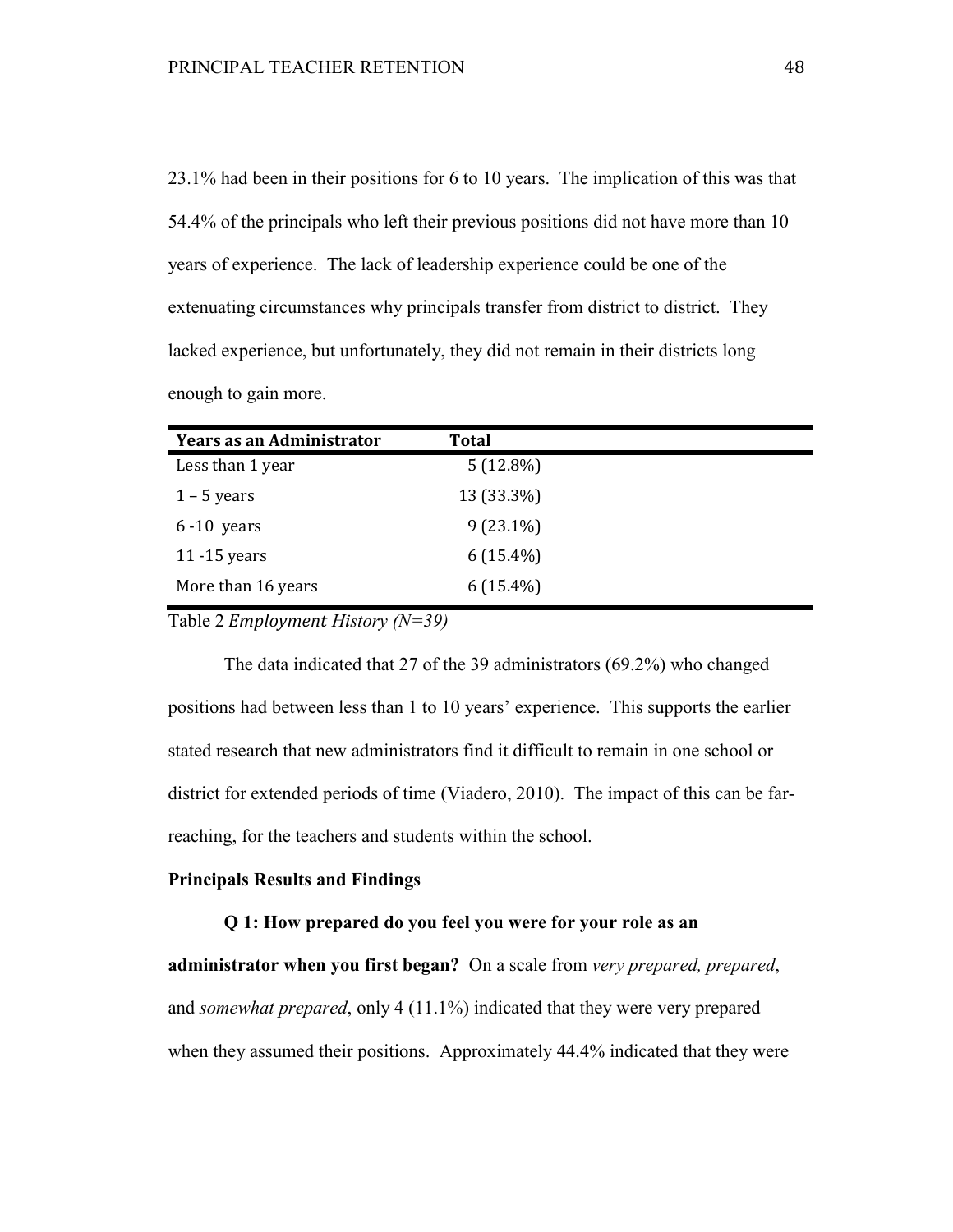23.1% had been in their positions for 6 to 10 years. The implication of this was that 54.4% of the principals who left their previous positions did not have more than 10 years of experience. The lack of leadership experience could be one of the extenuating circumstances why principals transfer from district to district. They lacked experience, but unfortunately, they did not remain in their districts long enough to gain more.

| Years as an Administrator | Total |
|---|---|
| Less than 1 year | 5 (12.8%) |
| 1 – 5 years | 13 (33.3%) |
| 6 -10 years | 9 (23.1%) |
| 11 -15 years | 6 (15.4%) |
| More than 16 years | 6 (15.4%) |

Table 2 *Employment History (N=39)*

The data indicated that 27 of the 39 administrators (69.2%) who changed positions had between less than 1 to 10 years' experience. This supports the earlier stated research that new administrators find it difficult to remain in one school or district for extended periods of time (Viadero, 2010). The impact of this can be far-reaching, for the teachers and students within the school.

**Principals Results and Findings**

**Q 1: How prepared do you feel you were for your role as an administrator when you first began?** On a scale from *very prepared, prepared*, and *somewhat prepared*, only 4 (11.1%) indicated that they were very prepared when they assumed their positions. Approximately 44.4% indicated that they were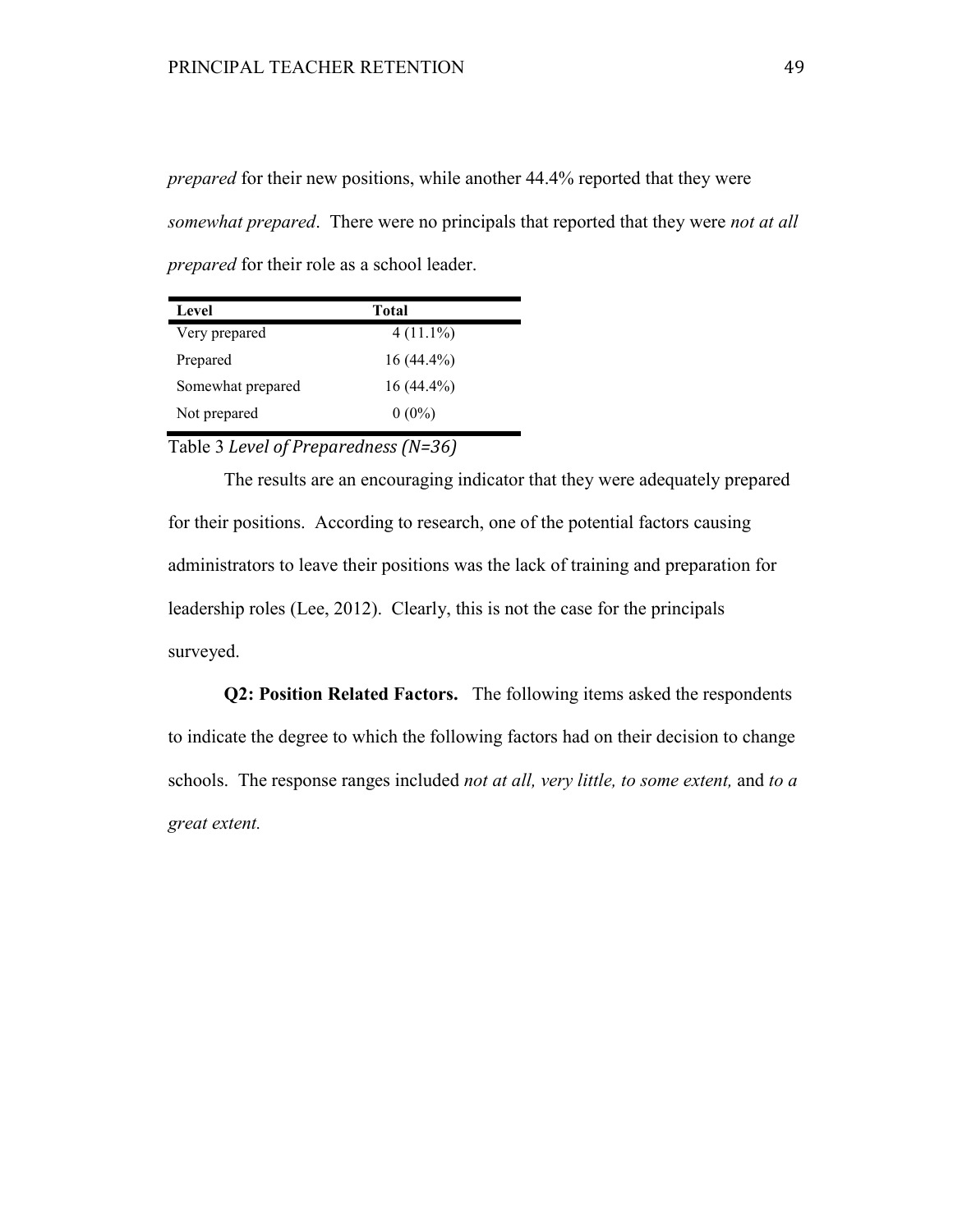*prepared* for their new positions, while another 44.4% reported that they were *somewhat prepared*. There were no principals that reported that they were *not at all prepared* for their role as a school leader.

| Level | Total |
|---|---|
| Very prepared | 4 (11.1%) |
| Prepared | 16 (44.4%) |
| Somewhat prepared | 16 (44.4%) |
| Not prepared | 0 (0%) |

Table 3 *Level of Preparedness (N=36)*

The results are an encouraging indicator that they were adequately prepared for their positions. According to research, one of the potential factors causing administrators to leave their positions was the lack of training and preparation for leadership roles (Lee, 2012). Clearly, this is not the case for the principals surveyed.

**Q2: Position Related Factors.** The following items asked the respondents to indicate the degree to which the following factors had on their decision to change schools. The response ranges included *not at all, very little, to some extent,* and *to a great extent.*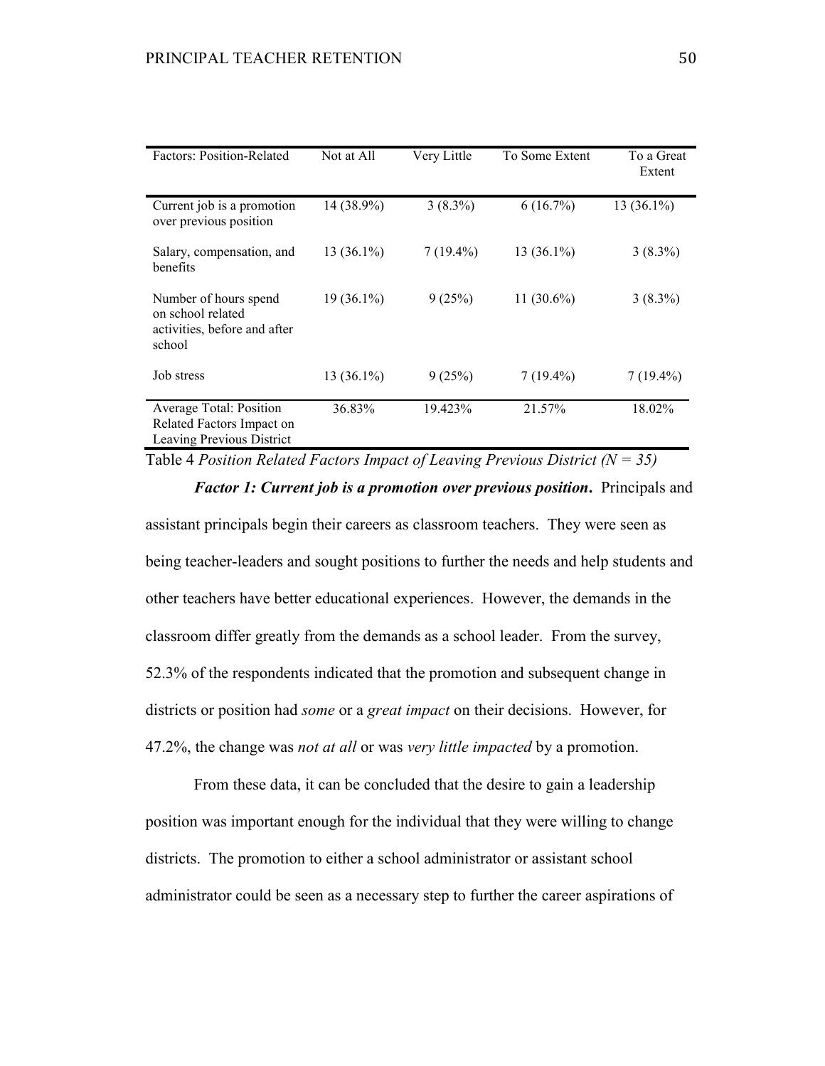| Factors: Position-Related | Not at All | Very Little | To Some Extent | To a Great Extent |
|---|---|---|---|---|
| Current job is a promotion over previous position | 14 (38.9%) | 3 (8.3%) | 6 (16.7%) | 13 (36.1%) |
| Salary, compensation, and benefits | 13 (36.1%) | 7 (19.4%) | 13 (36.1%) | 3 (8.3%) |
| Number of hours spend on school related activities, before and after school | 19 (36.1%) | 9 (25%) | 11 (30.6%) | 3 (8.3%) |
| Job stress | 13 (36.1%) | 9 (25%) | 7 (19.4%) | 7 (19.4%) |
| Average Total: Position Related Factors Impact on Leaving Previous District | 36.83% | 19.423% | 21.57% | 18.02% |

Table 4 *Position Related Factors Impact of Leaving Previous District (N = 35)*

***Factor 1: Current job is a promotion over previous position*.** Principals and assistant principals begin their careers as classroom teachers. They were seen as being teacher-leaders and sought positions to further the needs and help students and other teachers have better educational experiences. However, the demands in the classroom differ greatly from the demands as a school leader. From the survey, 52.3% of the respondents indicated that the promotion and subsequent change in districts or position had *some* or a *great impact* on their decisions. However, for 47.2%, the change was *not at all* or was *very little impacted* by a promotion.

From these data, it can be concluded that the desire to gain a leadership position was important enough for the individual that they were willing to change districts. The promotion to either a school administrator or assistant school administrator could be seen as a necessary step to further the career aspirations of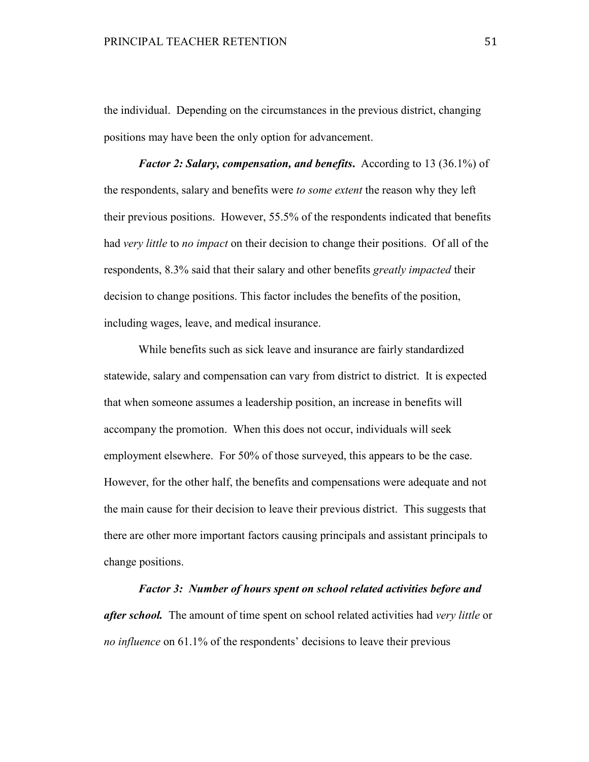the individual. Depending on the circumstances in the previous district, changing positions may have been the only option for advancement.

***Factor 2: Salary, compensation, and benefits*.** According to 13 (36.1%) of the respondents, salary and benefits were *to some extent* the reason why they left their previous positions. However, 55.5% of the respondents indicated that benefits had *very little* to *no impact* on their decision to change their positions. Of all of the respondents, 8.3% said that their salary and other benefits *greatly impacted* their decision to change positions. This factor includes the benefits of the position, including wages, leave, and medical insurance.

While benefits such as sick leave and insurance are fairly standardized statewide, salary and compensation can vary from district to district. It is expected that when someone assumes a leadership position, an increase in benefits will accompany the promotion. When this does not occur, individuals will seek employment elsewhere. For 50% of those surveyed, this appears to be the case. However, for the other half, the benefits and compensations were adequate and not the main cause for their decision to leave their previous district. This suggests that there are other more important factors causing principals and assistant principals to change positions.

***Factor 3: Number of hours spent on school related activities before and after school.*** The amount of time spent on school related activities had *very little* or *no influence* on 61.1% of the respondents' decisions to leave their previous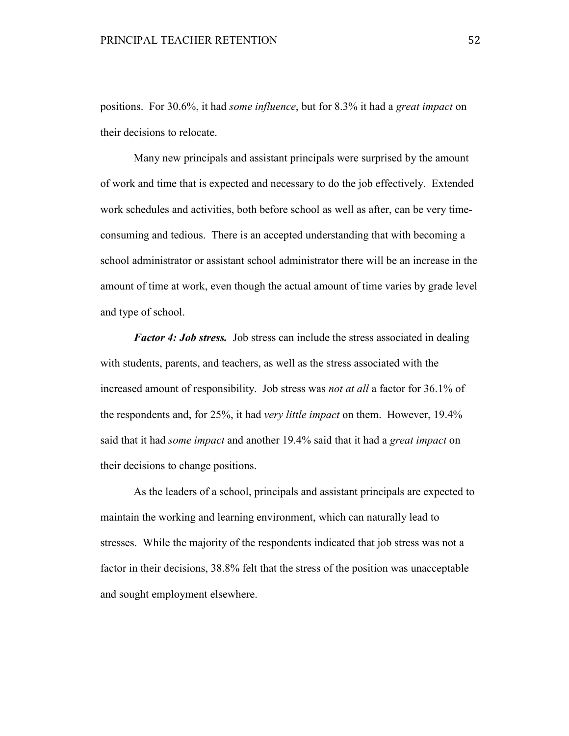positions. For 30.6%, it had *some influence*, but for 8.3% it had a *great impact* on their decisions to relocate.

Many new principals and assistant principals were surprised by the amount of work and time that is expected and necessary to do the job effectively. Extended work schedules and activities, both before school as well as after, can be very time-consuming and tedious. There is an accepted understanding that with becoming a school administrator or assistant school administrator there will be an increase in the amount of time at work, even though the actual amount of time varies by grade level and type of school.

***Factor 4: Job stress.*** Job stress can include the stress associated in dealing with students, parents, and teachers, as well as the stress associated with the increased amount of responsibility. Job stress was *not at all* a factor for 36.1% of the respondents and, for 25%, it had *very little impact* on them. However, 19.4% said that it had *some impact* and another 19.4% said that it had a *great impact* on their decisions to change positions.

As the leaders of a school, principals and assistant principals are expected to maintain the working and learning environment, which can naturally lead to stresses. While the majority of the respondents indicated that job stress was not a factor in their decisions, 38.8% felt that the stress of the position was unacceptable and sought employment elsewhere.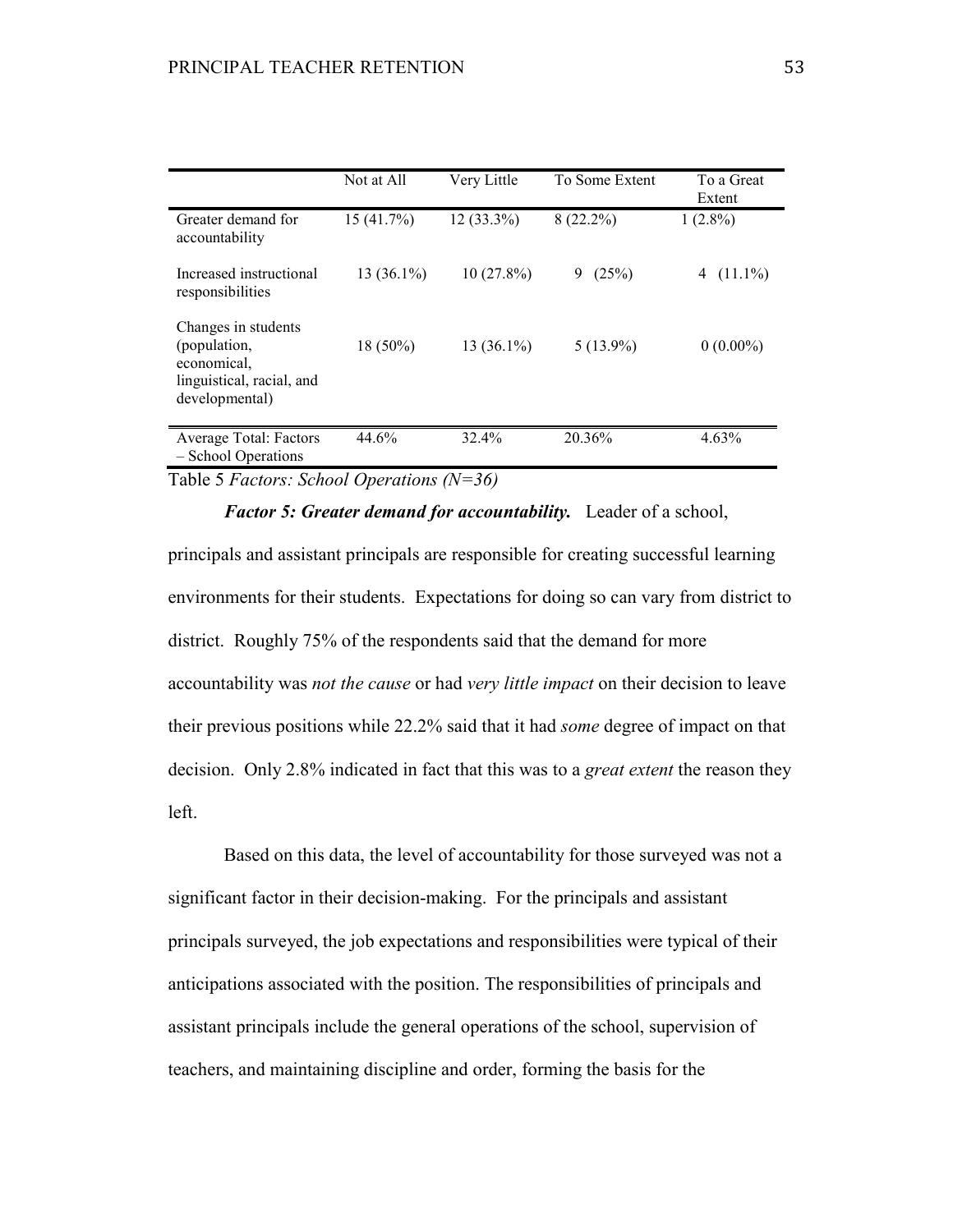| | Not at All | Very Little | To Some Extent | To a Great Extent |
|---|---|---|---|---|
| Greater demand for accountability | 15 (41.7%) | 12 (33.3%) | 8 (22.2%) | 1 (2.8%) |
| Increased instructional responsibilities | 13 (36.1%) | 10 (27.8%) | 9 (25%) | 4 (11.1%) |
| Changes in students (population, economical, linguistical, racial, and developmental) | 18 (50%) | 13 (36.1%) | 5 (13.9%) | 0 (0.00%) |
| Average Total: Factors – School Operations | 44.6% | 32.4% | 20.36% | 4.63% |

Table 5 *Factors: School Operations (N=36)*

***Factor 5: Greater demand for accountability.*** Leader of a school, principals and assistant principals are responsible for creating successful learning environments for their students. Expectations for doing so can vary from district to district. Roughly 75% of the respondents said that the demand for more accountability was *not the cause* or had *very little impact* on their decision to leave their previous positions while 22.2% said that it had *some* degree of impact on that decision. Only 2.8% indicated in fact that this was to a *great extent* the reason they left.

Based on this data, the level of accountability for those surveyed was not a significant factor in their decision-making. For the principals and assistant principals surveyed, the job expectations and responsibilities were typical of their anticipations associated with the position. The responsibilities of principals and assistant principals include the general operations of the school, supervision of teachers, and maintaining discipline and order, forming the basis for the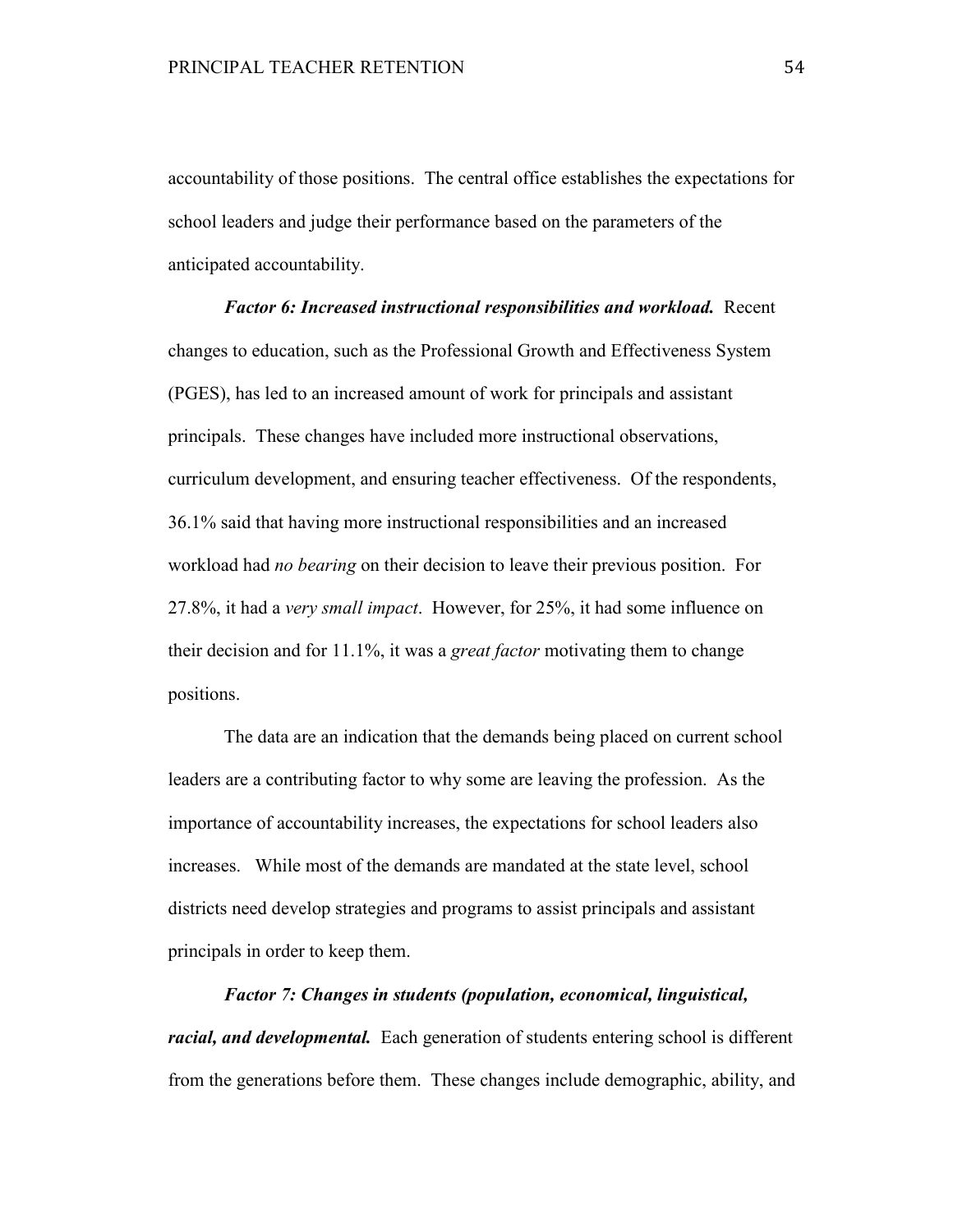accountability of those positions. The central office establishes the expectations for school leaders and judge their performance based on the parameters of the anticipated accountability.

***Factor 6: Increased instructional responsibilities and workload.*** Recent changes to education, such as the Professional Growth and Effectiveness System (PGES), has led to an increased amount of work for principals and assistant principals. These changes have included more instructional observations, curriculum development, and ensuring teacher effectiveness. Of the respondents, 36.1% said that having more instructional responsibilities and an increased workload had *no bearing* on their decision to leave their previous position. For 27.8%, it had a *very small impact*. However, for 25%, it had some influence on their decision and for 11.1%, it was a *great factor* motivating them to change positions.

The data are an indication that the demands being placed on current school leaders are a contributing factor to why some are leaving the profession. As the importance of accountability increases, the expectations for school leaders also increases. While most of the demands are mandated at the state level, school districts need develop strategies and programs to assist principals and assistant principals in order to keep them.

***Factor 7: Changes in students (population, economical, linguistical, racial, and developmental.*** Each generation of students entering school is different from the generations before them. These changes include demographic, ability, and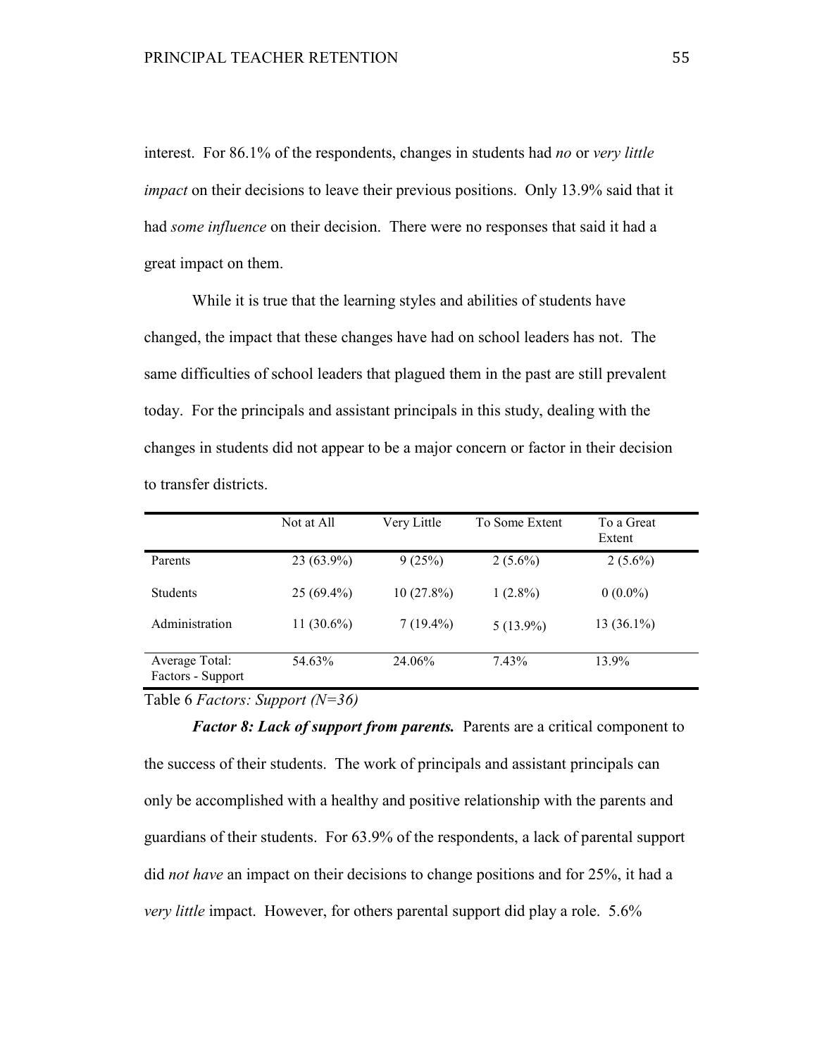interest. For 86.1% of the respondents, changes in students had *no* or *very little impact* on their decisions to leave their previous positions. Only 13.9% said that it had *some influence* on their decision. There were no responses that said it had a great impact on them.

While it is true that the learning styles and abilities of students have changed, the impact that these changes have had on school leaders has not. The same difficulties of school leaders that plagued them in the past are still prevalent today. For the principals and assistant principals in this study, dealing with the changes in students did not appear to be a major concern or factor in their decision to transfer districts.

| | Not at All | Very Little | To Some Extent | To a Great Extent |
|---|---|---|---|---|
| Parents | 23 (63.9%) | 9 (25%) | 2 (5.6%) | 2 (5.6%) |
| Students | 25 (69.4%) | 10 (27.8%) | 1 (2.8%) | 0 (0.0%) |
| Administration | 11 (30.6%) | 7 (19.4%) | 5 (13.9%) | 13 (36.1%) |
| Average Total: Factors - Support | 54.63% | 24.06% | 7.43% | 13.9% |

Table 6 *Factors: Support (N=36)*

***Factor 8: Lack of support from parents.*** Parents are a critical component to the success of their students. The work of principals and assistant principals can only be accomplished with a healthy and positive relationship with the parents and guardians of their students. For 63.9% of the respondents, a lack of parental support did *not have* an impact on their decisions to change positions and for 25%, it had a *very little* impact. However, for others parental support did play a role. 5.6%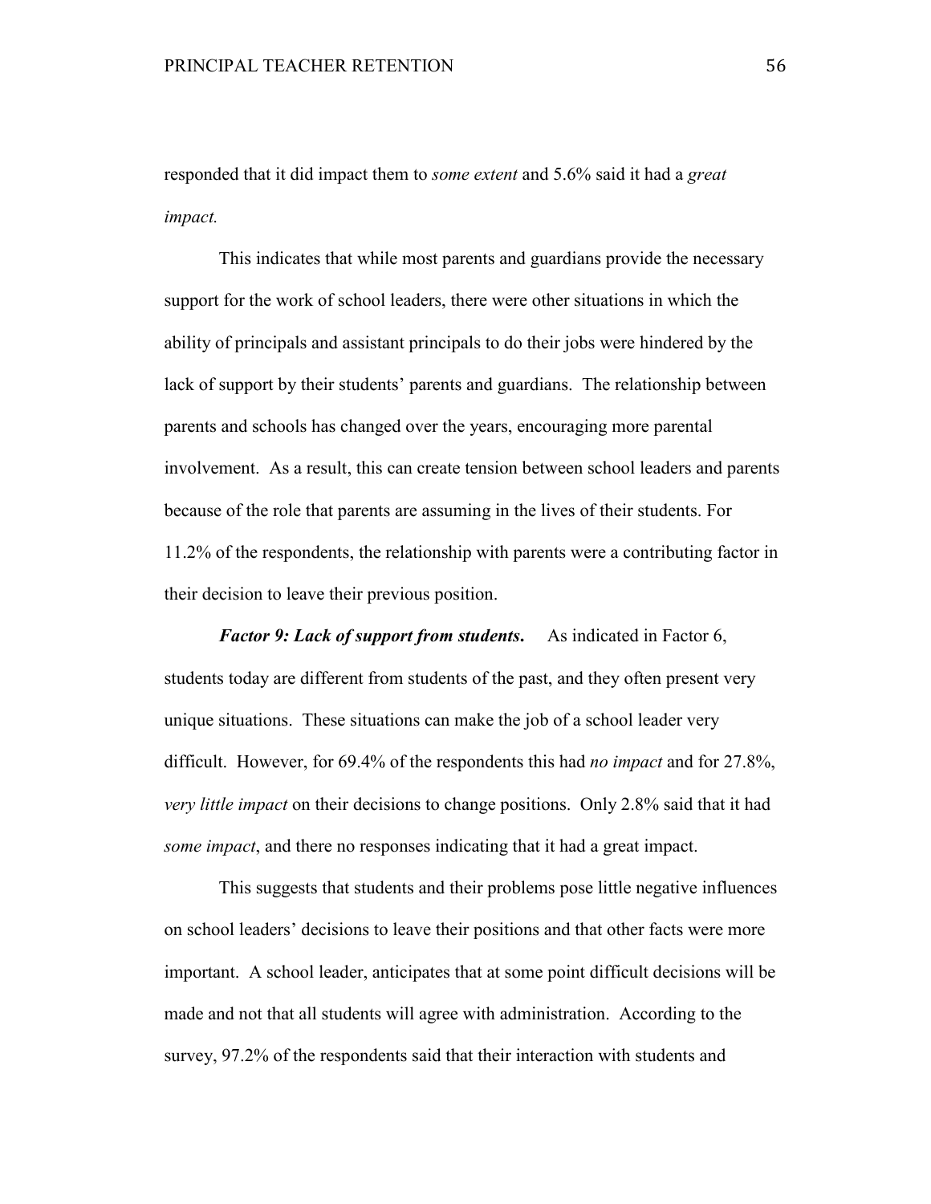responded that it did impact them to *some extent* and 5.6% said it had a *great impact.*

This indicates that while most parents and guardians provide the necessary support for the work of school leaders, there were other situations in which the ability of principals and assistant principals to do their jobs were hindered by the lack of support by their students' parents and guardians. The relationship between parents and schools has changed over the years, encouraging more parental involvement. As a result, this can create tension between school leaders and parents because of the role that parents are assuming in the lives of their students. For 11.2% of the respondents, the relationship with parents were a contributing factor in their decision to leave their previous position.

***Factor 9: Lack of support from students.*** As indicated in Factor 6, students today are different from students of the past, and they often present very unique situations. These situations can make the job of a school leader very difficult. However, for 69.4% of the respondents this had *no impact* and for 27.8%, *very little impact* on their decisions to change positions. Only 2.8% said that it had *some impact*, and there no responses indicating that it had a great impact.

This suggests that students and their problems pose little negative influences on school leaders' decisions to leave their positions and that other facts were more important. A school leader, anticipates that at some point difficult decisions will be made and not that all students will agree with administration. According to the survey, 97.2% of the respondents said that their interaction with students and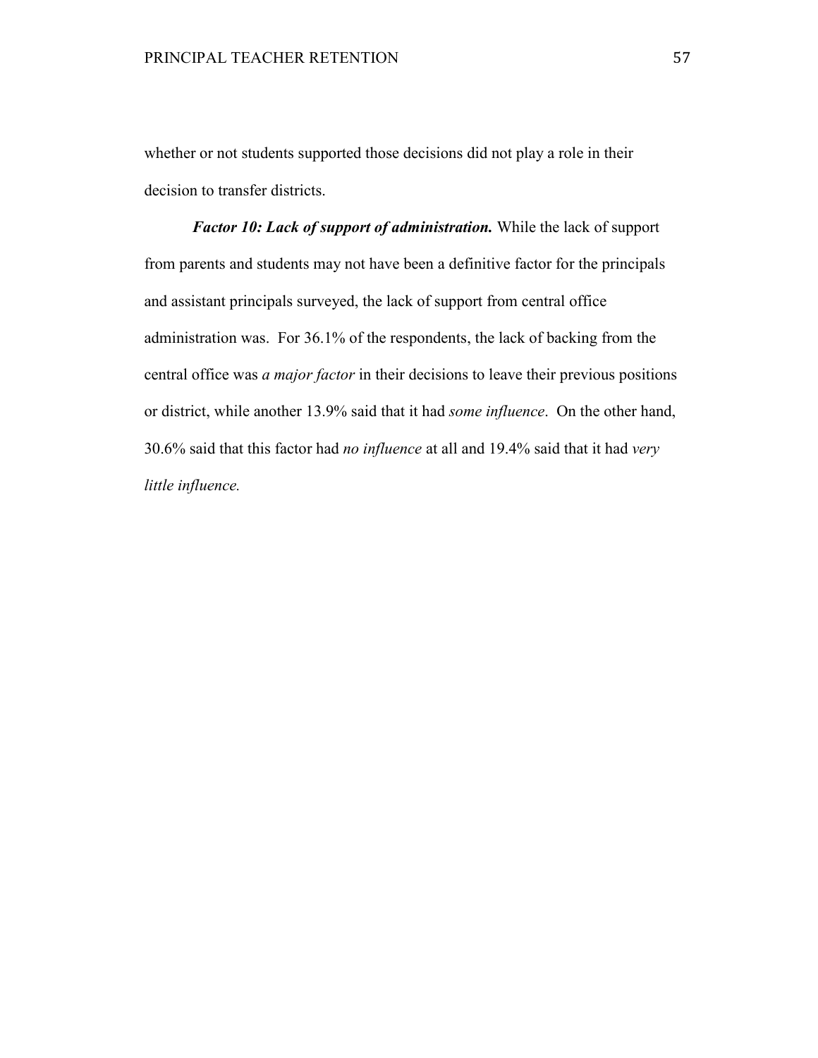whether or not students supported those decisions did not play a role in their decision to transfer districts.

***Factor 10: Lack of support of administration.*** While the lack of support from parents and students may not have been a definitive factor for the principals and assistant principals surveyed, the lack of support from central office administration was. For 36.1% of the respondents, the lack of backing from the central office was *a major factor* in their decisions to leave their previous positions or district, while another 13.9% said that it had *some influence*. On the other hand, 30.6% said that this factor had *no influence* at all and 19.4% said that it had *very little influence.*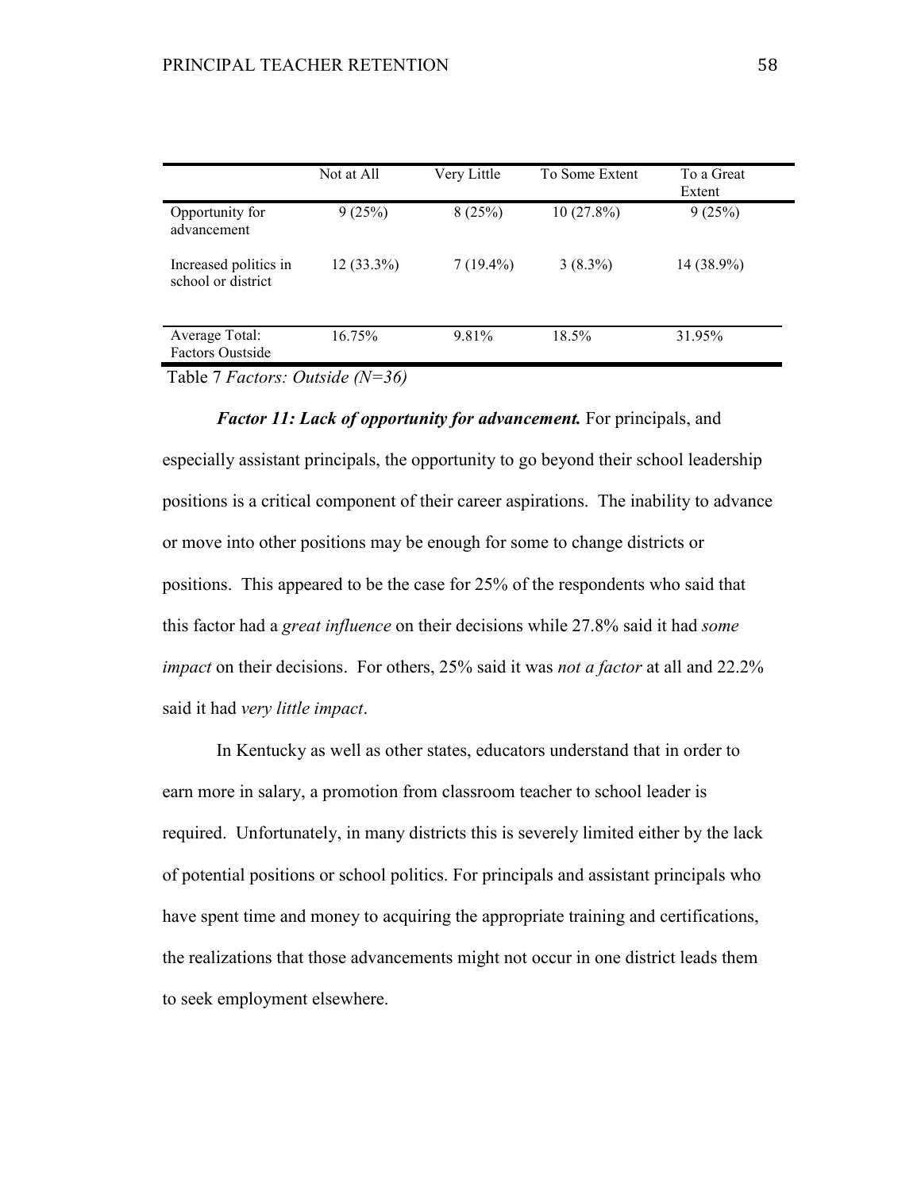| | Not at All | Very Little | To Some Extent | To a Great Extent |
|---|---|---|---|---|
| Opportunity for advancement | 9 (25%) | 8 (25%) | 10 (27.8%) | 9 (25%) |
| Increased politics in school or district | 12 (33.3%) | 7 (19.4%) | 3 (8.3%) | 14 (38.9%) |
| Average Total: Factors Oustside | 16.75% | 9.81% | 18.5% | 31.95% |

Table 7 *Factors: Outside (N=36)*

***Factor 11: Lack of opportunity for advancement.*** For principals, and especially assistant principals, the opportunity to go beyond their school leadership positions is a critical component of their career aspirations. The inability to advance or move into other positions may be enough for some to change districts or positions. This appeared to be the case for 25% of the respondents who said that this factor had a *great influence* on their decisions while 27.8% said it had *some impact* on their decisions. For others, 25% said it was *not a factor* at all and 22.2% said it had *very little impact*.

In Kentucky as well as other states, educators understand that in order to earn more in salary, a promotion from classroom teacher to school leader is required. Unfortunately, in many districts this is severely limited either by the lack of potential positions or school politics. For principals and assistant principals who have spent time and money to acquiring the appropriate training and certifications, the realizations that those advancements might not occur in one district leads them to seek employment elsewhere.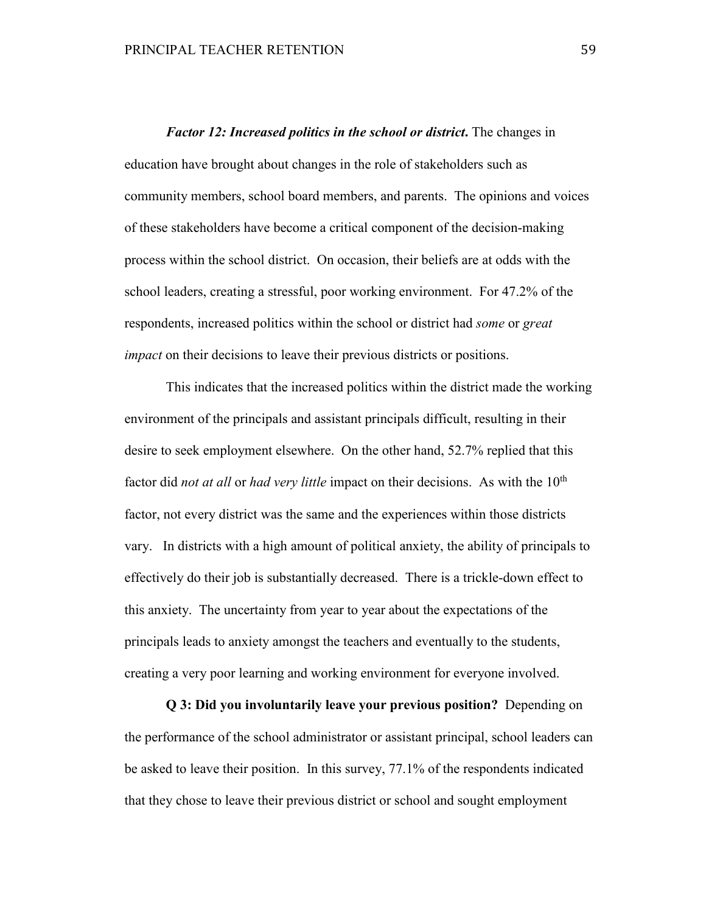***Factor 12: Increased politics in the school or district*.** The changes in education have brought about changes in the role of stakeholders such as community members, school board members, and parents. The opinions and voices of these stakeholders have become a critical component of the decision-making process within the school district. On occasion, their beliefs are at odds with the school leaders, creating a stressful, poor working environment. For 47.2% of the respondents, increased politics within the school or district had *some* or *great impact* on their decisions to leave their previous districts or positions.

This indicates that the increased politics within the district made the working environment of the principals and assistant principals difficult, resulting in their desire to seek employment elsewhere. On the other hand, 52.7% replied that this factor did *not at all* or *had very little* impact on their decisions. As with the 10th factor, not every district was the same and the experiences within those districts vary. In districts with a high amount of political anxiety, the ability of principals to effectively do their job is substantially decreased. There is a trickle-down effect to this anxiety. The uncertainty from year to year about the expectations of the principals leads to anxiety amongst the teachers and eventually to the students, creating a very poor learning and working environment for everyone involved.

**Q 3: Did you involuntarily leave your previous position?** Depending on the performance of the school administrator or assistant principal, school leaders can be asked to leave their position. In this survey, 77.1% of the respondents indicated that they chose to leave their previous district or school and sought employment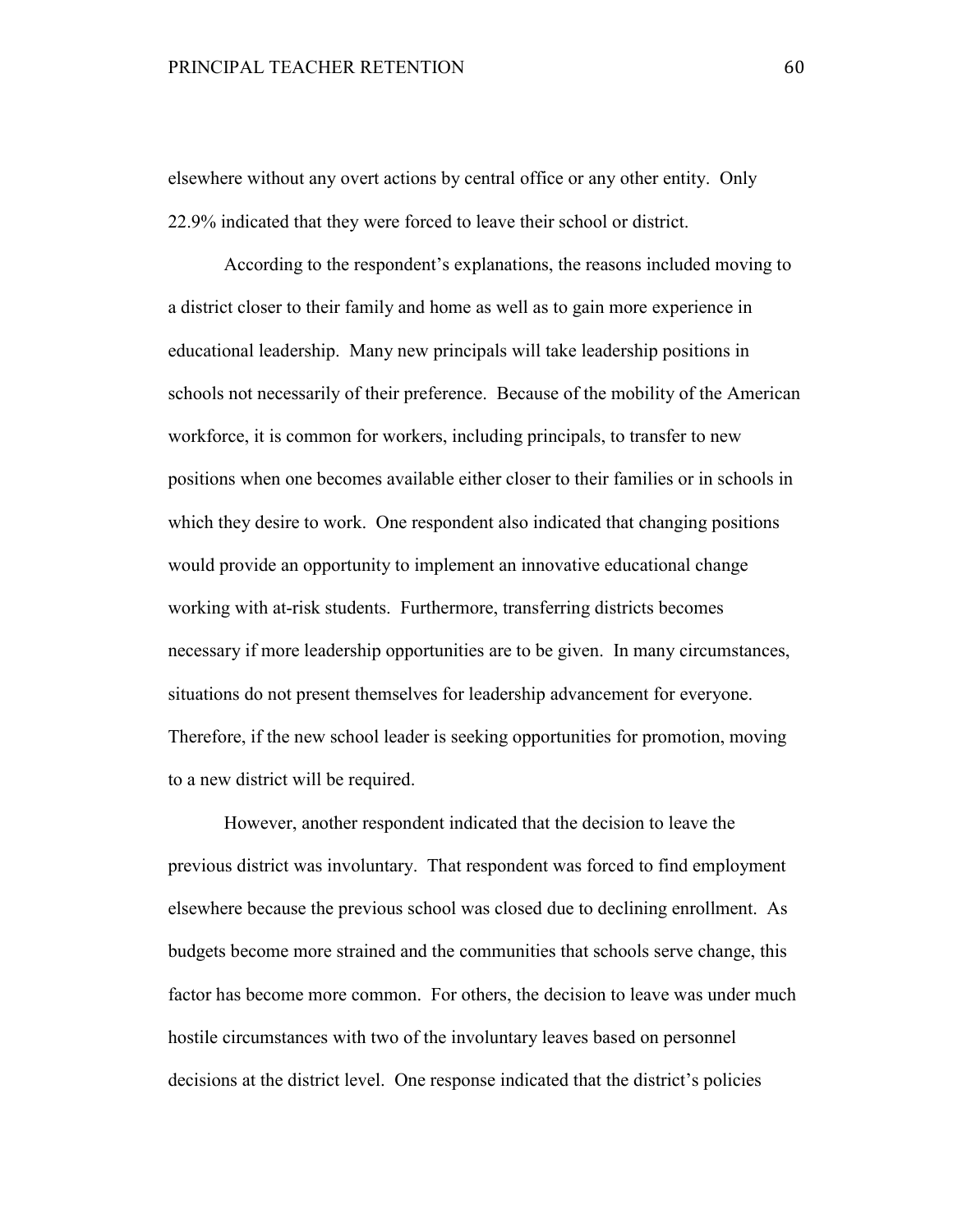elsewhere without any overt actions by central office or any other entity. Only 22.9% indicated that they were forced to leave their school or district.

According to the respondent's explanations, the reasons included moving to a district closer to their family and home as well as to gain more experience in educational leadership. Many new principals will take leadership positions in schools not necessarily of their preference. Because of the mobility of the American workforce, it is common for workers, including principals, to transfer to new positions when one becomes available either closer to their families or in schools in which they desire to work. One respondent also indicated that changing positions would provide an opportunity to implement an innovative educational change working with at-risk students. Furthermore, transferring districts becomes necessary if more leadership opportunities are to be given. In many circumstances, situations do not present themselves for leadership advancement for everyone. Therefore, if the new school leader is seeking opportunities for promotion, moving to a new district will be required.

However, another respondent indicated that the decision to leave the previous district was involuntary. That respondent was forced to find employment elsewhere because the previous school was closed due to declining enrollment. As budgets become more strained and the communities that schools serve change, this factor has become more common. For others, the decision to leave was under much hostile circumstances with two of the involuntary leaves based on personnel decisions at the district level. One response indicated that the district's policies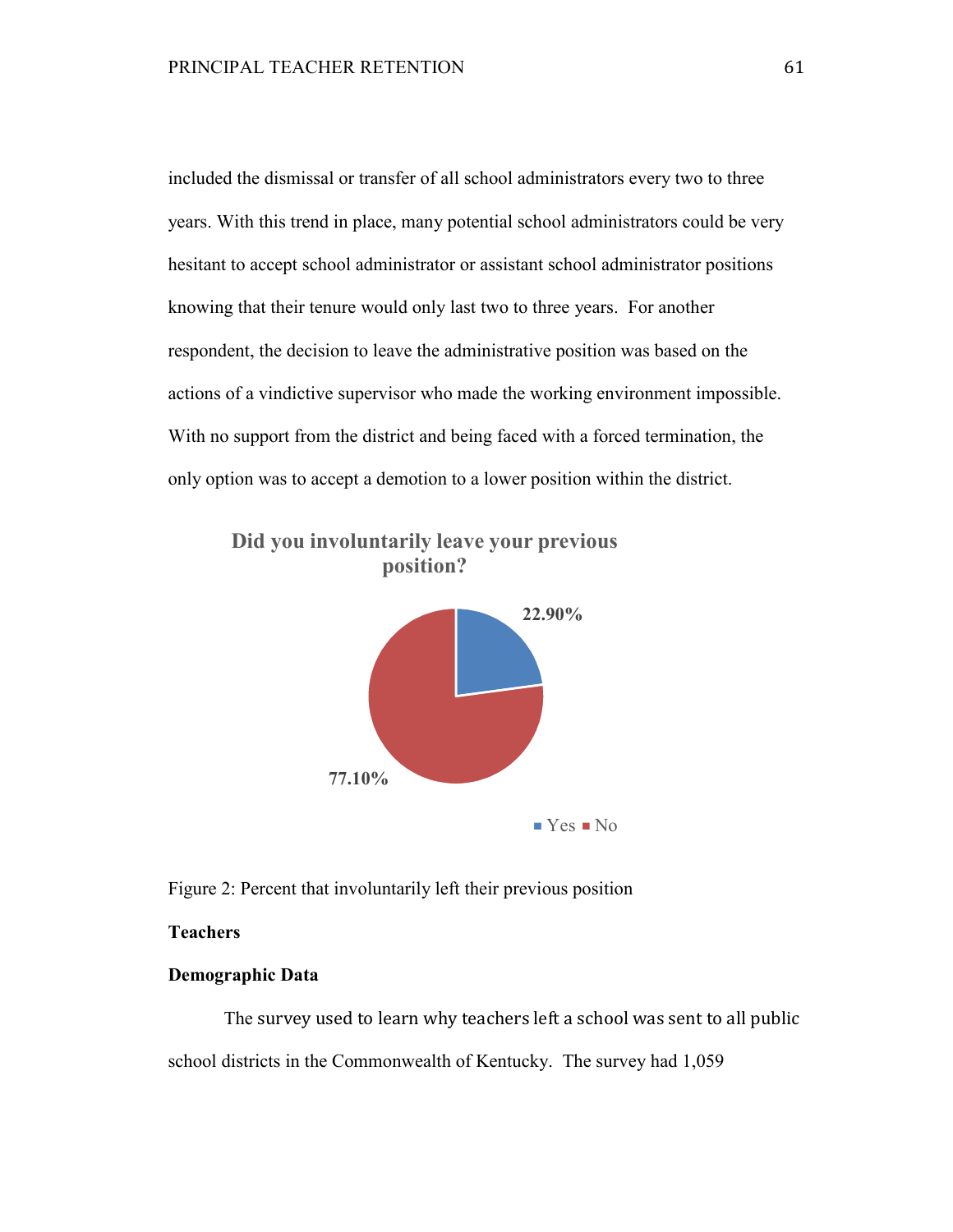included the dismissal or transfer of all school administrators every two to three years. With this trend in place, many potential school administrators could be very hesitant to accept school administrator or assistant school administrator positions knowing that their tenure would only last two to three years. For another respondent, the decision to leave the administrative position was based on the actions of a vindictive supervisor who made the working environment impossible. With no support from the district and being faced with a forced termination, the only option was to accept a demotion to a lower position within the district.

**Did you involuntarily leave your previous position?**

| Response | Percent |
| --- | --- |
| Yes | 22.90% |
| No | 77.10% |

Figure 2: Percent that involuntarily left their previous position

**Teachers**

**Demographic Data**

The survey used to learn why teachers left a school was sent to all public school districts in the Commonwealth of Kentucky. The survey had 1,059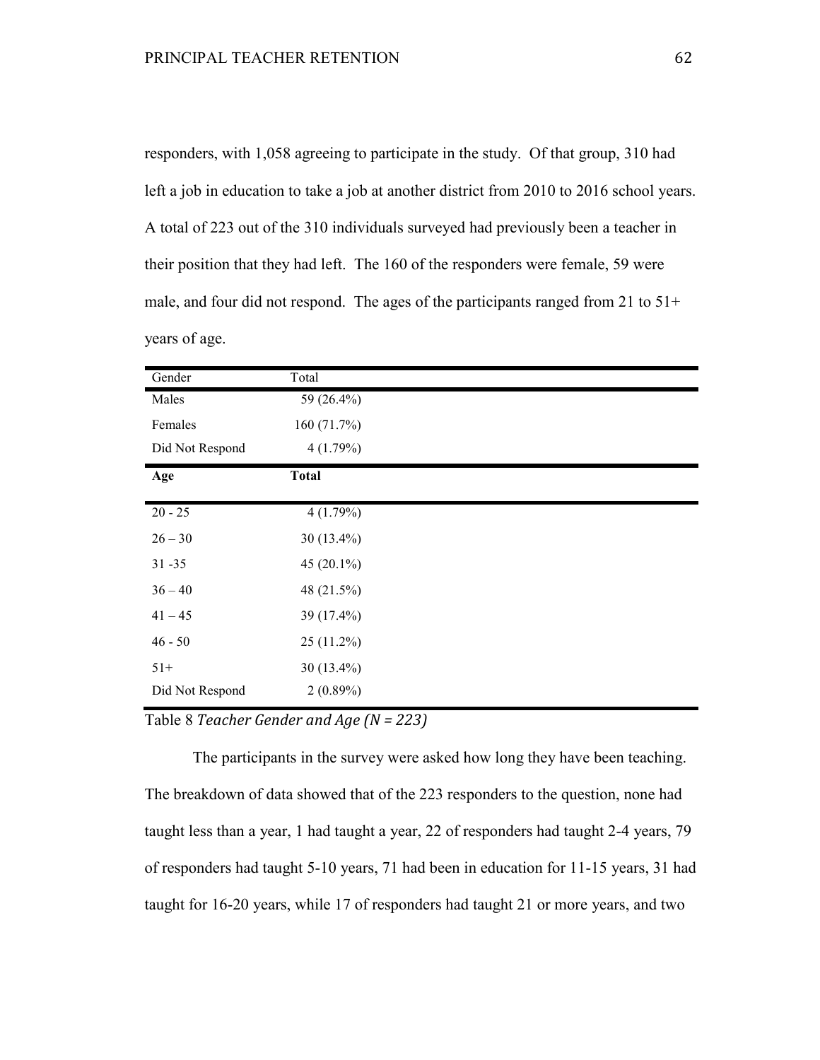responders, with 1,058 agreeing to participate in the study. Of that group, 310 had left a job in education to take a job at another district from 2010 to 2016 school years. A total of 223 out of the 310 individuals surveyed had previously been a teacher in their position that they had left. The 160 of the responders were female, 59 were male, and four did not respond. The ages of the participants ranged from 21 to 51+ years of age.

| Gender | Total |
|---|---|
| Males | 59 (26.4%) |
| Females | 160 (71.7%) |
| Did Not Respond | 4 (1.79%) |
| **Age** | **Total** |
| 20 - 25 | 4 (1.79%) |
| 26 – 30 | 30 (13.4%) |
| 31 -35 | 45 (20.1%) |
| 36 – 40 | 48 (21.5%) |
| 41 – 45 | 39 (17.4%) |
| 46 - 50 | 25 (11.2%) |
| 51+ | 30 (13.4%) |
| Did Not Respond | 2 (0.89%) |

Table 8 *Teacher Gender and Age (N = 223)*

The participants in the survey were asked how long they have been teaching. The breakdown of data showed that of the 223 responders to the question, none had taught less than a year, 1 had taught a year, 22 of responders had taught 2-4 years, 79 of responders had taught 5-10 years, 71 had been in education for 11-15 years, 31 had taught for 16-20 years, while 17 of responders had taught 21 or more years, and two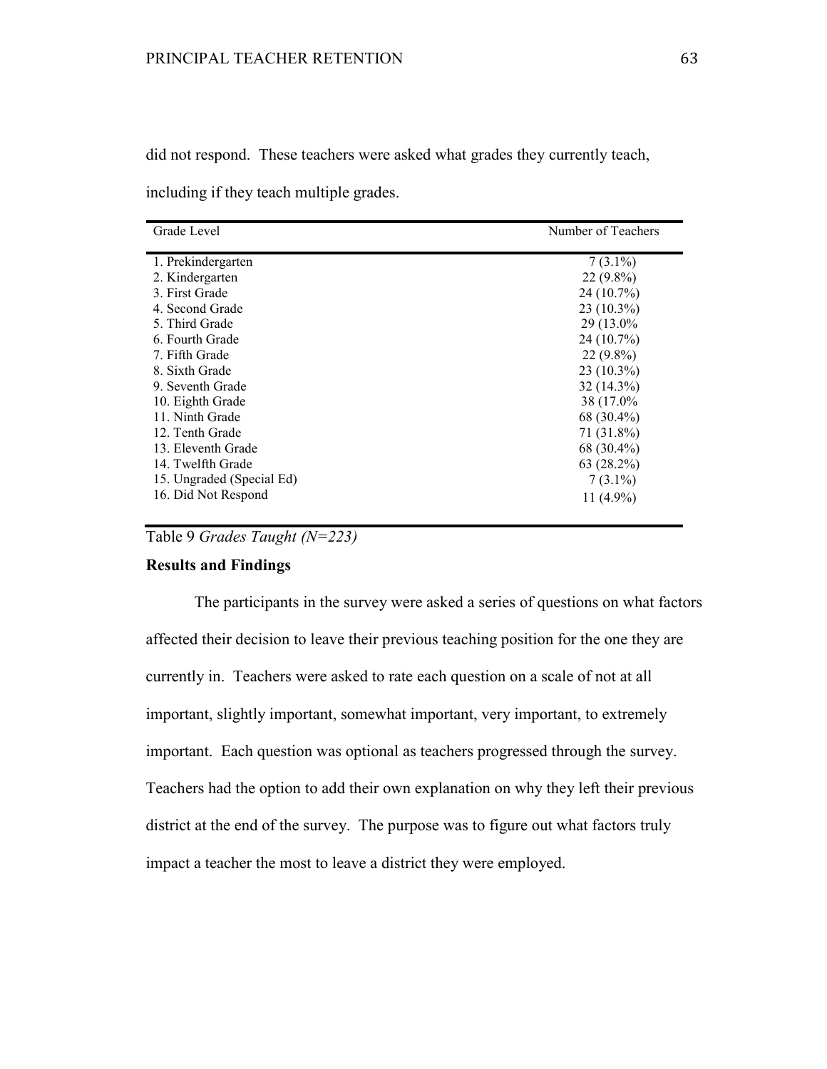did not respond. These teachers were asked what grades they currently teach, including if they teach multiple grades.

| Grade Level | Number of Teachers |
|---|---|
| 1. Prekindergarten | 7 (3.1%) |
| 2. Kindergarten | 22 (9.8%) |
| 3. First Grade | 24 (10.7%) |
| 4. Second Grade | 23 (10.3%) |
| 5. Third Grade | 29 (13.0% |
| 6. Fourth Grade | 24 (10.7%) |
| 7. Fifth Grade | 22 (9.8%) |
| 8. Sixth Grade | 23 (10.3%) |
| 9. Seventh Grade | 32 (14.3%) |
| 10. Eighth Grade | 38 (17.0% |
| 11. Ninth Grade | 68 (30.4%) |
| 12. Tenth Grade | 71 (31.8%) |
| 13. Eleventh Grade | 68 (30.4%) |
| 14. Twelfth Grade | 63 (28.2%) |
| 15. Ungraded (Special Ed) | 7 (3.1%) |
| 16. Did Not Respond | 11 (4.9%) |

Table 9 *Grades Taught (N=223)*

**Results and Findings**

The participants in the survey were asked a series of questions on what factors affected their decision to leave their previous teaching position for the one they are currently in. Teachers were asked to rate each question on a scale of not at all important, slightly important, somewhat important, very important, to extremely important. Each question was optional as teachers progressed through the survey. Teachers had the option to add their own explanation on why they left their previous district at the end of the survey. The purpose was to figure out what factors truly impact a teacher the most to leave a district they were employed.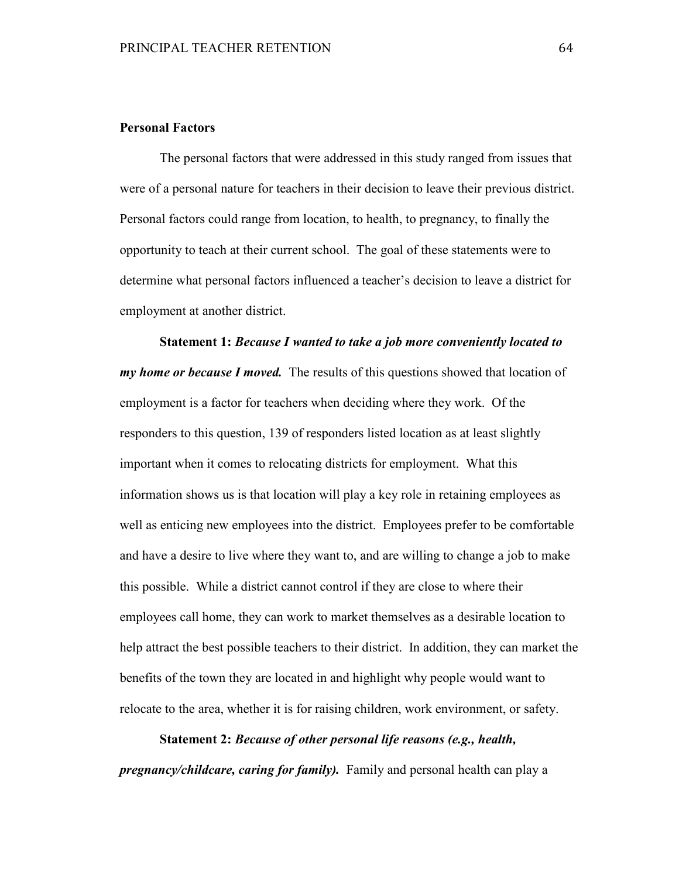### Personal Factors

The personal factors that were addressed in this study ranged from issues that were of a personal nature for teachers in their decision to leave their previous district. Personal factors could range from location, to health, to pregnancy, to finally the opportunity to teach at their current school. The goal of these statements were to determine what personal factors influenced a teacher's decision to leave a district for employment at another district.

**Statement 1:** ***Because I wanted to take a job more conveniently located to my home or because I moved.*** The results of this questions showed that location of employment is a factor for teachers when deciding where they work. Of the responders to this question, 139 of responders listed location as at least slightly important when it comes to relocating districts for employment. What this information shows us is that location will play a key role in retaining employees as well as enticing new employees into the district. Employees prefer to be comfortable and have a desire to live where they want to, and are willing to change a job to make this possible. While a district cannot control if they are close to where their employees call home, they can work to market themselves as a desirable location to help attract the best possible teachers to their district. In addition, they can market the benefits of the town they are located in and highlight why people would want to relocate to the area, whether it is for raising children, work environment, or safety.

**Statement 2:** ***Because of other personal life reasons (e.g., health, pregnancy/childcare, caring for family).*** Family and personal health can play a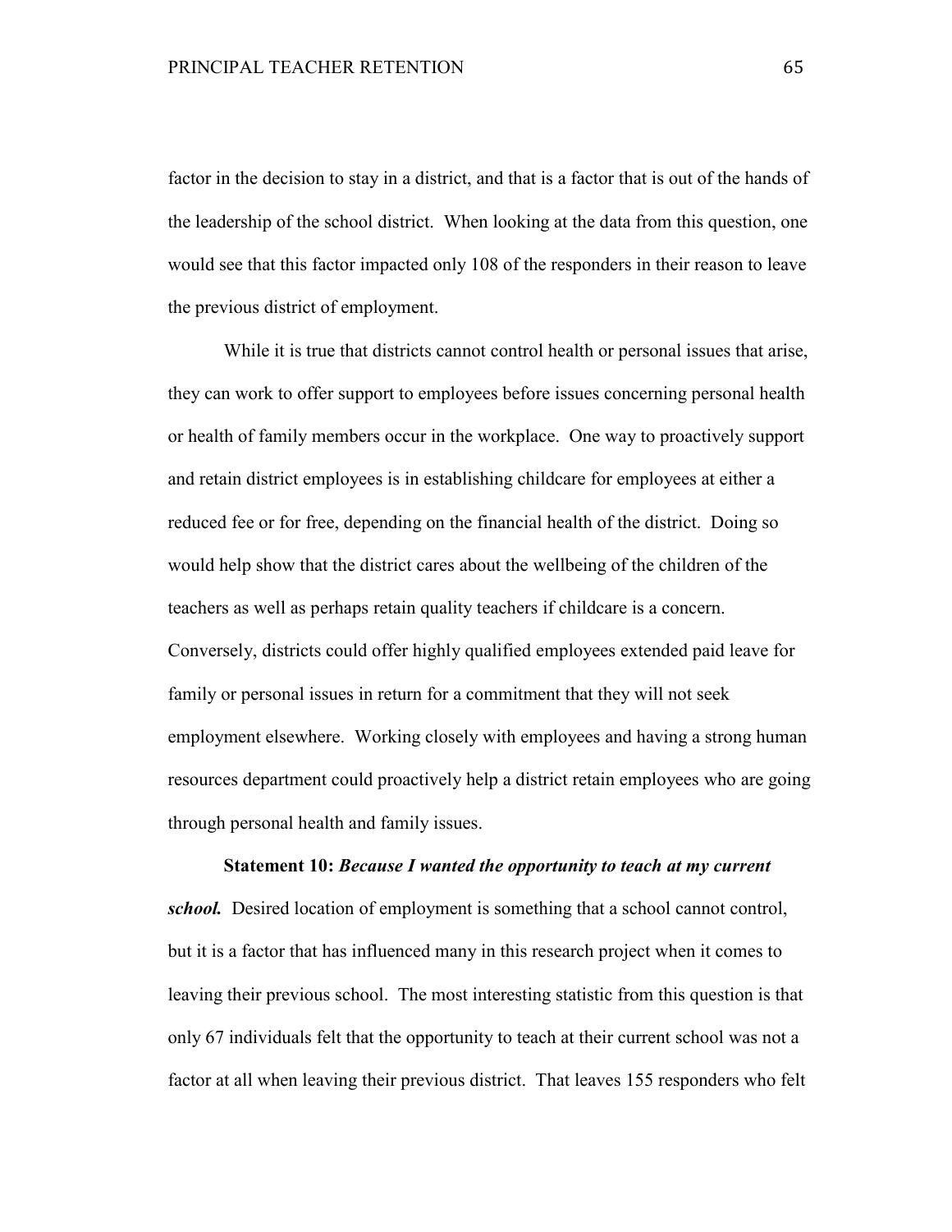factor in the decision to stay in a district, and that is a factor that is out of the hands of the leadership of the school district. When looking at the data from this question, one would see that this factor impacted only 108 of the responders in their reason to leave the previous district of employment.

While it is true that districts cannot control health or personal issues that arise, they can work to offer support to employees before issues concerning personal health or health of family members occur in the workplace. One way to proactively support and retain district employees is in establishing childcare for employees at either a reduced fee or for free, depending on the financial health of the district. Doing so would help show that the district cares about the wellbeing of the children of the teachers as well as perhaps retain quality teachers if childcare is a concern. Conversely, districts could offer highly qualified employees extended paid leave for family or personal issues in return for a commitment that they will not seek employment elsewhere. Working closely with employees and having a strong human resources department could proactively help a district retain employees who are going through personal health and family issues.

**Statement 10:** ***Because I wanted the opportunity to teach at my current school.*** Desired location of employment is something that a school cannot control, but it is a factor that has influenced many in this research project when it comes to leaving their previous school. The most interesting statistic from this question is that only 67 individuals felt that the opportunity to teach at their current school was not a factor at all when leaving their previous district. That leaves 155 responders who felt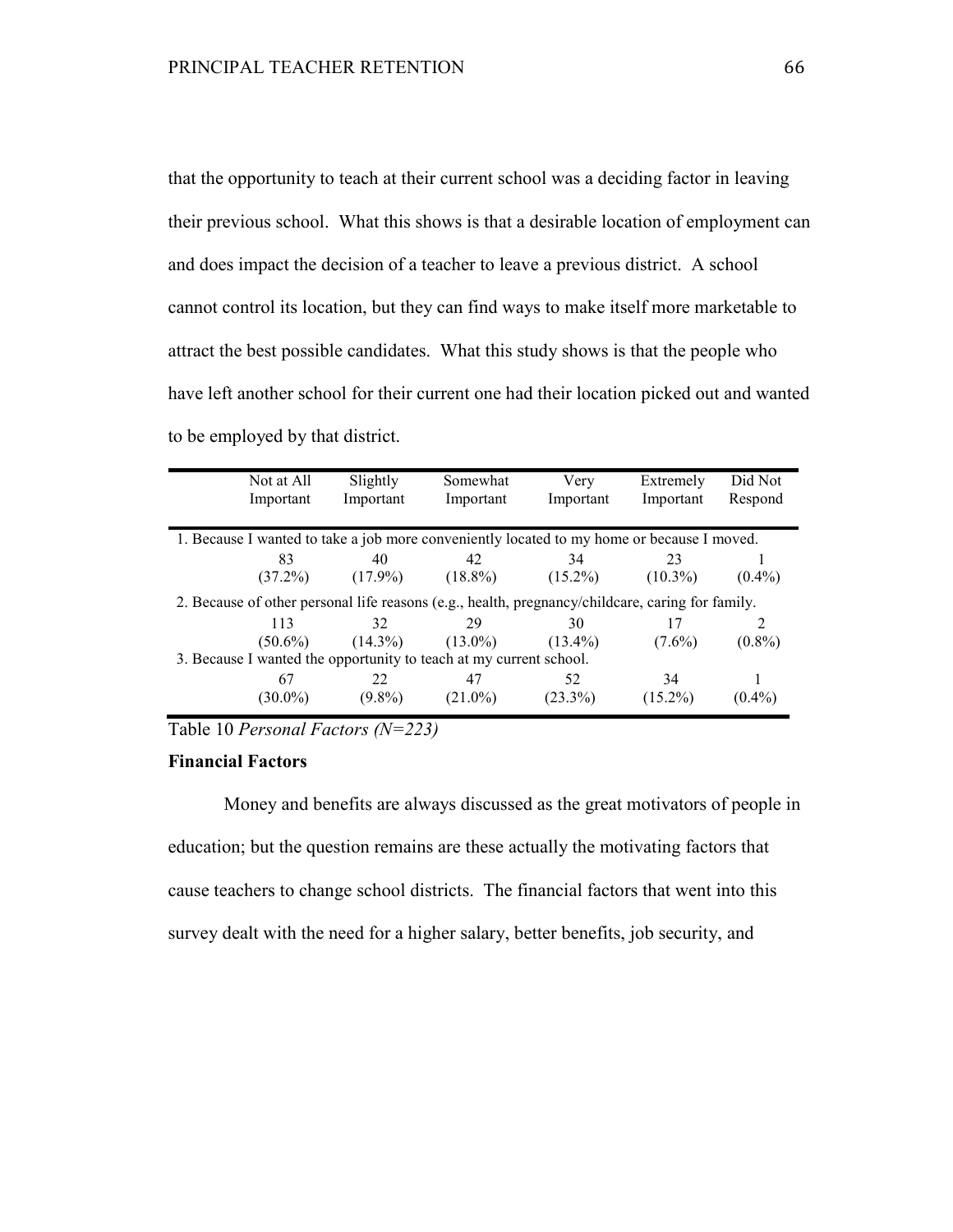that the opportunity to teach at their current school was a deciding factor in leaving their previous school. What this shows is that a desirable location of employment can and does impact the decision of a teacher to leave a previous district. A school cannot control its location, but they can find ways to make itself more marketable to attract the best possible candidates. What this study shows is that the people who have left another school for their current one had their location picked out and wanted to be employed by that district.

| Not at All Important | Slightly Important | Somewhat Important | Very Important | Extremely Important | Did Not Respond |
|---|---|---|---|---|---|
| 1. Because I wanted to take a job more conveniently located to my home or because I moved. | | | | | |
| 83 (37.2%) | 40 (17.9%) | 42 (18.8%) | 34 (15.2%) | 23 (10.3%) | 1 (0.4%) |
| 2. Because of other personal life reasons (e.g., health, pregnancy/childcare, caring for family. | | | | | |
| 113 (50.6%) | 32 (14.3%) | 29 (13.0%) | 30 (13.4%) | 17 (7.6%) | 2 (0.8%) |
| 3. Because I wanted the opportunity to teach at my current school. | | | | | |
| 67 (30.0%) | 22 (9.8%) | 47 (21.0%) | 52 (23.3%) | 34 (15.2%) | 1 (0.4%) |

Table 10 *Personal Factors (N=223)*

**Financial Factors**

Money and benefits are always discussed as the great motivators of people in education; but the question remains are these actually the motivating factors that cause teachers to change school districts. The financial factors that went into this survey dealt with the need for a higher salary, better benefits, job security, and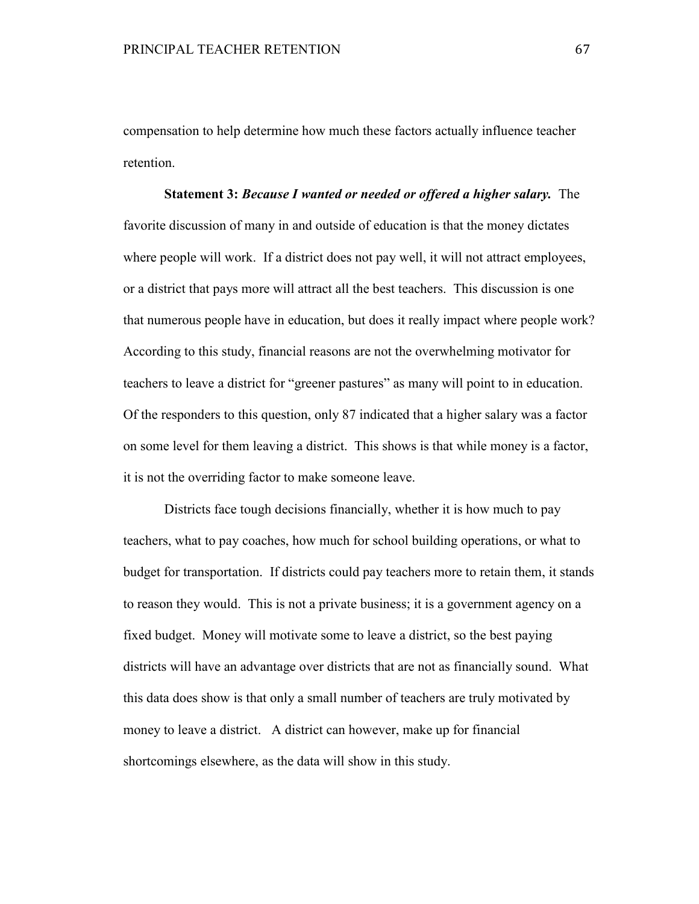compensation to help determine how much these factors actually influence teacher retention.

**Statement 3:** ***Because I wanted or needed or offered a higher salary.*** The favorite discussion of many in and outside of education is that the money dictates where people will work. If a district does not pay well, it will not attract employees, or a district that pays more will attract all the best teachers. This discussion is one that numerous people have in education, but does it really impact where people work? According to this study, financial reasons are not the overwhelming motivator for teachers to leave a district for "greener pastures" as many will point to in education. Of the responders to this question, only 87 indicated that a higher salary was a factor on some level for them leaving a district. This shows is that while money is a factor, it is not the overriding factor to make someone leave.

Districts face tough decisions financially, whether it is how much to pay teachers, what to pay coaches, how much for school building operations, or what to budget for transportation. If districts could pay teachers more to retain them, it stands to reason they would. This is not a private business; it is a government agency on a fixed budget. Money will motivate some to leave a district, so the best paying districts will have an advantage over districts that are not as financially sound. What this data does show is that only a small number of teachers are truly motivated by money to leave a district. A district can however, make up for financial shortcomings elsewhere, as the data will show in this study.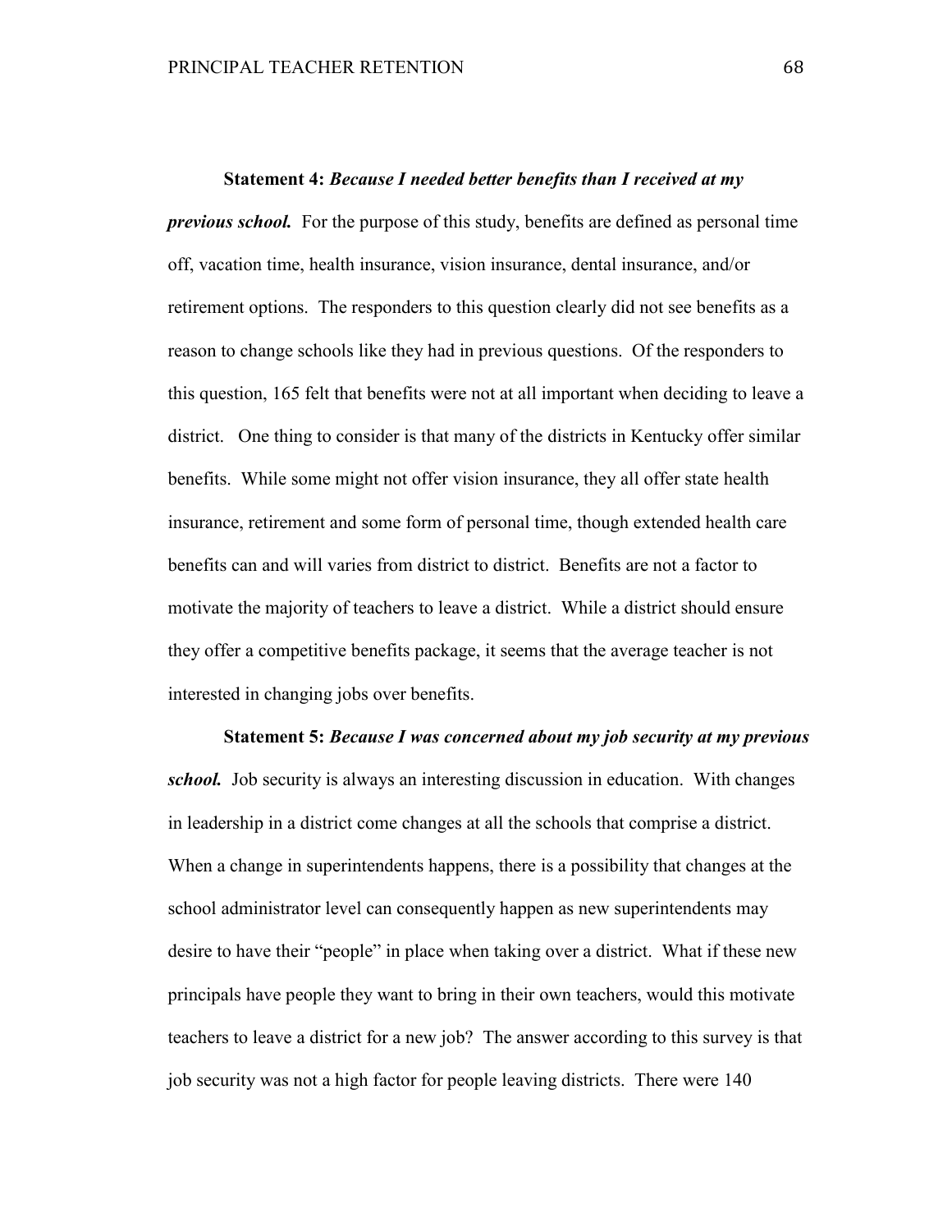**Statement 4:** ***Because I needed better benefits than I received at my previous school.*** For the purpose of this study, benefits are defined as personal time off, vacation time, health insurance, vision insurance, dental insurance, and/or retirement options. The responders to this question clearly did not see benefits as a reason to change schools like they had in previous questions. Of the responders to this question, 165 felt that benefits were not at all important when deciding to leave a district. One thing to consider is that many of the districts in Kentucky offer similar benefits. While some might not offer vision insurance, they all offer state health insurance, retirement and some form of personal time, though extended health care benefits can and will varies from district to district. Benefits are not a factor to motivate the majority of teachers to leave a district. While a district should ensure they offer a competitive benefits package, it seems that the average teacher is not interested in changing jobs over benefits.

**Statement 5:** ***Because I was concerned about my job security at my previous school.*** Job security is always an interesting discussion in education. With changes in leadership in a district come changes at all the schools that comprise a district. When a change in superintendents happens, there is a possibility that changes at the school administrator level can consequently happen as new superintendents may desire to have their "people" in place when taking over a district. What if these new principals have people they want to bring in their own teachers, would this motivate teachers to leave a district for a new job? The answer according to this survey is that job security was not a high factor for people leaving districts. There were 140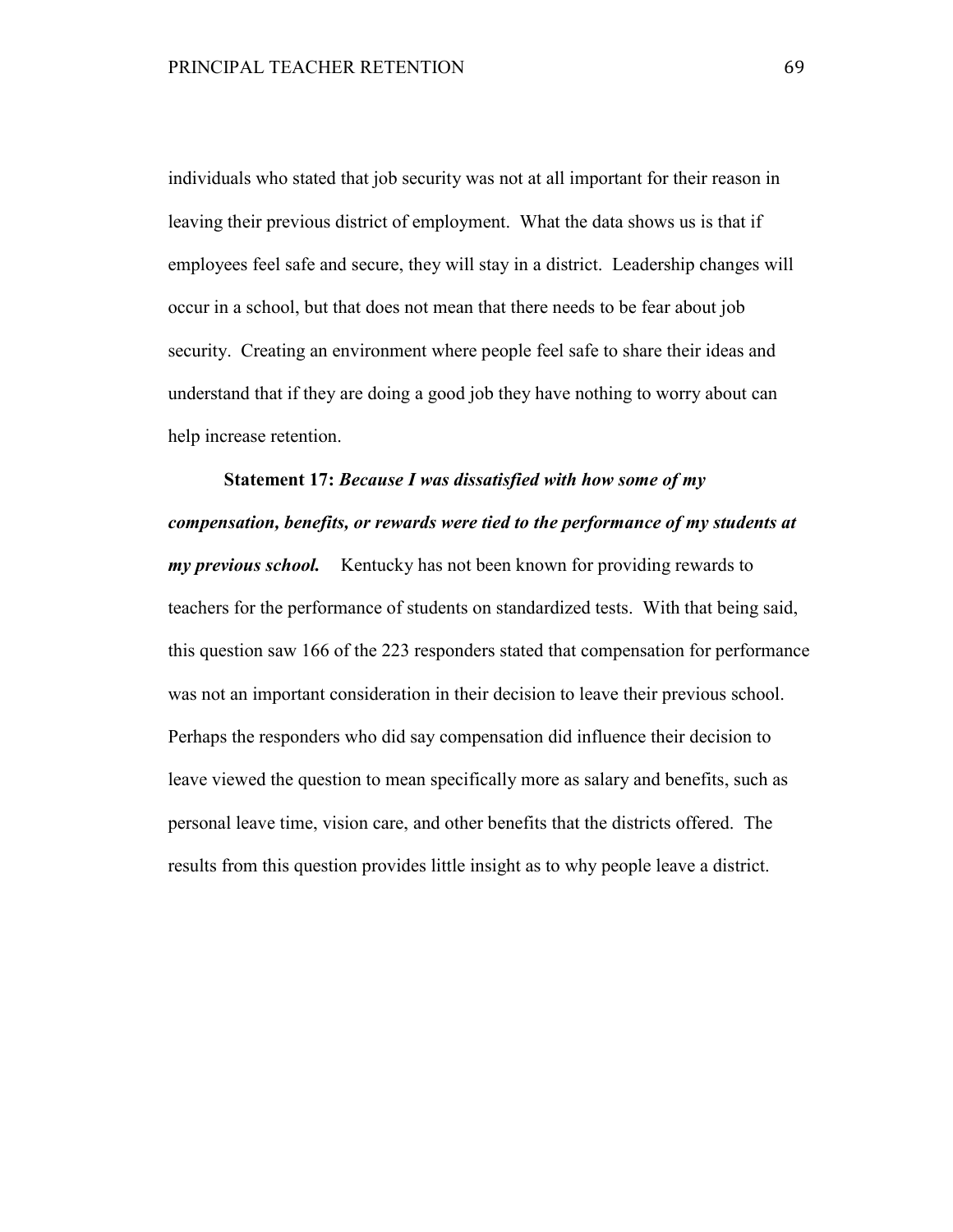individuals who stated that job security was not at all important for their reason in leaving their previous district of employment. What the data shows us is that if employees feel safe and secure, they will stay in a district. Leadership changes will occur in a school, but that does not mean that there needs to be fear about job security. Creating an environment where people feel safe to share their ideas and understand that if they are doing a good job they have nothing to worry about can help increase retention.

**Statement 17:** ***Because I was dissatisfied with how some of my compensation, benefits, or rewards were tied to the performance of my students at my previous school.*** Kentucky has not been known for providing rewards to teachers for the performance of students on standardized tests. With that being said, this question saw 166 of the 223 responders stated that compensation for performance was not an important consideration in their decision to leave their previous school. Perhaps the responders who did say compensation did influence their decision to leave viewed the question to mean specifically more as salary and benefits, such as personal leave time, vision care, and other benefits that the districts offered. The results from this question provides little insight as to why people leave a district.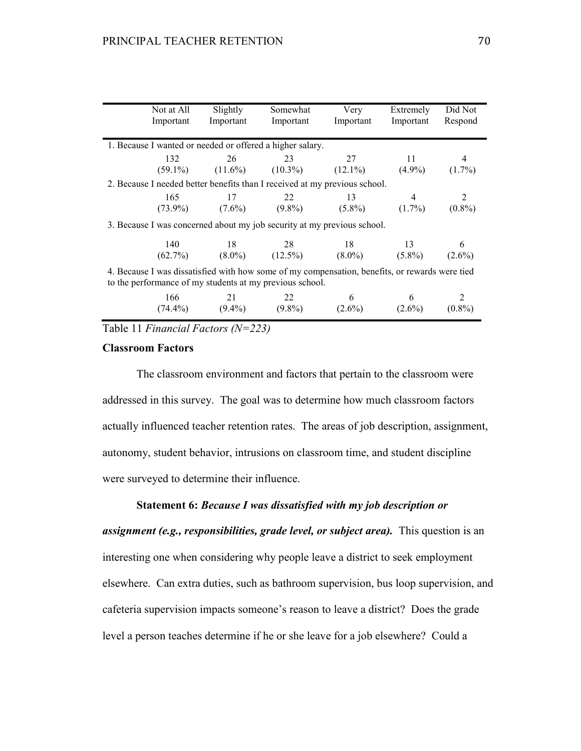| | Not at All Important | Slightly Important | Somewhat Important | Very Important | Extremely Important | Did Not Respond |
|---|---|---|---|---|---|---|
| 1. Because I wanted or needed or offered a higher salary. | | | | | | |
| | 132 (59.1%) | 26 (11.6%) | 23 (10.3%) | 27 (12.1%) | 11 (4.9%) | 4 (1.7%) |
| 2. Because I needed better benefits than I received at my previous school. | | | | | | |
| | 165 (73.9%) | 17 (7.6%) | 22 (9.8%) | 13 (5.8%) | 4 (1.7%) | 2 (0.8%) |
| 3. Because I was concerned about my job security at my previous school. | | | | | | |
| | 140 (62.7%) | 18 (8.0%) | 28 (12.5%) | 18 (8.0%) | 13 (5.8%) | 6 (2.6%) |
| 4. Because I was dissatisfied with how some of my compensation, benefits, or rewards were tied to the performance of my students at my previous school. | | | | | | |
| | 166 (74.4%) | 21 (9.4%) | 22 (9.8%) | 6 (2.6%) | 6 (2.6%) | 2 (0.8%) |

Table 11 *Financial Factors (N=223)*

**Classroom Factors**

The classroom environment and factors that pertain to the classroom were addressed in this survey. The goal was to determine how much classroom factors actually influenced teacher retention rates. The areas of job description, assignment, autonomy, student behavior, intrusions on classroom time, and student discipline were surveyed to determine their influence.

**Statement 6:** ***Because I was dissatisfied with my job description or assignment (e.g., responsibilities, grade level, or subject area).*** This question is an interesting one when considering why people leave a district to seek employment elsewhere. Can extra duties, such as bathroom supervision, bus loop supervision, and cafeteria supervision impacts someone's reason to leave a district? Does the grade level a person teaches determine if he or she leave for a job elsewhere? Could a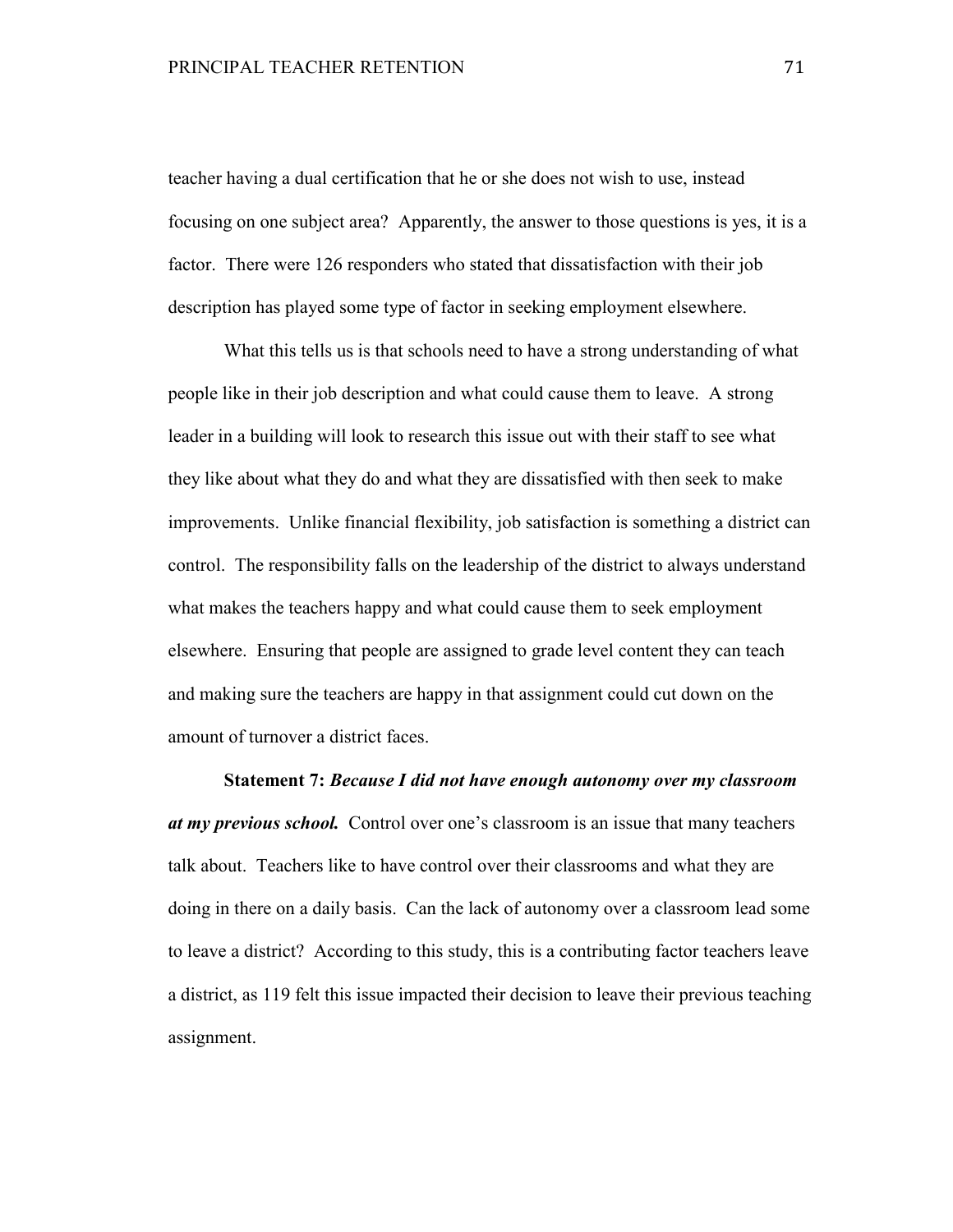teacher having a dual certification that he or she does not wish to use, instead focusing on one subject area? Apparently, the answer to those questions is yes, it is a factor. There were 126 responders who stated that dissatisfaction with their job description has played some type of factor in seeking employment elsewhere.

What this tells us is that schools need to have a strong understanding of what people like in their job description and what could cause them to leave. A strong leader in a building will look to research this issue out with their staff to see what they like about what they do and what they are dissatisfied with then seek to make improvements. Unlike financial flexibility, job satisfaction is something a district can control. The responsibility falls on the leadership of the district to always understand what makes the teachers happy and what could cause them to seek employment elsewhere. Ensuring that people are assigned to grade level content they can teach and making sure the teachers are happy in that assignment could cut down on the amount of turnover a district faces.

**Statement 7:** ***Because I did not have enough autonomy over my classroom at my previous school.*** Control over one's classroom is an issue that many teachers talk about. Teachers like to have control over their classrooms and what they are doing in there on a daily basis. Can the lack of autonomy over a classroom lead some to leave a district? According to this study, this is a contributing factor teachers leave a district, as 119 felt this issue impacted their decision to leave their previous teaching assignment.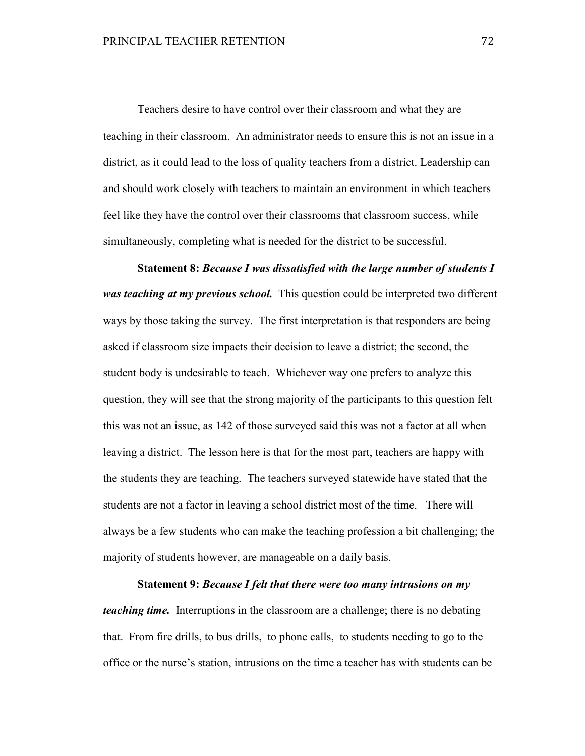Teachers desire to have control over their classroom and what they are teaching in their classroom. An administrator needs to ensure this is not an issue in a district, as it could lead to the loss of quality teachers from a district. Leadership can and should work closely with teachers to maintain an environment in which teachers feel like they have the control over their classrooms that classroom success, while simultaneously, completing what is needed for the district to be successful.

**Statement 8:** ***Because I was dissatisfied with the large number of students I was teaching at my previous school.*** This question could be interpreted two different ways by those taking the survey. The first interpretation is that responders are being asked if classroom size impacts their decision to leave a district; the second, the student body is undesirable to teach. Whichever way one prefers to analyze this question, they will see that the strong majority of the participants to this question felt this was not an issue, as 142 of those surveyed said this was not a factor at all when leaving a district. The lesson here is that for the most part, teachers are happy with the students they are teaching. The teachers surveyed statewide have stated that the students are not a factor in leaving a school district most of the time. There will always be a few students who can make the teaching profession a bit challenging; the majority of students however, are manageable on a daily basis.

**Statement 9:** ***Because I felt that there were too many intrusions on my teaching time.*** Interruptions in the classroom are a challenge; there is no debating that. From fire drills, to bus drills, to phone calls, to students needing to go to the office or the nurse's station, intrusions on the time a teacher has with students can be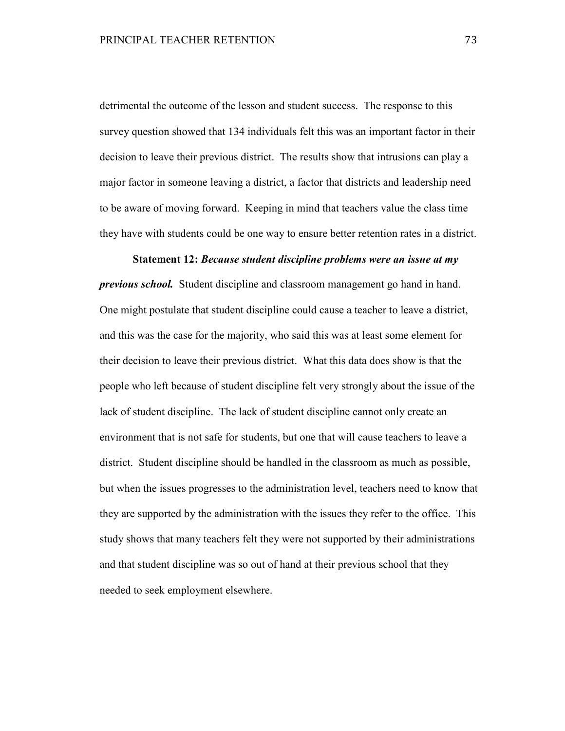detrimental the outcome of the lesson and student success. The response to this survey question showed that 134 individuals felt this was an important factor in their decision to leave their previous district. The results show that intrusions can play a major factor in someone leaving a district, a factor that districts and leadership need to be aware of moving forward. Keeping in mind that teachers value the class time they have with students could be one way to ensure better retention rates in a district.

**Statement 12:** ***Because student discipline problems were an issue at my previous school.*** Student discipline and classroom management go hand in hand. One might postulate that student discipline could cause a teacher to leave a district, and this was the case for the majority, who said this was at least some element for their decision to leave their previous district. What this data does show is that the people who left because of student discipline felt very strongly about the issue of the lack of student discipline. The lack of student discipline cannot only create an environment that is not safe for students, but one that will cause teachers to leave a district. Student discipline should be handled in the classroom as much as possible, but when the issues progresses to the administration level, teachers need to know that they are supported by the administration with the issues they refer to the office. This study shows that many teachers felt they were not supported by their administrations and that student discipline was so out of hand at their previous school that they needed to seek employment elsewhere.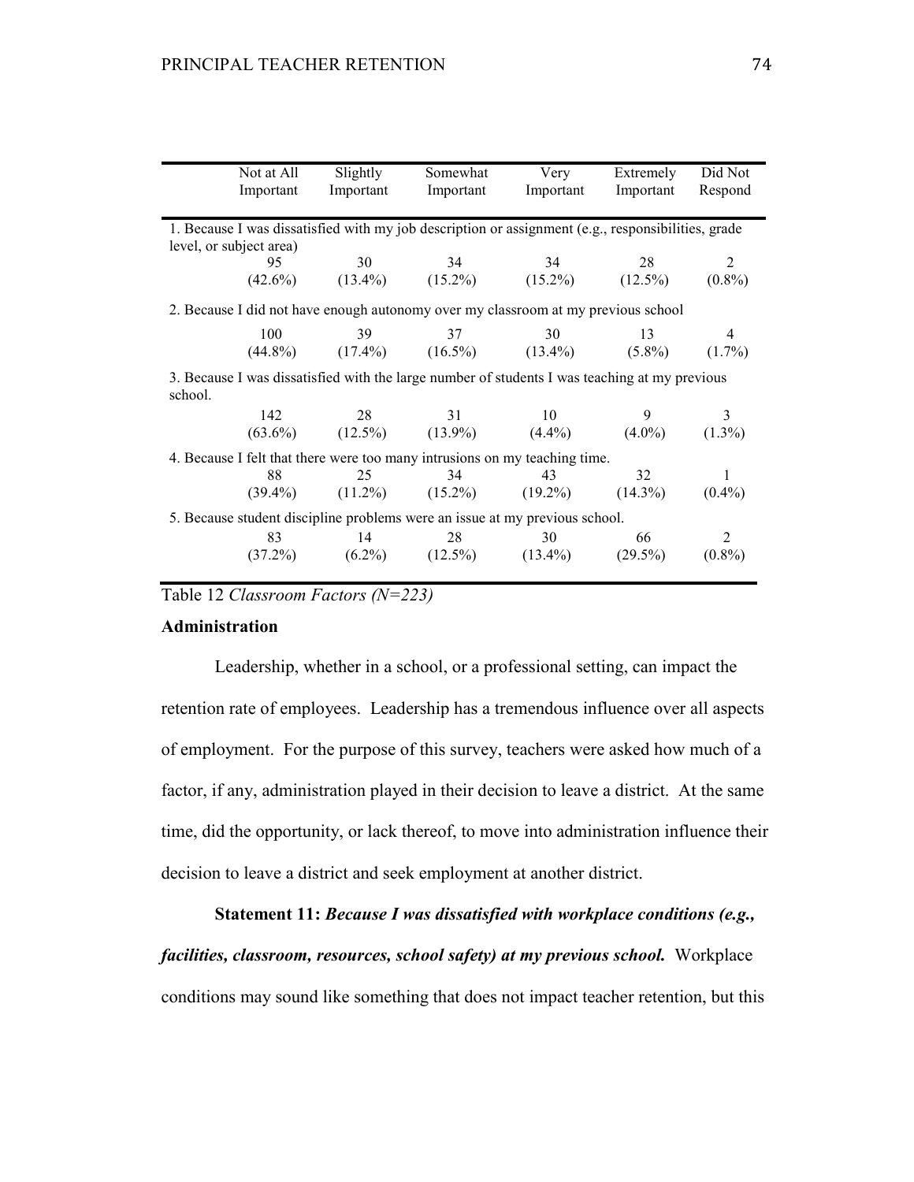| | Not at All Important | Slightly Important | Somewhat Important | Very Important | Extremely Important | Did Not Respond |
|---|---|---|---|---|---|---|
| 1. Because I was dissatisfied with my job description or assignment (e.g., responsibilities, grade level, or subject area) | | | | | | |
| | 95 (42.6%) | 30 (13.4%) | 34 (15.2%) | 34 (15.2%) | 28 (12.5%) | 2 (0.8%) |
| 2. Because I did not have enough autonomy over my classroom at my previous school | | | | | | |
| | 100 (44.8%) | 39 (17.4%) | 37 (16.5%) | 30 (13.4%) | 13 (5.8%) | 4 (1.7%) |
| 3. Because I was dissatisfied with the large number of students I was teaching at my previous school. | | | | | | |
| | 142 (63.6%) | 28 (12.5%) | 31 (13.9%) | 10 (4.4%) | 9 (4.0%) | 3 (1.3%) |
| 4. Because I felt that there were too many intrusions on my teaching time. | | | | | | |
| | 88 (39.4%) | 25 (11.2%) | 34 (15.2%) | 43 (19.2%) | 32 (14.3%) | 1 (0.4%) |
| 5. Because student discipline problems were an issue at my previous school. | | | | | | |
| | 83 (37.2%) | 14 (6.2%) | 28 (12.5%) | 30 (13.4%) | 66 (29.5%) | 2 (0.8%) |

Table 12 *Classroom Factors (N=223)*

**Administration**

Leadership, whether in a school, or a professional setting, can impact the retention rate of employees. Leadership has a tremendous influence over all aspects of employment. For the purpose of this survey, teachers were asked how much of a factor, if any, administration played in their decision to leave a district. At the same time, did the opportunity, or lack thereof, to move into administration influence their decision to leave a district and seek employment at another district.

**Statement 11:** ***Because I was dissatisfied with workplace conditions (e.g., facilities, classroom, resources, school safety) at my previous school.*** Workplace conditions may sound like something that does not impact teacher retention, but this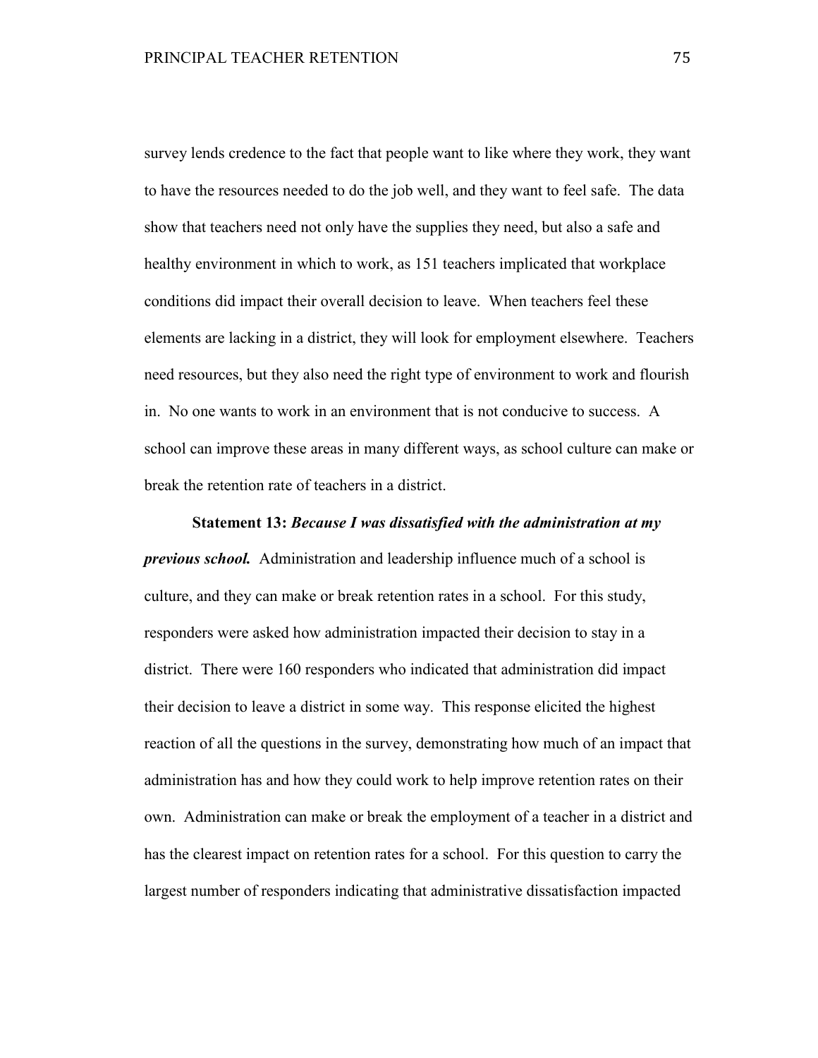survey lends credence to the fact that people want to like where they work, they want to have the resources needed to do the job well, and they want to feel safe. The data show that teachers need not only have the supplies they need, but also a safe and healthy environment in which to work, as 151 teachers implicated that workplace conditions did impact their overall decision to leave. When teachers feel these elements are lacking in a district, they will look for employment elsewhere. Teachers need resources, but they also need the right type of environment to work and flourish in. No one wants to work in an environment that is not conducive to success. A school can improve these areas in many different ways, as school culture can make or break the retention rate of teachers in a district.

**Statement 13:** ***Because I was dissatisfied with the administration at my previous school.*** Administration and leadership influence much of a school is culture, and they can make or break retention rates in a school. For this study, responders were asked how administration impacted their decision to stay in a district. There were 160 responders who indicated that administration did impact their decision to leave a district in some way. This response elicited the highest reaction of all the questions in the survey, demonstrating how much of an impact that administration has and how they could work to help improve retention rates on their own. Administration can make or break the employment of a teacher in a district and has the clearest impact on retention rates for a school. For this question to carry the largest number of responders indicating that administrative dissatisfaction impacted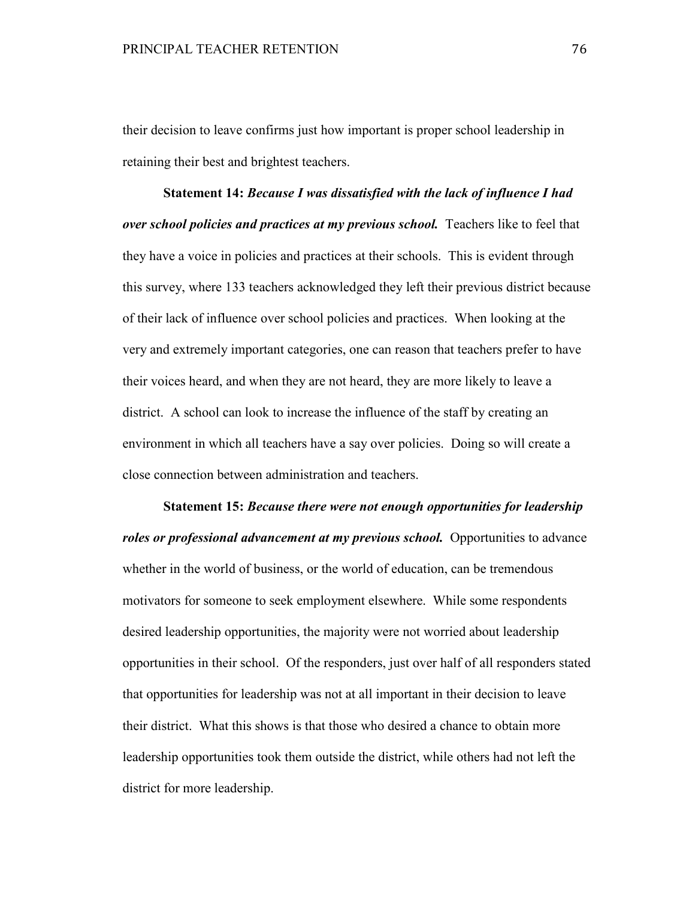their decision to leave confirms just how important is proper school leadership in retaining their best and brightest teachers.

**Statement 14:** ***Because I was dissatisfied with the lack of influence I had over school policies and practices at my previous school.*** Teachers like to feel that they have a voice in policies and practices at their schools. This is evident through this survey, where 133 teachers acknowledged they left their previous district because of their lack of influence over school policies and practices. When looking at the very and extremely important categories, one can reason that teachers prefer to have their voices heard, and when they are not heard, they are more likely to leave a district. A school can look to increase the influence of the staff by creating an environment in which all teachers have a say over policies. Doing so will create a close connection between administration and teachers.

**Statement 15:** ***Because there were not enough opportunities for leadership roles or professional advancement at my previous school.*** Opportunities to advance whether in the world of business, or the world of education, can be tremendous motivators for someone to seek employment elsewhere. While some respondents desired leadership opportunities, the majority were not worried about leadership opportunities in their school. Of the responders, just over half of all responders stated that opportunities for leadership was not at all important in their decision to leave their district. What this shows is that those who desired a chance to obtain more leadership opportunities took them outside the district, while others had not left the district for more leadership.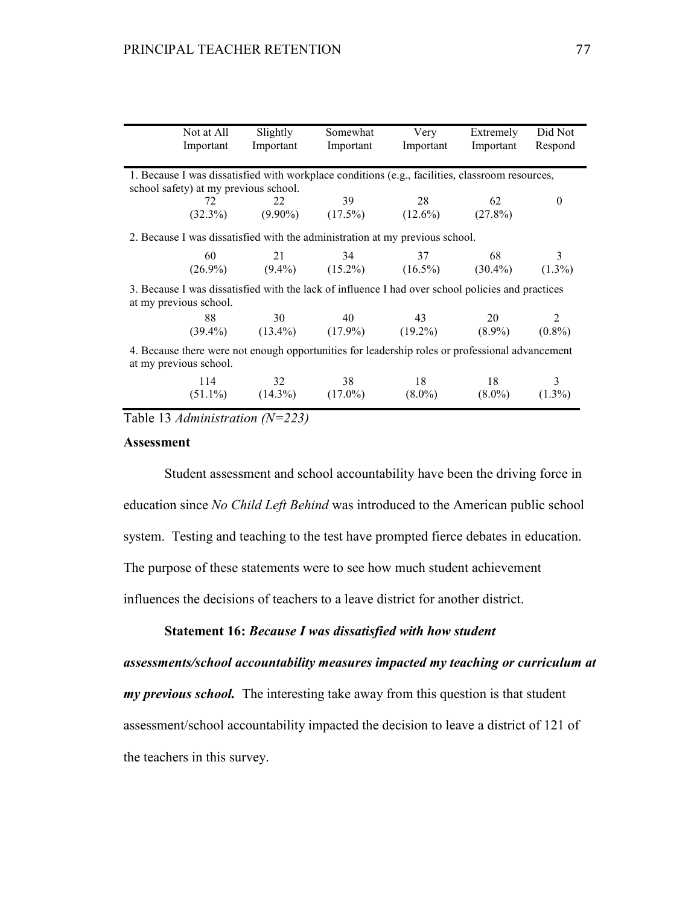| | Not at All Important | Slightly Important | Somewhat Important | Very Important | Extremely Important | Did Not Respond |
|---|---|---|---|---|---|---|
| 1. Because I was dissatisfied with workplace conditions (e.g., facilities, classroom resources, school safety) at my previous school. | | | | | | |
| | 72 (32.3%) | 22 (9.90%) | 39 (17.5%) | 28 (12.6%) | 62 (27.8%) | 0 |
| 2. Because I was dissatisfied with the administration at my previous school. | | | | | | |
| | 60 (26.9%) | 21 (9.4%) | 34 (15.2%) | 37 (16.5%) | 68 (30.4%) | 3 (1.3%) |
| 3. Because I was dissatisfied with the lack of influence I had over school policies and practices at my previous school. | | | | | | |
| | 88 (39.4%) | 30 (13.4%) | 40 (17.9%) | 43 (19.2%) | 20 (8.9%) | 2 (0.8%) |
| 4. Because there were not enough opportunities for leadership roles or professional advancement at my previous school. | | | | | | |
| | 114 (51.1%) | 32 (14.3%) | 38 (17.0%) | 18 (8.0%) | 18 (8.0%) | 3 (1.3%) |

Table 13 *Administration (N=223)*

**Assessment**

Student assessment and school accountability have been the driving force in education since *No Child Left Behind* was introduced to the American public school system. Testing and teaching to the test have prompted fierce debates in education. The purpose of these statements were to see how much student achievement influences the decisions of teachers to a leave district for another district.

**Statement 16:** ***Because I was dissatisfied with how student assessments/school accountability measures impacted my teaching or curriculum at my previous school.*** The interesting take away from this question is that student assessment/school accountability impacted the decision to leave a district of 121 of the teachers in this survey.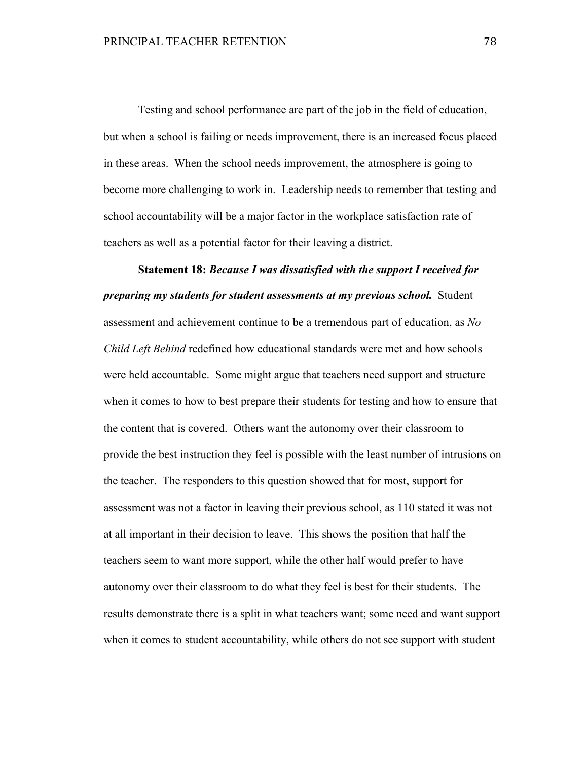Testing and school performance are part of the job in the field of education, but when a school is failing or needs improvement, there is an increased focus placed in these areas. When the school needs improvement, the atmosphere is going to become more challenging to work in. Leadership needs to remember that testing and school accountability will be a major factor in the workplace satisfaction rate of teachers as well as a potential factor for their leaving a district.

**Statement 18:** ***Because I was dissatisfied with the support I received for preparing my students for student assessments at my previous school.*** Student assessment and achievement continue to be a tremendous part of education, as *No Child Left Behind* redefined how educational standards were met and how schools were held accountable. Some might argue that teachers need support and structure when it comes to how to best prepare their students for testing and how to ensure that the content that is covered. Others want the autonomy over their classroom to provide the best instruction they feel is possible with the least number of intrusions on the teacher. The responders to this question showed that for most, support for assessment was not a factor in leaving their previous school, as 110 stated it was not at all important in their decision to leave. This shows the position that half the teachers seem to want more support, while the other half would prefer to have autonomy over their classroom to do what they feel is best for their students. The results demonstrate there is a split in what teachers want; some need and want support when it comes to student accountability, while others do not see support with student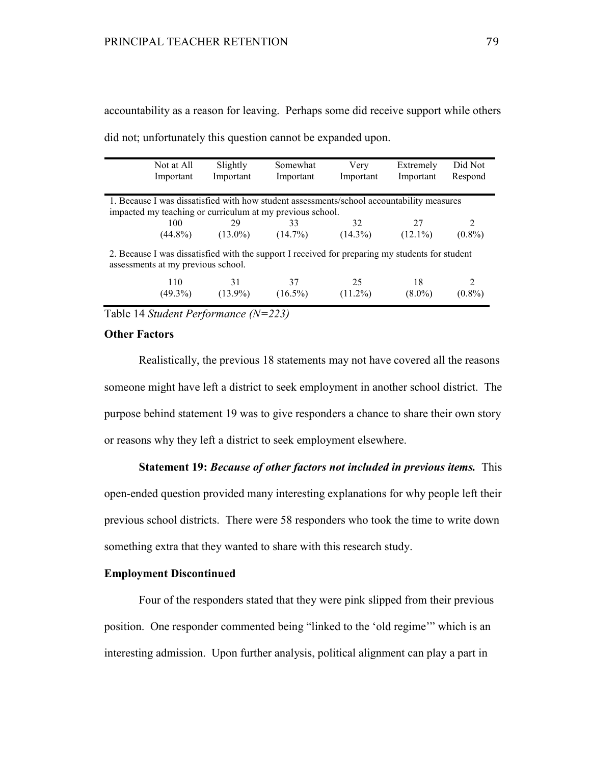accountability as a reason for leaving. Perhaps some did receive support while others did not; unfortunately this question cannot be expanded upon.

| | Not at All Important | Slightly Important | Somewhat Important | Very Important | Extremely Important | Did Not Respond |
|---|---|---|---|---|---|---|
| 1. Because I was dissatisfied with how student assessments/school accountability measures impacted my teaching or curriculum at my previous school. | 100 (44.8%) | 29 (13.0%) | 33 (14.7%) | 32 (14.3%) | 27 (12.1%) | 2 (0.8%) |
| 2. Because I was dissatisfied with the support I received for preparing my students for student assessments at my previous school. | 110 (49.3%) | 31 (13.9%) | 37 (16.5%) | 25 (11.2%) | 18 (8.0%) | 2 (0.8%) |

Table 14 *Student Performance (N=223)*

**Other Factors**

Realistically, the previous 18 statements may not have covered all the reasons someone might have left a district to seek employment in another school district. The purpose behind statement 19 was to give responders a chance to share their own story or reasons why they left a district to seek employment elsewhere.

**Statement 19:** ***Because of other factors not included in previous items.*** This open-ended question provided many interesting explanations for why people left their previous school districts. There were 58 responders who took the time to write down something extra that they wanted to share with this research study.

**Employment Discontinued**

Four of the responders stated that they were pink slipped from their previous position. One responder commented being "linked to the 'old regime'" which is an interesting admission. Upon further analysis, political alignment can play a part in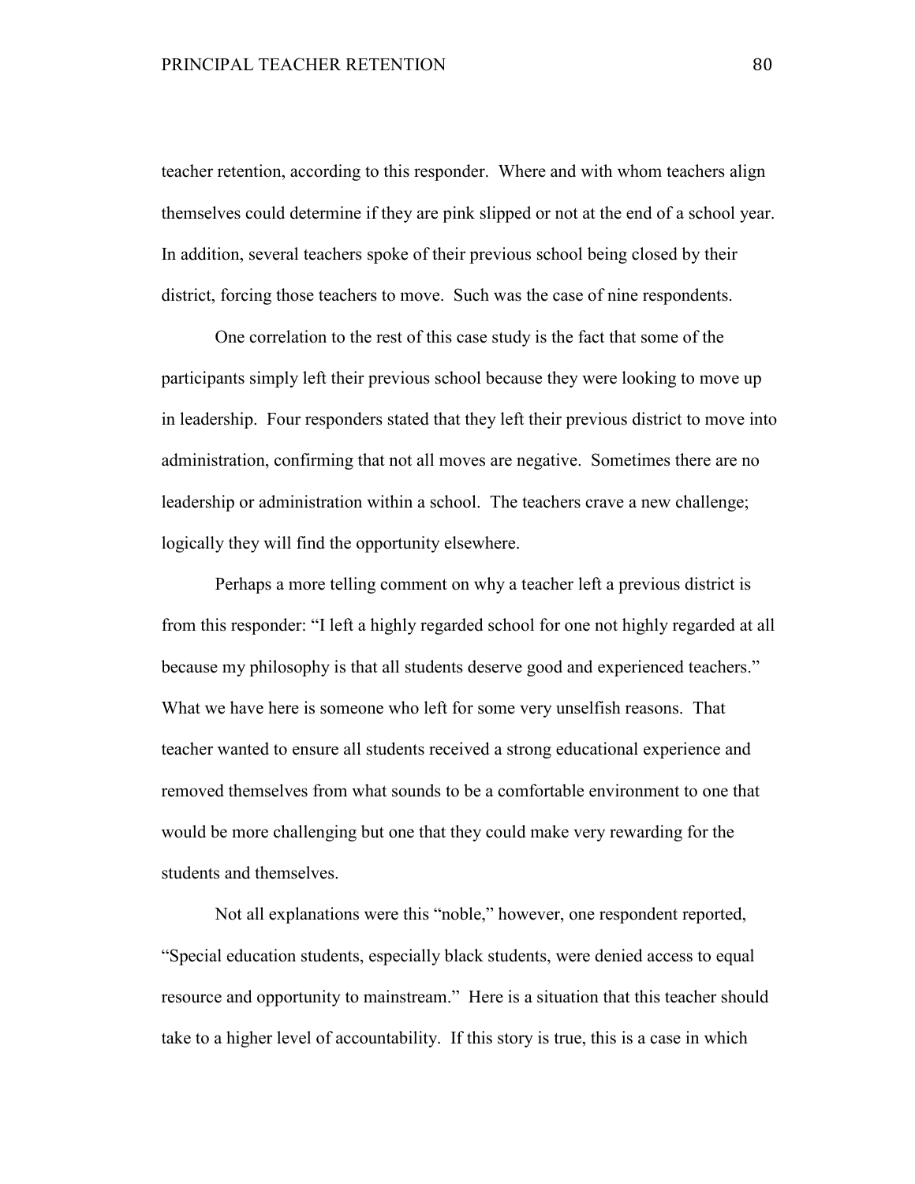teacher retention, according to this responder. Where and with whom teachers align themselves could determine if they are pink slipped or not at the end of a school year. In addition, several teachers spoke of their previous school being closed by their district, forcing those teachers to move. Such was the case of nine respondents.

One correlation to the rest of this case study is the fact that some of the participants simply left their previous school because they were looking to move up in leadership. Four responders stated that they left their previous district to move into administration, confirming that not all moves are negative. Sometimes there are no leadership or administration within a school. The teachers crave a new challenge; logically they will find the opportunity elsewhere.

Perhaps a more telling comment on why a teacher left a previous district is from this responder: "I left a highly regarded school for one not highly regarded at all because my philosophy is that all students deserve good and experienced teachers." What we have here is someone who left for some very unselfish reasons. That teacher wanted to ensure all students received a strong educational experience and removed themselves from what sounds to be a comfortable environment to one that would be more challenging but one that they could make very rewarding for the students and themselves.

Not all explanations were this "noble," however, one respondent reported, "Special education students, especially black students, were denied access to equal resource and opportunity to mainstream." Here is a situation that this teacher should take to a higher level of accountability. If this story is true, this is a case in which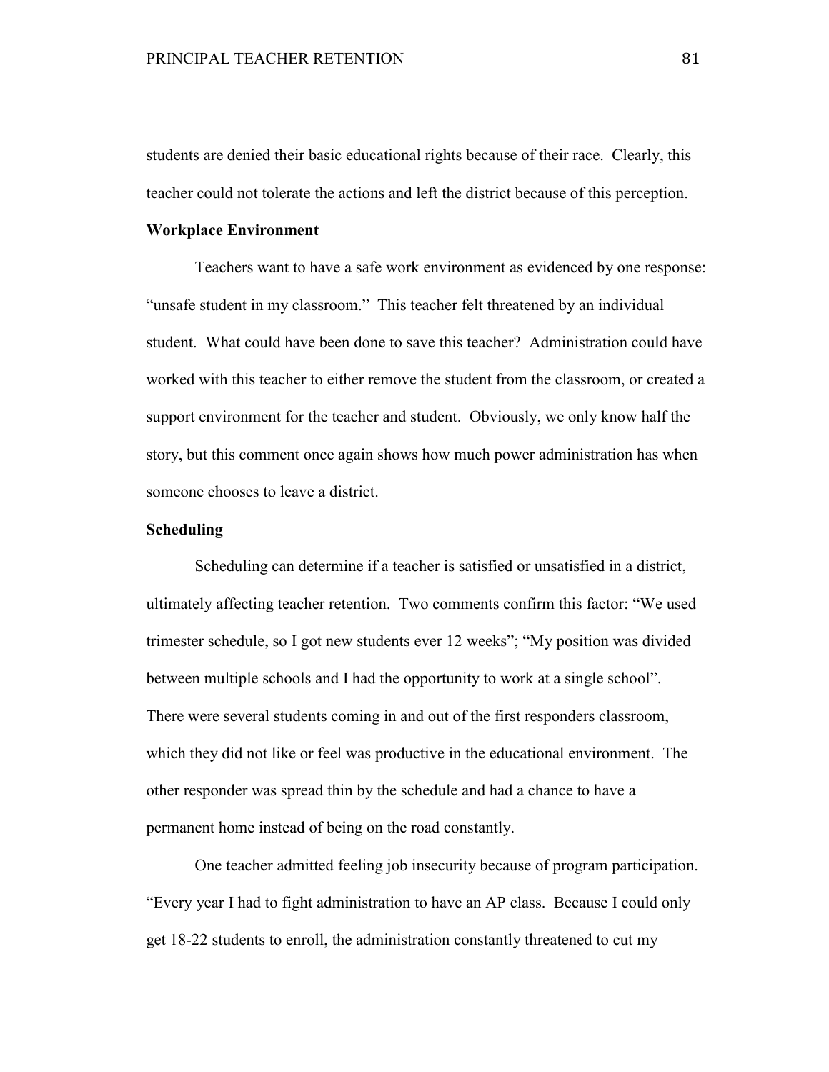students are denied their basic educational rights because of their race. Clearly, this teacher could not tolerate the actions and left the district because of this perception.

### Workplace Environment

Teachers want to have a safe work environment as evidenced by one response: "unsafe student in my classroom." This teacher felt threatened by an individual student. What could have been done to save this teacher? Administration could have worked with this teacher to either remove the student from the classroom, or created a support environment for the teacher and student. Obviously, we only know half the story, but this comment once again shows how much power administration has when someone chooses to leave a district.

### Scheduling

Scheduling can determine if a teacher is satisfied or unsatisfied in a district, ultimately affecting teacher retention. Two comments confirm this factor: "We used trimester schedule, so I got new students ever 12 weeks"; "My position was divided between multiple schools and I had the opportunity to work at a single school". There were several students coming in and out of the first responders classroom, which they did not like or feel was productive in the educational environment. The other responder was spread thin by the schedule and had a chance to have a permanent home instead of being on the road constantly.

One teacher admitted feeling job insecurity because of program participation. "Every year I had to fight administration to have an AP class. Because I could only get 18-22 students to enroll, the administration constantly threatened to cut my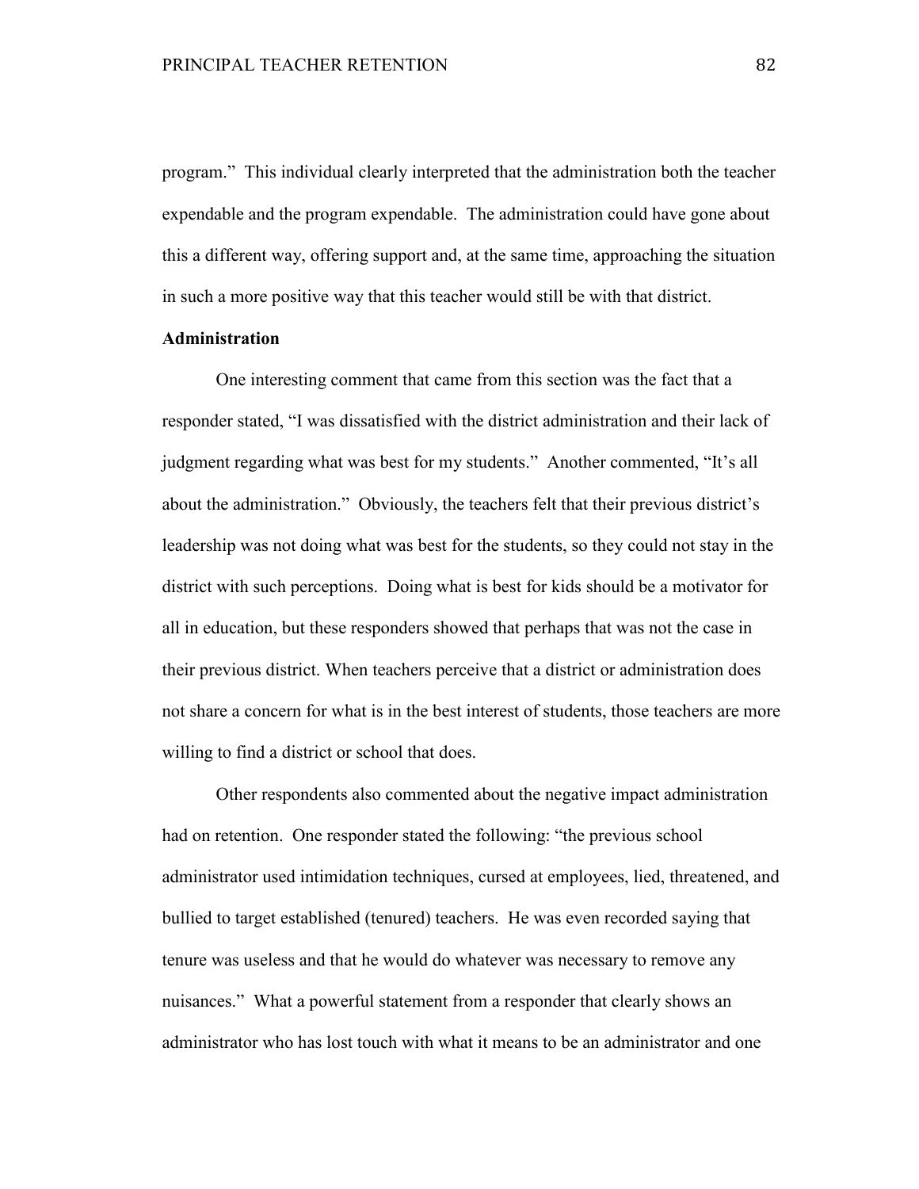program." This individual clearly interpreted that the administration both the teacher expendable and the program expendable. The administration could have gone about this a different way, offering support and, at the same time, approaching the situation in such a more positive way that this teacher would still be with that district.

**Administration**

One interesting comment that came from this section was the fact that a responder stated, "I was dissatisfied with the district administration and their lack of judgment regarding what was best for my students." Another commented, "It's all about the administration." Obviously, the teachers felt that their previous district's leadership was not doing what was best for the students, so they could not stay in the district with such perceptions. Doing what is best for kids should be a motivator for all in education, but these responders showed that perhaps that was not the case in their previous district. When teachers perceive that a district or administration does not share a concern for what is in the best interest of students, those teachers are more willing to find a district or school that does.

Other respondents also commented about the negative impact administration had on retention. One responder stated the following: "the previous school administrator used intimidation techniques, cursed at employees, lied, threatened, and bullied to target established (tenured) teachers. He was even recorded saying that tenure was useless and that he would do whatever was necessary to remove any nuisances." What a powerful statement from a responder that clearly shows an administrator who has lost touch with what it means to be an administrator and one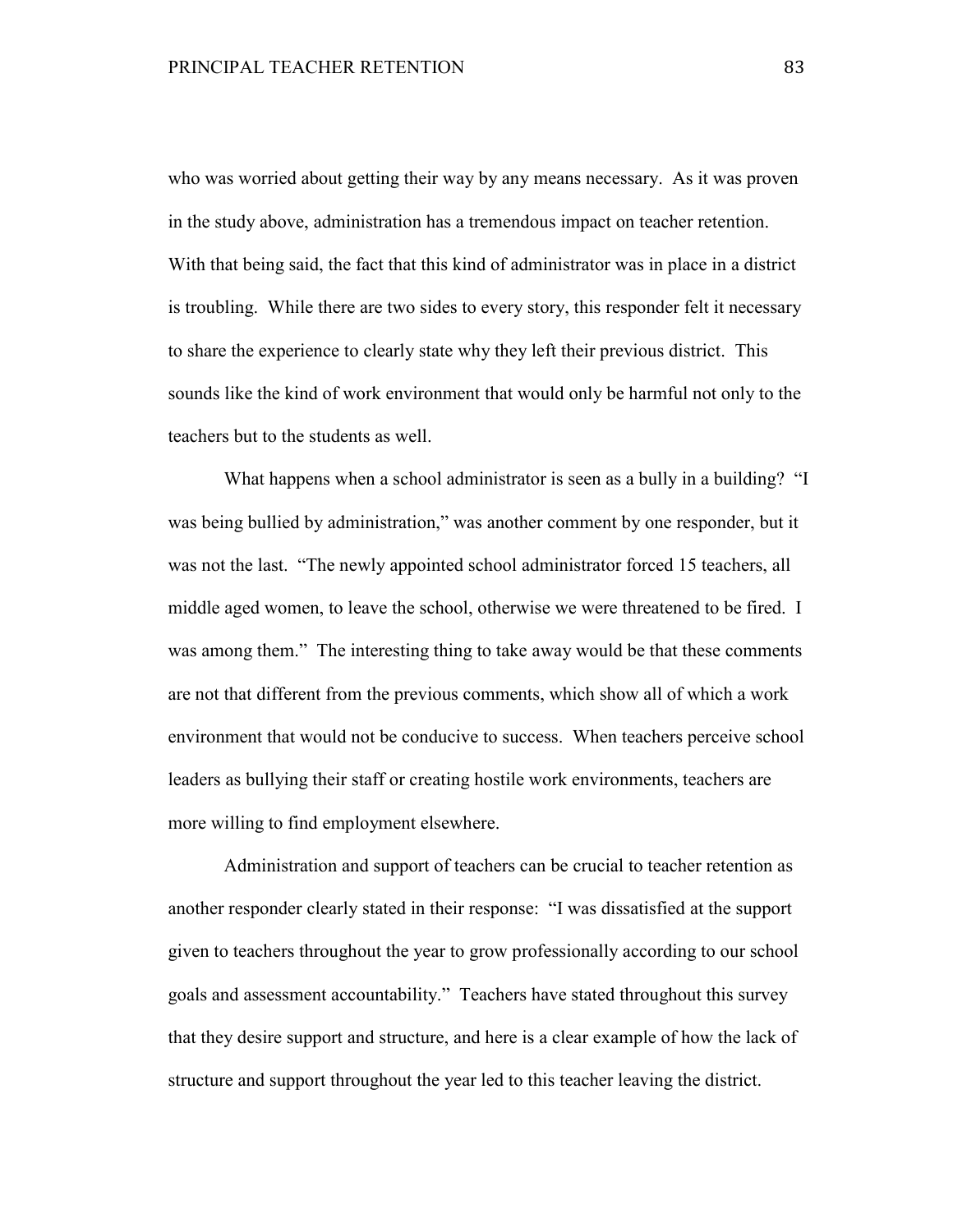who was worried about getting their way by any means necessary. As it was proven in the study above, administration has a tremendous impact on teacher retention. With that being said, the fact that this kind of administrator was in place in a district is troubling. While there are two sides to every story, this responder felt it necessary to share the experience to clearly state why they left their previous district. This sounds like the kind of work environment that would only be harmful not only to the teachers but to the students as well.

What happens when a school administrator is seen as a bully in a building? "I was being bullied by administration," was another comment by one responder, but it was not the last. "The newly appointed school administrator forced 15 teachers, all middle aged women, to leave the school, otherwise we were threatened to be fired. I was among them." The interesting thing to take away would be that these comments are not that different from the previous comments, which show all of which a work environment that would not be conducive to success. When teachers perceive school leaders as bullying their staff or creating hostile work environments, teachers are more willing to find employment elsewhere.

Administration and support of teachers can be crucial to teacher retention as another responder clearly stated in their response: "I was dissatisfied at the support given to teachers throughout the year to grow professionally according to our school goals and assessment accountability." Teachers have stated throughout this survey that they desire support and structure, and here is a clear example of how the lack of structure and support throughout the year led to this teacher leaving the district.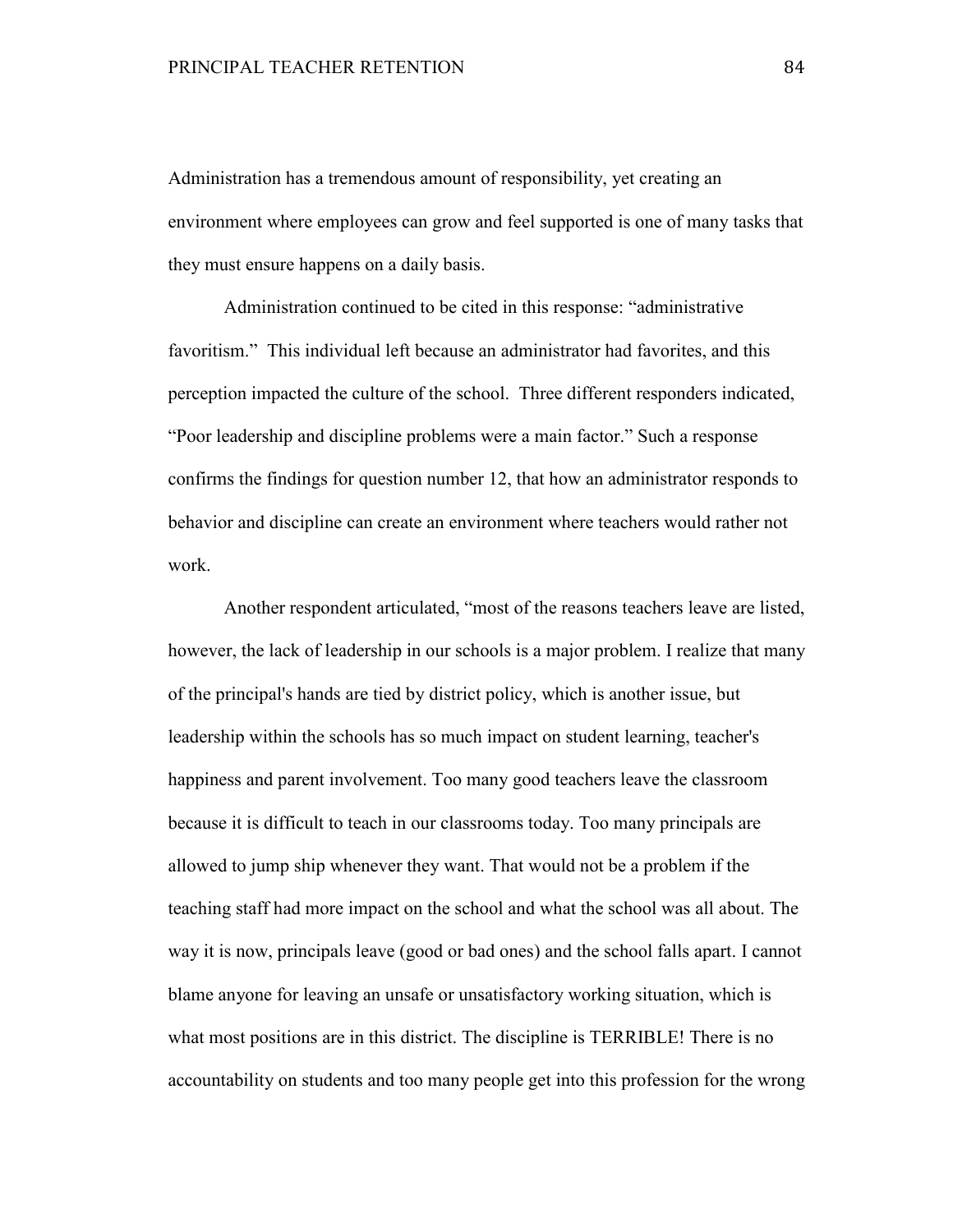Administration has a tremendous amount of responsibility, yet creating an environment where employees can grow and feel supported is one of many tasks that they must ensure happens on a daily basis.

Administration continued to be cited in this response: "administrative favoritism." This individual left because an administrator had favorites, and this perception impacted the culture of the school. Three different responders indicated, "Poor leadership and discipline problems were a main factor." Such a response confirms the findings for question number 12, that how an administrator responds to behavior and discipline can create an environment where teachers would rather not work.

Another respondent articulated, "most of the reasons teachers leave are listed, however, the lack of leadership in our schools is a major problem. I realize that many of the principal's hands are tied by district policy, which is another issue, but leadership within the schools has so much impact on student learning, teacher's happiness and parent involvement. Too many good teachers leave the classroom because it is difficult to teach in our classrooms today. Too many principals are allowed to jump ship whenever they want. That would not be a problem if the teaching staff had more impact on the school and what the school was all about. The way it is now, principals leave (good or bad ones) and the school falls apart. I cannot blame anyone for leaving an unsafe or unsatisfactory working situation, which is what most positions are in this district. The discipline is TERRIBLE! There is no accountability on students and too many people get into this profession for the wrong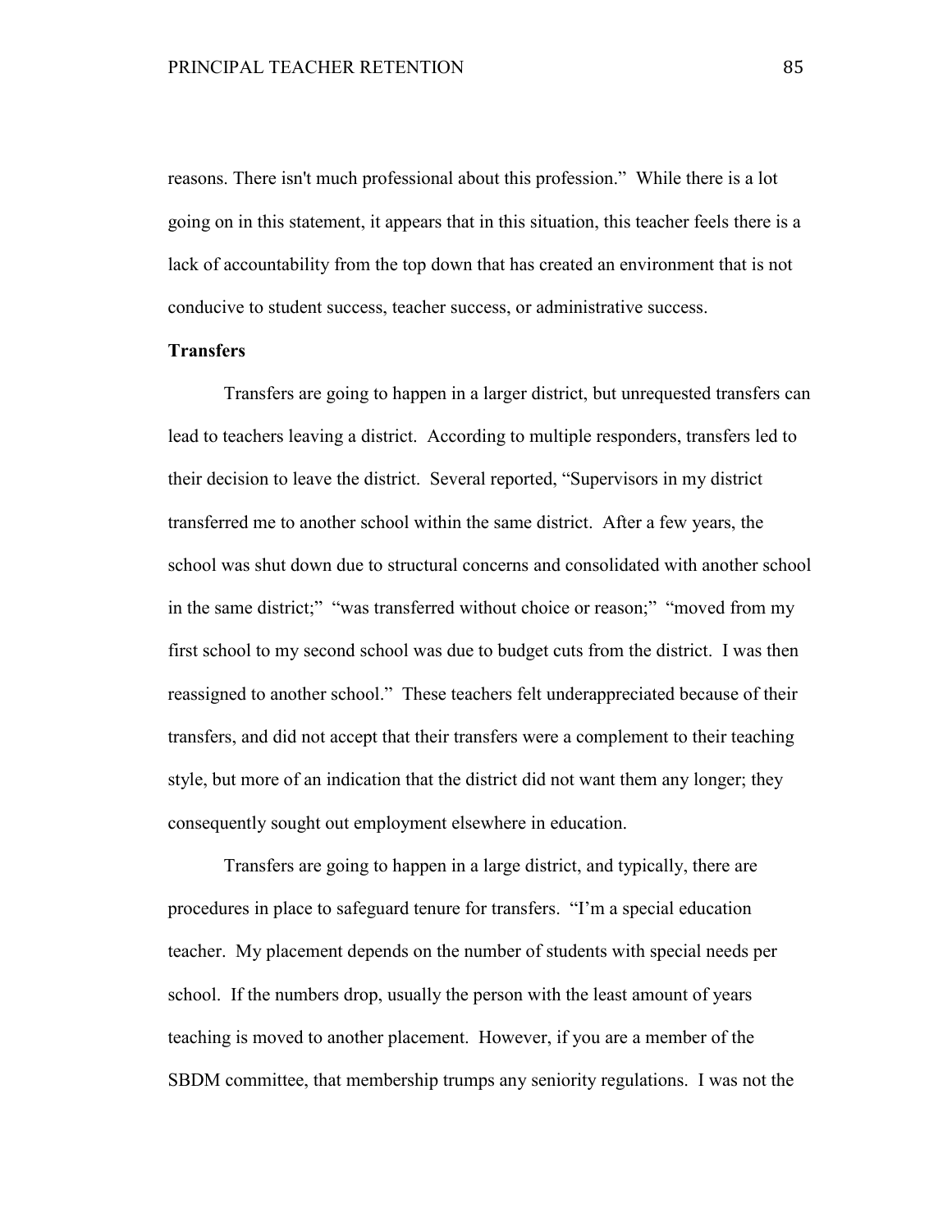reasons. There isn't much professional about this profession." While there is a lot going on in this statement, it appears that in this situation, this teacher feels there is a lack of accountability from the top down that has created an environment that is not conducive to student success, teacher success, or administrative success.

**Transfers**

Transfers are going to happen in a larger district, but unrequested transfers can lead to teachers leaving a district. According to multiple responders, transfers led to their decision to leave the district. Several reported, "Supervisors in my district transferred me to another school within the same district. After a few years, the school was shut down due to structural concerns and consolidated with another school in the same district;" "was transferred without choice or reason;" "moved from my first school to my second school was due to budget cuts from the district. I was then reassigned to another school." These teachers felt underappreciated because of their transfers, and did not accept that their transfers were a complement to their teaching style, but more of an indication that the district did not want them any longer; they consequently sought out employment elsewhere in education.

Transfers are going to happen in a large district, and typically, there are procedures in place to safeguard tenure for transfers. "I'm a special education teacher. My placement depends on the number of students with special needs per school. If the numbers drop, usually the person with the least amount of years teaching is moved to another placement. However, if you are a member of the SBDM committee, that membership trumps any seniority regulations. I was not the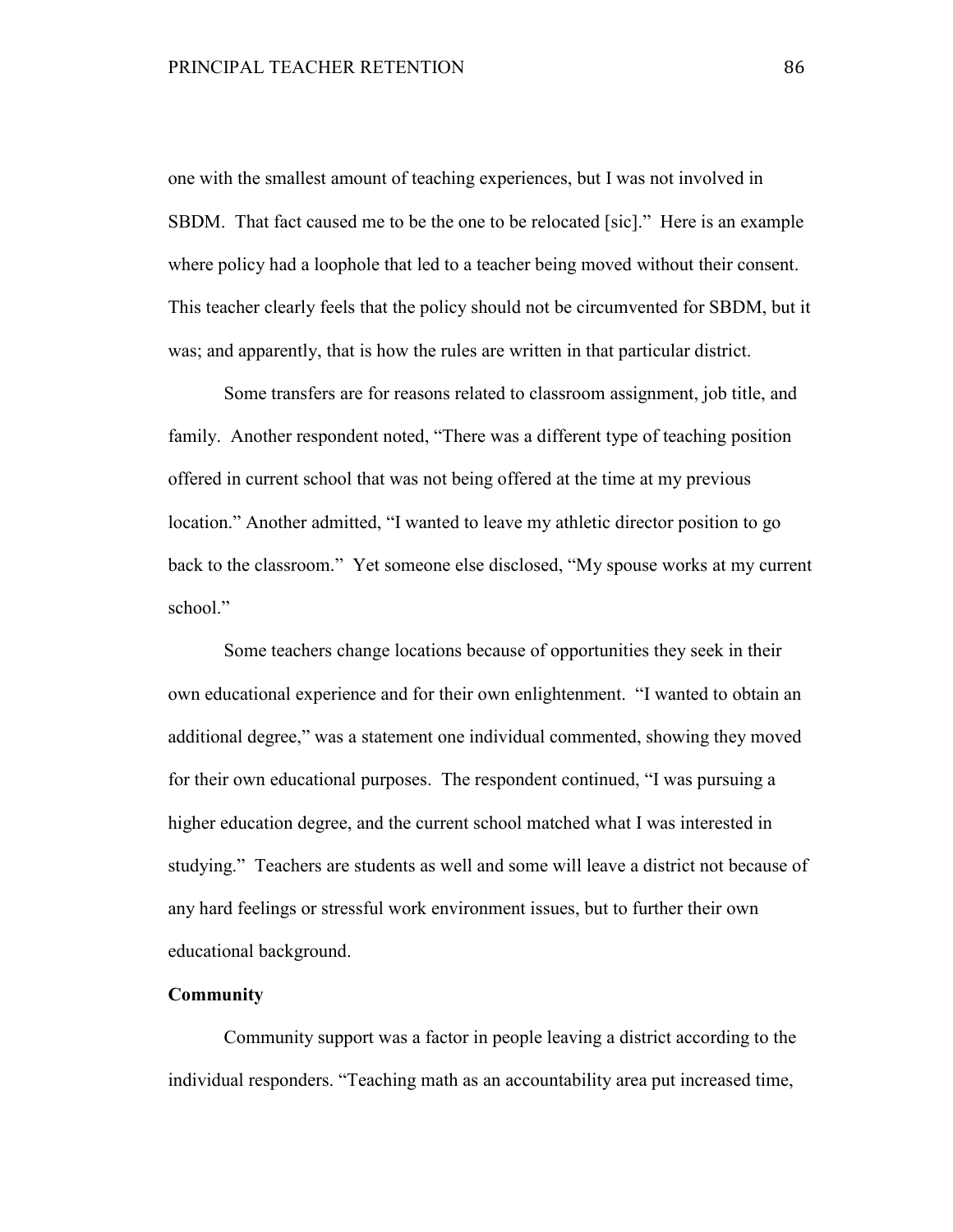one with the smallest amount of teaching experiences, but I was not involved in SBDM. That fact caused me to be the one to be relocated [sic]." Here is an example where policy had a loophole that led to a teacher being moved without their consent. This teacher clearly feels that the policy should not be circumvented for SBDM, but it was; and apparently, that is how the rules are written in that particular district.

Some transfers are for reasons related to classroom assignment, job title, and family. Another respondent noted, "There was a different type of teaching position offered in current school that was not being offered at the time at my previous location." Another admitted, "I wanted to leave my athletic director position to go back to the classroom." Yet someone else disclosed, "My spouse works at my current school."

Some teachers change locations because of opportunities they seek in their own educational experience and for their own enlightenment. "I wanted to obtain an additional degree," was a statement one individual commented, showing they moved for their own educational purposes. The respondent continued, "I was pursuing a higher education degree, and the current school matched what I was interested in studying." Teachers are students as well and some will leave a district not because of any hard feelings or stressful work environment issues, but to further their own educational background.

**Community**

Community support was a factor in people leaving a district according to the individual responders. "Teaching math as an accountability area put increased time,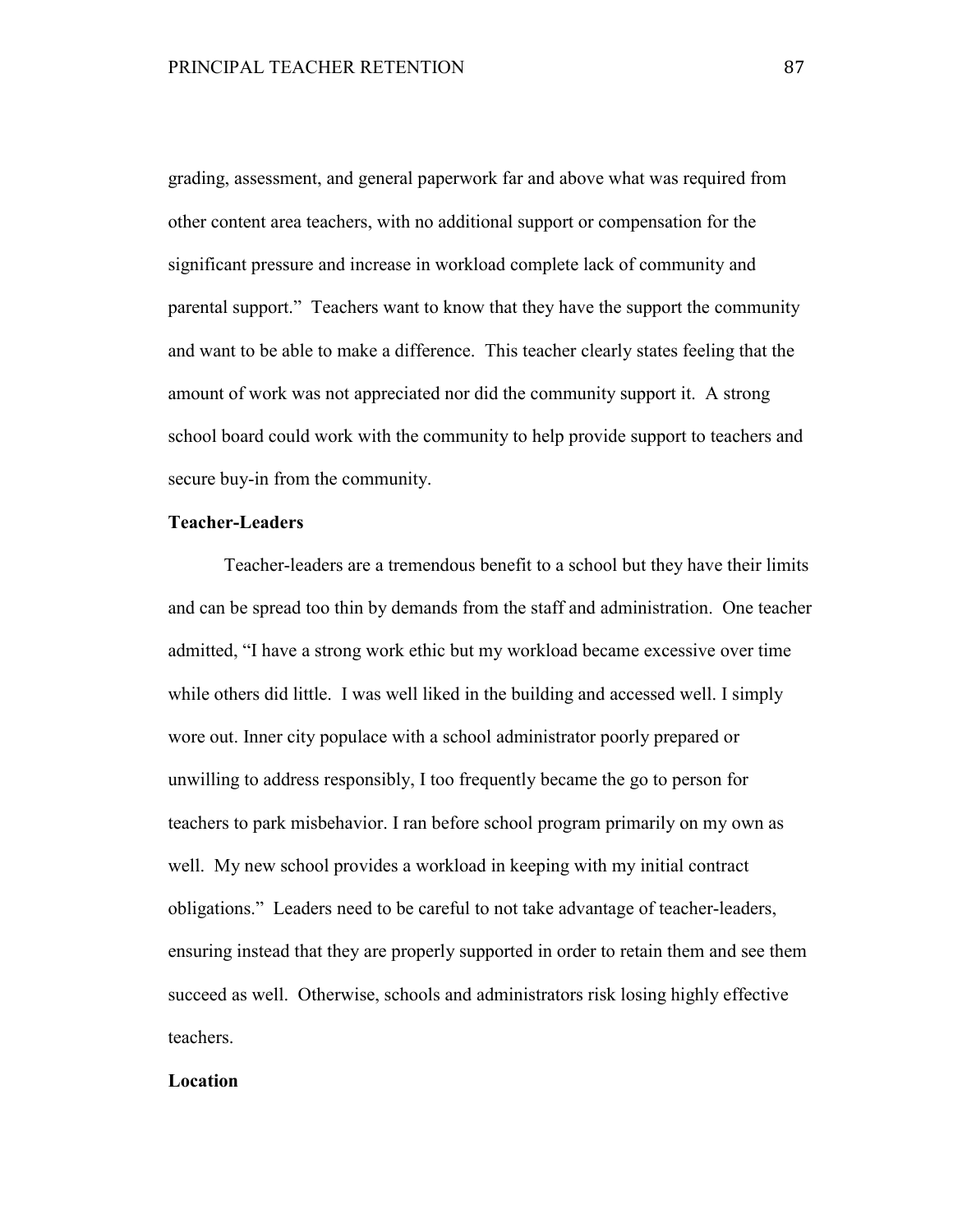grading, assessment, and general paperwork far and above what was required from other content area teachers, with no additional support or compensation for the significant pressure and increase in workload complete lack of community and parental support." Teachers want to know that they have the support the community and want to be able to make a difference. This teacher clearly states feeling that the amount of work was not appreciated nor did the community support it. A strong school board could work with the community to help provide support to teachers and secure buy-in from the community.

## Teacher-Leaders

Teacher-leaders are a tremendous benefit to a school but they have their limits and can be spread too thin by demands from the staff and administration. One teacher admitted, "I have a strong work ethic but my workload became excessive over time while others did little. I was well liked in the building and accessed well. I simply wore out. Inner city populace with a school administrator poorly prepared or unwilling to address responsibly, I too frequently became the go to person for teachers to park misbehavior. I ran before school program primarily on my own as well. My new school provides a workload in keeping with my initial contract obligations." Leaders need to be careful to not take advantage of teacher-leaders, ensuring instead that they are properly supported in order to retain them and see them succeed as well. Otherwise, schools and administrators risk losing highly effective teachers.

## Location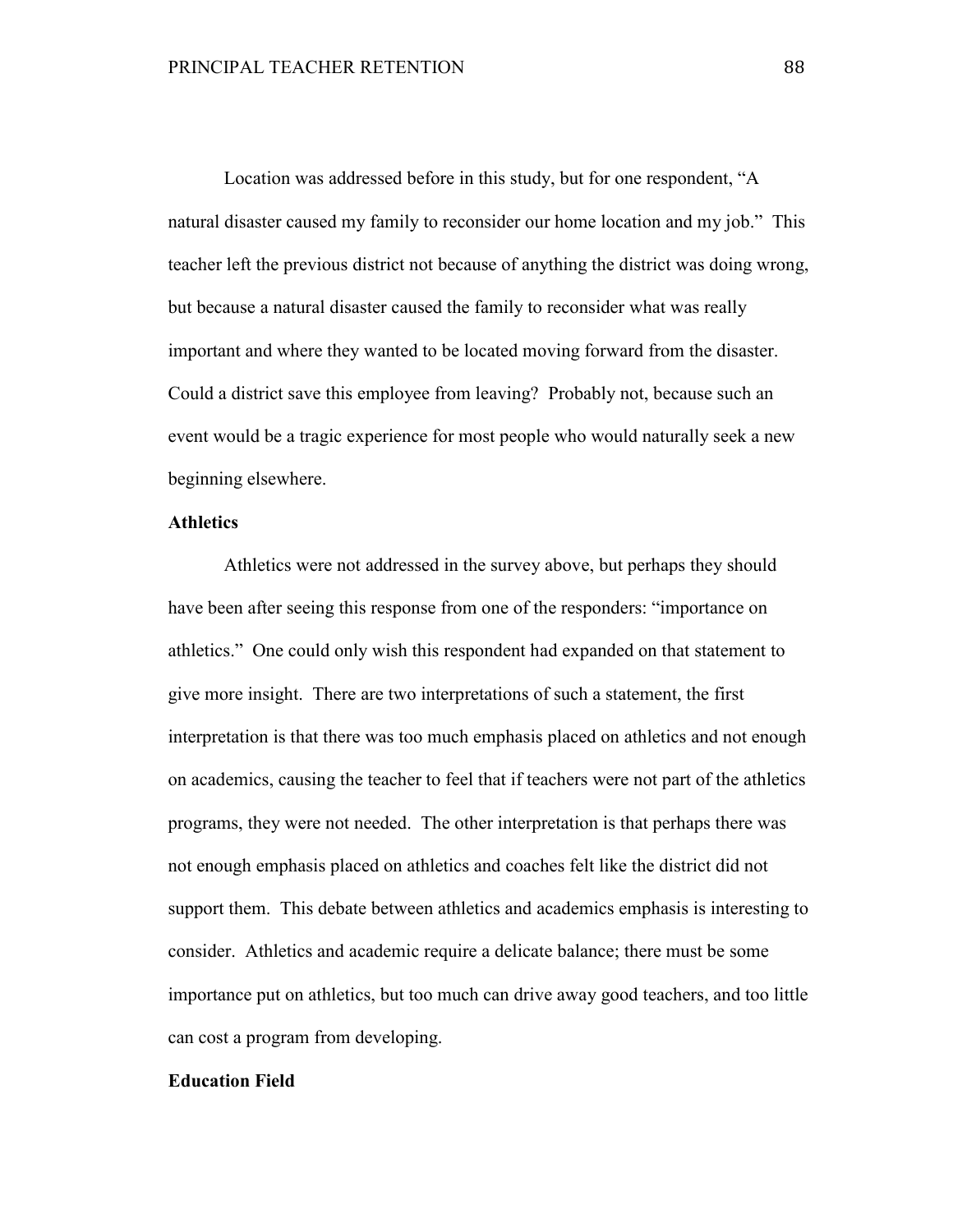Location was addressed before in this study, but for one respondent, "A natural disaster caused my family to reconsider our home location and my job." This teacher left the previous district not because of anything the district was doing wrong, but because a natural disaster caused the family to reconsider what was really important and where they wanted to be located moving forward from the disaster. Could a district save this employee from leaving? Probably not, because such an event would be a tragic experience for most people who would naturally seek a new beginning elsewhere.

**Athletics**

Athletics were not addressed in the survey above, but perhaps they should have been after seeing this response from one of the responders: "importance on athletics." One could only wish this respondent had expanded on that statement to give more insight. There are two interpretations of such a statement, the first interpretation is that there was too much emphasis placed on athletics and not enough on academics, causing the teacher to feel that if teachers were not part of the athletics programs, they were not needed. The other interpretation is that perhaps there was not enough emphasis placed on athletics and coaches felt like the district did not support them. This debate between athletics and academics emphasis is interesting to consider. Athletics and academic require a delicate balance; there must be some importance put on athletics, but too much can drive away good teachers, and too little can cost a program from developing.

**Education Field**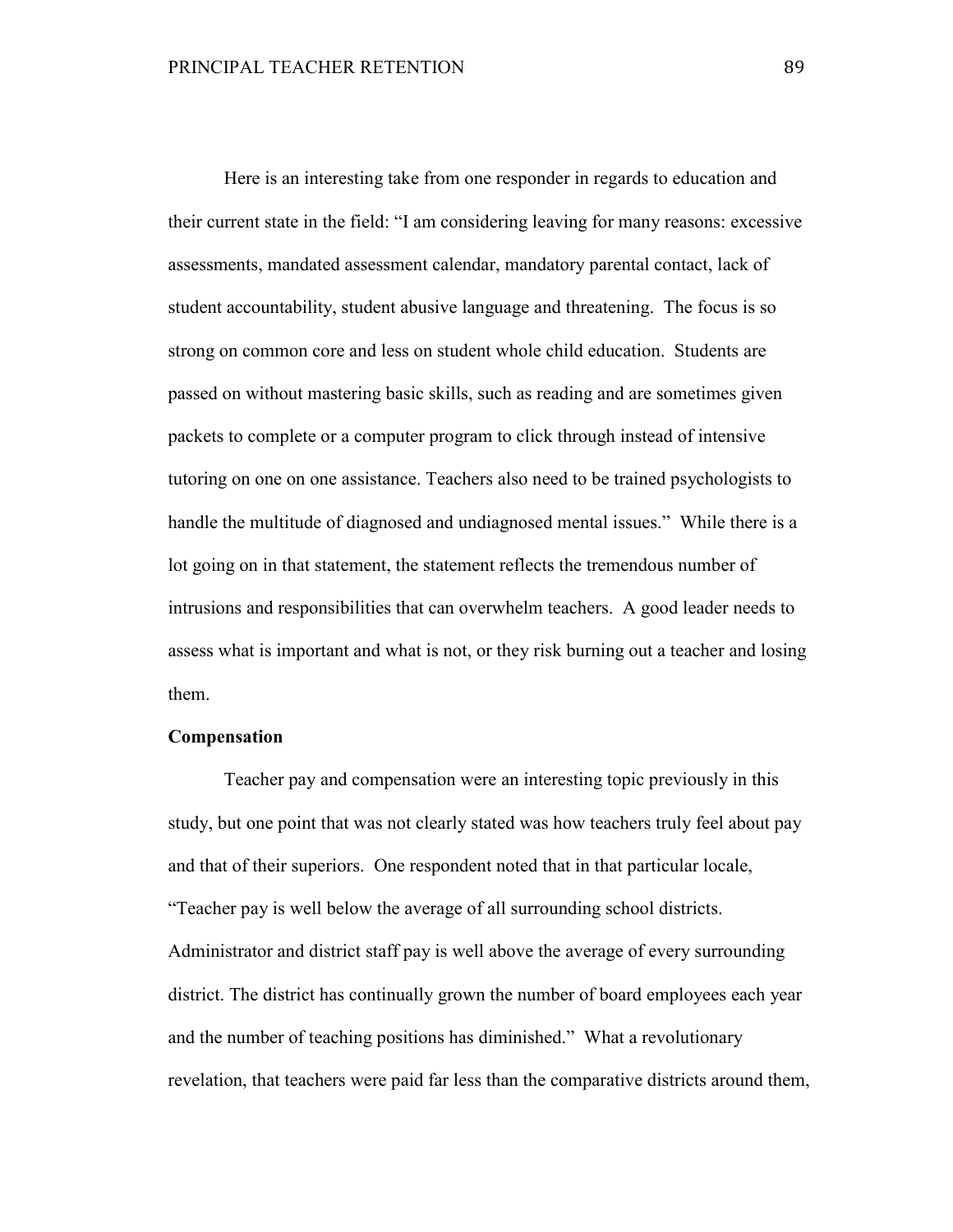Here is an interesting take from one responder in regards to education and their current state in the field: "I am considering leaving for many reasons: excessive assessments, mandated assessment calendar, mandatory parental contact, lack of student accountability, student abusive language and threatening. The focus is so strong on common core and less on student whole child education. Students are passed on without mastering basic skills, such as reading and are sometimes given packets to complete or a computer program to click through instead of intensive tutoring on one on one assistance. Teachers also need to be trained psychologists to handle the multitude of diagnosed and undiagnosed mental issues." While there is a lot going on in that statement, the statement reflects the tremendous number of intrusions and responsibilities that can overwhelm teachers. A good leader needs to assess what is important and what is not, or they risk burning out a teacher and losing them.

**Compensation**

Teacher pay and compensation were an interesting topic previously in this study, but one point that was not clearly stated was how teachers truly feel about pay and that of their superiors. One respondent noted that in that particular locale, "Teacher pay is well below the average of all surrounding school districts. Administrator and district staff pay is well above the average of every surrounding district. The district has continually grown the number of board employees each year and the number of teaching positions has diminished." What a revolutionary revelation, that teachers were paid far less than the comparative districts around them,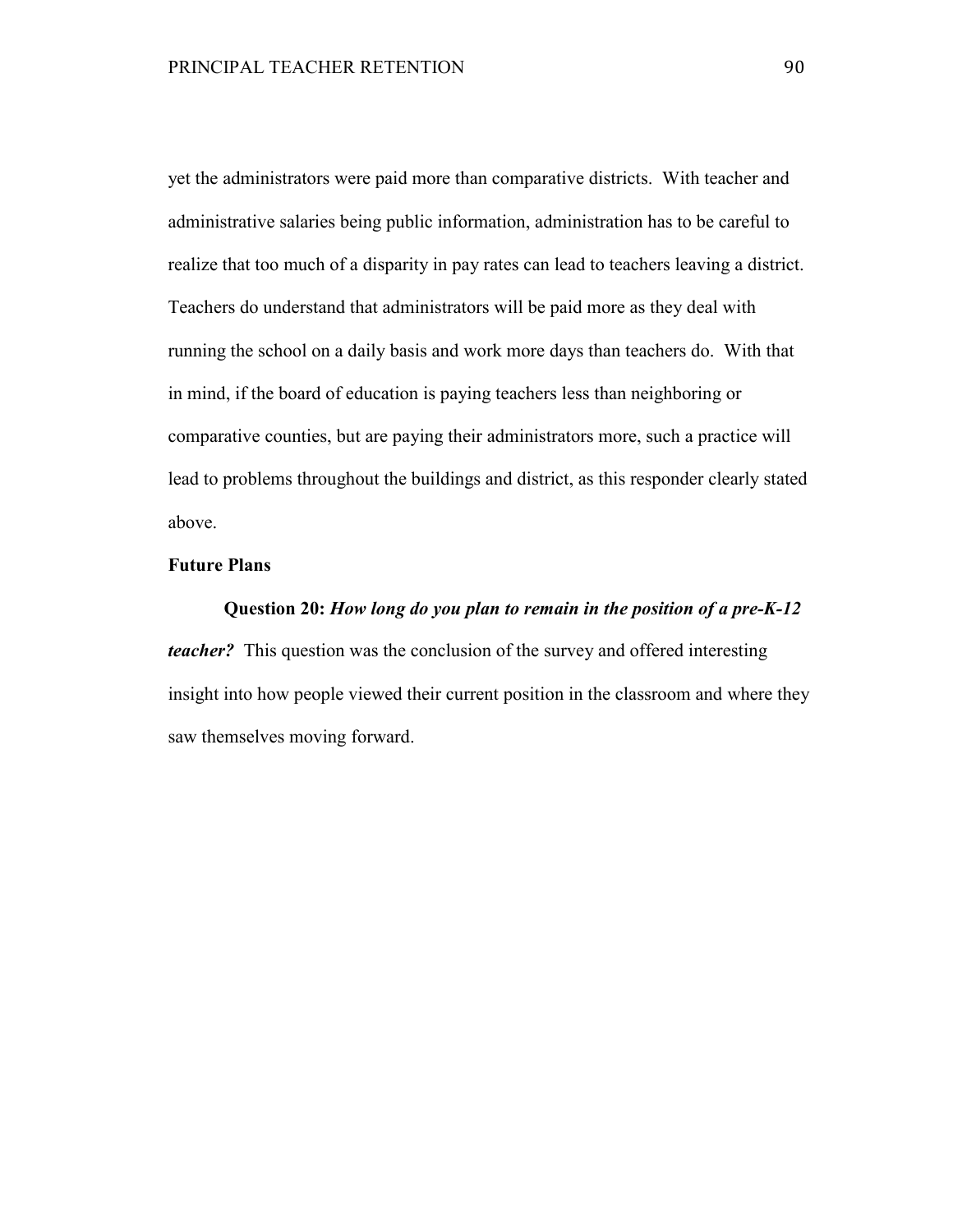yet the administrators were paid more than comparative districts. With teacher and administrative salaries being public information, administration has to be careful to realize that too much of a disparity in pay rates can lead to teachers leaving a district. Teachers do understand that administrators will be paid more as they deal with running the school on a daily basis and work more days than teachers do. With that in mind, if the board of education is paying teachers less than neighboring or comparative counties, but are paying their administrators more, such a practice will lead to problems throughout the buildings and district, as this responder clearly stated above.

**Future Plans**

**Question 20:** ***How long do you plan to remain in the position of a pre-K-12 teacher?*** This question was the conclusion of the survey and offered interesting insight into how people viewed their current position in the classroom and where they saw themselves moving forward.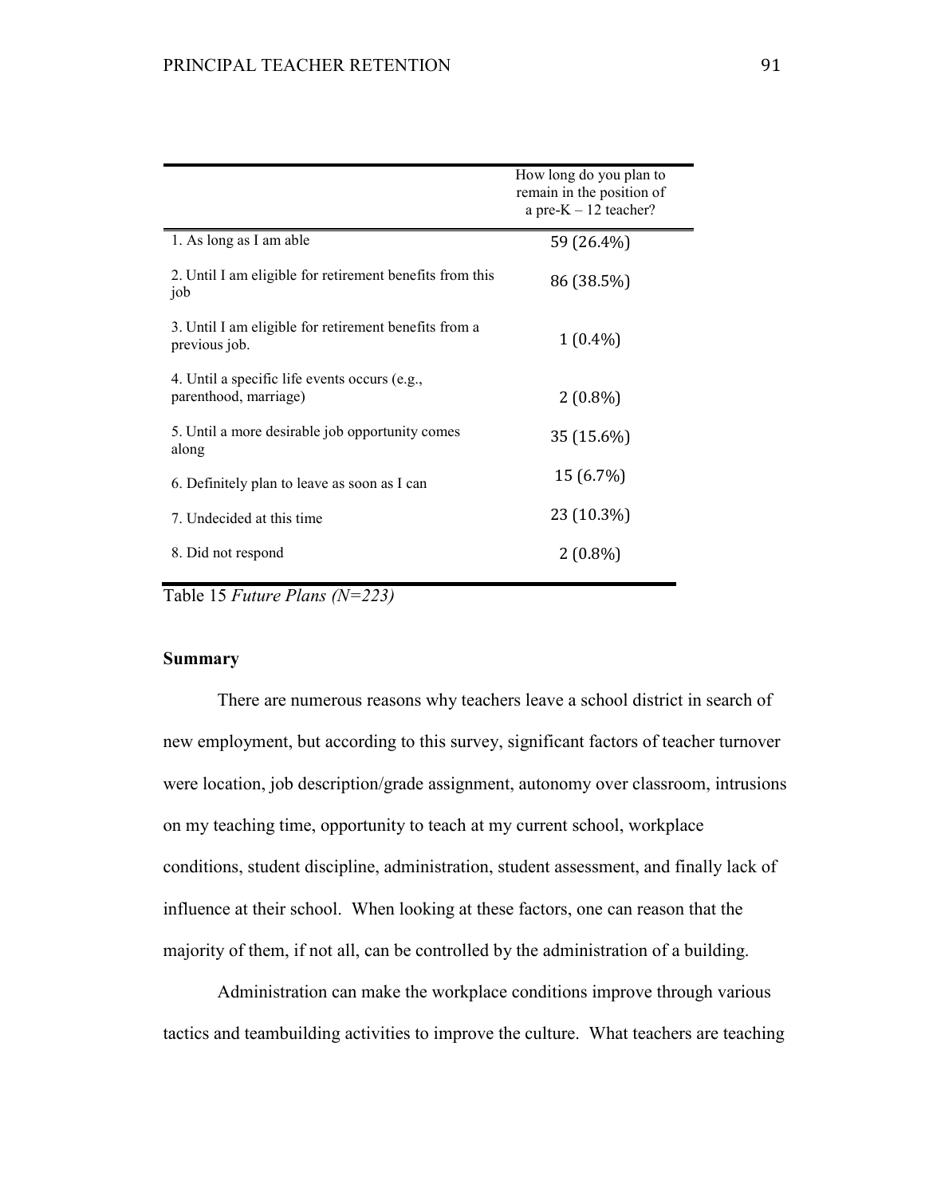| | How long do you plan to remain in the position of a pre-K – 12 teacher? |
|---|---|
| 1. As long as I am able | 59 (26.4%) |
| 2. Until I am eligible for retirement benefits from this job | 86 (38.5%) |
| 3. Until I am eligible for retirement benefits from a previous job. | 1 (0.4%) |
| 4. Until a specific life events occurs (e.g., parenthood, marriage) | 2 (0.8%) |
| 5. Until a more desirable job opportunity comes along | 35 (15.6%) |
| 6. Definitely plan to leave as soon as I can | 15 (6.7%) |
| 7. Undecided at this time | 23 (10.3%) |
| 8. Did not respond | 2 (0.8%) |

Table 15 *Future Plans (N=223)*

## Summary

There are numerous reasons why teachers leave a school district in search of new employment, but according to this survey, significant factors of teacher turnover were location, job description/grade assignment, autonomy over classroom, intrusions on my teaching time, opportunity to teach at my current school, workplace conditions, student discipline, administration, student assessment, and finally lack of influence at their school. When looking at these factors, one can reason that the majority of them, if not all, can be controlled by the administration of a building.

Administration can make the workplace conditions improve through various tactics and teambuilding activities to improve the culture. What teachers are teaching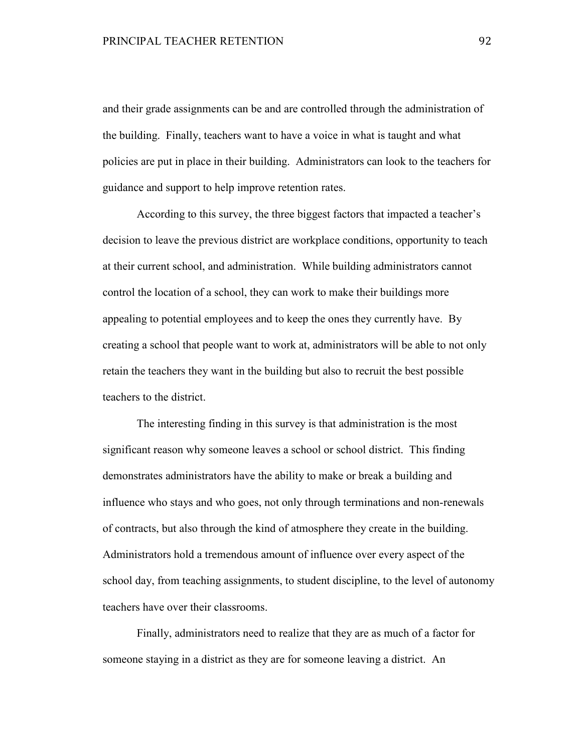and their grade assignments can be and are controlled through the administration of the building. Finally, teachers want to have a voice in what is taught and what policies are put in place in their building. Administrators can look to the teachers for guidance and support to help improve retention rates.

According to this survey, the three biggest factors that impacted a teacher's decision to leave the previous district are workplace conditions, opportunity to teach at their current school, and administration. While building administrators cannot control the location of a school, they can work to make their buildings more appealing to potential employees and to keep the ones they currently have. By creating a school that people want to work at, administrators will be able to not only retain the teachers they want in the building but also to recruit the best possible teachers to the district.

The interesting finding in this survey is that administration is the most significant reason why someone leaves a school or school district. This finding demonstrates administrators have the ability to make or break a building and influence who stays and who goes, not only through terminations and non-renewals of contracts, but also through the kind of atmosphere they create in the building. Administrators hold a tremendous amount of influence over every aspect of the school day, from teaching assignments, to student discipline, to the level of autonomy teachers have over their classrooms.

Finally, administrators need to realize that they are as much of a factor for someone staying in a district as they are for someone leaving a district. An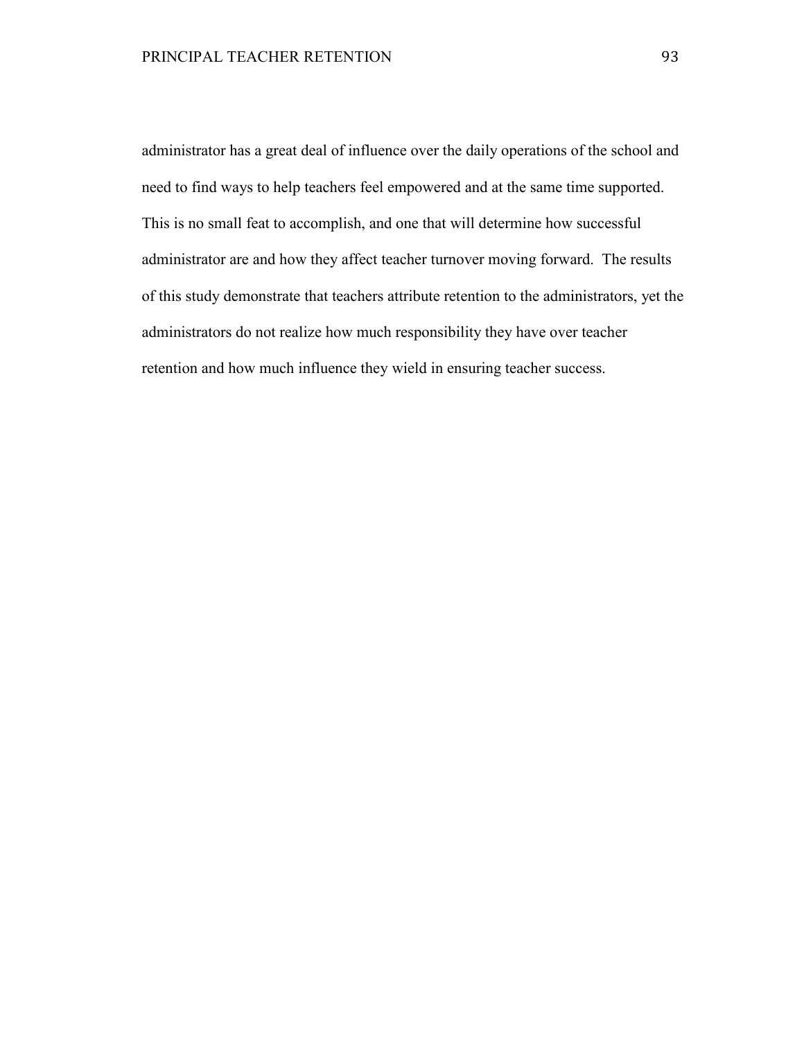administrator has a great deal of influence over the daily operations of the school and need to find ways to help teachers feel empowered and at the same time supported. This is no small feat to accomplish, and one that will determine how successful administrator are and how they affect teacher turnover moving forward. The results of this study demonstrate that teachers attribute retention to the administrators, yet the administrators do not realize how much responsibility they have over teacher retention and how much influence they wield in ensuring teacher success.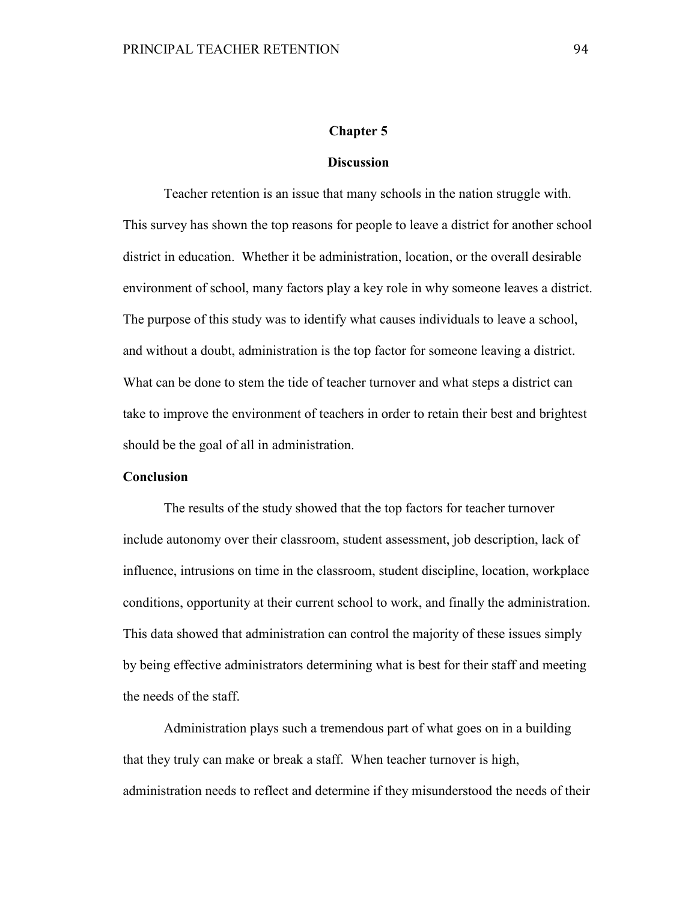# Chapter 5

## Discussion

Teacher retention is an issue that many schools in the nation struggle with. This survey has shown the top reasons for people to leave a district for another school district in education. Whether it be administration, location, or the overall desirable environment of school, many factors play a key role in why someone leaves a district. The purpose of this study was to identify what causes individuals to leave a school, and without a doubt, administration is the top factor for someone leaving a district. What can be done to stem the tide of teacher turnover and what steps a district can take to improve the environment of teachers in order to retain their best and brightest should be the goal of all in administration.

### Conclusion

The results of the study showed that the top factors for teacher turnover include autonomy over their classroom, student assessment, job description, lack of influence, intrusions on time in the classroom, student discipline, location, workplace conditions, opportunity at their current school to work, and finally the administration. This data showed that administration can control the majority of these issues simply by being effective administrators determining what is best for their staff and meeting the needs of the staff.

Administration plays such a tremendous part of what goes on in a building that they truly can make or break a staff. When teacher turnover is high, administration needs to reflect and determine if they misunderstood the needs of their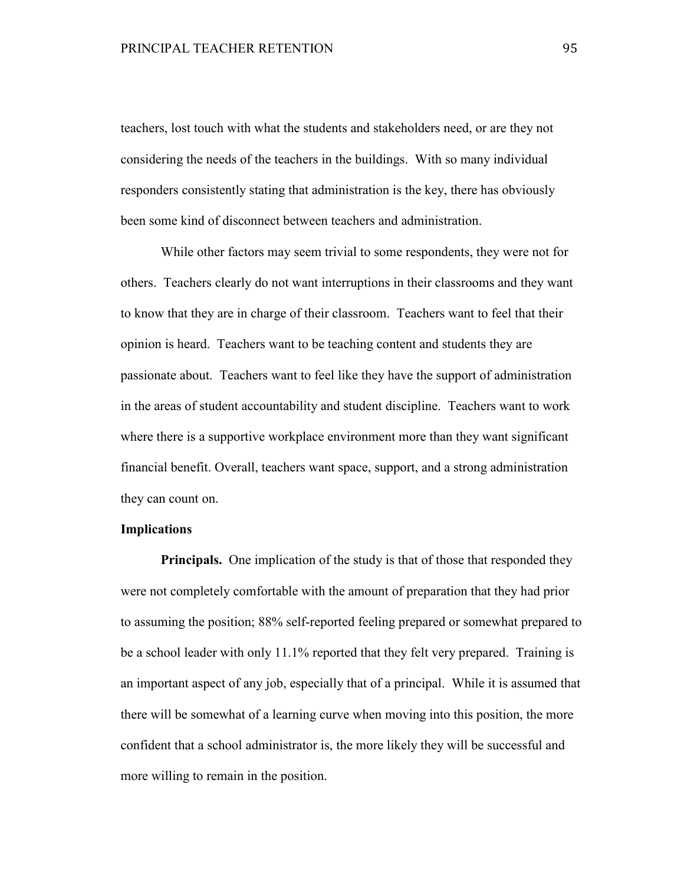teachers, lost touch with what the students and stakeholders need, or are they not considering the needs of the teachers in the buildings. With so many individual responders consistently stating that administration is the key, there has obviously been some kind of disconnect between teachers and administration.

While other factors may seem trivial to some respondents, they were not for others. Teachers clearly do not want interruptions in their classrooms and they want to know that they are in charge of their classroom. Teachers want to feel that their opinion is heard. Teachers want to be teaching content and students they are passionate about. Teachers want to feel like they have the support of administration in the areas of student accountability and student discipline. Teachers want to work where there is a supportive workplace environment more than they want significant financial benefit. Overall, teachers want space, support, and a strong administration they can count on.

## Implications

**Principals.** One implication of the study is that of those that responded they were not completely comfortable with the amount of preparation that they had prior to assuming the position; 88% self-reported feeling prepared or somewhat prepared to be a school leader with only 11.1% reported that they felt very prepared. Training is an important aspect of any job, especially that of a principal. While it is assumed that there will be somewhat of a learning curve when moving into this position, the more confident that a school administrator is, the more likely they will be successful and more willing to remain in the position.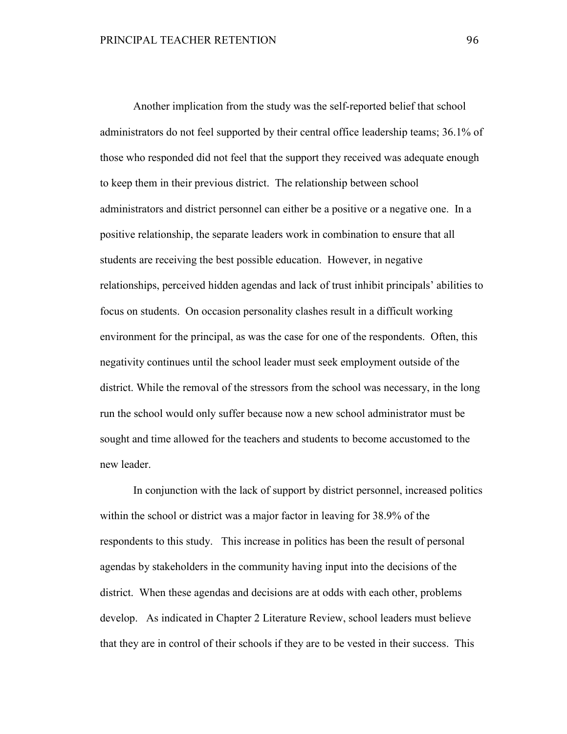Another implication from the study was the self-reported belief that school administrators do not feel supported by their central office leadership teams; 36.1% of those who responded did not feel that the support they received was adequate enough to keep them in their previous district. The relationship between school administrators and district personnel can either be a positive or a negative one. In a positive relationship, the separate leaders work in combination to ensure that all students are receiving the best possible education. However, in negative relationships, perceived hidden agendas and lack of trust inhibit principals' abilities to focus on students. On occasion personality clashes result in a difficult working environment for the principal, as was the case for one of the respondents. Often, this negativity continues until the school leader must seek employment outside of the district. While the removal of the stressors from the school was necessary, in the long run the school would only suffer because now a new school administrator must be sought and time allowed for the teachers and students to become accustomed to the new leader.

In conjunction with the lack of support by district personnel, increased politics within the school or district was a major factor in leaving for 38.9% of the respondents to this study. This increase in politics has been the result of personal agendas by stakeholders in the community having input into the decisions of the district. When these agendas and decisions are at odds with each other, problems develop. As indicated in Chapter 2 Literature Review, school leaders must believe that they are in control of their schools if they are to be vested in their success. This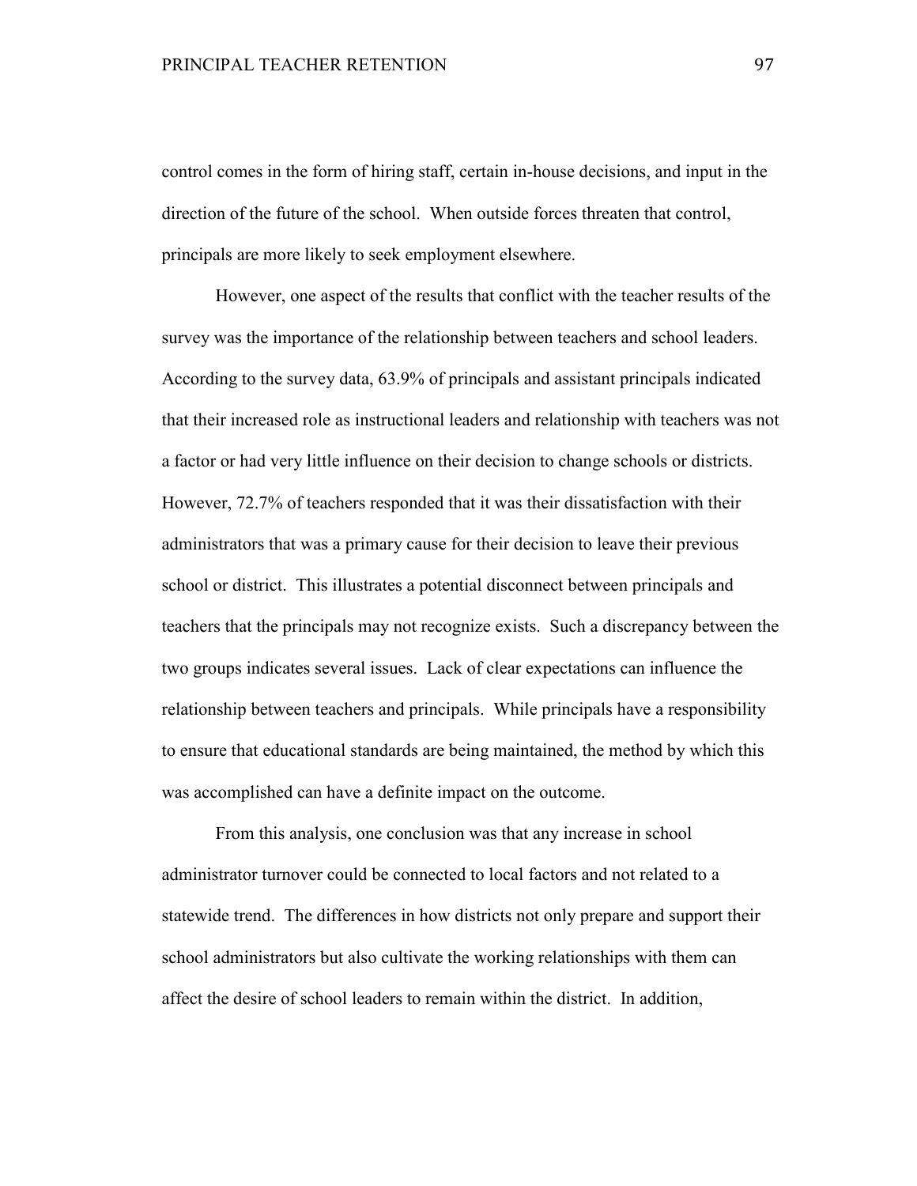control comes in the form of hiring staff, certain in-house decisions, and input in the direction of the future of the school. When outside forces threaten that control, principals are more likely to seek employment elsewhere.

However, one aspect of the results that conflict with the teacher results of the survey was the importance of the relationship between teachers and school leaders. According to the survey data, 63.9% of principals and assistant principals indicated that their increased role as instructional leaders and relationship with teachers was not a factor or had very little influence on their decision to change schools or districts. However, 72.7% of teachers responded that it was their dissatisfaction with their administrators that was a primary cause for their decision to leave their previous school or district. This illustrates a potential disconnect between principals and teachers that the principals may not recognize exists. Such a discrepancy between the two groups indicates several issues. Lack of clear expectations can influence the relationship between teachers and principals. While principals have a responsibility to ensure that educational standards are being maintained, the method by which this was accomplished can have a definite impact on the outcome.

From this analysis, one conclusion was that any increase in school administrator turnover could be connected to local factors and not related to a statewide trend. The differences in how districts not only prepare and support their school administrators but also cultivate the working relationships with them can affect the desire of school leaders to remain within the district. In addition,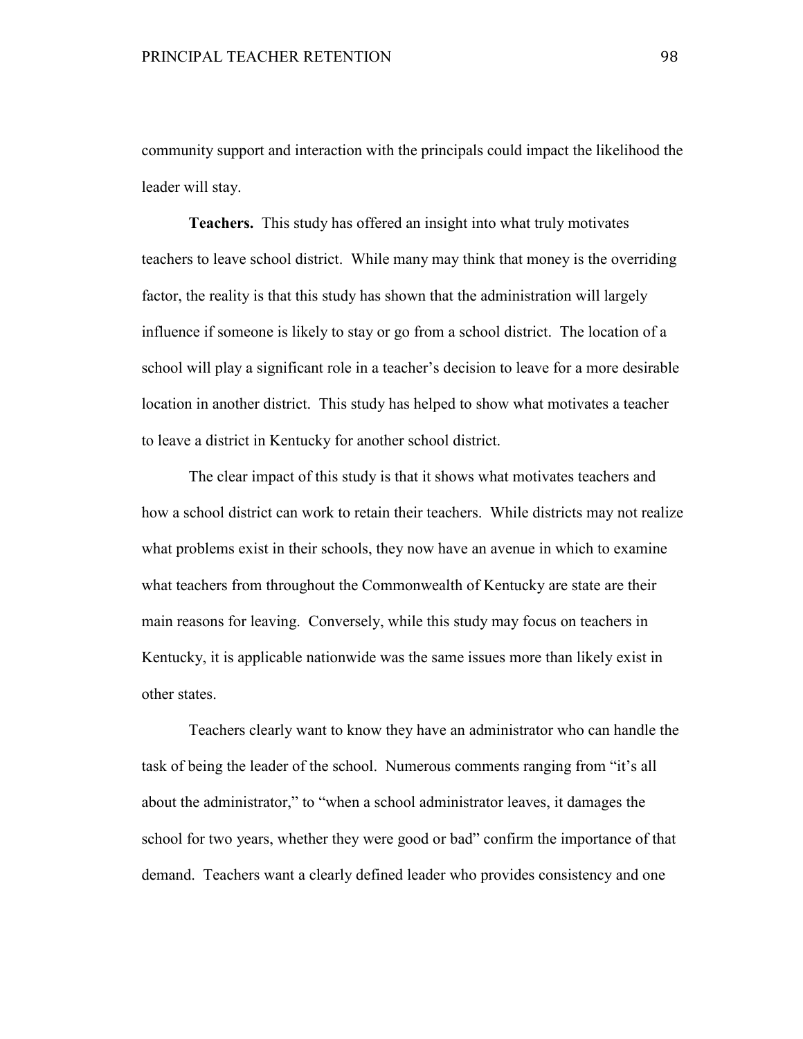community support and interaction with the principals could impact the likelihood the leader will stay.

**Teachers.** This study has offered an insight into what truly motivates teachers to leave school district. While many may think that money is the overriding factor, the reality is that this study has shown that the administration will largely influence if someone is likely to stay or go from a school district. The location of a school will play a significant role in a teacher's decision to leave for a more desirable location in another district. This study has helped to show what motivates a teacher to leave a district in Kentucky for another school district.

The clear impact of this study is that it shows what motivates teachers and how a school district can work to retain their teachers. While districts may not realize what problems exist in their schools, they now have an avenue in which to examine what teachers from throughout the Commonwealth of Kentucky are state are their main reasons for leaving. Conversely, while this study may focus on teachers in Kentucky, it is applicable nationwide was the same issues more than likely exist in other states.

Teachers clearly want to know they have an administrator who can handle the task of being the leader of the school. Numerous comments ranging from "it's all about the administrator," to "when a school administrator leaves, it damages the school for two years, whether they were good or bad" confirm the importance of that demand. Teachers want a clearly defined leader who provides consistency and one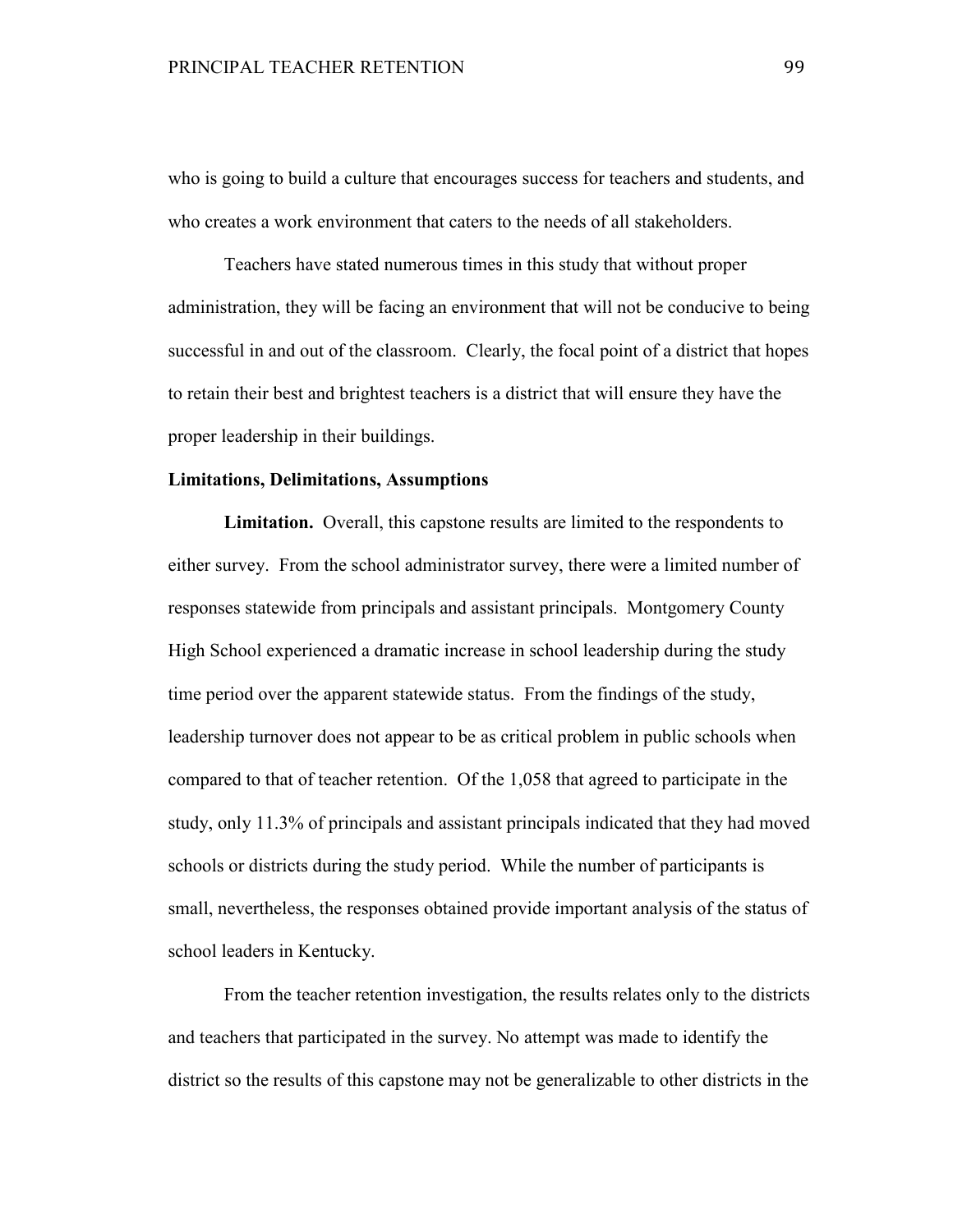who is going to build a culture that encourages success for teachers and students, and who creates a work environment that caters to the needs of all stakeholders.

Teachers have stated numerous times in this study that without proper administration, they will be facing an environment that will not be conducive to being successful in and out of the classroom. Clearly, the focal point of a district that hopes to retain their best and brightest teachers is a district that will ensure they have the proper leadership in their buildings.

**Limitations, Delimitations, Assumptions**

**Limitation.** Overall, this capstone results are limited to the respondents to either survey. From the school administrator survey, there were a limited number of responses statewide from principals and assistant principals. Montgomery County High School experienced a dramatic increase in school leadership during the study time period over the apparent statewide status. From the findings of the study, leadership turnover does not appear to be as critical problem in public schools when compared to that of teacher retention. Of the 1,058 that agreed to participate in the study, only 11.3% of principals and assistant principals indicated that they had moved schools or districts during the study period. While the number of participants is small, nevertheless, the responses obtained provide important analysis of the status of school leaders in Kentucky.

From the teacher retention investigation, the results relates only to the districts and teachers that participated in the survey. No attempt was made to identify the district so the results of this capstone may not be generalizable to other districts in the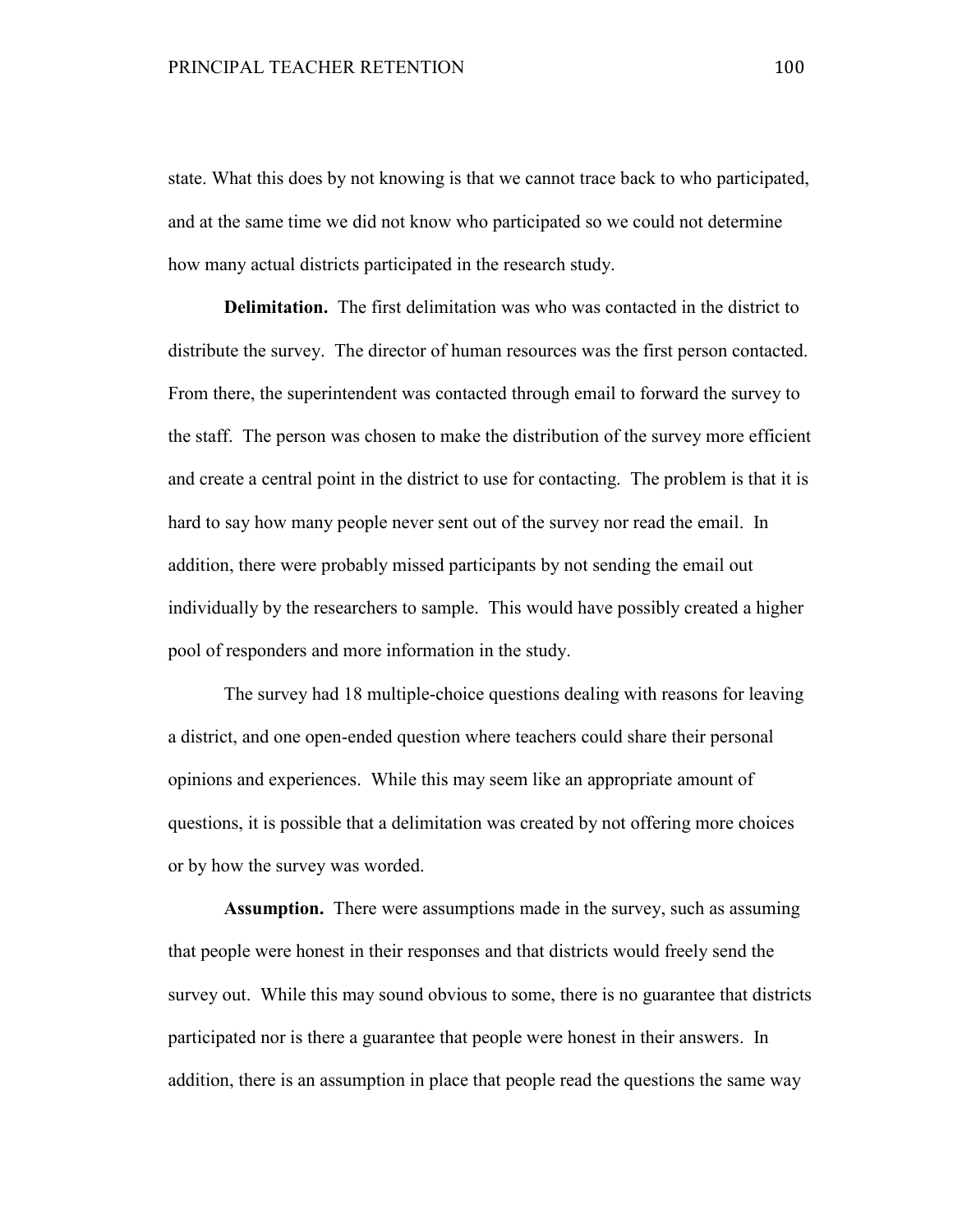state. What this does by not knowing is that we cannot trace back to who participated, and at the same time we did not know who participated so we could not determine how many actual districts participated in the research study.

**Delimitation.** The first delimitation was who was contacted in the district to distribute the survey. The director of human resources was the first person contacted. From there, the superintendent was contacted through email to forward the survey to the staff. The person was chosen to make the distribution of the survey more efficient and create a central point in the district to use for contacting. The problem is that it is hard to say how many people never sent out of the survey nor read the email. In addition, there were probably missed participants by not sending the email out individually by the researchers to sample. This would have possibly created a higher pool of responders and more information in the study.

The survey had 18 multiple-choice questions dealing with reasons for leaving a district, and one open-ended question where teachers could share their personal opinions and experiences. While this may seem like an appropriate amount of questions, it is possible that a delimitation was created by not offering more choices or by how the survey was worded.

**Assumption.** There were assumptions made in the survey, such as assuming that people were honest in their responses and that districts would freely send the survey out. While this may sound obvious to some, there is no guarantee that districts participated nor is there a guarantee that people were honest in their answers. In addition, there is an assumption in place that people read the questions the same way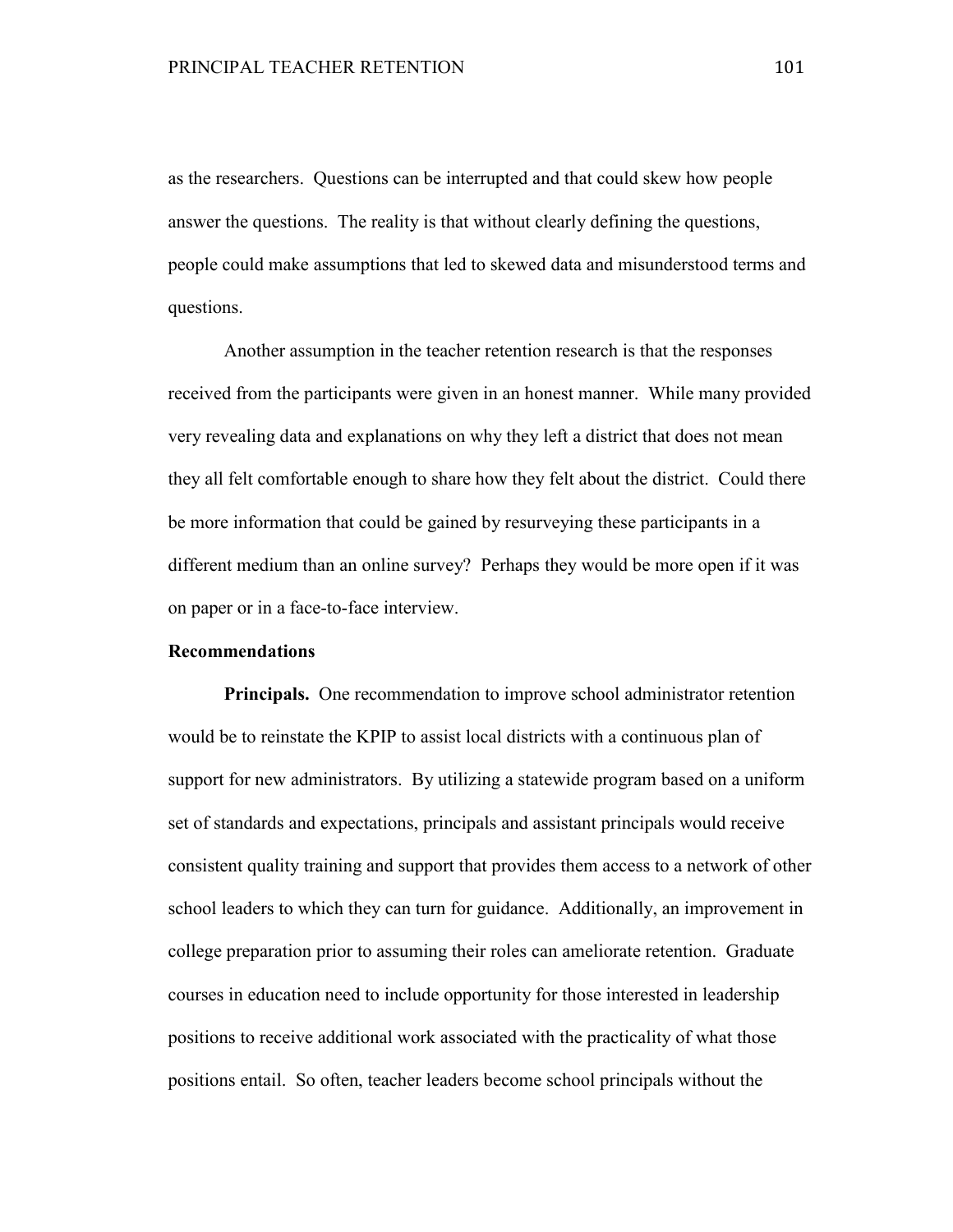as the researchers. Questions can be interrupted and that could skew how people answer the questions. The reality is that without clearly defining the questions, people could make assumptions that led to skewed data and misunderstood terms and questions.

Another assumption in the teacher retention research is that the responses received from the participants were given in an honest manner. While many provided very revealing data and explanations on why they left a district that does not mean they all felt comfortable enough to share how they felt about the district. Could there be more information that could be gained by resurveying these participants in a different medium than an online survey? Perhaps they would be more open if it was on paper or in a face-to-face interview.

## Recommendations

**Principals.** One recommendation to improve school administrator retention would be to reinstate the KPIP to assist local districts with a continuous plan of support for new administrators. By utilizing a statewide program based on a uniform set of standards and expectations, principals and assistant principals would receive consistent quality training and support that provides them access to a network of other school leaders to which they can turn for guidance. Additionally, an improvement in college preparation prior to assuming their roles can ameliorate retention. Graduate courses in education need to include opportunity for those interested in leadership positions to receive additional work associated with the practicality of what those positions entail. So often, teacher leaders become school principals without the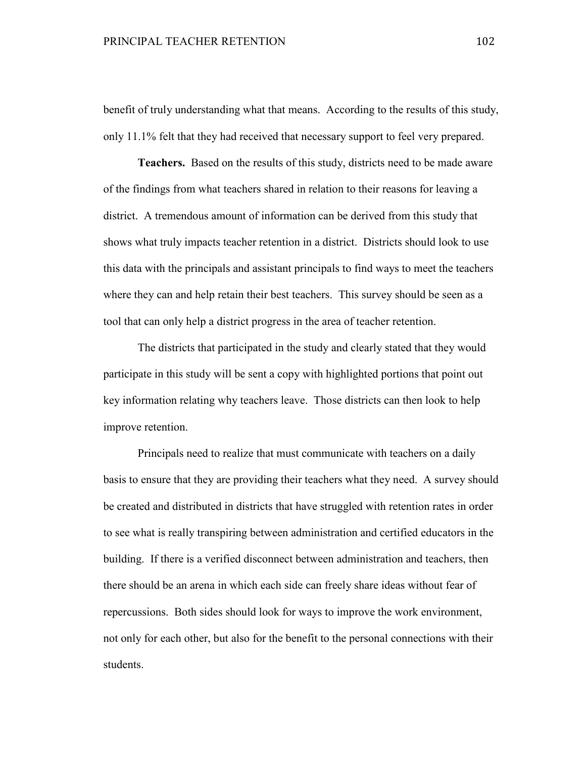benefit of truly understanding what that means. According to the results of this study, only 11.1% felt that they had received that necessary support to feel very prepared.

**Teachers.** Based on the results of this study, districts need to be made aware of the findings from what teachers shared in relation to their reasons for leaving a district. A tremendous amount of information can be derived from this study that shows what truly impacts teacher retention in a district. Districts should look to use this data with the principals and assistant principals to find ways to meet the teachers where they can and help retain their best teachers. This survey should be seen as a tool that can only help a district progress in the area of teacher retention.

The districts that participated in the study and clearly stated that they would participate in this study will be sent a copy with highlighted portions that point out key information relating why teachers leave. Those districts can then look to help improve retention.

Principals need to realize that must communicate with teachers on a daily basis to ensure that they are providing their teachers what they need. A survey should be created and distributed in districts that have struggled with retention rates in order to see what is really transpiring between administration and certified educators in the building. If there is a verified disconnect between administration and teachers, then there should be an arena in which each side can freely share ideas without fear of repercussions. Both sides should look for ways to improve the work environment, not only for each other, but also for the benefit to the personal connections with their students.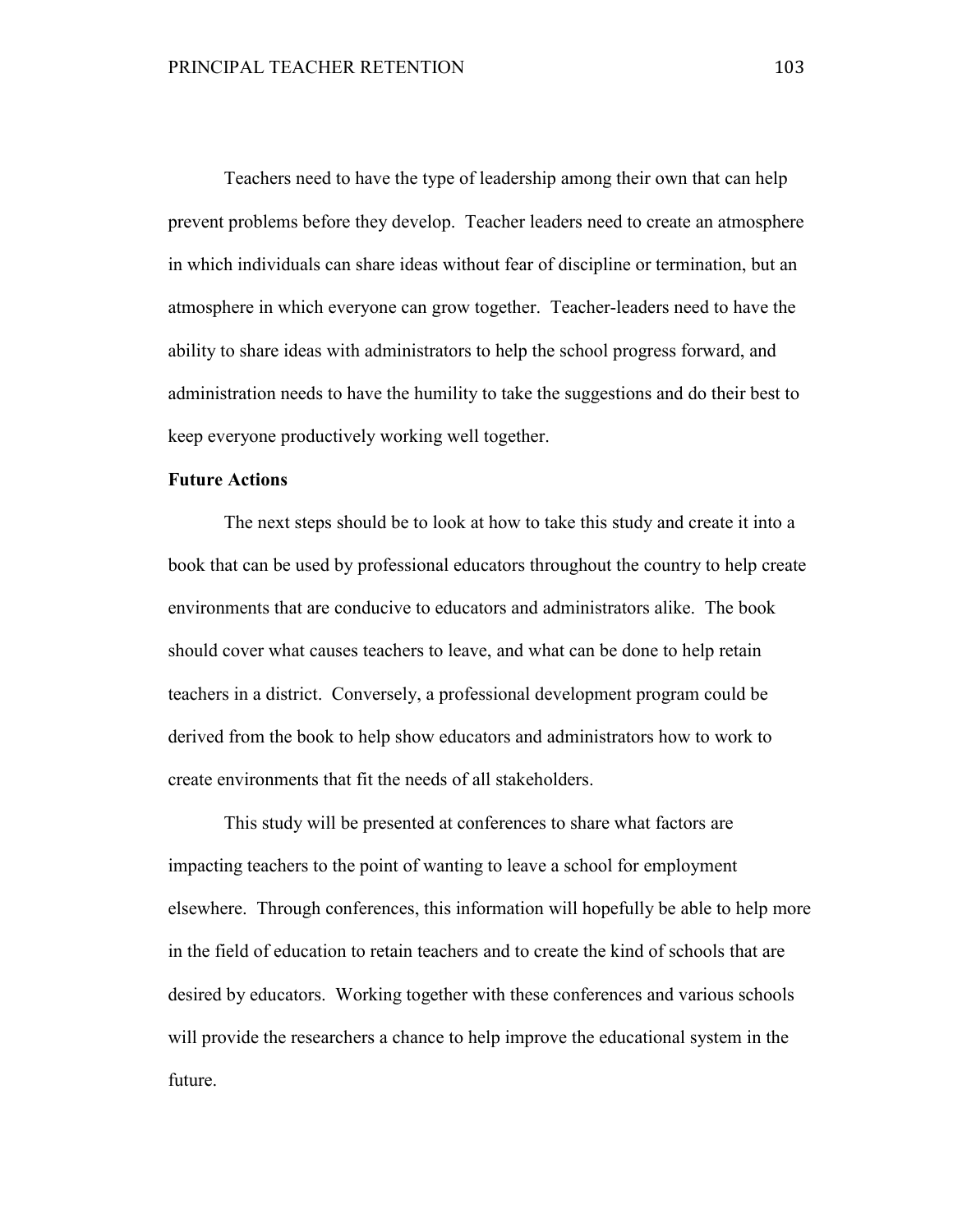Teachers need to have the type of leadership among their own that can help prevent problems before they develop. Teacher leaders need to create an atmosphere in which individuals can share ideas without fear of discipline or termination, but an atmosphere in which everyone can grow together. Teacher-leaders need to have the ability to share ideas with administrators to help the school progress forward, and administration needs to have the humility to take the suggestions and do their best to keep everyone productively working well together.

**Future Actions**

The next steps should be to look at how to take this study and create it into a book that can be used by professional educators throughout the country to help create environments that are conducive to educators and administrators alike. The book should cover what causes teachers to leave, and what can be done to help retain teachers in a district. Conversely, a professional development program could be derived from the book to help show educators and administrators how to work to create environments that fit the needs of all stakeholders.

This study will be presented at conferences to share what factors are impacting teachers to the point of wanting to leave a school for employment elsewhere. Through conferences, this information will hopefully be able to help more in the field of education to retain teachers and to create the kind of schools that are desired by educators. Working together with these conferences and various schools will provide the researchers a chance to help improve the educational system in the future.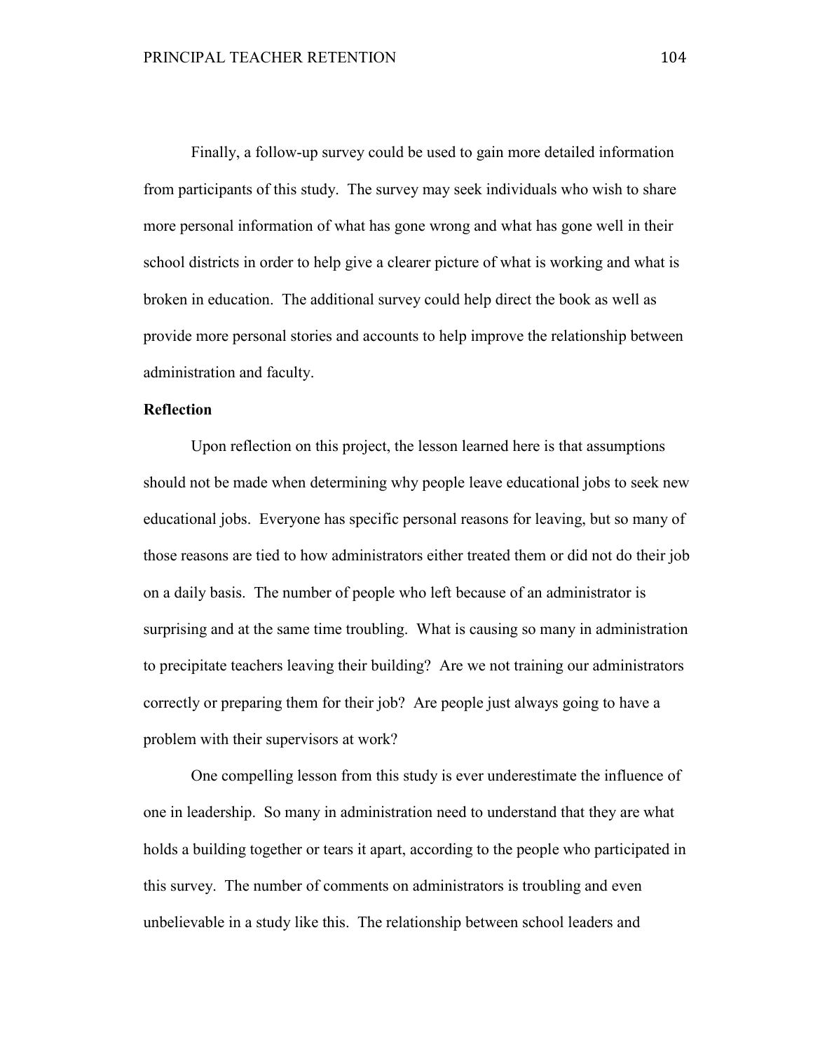Finally, a follow-up survey could be used to gain more detailed information from participants of this study. The survey may seek individuals who wish to share more personal information of what has gone wrong and what has gone well in their school districts in order to help give a clearer picture of what is working and what is broken in education. The additional survey could help direct the book as well as provide more personal stories and accounts to help improve the relationship between administration and faculty.

**Reflection**

Upon reflection on this project, the lesson learned here is that assumptions should not be made when determining why people leave educational jobs to seek new educational jobs. Everyone has specific personal reasons for leaving, but so many of those reasons are tied to how administrators either treated them or did not do their job on a daily basis. The number of people who left because of an administrator is surprising and at the same time troubling. What is causing so many in administration to precipitate teachers leaving their building? Are we not training our administrators correctly or preparing them for their job? Are people just always going to have a problem with their supervisors at work?

One compelling lesson from this study is ever underestimate the influence of one in leadership. So many in administration need to understand that they are what holds a building together or tears it apart, according to the people who participated in this survey. The number of comments on administrators is troubling and even unbelievable in a study like this. The relationship between school leaders and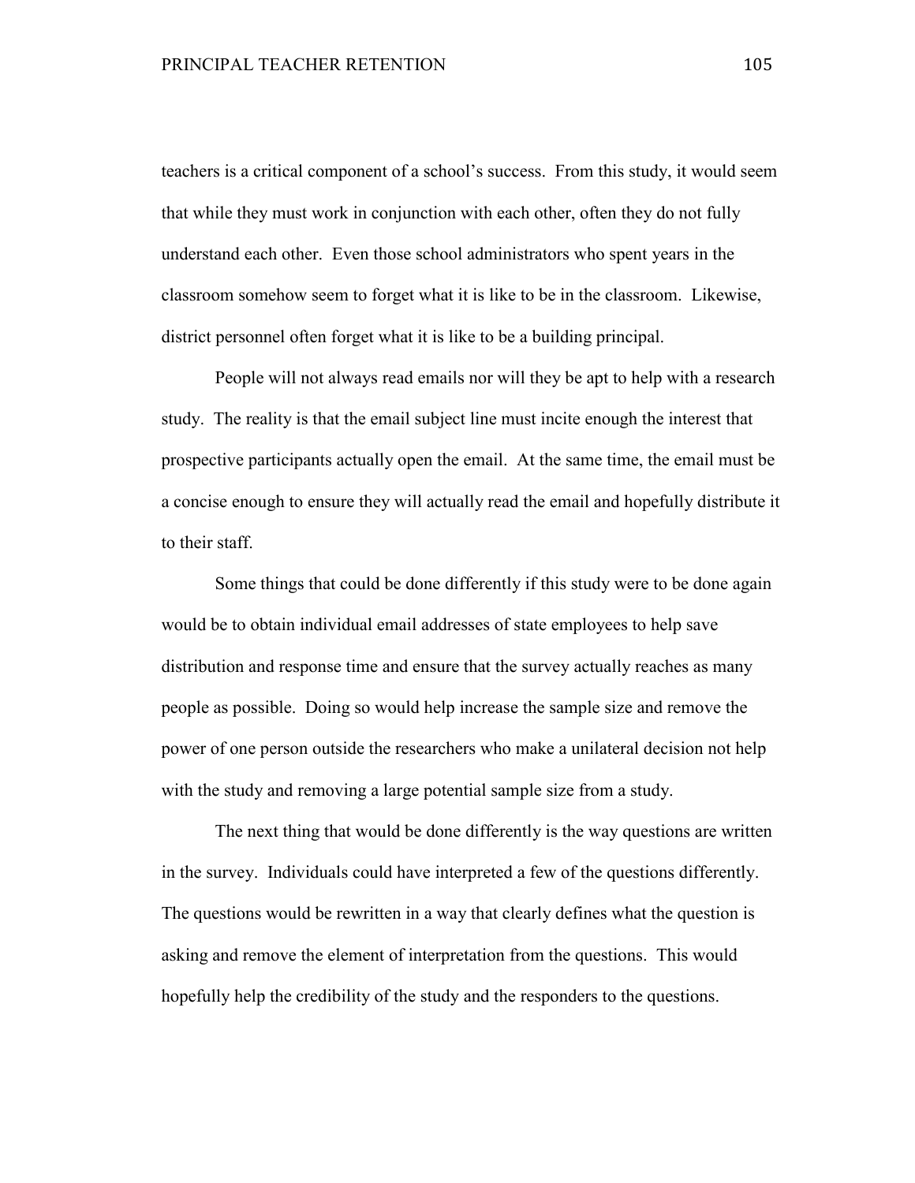teachers is a critical component of a school's success. From this study, it would seem that while they must work in conjunction with each other, often they do not fully understand each other. Even those school administrators who spent years in the classroom somehow seem to forget what it is like to be in the classroom. Likewise, district personnel often forget what it is like to be a building principal.

People will not always read emails nor will they be apt to help with a research study. The reality is that the email subject line must incite enough the interest that prospective participants actually open the email. At the same time, the email must be a concise enough to ensure they will actually read the email and hopefully distribute it to their staff.

Some things that could be done differently if this study were to be done again would be to obtain individual email addresses of state employees to help save distribution and response time and ensure that the survey actually reaches as many people as possible. Doing so would help increase the sample size and remove the power of one person outside the researchers who make a unilateral decision not help with the study and removing a large potential sample size from a study.

The next thing that would be done differently is the way questions are written in the survey. Individuals could have interpreted a few of the questions differently. The questions would be rewritten in a way that clearly defines what the question is asking and remove the element of interpretation from the questions. This would hopefully help the credibility of the study and the responders to the questions.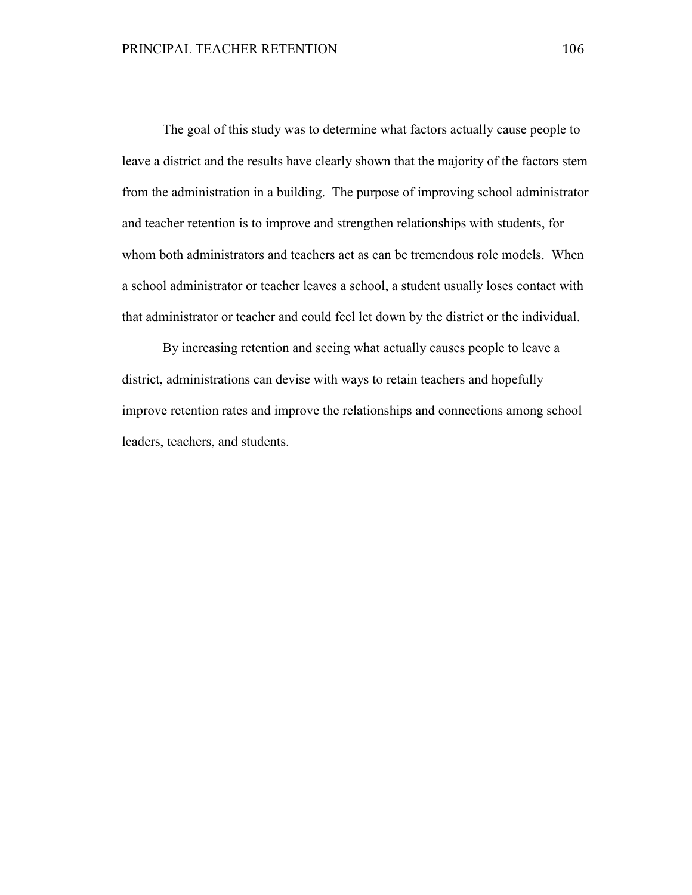The goal of this study was to determine what factors actually cause people to leave a district and the results have clearly shown that the majority of the factors stem from the administration in a building. The purpose of improving school administrator and teacher retention is to improve and strengthen relationships with students, for whom both administrators and teachers act as can be tremendous role models. When a school administrator or teacher leaves a school, a student usually loses contact with that administrator or teacher and could feel let down by the district or the individual.

By increasing retention and seeing what actually causes people to leave a district, administrations can devise with ways to retain teachers and hopefully improve retention rates and improve the relationships and connections among school leaders, teachers, and students.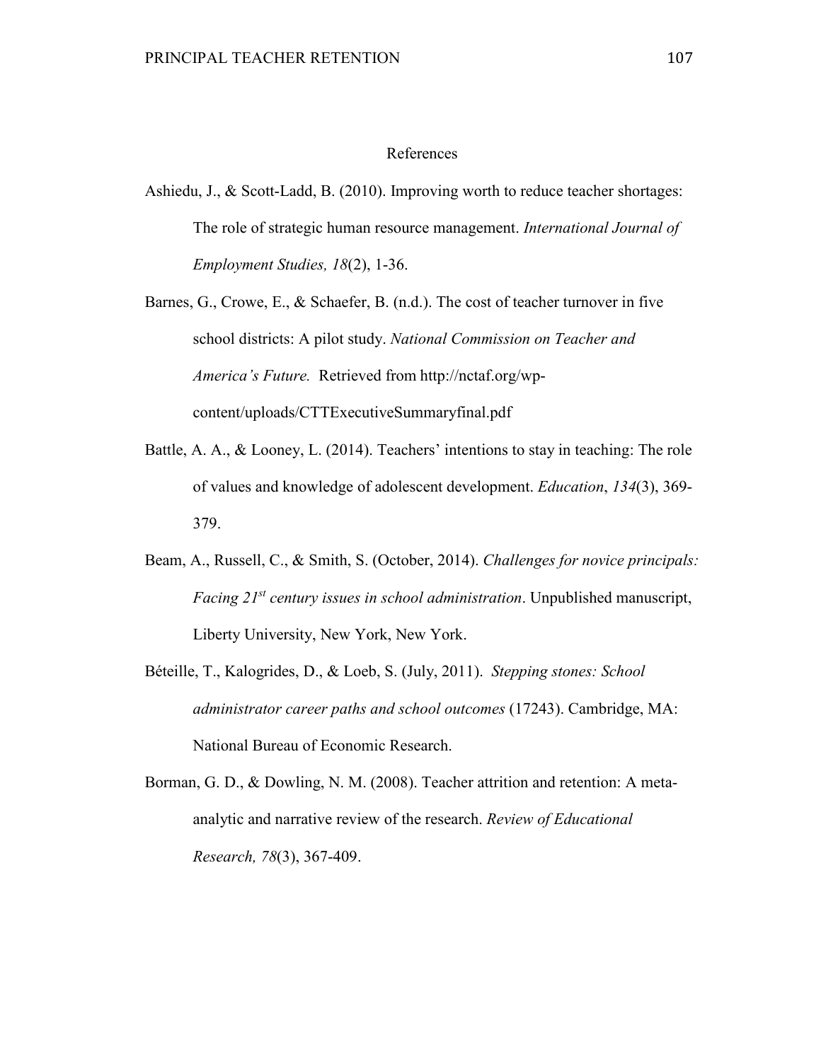# References

Ashiedu, J., & Scott-Ladd, B. (2010). Improving worth to reduce teacher shortages: The role of strategic human resource management. *International Journal of Employment Studies, 18*(2), 1-36.

Barnes, G., Crowe, E., & Schaefer, B. (n.d.). The cost of teacher turnover in five school districts: A pilot study. *National Commission on Teacher and America's Future.* Retrieved from http://nctaf.org/wp-content/uploads/CTTExecutiveSummaryfinal.pdf

Battle, A. A., & Looney, L. (2014). Teachers' intentions to stay in teaching: The role of values and knowledge of adolescent development. *Education*, *134*(3), 369-379.

Beam, A., Russell, C., & Smith, S. (October, 2014). *Challenges for novice principals: Facing 21st century issues in school administration*. Unpublished manuscript, Liberty University, New York, New York.

Béteille, T., Kalogrides, D., & Loeb, S. (July, 2011). *Stepping stones: School administrator career paths and school outcomes* (17243). Cambridge, MA: National Bureau of Economic Research.

Borman, G. D., & Dowling, N. M. (2008). Teacher attrition and retention: A meta-analytic and narrative review of the research. *Review of Educational Research, 78*(3), 367-409.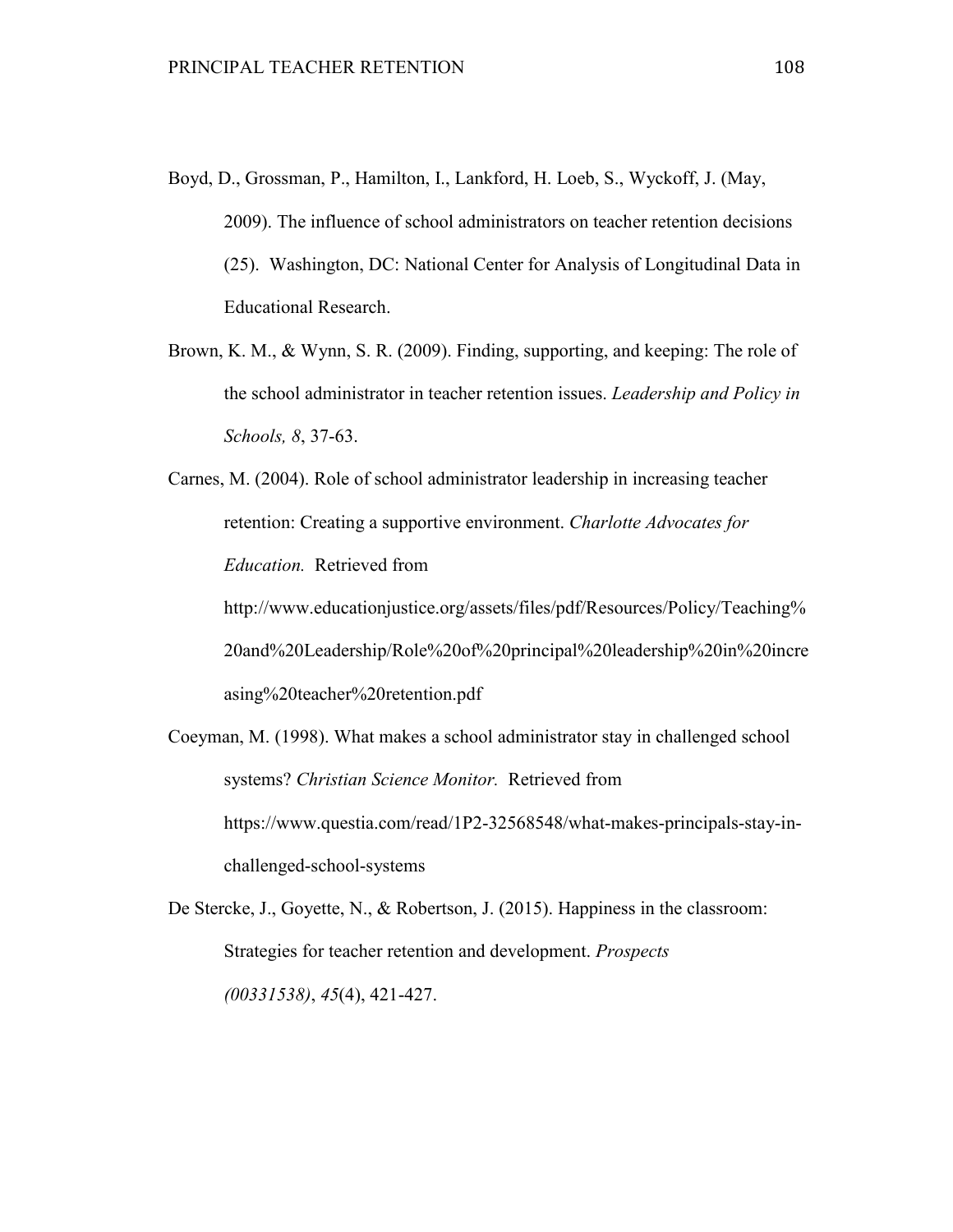Boyd, D., Grossman, P., Hamilton, I., Lankford, H. Loeb, S., Wyckoff, J. (May, 2009). The influence of school administrators on teacher retention decisions (25). Washington, DC: National Center for Analysis of Longitudinal Data in Educational Research.

Brown, K. M., & Wynn, S. R. (2009). Finding, supporting, and keeping: The role of the school administrator in teacher retention issues. *Leadership and Policy in Schools, 8*, 37-63.

Carnes, M. (2004). Role of school administrator leadership in increasing teacher retention: Creating a supportive environment. *Charlotte Advocates for Education.* Retrieved from http://www.educationjustice.org/assets/files/pdf/Resources/Policy/Teaching%20and%20Leadership/Role%20of%20principal%20leadership%20in%20increasing%20teacher%20retention.pdf

Coeyman, M. (1998). What makes a school administrator stay in challenged school systems? *Christian Science Monitor.* Retrieved from https://www.questia.com/read/1P2-32568548/what-makes-principals-stay-in-challenged-school-systems

De Stercke, J., Goyette, N., & Robertson, J. (2015). Happiness in the classroom: Strategies for teacher retention and development. *Prospects (00331538)*, *45*(4), 421-427.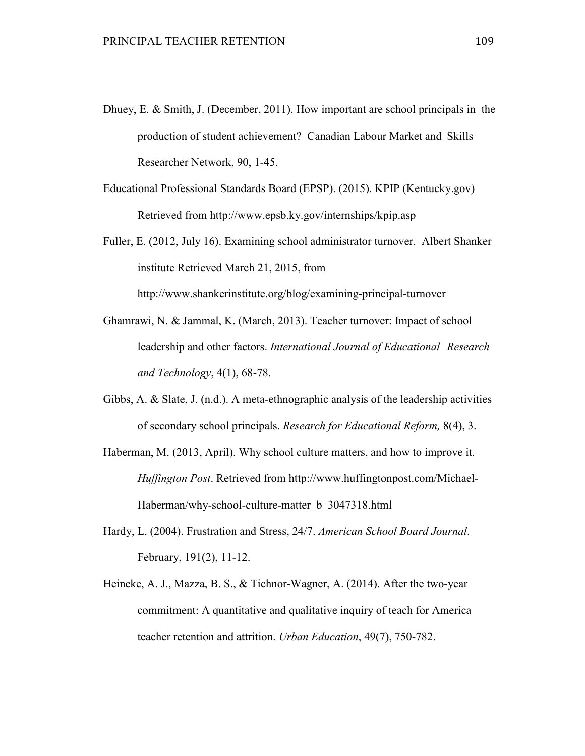Dhuey, E. & Smith, J. (December, 2011). How important are school principals in the production of student achievement? Canadian Labour Market and Skills Researcher Network, 90, 1-45.

Educational Professional Standards Board (EPSP). (2015). KPIP (Kentucky.gov) Retrieved from http://www.epsb.ky.gov/internships/kpip.asp

Fuller, E. (2012, July 16). Examining school administrator turnover. Albert Shanker institute Retrieved March 21, 2015, from http://www.shankerinstitute.org/blog/examining-principal-turnover

Ghamrawi, N. & Jammal, K. (March, 2013). Teacher turnover: Impact of school leadership and other factors. *International Journal of Educational Research and Technology*, 4(1), 68-78.

Gibbs, A. & Slate, J. (n.d.). A meta-ethnographic analysis of the leadership activities of secondary school principals. *Research for Educational Reform,* 8(4), 3.

Haberman, M. (2013, April). Why school culture matters, and how to improve it. *Huffington Post*. Retrieved from http://www.huffingtonpost.com/Michael-Haberman/why-school-culture-matter_b_3047318.html

Hardy, L. (2004). Frustration and Stress, 24/7. *American School Board Journal*. February, 191(2), 11-12.

Heineke, A. J., Mazza, B. S., & Tichnor-Wagner, A. (2014). After the two-year commitment: A quantitative and qualitative inquiry of teach for America teacher retention and attrition. *Urban Education*, 49(7), 750-782.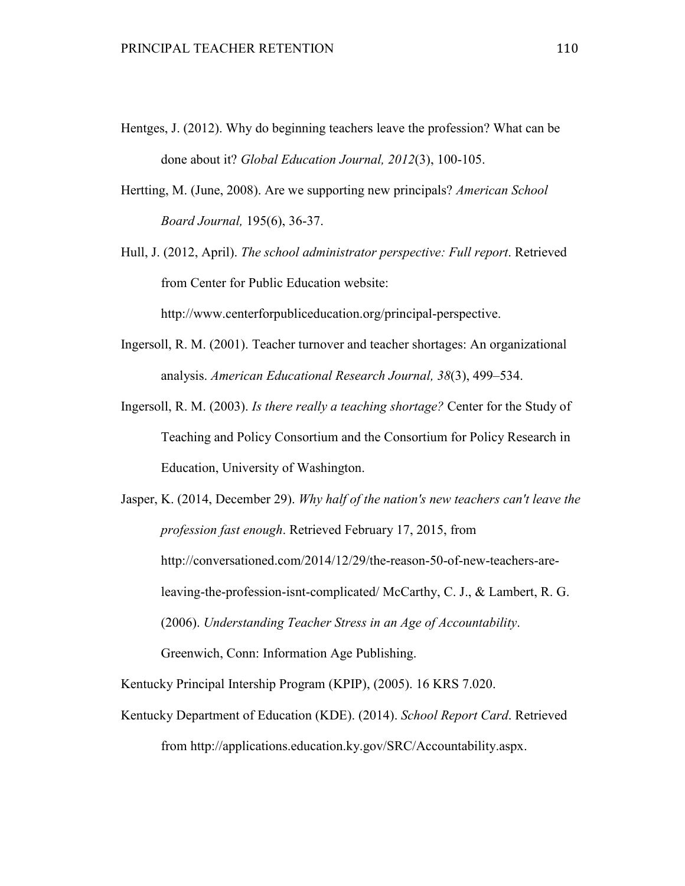Hentges, J. (2012). Why do beginning teachers leave the profession? What can be done about it? *Global Education Journal, 2012*(3), 100-105.

Hertting, M. (June, 2008). Are we supporting new principals? *American School Board Journal,* 195(6), 36-37.

Hull, J. (2012, April). *The school administrator perspective: Full report*. Retrieved from Center for Public Education website: http://www.centerforpubliceducation.org/principal-perspective.

Ingersoll, R. M. (2001). Teacher turnover and teacher shortages: An organizational analysis. *American Educational Research Journal, 38*(3), 499–534.

Ingersoll, R. M. (2003). *Is there really a teaching shortage?* Center for the Study of Teaching and Policy Consortium and the Consortium for Policy Research in Education, University of Washington.

Jasper, K. (2014, December 29). *Why half of the nation's new teachers can't leave the profession fast enough*. Retrieved February 17, 2015, from http://conversationed.com/2014/12/29/the-reason-50-of-new-teachers-are-leaving-the-profession-isnt-complicated/ McCarthy, C. J., & Lambert, R. G. (2006). *Understanding Teacher Stress in an Age of Accountability*. Greenwich, Conn: Information Age Publishing.

Kentucky Principal Intership Program (KPIP), (2005). 16 KRS 7.020.

Kentucky Department of Education (KDE). (2014). *School Report Card*. Retrieved from http://applications.education.ky.gov/SRC/Accountability.aspx.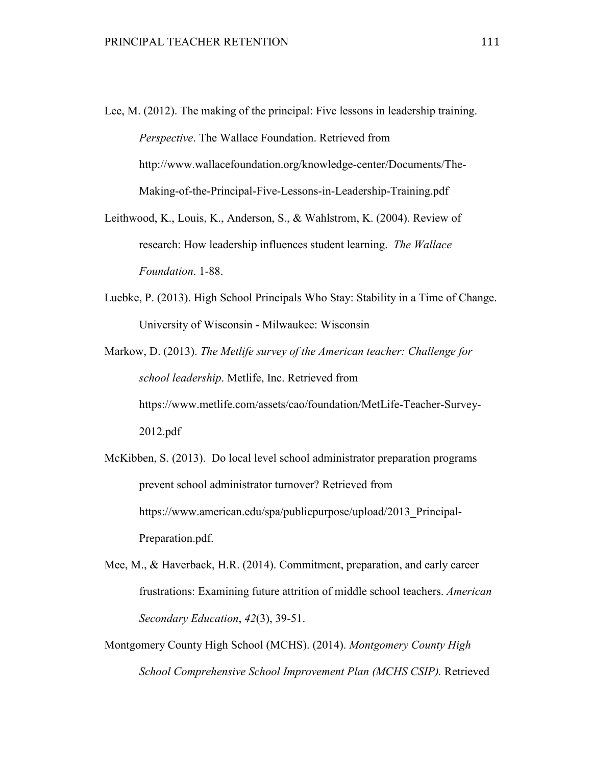Lee, M. (2012). The making of the principal: Five lessons in leadership training. *Perspective*. The Wallace Foundation. Retrieved from http://www.wallacefoundation.org/knowledge-center/Documents/The-Making-of-the-Principal-Five-Lessons-in-Leadership-Training.pdf

Leithwood, K., Louis, K., Anderson, S., & Wahlstrom, K. (2004). Review of research: How leadership influences student learning. *The Wallace Foundation*. 1-88.

Luebke, P. (2013). High School Principals Who Stay: Stability in a Time of Change. University of Wisconsin - Milwaukee: Wisconsin

Markow, D. (2013). *The Metlife survey of the American teacher: Challenge for school leadership*. Metlife, Inc. Retrieved from https://www.metlife.com/assets/cao/foundation/MetLife-Teacher-Survey-2012.pdf

McKibben, S. (2013). Do local level school administrator preparation programs prevent school administrator turnover? Retrieved from https://www.american.edu/spa/publicpurpose/upload/2013_Principal-Preparation.pdf.

Mee, M., & Haverback, H.R. (2014). Commitment, preparation, and early career frustrations: Examining future attrition of middle school teachers. *American Secondary Education*, *42*(3), 39-51.

Montgomery County High School (MCHS). (2014). *Montgomery County High School Comprehensive School Improvement Plan (MCHS CSIP).* Retrieved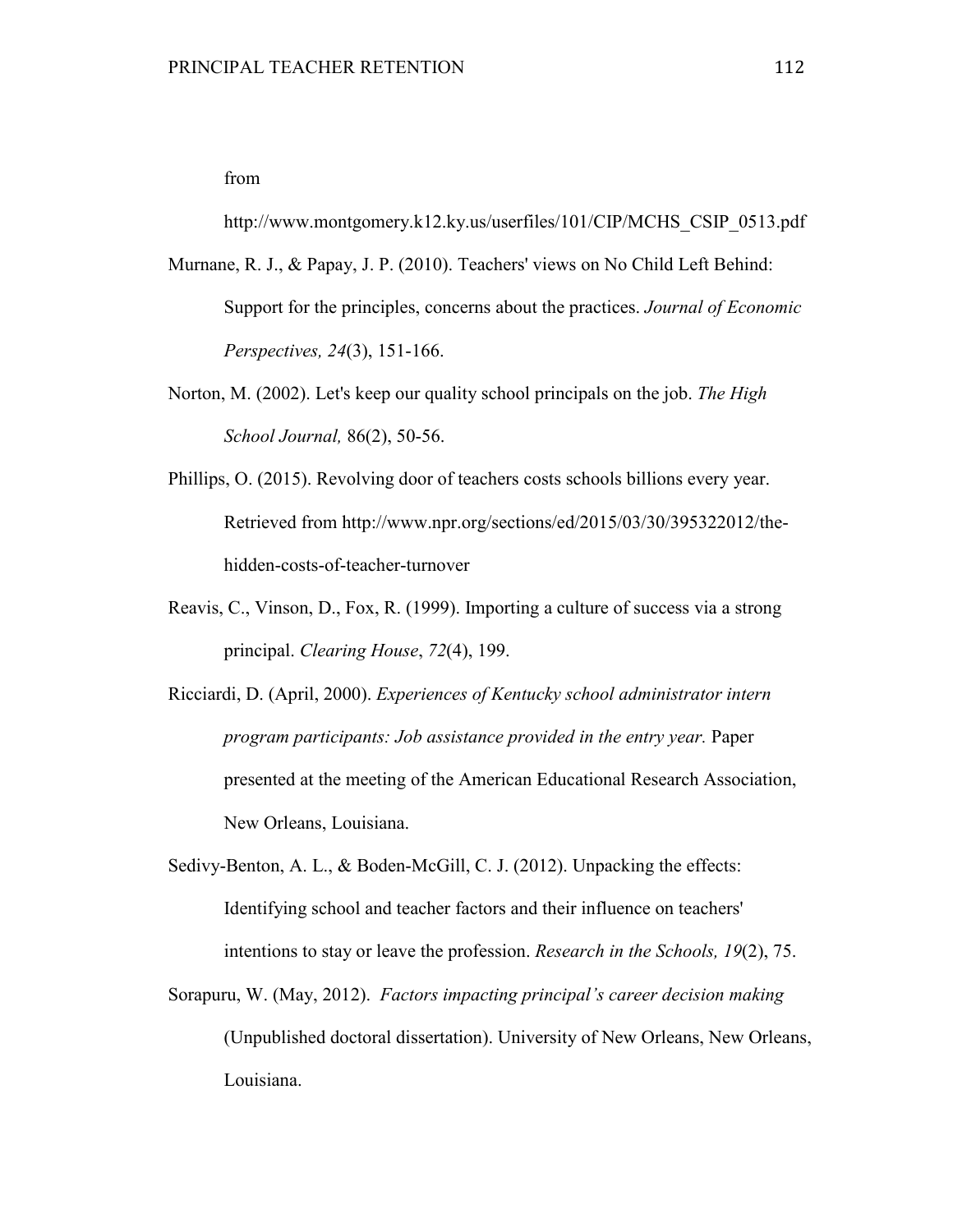from http://www.montgomery.k12.ky.us/userfiles/101/CIP/MCHS_CSIP_0513.pdf

Murnane, R. J., & Papay, J. P. (2010). Teachers' views on No Child Left Behind: Support for the principles, concerns about the practices. *Journal of Economic Perspectives, 24*(3), 151-166.

Norton, M. (2002). Let's keep our quality school principals on the job. *The High School Journal,* 86(2), 50-56.

Phillips, O. (2015). Revolving door of teachers costs schools billions every year. Retrieved from http://www.npr.org/sections/ed/2015/03/30/395322012/the-hidden-costs-of-teacher-turnover

Reavis, C., Vinson, D., Fox, R. (1999). Importing a culture of success via a strong principal. *Clearing House*, *72*(4), 199.

Ricciardi, D. (April, 2000). *Experiences of Kentucky school administrator intern program participants: Job assistance provided in the entry year.* Paper presented at the meeting of the American Educational Research Association, New Orleans, Louisiana.

Sedivy-Benton, A. L., & Boden-McGill, C. J. (2012). Unpacking the effects: Identifying school and teacher factors and their influence on teachers' intentions to stay or leave the profession. *Research in the Schools, 19*(2), 75.

Sorapuru, W. (May, 2012). *Factors impacting principal's career decision making* (Unpublished doctoral dissertation). University of New Orleans, New Orleans, Louisiana.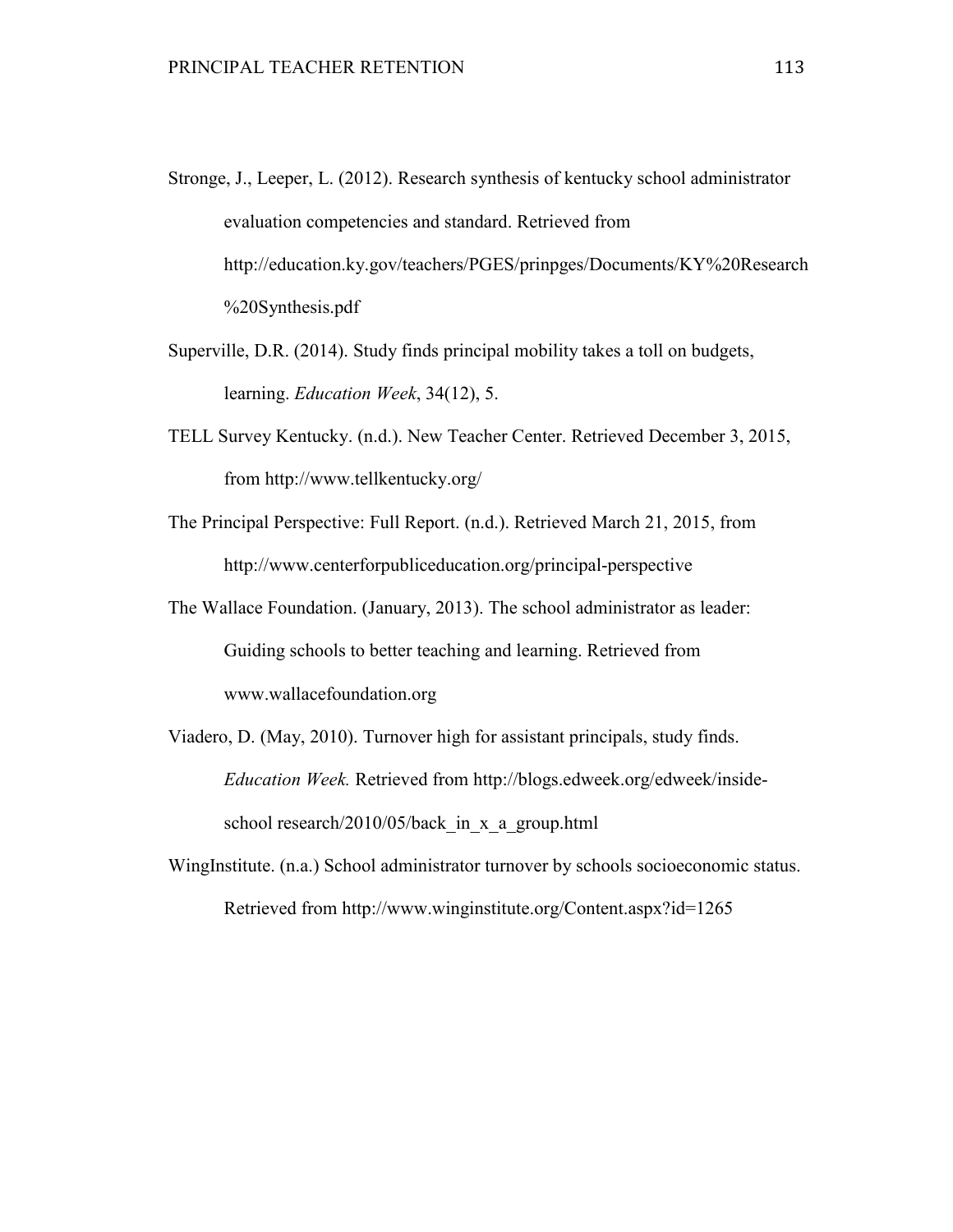Stronge, J., Leeper, L. (2012). Research synthesis of kentucky school administrator evaluation competencies and standard. Retrieved from http://education.ky.gov/teachers/PGES/prinpges/Documents/KY%20Research%20Synthesis.pdf

Superville, D.R. (2014). Study finds principal mobility takes a toll on budgets, learning. *Education Week*, 34(12), 5.

TELL Survey Kentucky. (n.d.). New Teacher Center. Retrieved December 3, 2015, from http://www.tellkentucky.org/

The Principal Perspective: Full Report. (n.d.). Retrieved March 21, 2015, from http://www.centerforpubliceducation.org/principal-perspective

The Wallace Foundation. (January, 2013). The school administrator as leader: Guiding schools to better teaching and learning. Retrieved from www.wallacefoundation.org

Viadero, D. (May, 2010). Turnover high for assistant principals, study finds. *Education Week.* Retrieved from http://blogs.edweek.org/edweek/inside-school research/2010/05/back_in_x_a_group.html

WingInstitute. (n.a.) School administrator turnover by schools socioeconomic status. Retrieved from http://www.winginstitute.org/Content.aspx?id=1265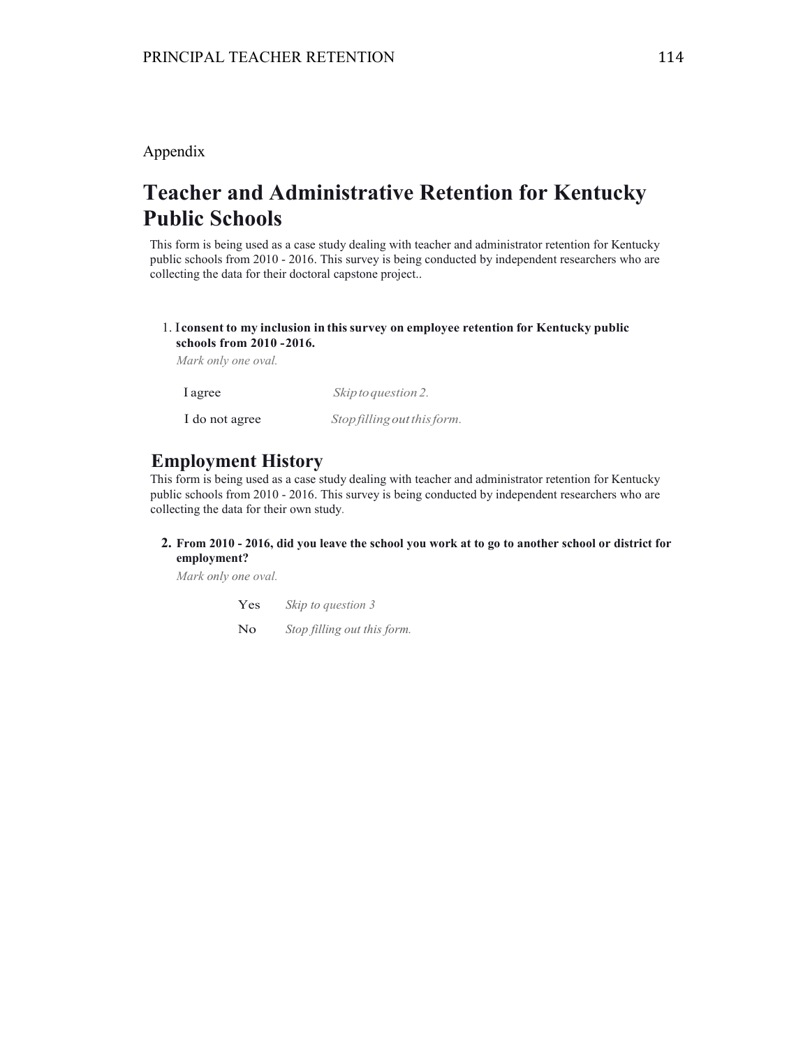Appendix

# Teacher and Administrative Retention for Kentucky Public Schools

This form is being used as a case study dealing with teacher and administrator retention for Kentucky public schools from 2010 - 2016. This survey is being conducted by independent researchers who are collecting the data for their doctoral capstone project..

1. **I consent to my inclusion in this survey on employee retention for Kentucky public schools from 2010 -2016.**

   *Mark only one oval.*

   I agree *Skip to question 2.*

   I do not agree *Stop filling out this form.*

## Employment History

This form is being used as a case study dealing with teacher and administrator retention for Kentucky public schools from 2010 - 2016. This survey is being conducted by independent researchers who are collecting the data for their own study.

2. **From 2010 - 2016, did you leave the school you work at to go to another school or district for employment?**

   *Mark only one oval.*

   Yes *Skip to question 3*

   No *Stop filling out this form.*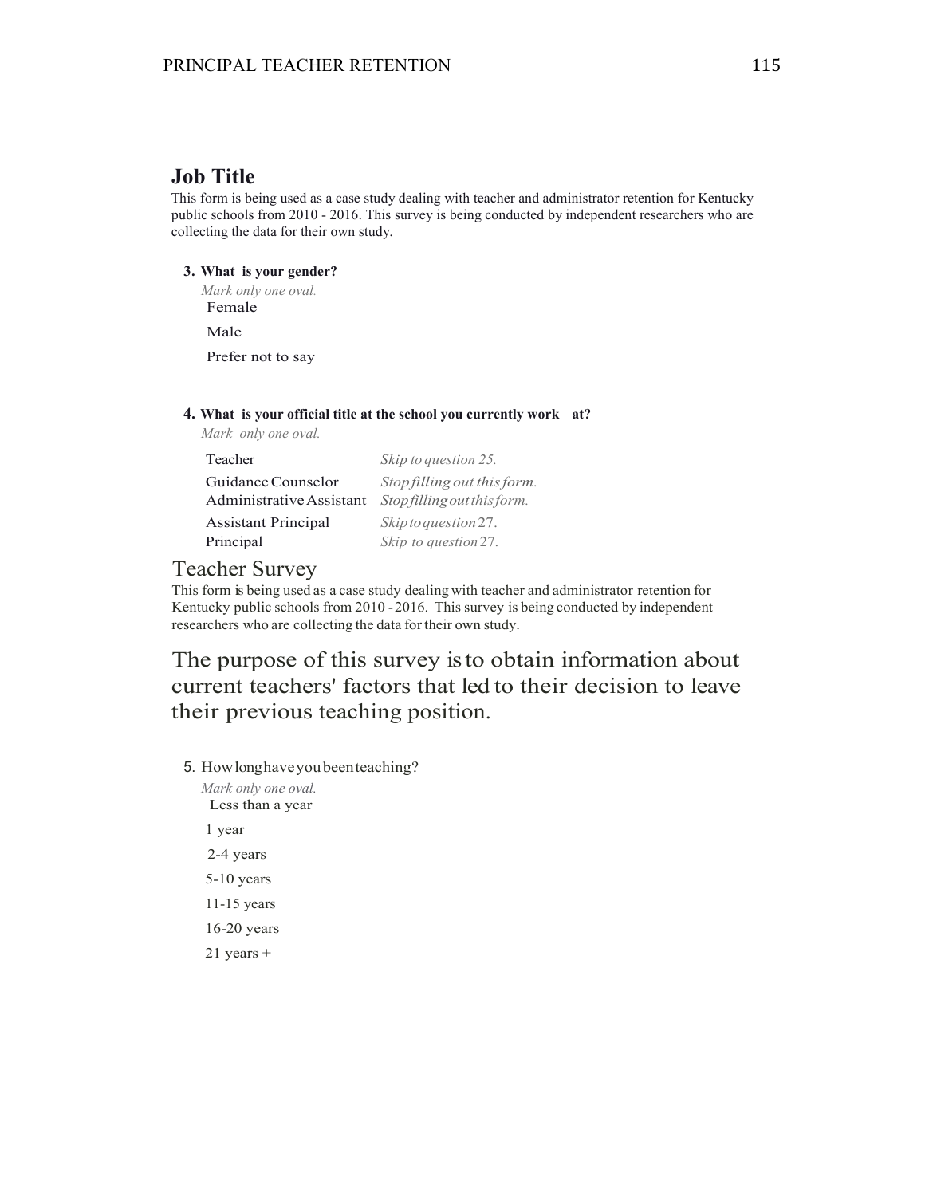## Job Title

This form is being used as a case study dealing with teacher and administrator retention for Kentucky public schools from 2010 - 2016. This survey is being conducted by independent researchers who are collecting the data for their own study.

**3. What is your gender?**

*Mark only one oval.*

Female

Male

Prefer not to say

**4. What is your official title at the school you currently work at?**

*Mark only one oval.*

| | |
|---|---|
| Teacher | *Skip to question 25.* |
| Guidance Counselor | *Stop filling out this form.* |
| Administrative Assistant | *Stop filling out this form.* |
| Assistant Principal | *Skip to question 27.* |
| Principal | *Skip to question 27.* |

## Teacher Survey

This form is being used as a case study dealing with teacher and administrator retention for Kentucky public schools from 2010 - 2016. This survey is being conducted by independent researchers who are collecting the data for their own study.

The purpose of this survey is to obtain information about current teachers' factors that led to their decision to leave their previous <u>teaching position.</u>

5. How long have you been teaching?

*Mark only one oval.*

Less than a year

1 year

2-4 years

5-10 years

11-15 years

16-20 years

21 years +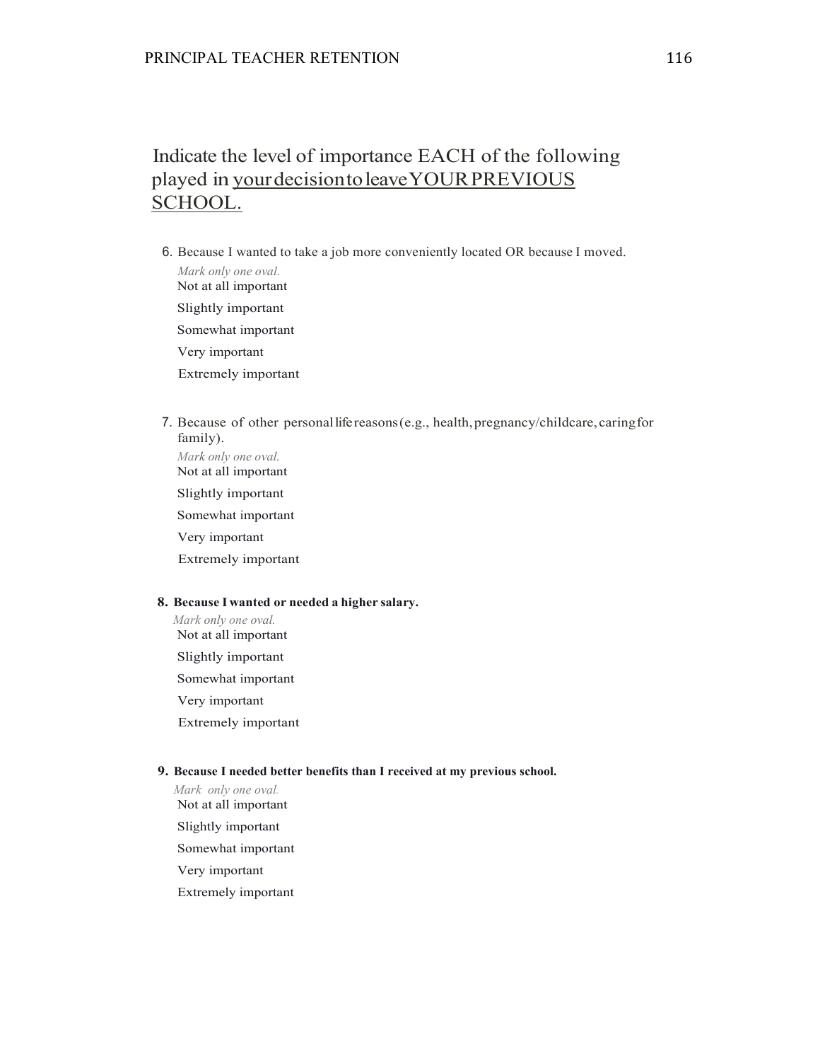Indicate the level of importance EACH of the following played in <u>your decision to leave YOUR PREVIOUS SCHOOL.</u>

6. Because I wanted to take a job more conveniently located OR because I moved.

   *Mark only one oval.*

   Not at all important

   Slightly important

   Somewhat important

   Very important

   Extremely important

7. Because of other personal life reasons (e.g., health, pregnancy/childcare, caring for family).

   *Mark only one oval.*

   Not at all important

   Slightly important

   Somewhat important

   Very important

   Extremely important

8. **Because I wanted or needed a higher salary.**

   *Mark only one oval.*

   Not at all important

   Slightly important

   Somewhat important

   Very important

   Extremely important

9. **Because I needed better benefits than I received at my previous school.**

   *Mark only one oval.*

   Not at all important

   Slightly important

   Somewhat important

   Very important

   Extremely important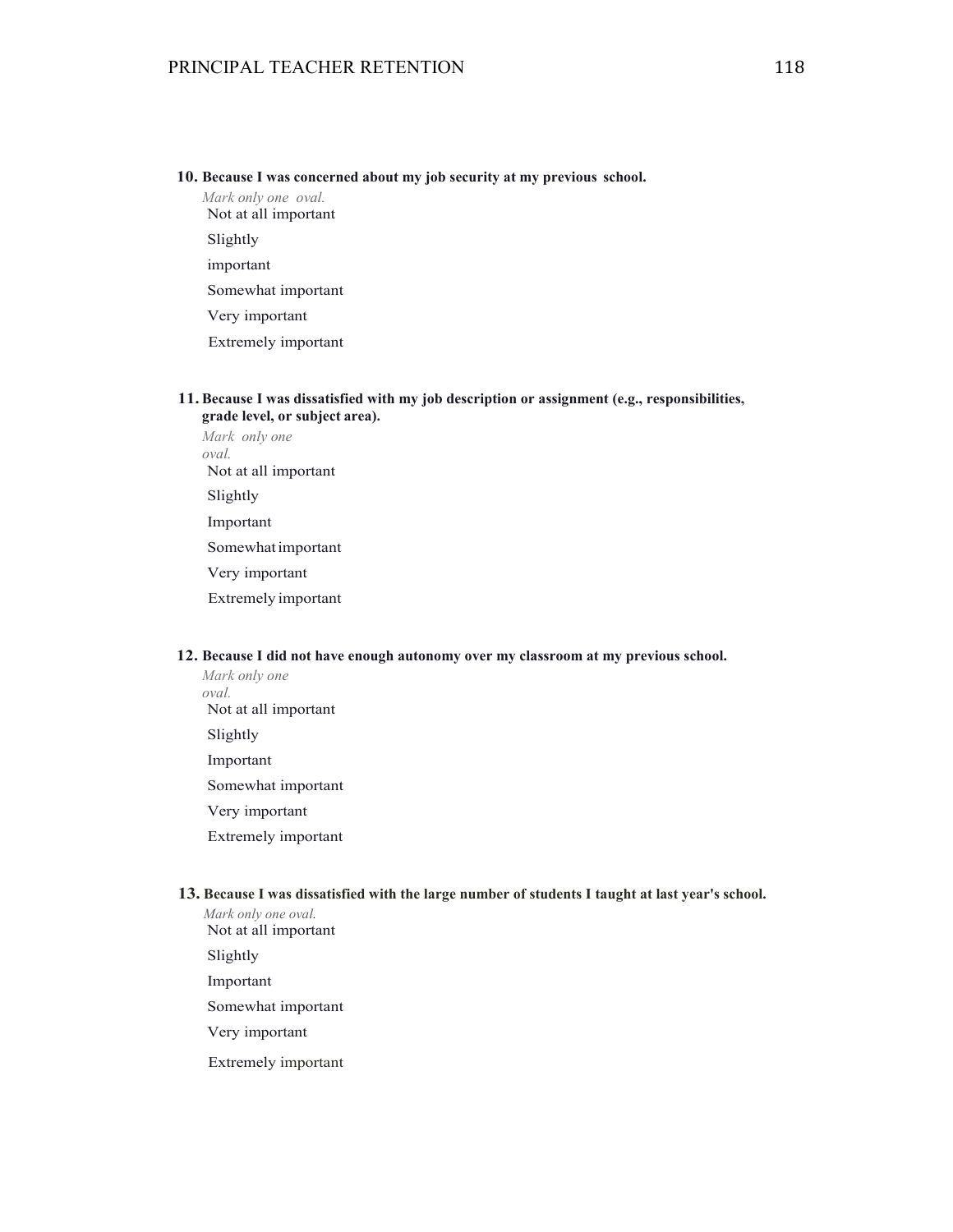**10. Because I was concerned about my job security at my previous school.**

*Mark only one oval.*

Not at all important

Slightly

important

Somewhat important

Very important

Extremely important

**11. Because I was dissatisfied with my job description or assignment (e.g., responsibilities, grade level, or subject area).**

*Mark only one oval.*

Not at all important

Slightly

Important

Somewhat important

Very important

Extremely important

**12. Because I did not have enough autonomy over my classroom at my previous school.**

*Mark only one oval.*

Not at all important

Slightly

Important

Somewhat important

Very important

Extremely important

**13. Because I was dissatisfied with the large number of students I taught at last year's school.**

*Mark only one oval.*

Not at all important

Slightly

Important

Somewhat important

Very important

Extremely important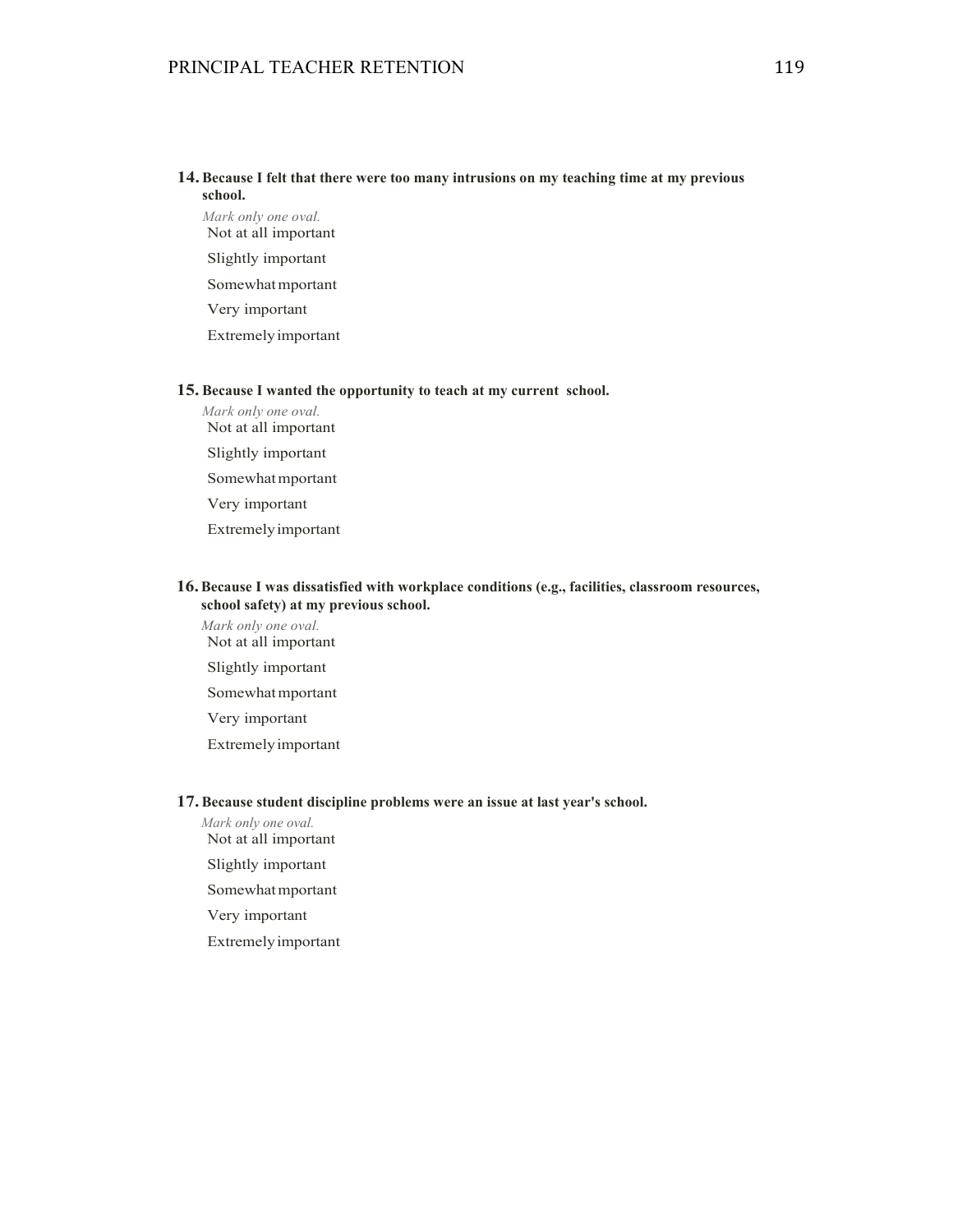**14. Because I felt that there were too many intrusions on my teaching time at my previous school.**

*Mark only one oval.*

Not at all important

Slightly important

Somewhat mportant

Very important

Extremely important

**15. Because I wanted the opportunity to teach at my current school.**

*Mark only one oval.*

Not at all important

Slightly important

Somewhat mportant

Very important

Extremely important

**16. Because I was dissatisfied with workplace conditions (e.g., facilities, classroom resources, school safety) at my previous school.**

*Mark only one oval.*

Not at all important

Slightly important

Somewhat mportant

Very important

Extremely important

**17. Because student discipline problems were an issue at last year's school.**

*Mark only one oval.*

Not at all important

Slightly important

Somewhat mportant

Very important

Extremely important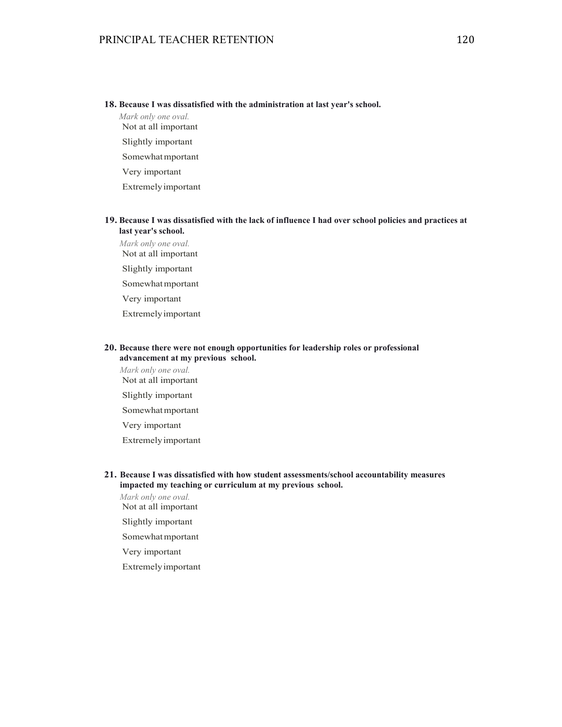**18. Because I was dissatisfied with the administration at last year's school.**

*Mark only one oval.*

Not at all important

Slightly important

Somewhat mportant

Very important

Extremely important

**19. Because I was dissatisfied with the lack of influence I had over school policies and practices at last year's school.**

*Mark only one oval.*

Not at all important

Slightly important

Somewhat mportant

Very important

Extremely important

**20. Because there were not enough opportunities for leadership roles or professional advancement at my previous school.**

*Mark only one oval.*

Not at all important

Slightly important

Somewhat mportant

Very important

Extremely important

**21. Because I was dissatisfied with how student assessments/school accountability measures impacted my teaching or curriculum at my previous school.**

*Mark only one oval.*

Not at all important

Slightly important

Somewhat mportant

Very important

Extremely important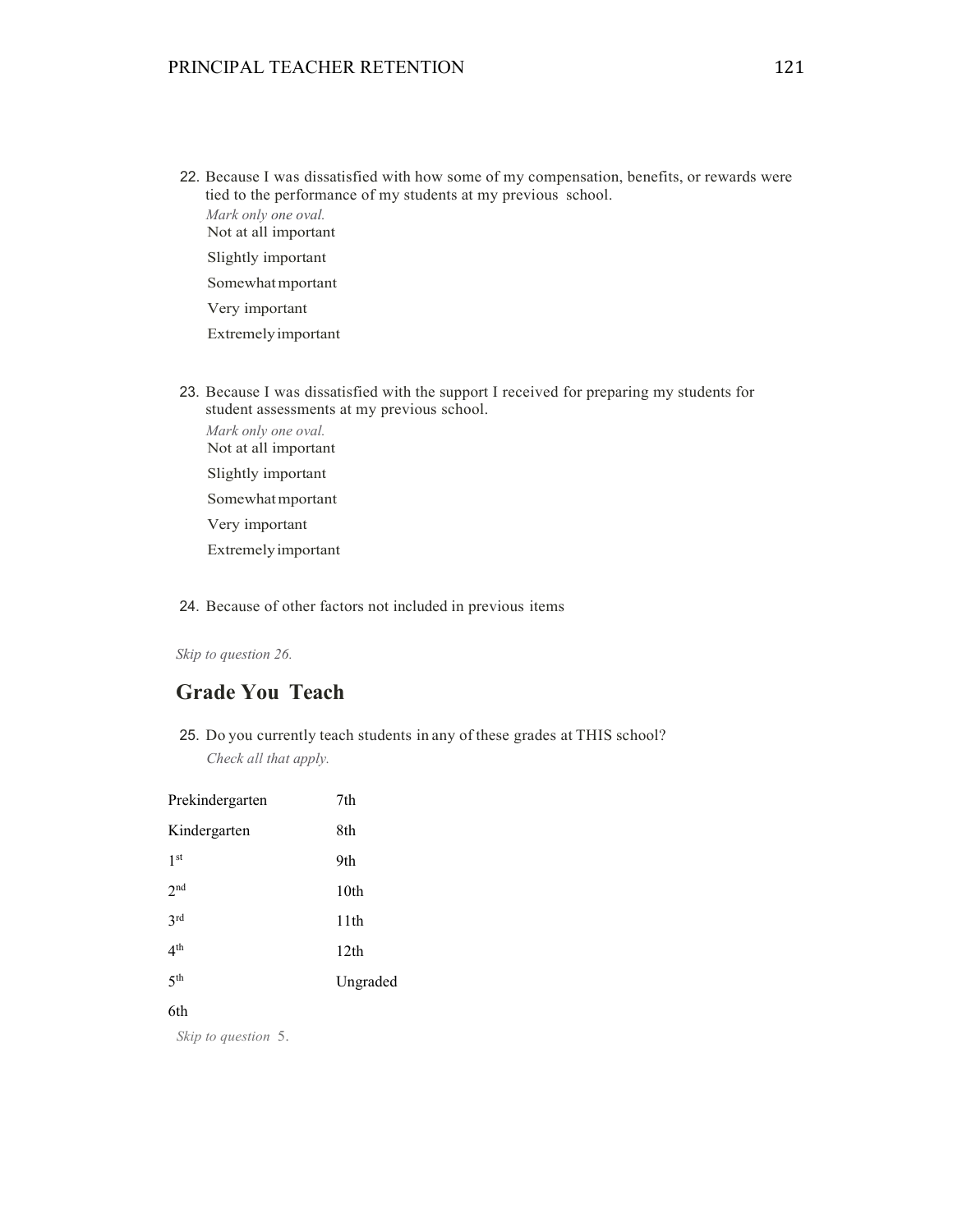22. Because I was dissatisfied with how some of my compensation, benefits, or rewards were tied to the performance of my students at my previous school.

    *Mark only one oval.*

    Not at all important

    Slightly important

    Somewhat mportant

    Very important

    Extremely important

23. Because I was dissatisfied with the support I received for preparing my students for student assessments at my previous school.

    *Mark only one oval.*

    Not at all important

    Slightly important

    Somewhat mportant

    Very important

    Extremely important

24. Because of other factors not included in previous items

*Skip to question 26.*

## Grade You Teach

25. Do you currently teach students in any of these grades at THIS school?

    *Check all that apply.*

| | |
|---|---|
| Prekindergarten | 7th |
| Kindergarten | 8th |
| 1st | 9th |
| 2nd | 10th |
| 3rd | 11th |
| 4th | 12th |
| 5th | Ungraded |
| 6th | |

*Skip to question* 5.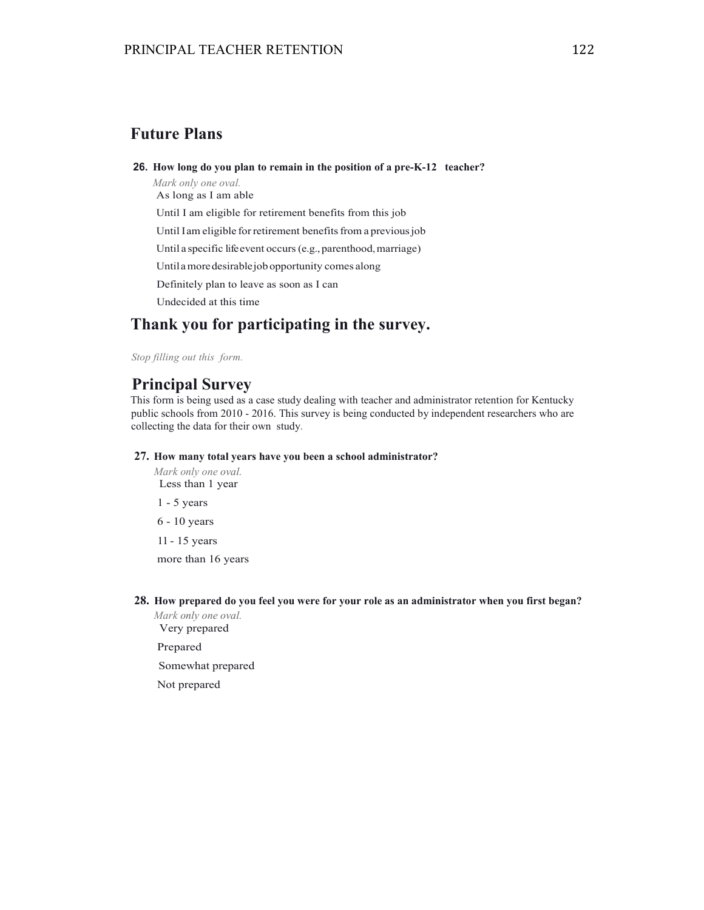## Future Plans

**26. How long do you plan to remain in the position of a pre-K-12 teacher?**

*Mark only one oval.*

As long as I am able

Until I am eligible for retirement benefits from this job

Until I am eligible for retirement benefits from a previous job

Until a specific life event occurs (e.g., parenthood, marriage)

Until a more desirable job opportunity comes along

Definitely plan to leave as soon as I can

Undecided at this time

## Thank you for participating in the survey.

*Stop filling out this form.*

## Principal Survey

This form is being used as a case study dealing with teacher and administrator retention for Kentucky public schools from 2010 - 2016. This survey is being conducted by independent researchers who are collecting the data for their own study.

**27. How many total years have you been a school administrator?**

*Mark only one oval.*

Less than 1 year

1 - 5 years

6 - 10 years

11 - 15 years

more than 16 years

**28. How prepared do you feel you were for your role as an administrator when you first began?**

*Mark only one oval.*

Very prepared

Prepared

Somewhat prepared

Not prepared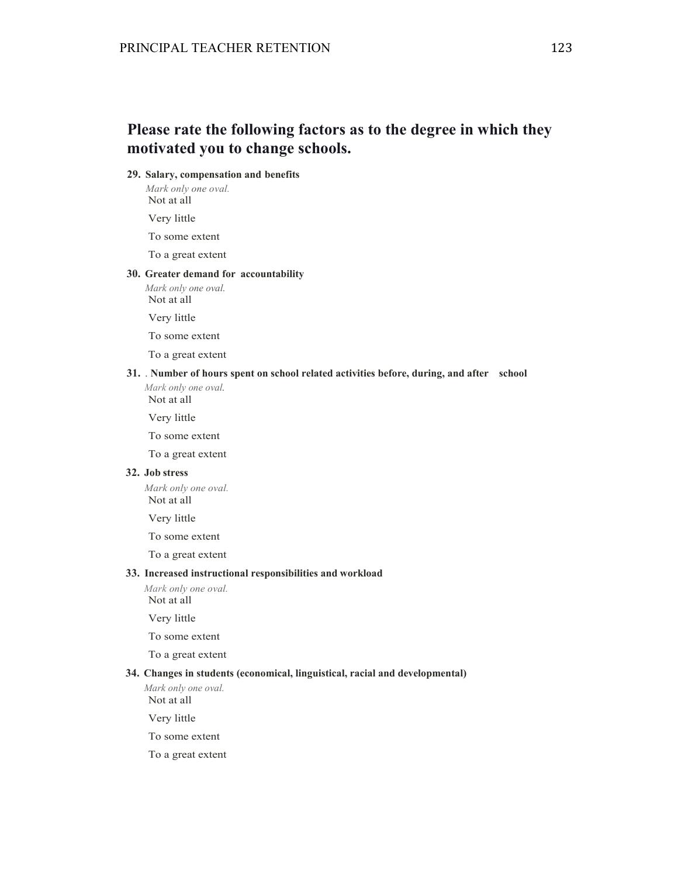## Please rate the following factors as to the degree in which they motivated you to change schools.

**29. Salary, compensation and benefits**

*Mark only one oval.*

Not at all

Very little

To some extent

To a great extent

**30. Greater demand for accountability**

*Mark only one oval.*

Not at all

Very little

To some extent

To a great extent

**31. . Number of hours spent on school related activities before, during, and after school**

*Mark only one oval.*

Not at all

Very little

To some extent

To a great extent

**32. Job stress**

*Mark only one oval.*

Not at all

Very little

To some extent

To a great extent

**33. Increased instructional responsibilities and workload**

*Mark only one oval.*

Not at all

Very little

To some extent

To a great extent

**34. Changes in students (economical, linguistical, racial and developmental)**

*Mark only one oval.*

Not at all

Very little

To some extent

To a great extent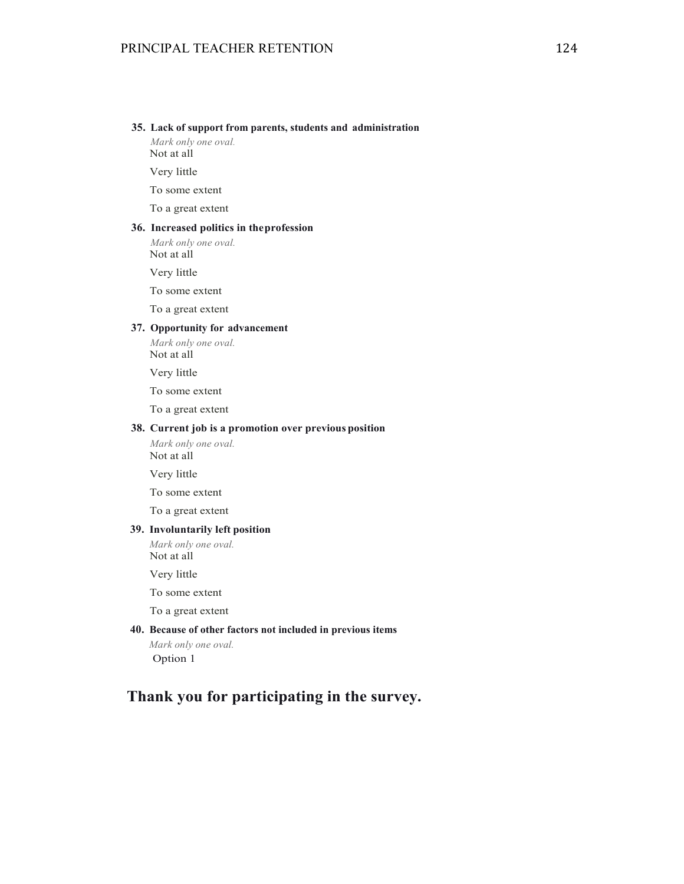**35. Lack of support from parents, students and administration**

*Mark only one oval.*

Not at all

Very little

To some extent

To a great extent

**36. Increased politics in the profession**

*Mark only one oval.*

Not at all

Very little

To some extent

To a great extent

**37. Opportunity for advancement**

*Mark only one oval.*

Not at all

Very little

To some extent

To a great extent

**38. Current job is a promotion over previous position**

*Mark only one oval.*

Not at all

Very little

To some extent

To a great extent

**39. Involuntarily left position**

*Mark only one oval.*

Not at all

Very little

To some extent

To a great extent

**40. Because of other factors not included in previous items**

*Mark only one oval.*

Option 1

## Thank you for participating in the survey.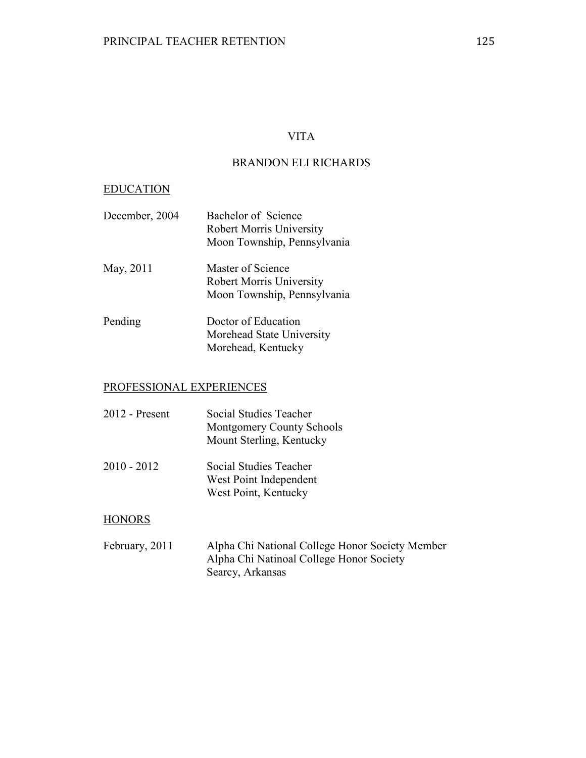# VITA

## BRANDON ELI RICHARDS

### EDUCATION

| | |
|---|---|
| December, 2004 | Bachelor of Science<br>Robert Morris University<br>Moon Township, Pennsylvania |
| May, 2011 | Master of Science<br>Robert Morris University<br>Moon Township, Pennsylvania |
| Pending | Doctor of Education<br>Morehead State University<br>Morehead, Kentucky |

### PROFESSIONAL EXPERIENCES

| | |
|---|---|
| 2012 - Present | Social Studies Teacher<br>Montgomery County Schools<br>Mount Sterling, Kentucky |
| 2010 - 2012 | Social Studies Teacher<br>West Point Independent<br>West Point, Kentucky |

### HONORS

| | |
|---|---|
| February, 2011 | Alpha Chi National College Honor Society Member<br>Alpha Chi Natinoal College Honor Society<br>Searcy, Arkansas |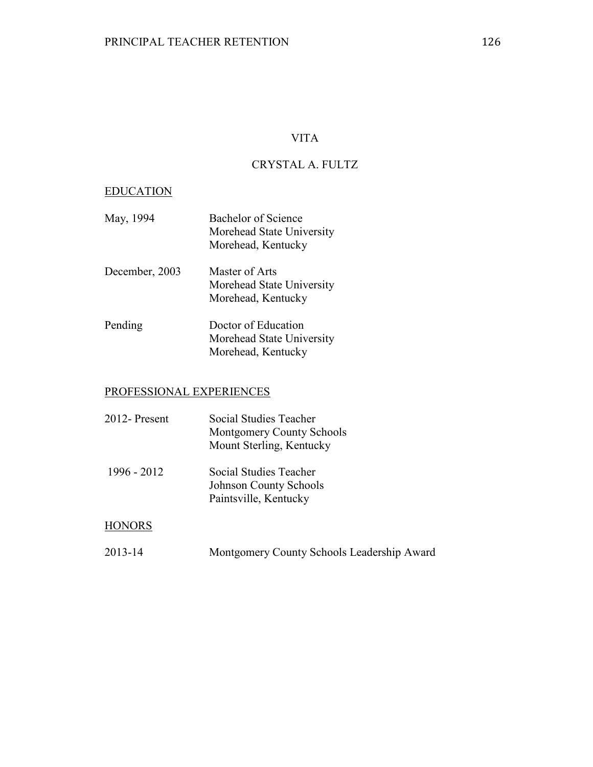# VITA

## CRYSTAL A. FULTZ

### EDUCATION

| | |
|---|---|
| May, 1994 | Bachelor of Science<br>Morehead State University<br>Morehead, Kentucky |
| December, 2003 | Master of Arts<br>Morehead State University<br>Morehead, Kentucky |
| Pending | Doctor of Education<br>Morehead State University<br>Morehead, Kentucky |

### PROFESSIONAL EXPERIENCES

| | |
|---|---|
| 2012- Present | Social Studies Teacher<br>Montgomery County Schools<br>Mount Sterling, Kentucky |
| 1996 - 2012 | Social Studies Teacher<br>Johnson County Schools<br>Paintsville, Kentucky |

### HONORS

| | |
|---|---|
| 2013-14 | Montgomery County Schools Leadership Award |